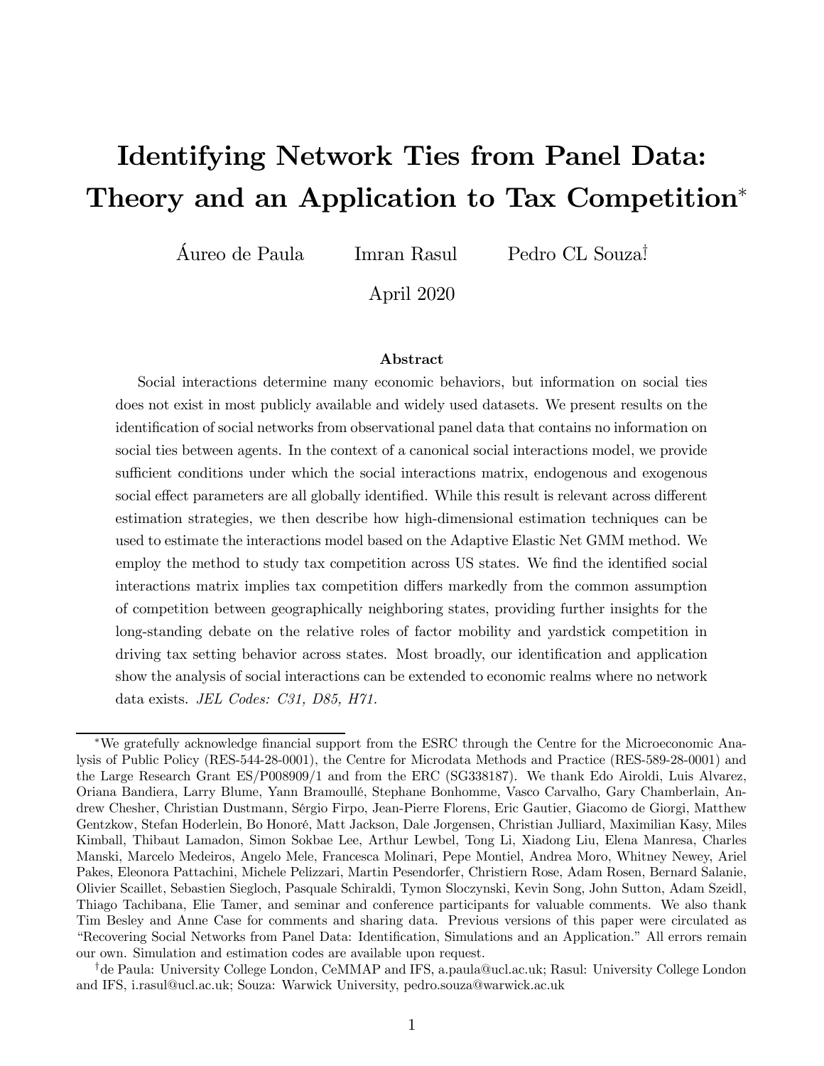# Identifying Network Ties from Panel Data: Theory and an Application to Tax Competition*

Áureo de Paula    Imran Rasul    Pedro CL Souza†

April 2020

### Abstract

Social interactions determine many economic behaviors, but information on social ties does not exist in most publicly available and widely used datasets. We present results on the identification of social networks from observational panel data that contains no information on social ties between agents. In the context of a canonical social interactions model, we provide sufficient conditions under which the social interactions matrix, endogenous and exogenous social effect parameters are all globally identified. While this result is relevant across different estimation strategies, we then describe how high-dimensional estimation techniques can be used to estimate the interactions model based on the Adaptive Elastic Net GMM method. We employ the method to study tax competition across US states. We find the identified social interactions matrix implies tax competition differs markedly from the common assumption of competition between geographically neighboring states, providing further insights for the long-standing debate on the relative roles of factor mobility and yardstick competition in driving tax setting behavior across states. Most broadly, our identification and application show the analysis of social interactions can be extended to economic realms where no network data exists. *JEL Codes: C31, D85, H71.*

---

*We gratefully acknowledge financial support from the ESRC through the Centre for the Microeconomic Analysis of Public Policy (RES-544-28-0001), the Centre for Microdata Methods and Practice (RES-589-28-0001) and the Large Research Grant ES/P008909/1 and from the ERC (SG338187). We thank Edo Airoldi, Luis Alvarez, Oriana Bandiera, Larry Blume, Yann Bramoullé, Stephane Bonhomme, Vasco Carvalho, Gary Chamberlain, Andrew Chesher, Christian Dustmann, Sérgio Firpo, Jean-Pierre Florens, Eric Gautier, Giacomo de Giorgi, Matthew Gentzkow, Stefan Hoderlein, Bo Honoré, Matt Jackson, Dale Jorgensen, Christian Julliard, Maximilian Kasy, Miles Kimball, Thibaut Lamadon, Simon Sokbae Lee, Arthur Lewbel, Tong Li, Xiadong Liu, Elena Manresa, Charles Manski, Marcelo Medeiros, Angelo Mele, Francesca Molinari, Pepe Montiel, Andrea Moro, Whitney Newey, Ariel Pakes, Eleonora Pattachini, Michele Pelizzari, Martin Pesendorfer, Christiern Rose, Adam Rosen, Bernard Salanie, Olivier Scaillet, Sebastien Siegloch, Pasquale Schiraldi, Tymon Sloczynski, Kevin Song, John Sutton, Adam Szeidl, Thiago Tachibana, Elie Tamer, and seminar and conference participants for valuable comments. We also thank Tim Besley and Anne Case for comments and sharing data. Previous versions of this paper were circulated as "Recovering Social Networks from Panel Data: Identification, Simulations and an Application." All errors remain our own. Simulation and estimation codes are available upon request.

†de Paula: University College London, CeMMAP and IFS, a.paula@ucl.ac.uk; Rasul: University College London and IFS, i.rasul@ucl.ac.uk; Souza: Warwick University, pedro.souza@warwick.ac.uk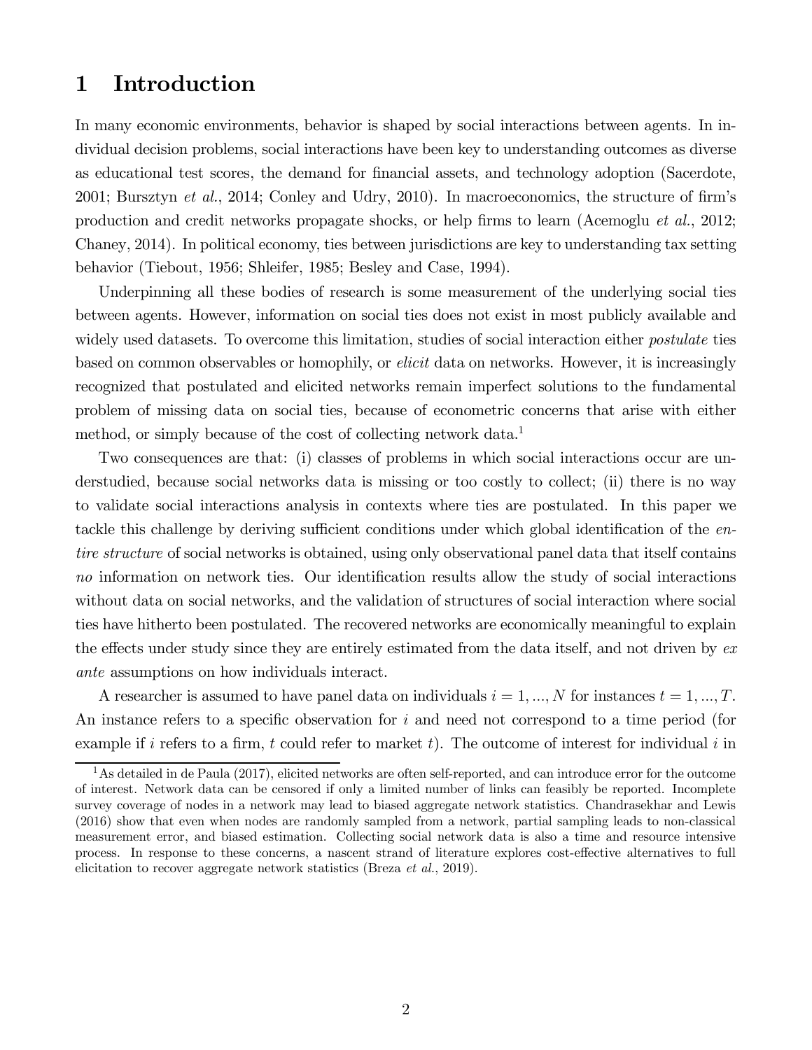# 1 Introduction

In many economic environments, behavior is shaped by social interactions between agents. In individual decision problems, social interactions have been key to understanding outcomes as diverse as educational test scores, the demand for financial assets, and technology adoption (Sacerdote, 2001; Bursztyn *et al.*, 2014; Conley and Udry, 2010). In macroeconomics, the structure of firm's production and credit networks propagate shocks, or help firms to learn (Acemoglu *et al.*, 2012; Chaney, 2014). In political economy, ties between jurisdictions are key to understanding tax setting behavior (Tiebout, 1956; Shleifer, 1985; Besley and Case, 1994).

Underpinning all these bodies of research is some measurement of the underlying social ties between agents. However, information on social ties does not exist in most publicly available and widely used datasets. To overcome this limitation, studies of social interaction either *postulate* ties based on common observables or homophily, or *elicit* data on networks. However, it is increasingly recognized that postulated and elicited networks remain imperfect solutions to the fundamental problem of missing data on social ties, because of econometric concerns that arise with either method, or simply because of the cost of collecting network data.[1]

Two consequences are that: (i) classes of problems in which social interactions occur are understudied, because social networks data is missing or too costly to collect; (ii) there is no way to validate social interactions analysis in contexts where ties are postulated. In this paper we tackle this challenge by deriving sufficient conditions under which global identification of the *entire structure* of social networks is obtained, using only observational panel data that itself contains *no* information on network ties. Our identification results allow the study of social interactions without data on social networks, and the validation of structures of social interaction where social ties have hitherto been postulated. The recovered networks are economically meaningful to explain the effects under study since they are entirely estimated from the data itself, and not driven by *ex ante* assumptions on how individuals interact.

A researcher is assumed to have panel data on individuals $i = 1, ..., N$ for instances $t = 1, ..., T$. An instance refers to a specific observation for $i$ and need not correspond to a time period (for example if $i$ refers to a firm, $t$ could refer to market $t$). The outcome of interest for individual $i$ in

[1] As detailed in de Paula (2017), elicited networks are often self-reported, and can introduce error for the outcome of interest. Network data can be censored if only a limited number of links can feasibly be reported. Incomplete survey coverage of nodes in a network may lead to biased aggregate network statistics. Chandrasekhar and Lewis (2016) show that even when nodes are randomly sampled from a network, partial sampling leads to non-classical measurement error, and biased estimation. Collecting social network data is also a time and resource intensive process. In response to these concerns, a nascent strand of literature explores cost-effective alternatives to full elicitation to recover aggregate network statistics (Breza *et al.*, 2019).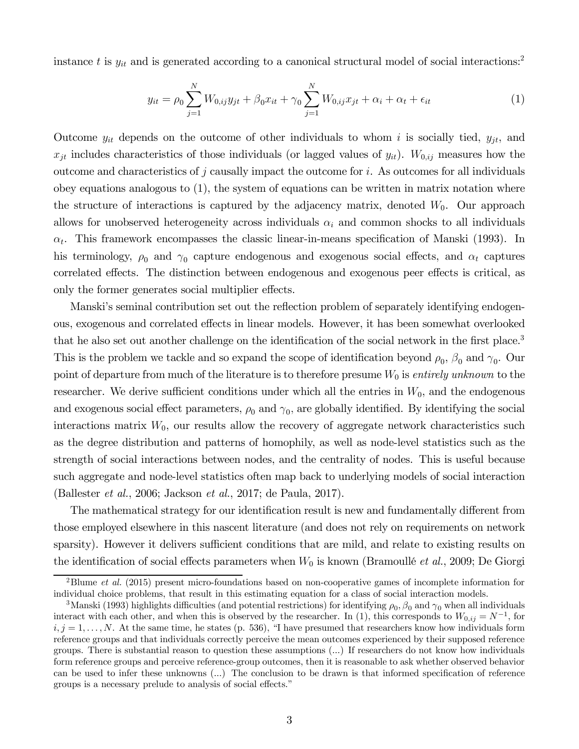instance $t$ is $y_{it}$ and is generated according to a canonical structural model of social interactions:[2]

$$y_{it} = \rho_0 \sum_{j=1}^{N} W_{0,ij} y_{jt} + \beta_0 x_{it} + \gamma_0 \sum_{j=1}^{N} W_{0,ij} x_{jt} + \alpha_i + \alpha_t + \epsilon_{it} \tag{1}$$

Outcome $y_{it}$ depends on the outcome of other individuals to whom $i$ is socially tied, $y_{jt}$, and $x_{jt}$ includes characteristics of those individuals (or lagged values of $y_{it}$). $W_{0,ij}$ measures how the outcome and characteristics of $j$ causally impact the outcome for $i$. As outcomes for all individuals obey equations analogous to (1), the system of equations can be written in matrix notation where the structure of interactions is captured by the adjacency matrix, denoted $W_0$. Our approach allows for unobserved heterogeneity across individuals $\alpha_i$ and common shocks to all individuals $\alpha_t$. This framework encompasses the classic linear-in-means specification of Manski (1993). In his terminology, $\rho_0$ and $\gamma_0$ capture endogenous and exogenous social effects, and $\alpha_t$ captures correlated effects. The distinction between endogenous and exogenous peer effects is critical, as only the former generates social multiplier effects.

Manski's seminal contribution set out the reflection problem of separately identifying endogenous, exogenous and correlated effects in linear models. However, it has been somewhat overlooked that he also set out another challenge on the identification of the social network in the first place.[3] This is the problem we tackle and so expand the scope of identification beyond $\rho_0$, $\beta_0$ and $\gamma_0$. Our point of departure from much of the literature is to therefore presume $W_0$ is *entirely unknown* to the researcher. We derive sufficient conditions under which all the entries in $W_0$, and the endogenous and exogenous social effect parameters, $\rho_0$ and $\gamma_0$, are globally identified. By identifying the social interactions matrix $W_0$, our results allow the recovery of aggregate network characteristics such as the degree distribution and patterns of homophily, as well as node-level statistics such as the strength of social interactions between nodes, and the centrality of nodes. This is useful because such aggregate and node-level statistics often map back to underlying models of social interaction (Ballester *et al.*, 2006; Jackson *et al.*, 2017; de Paula, 2017).

The mathematical strategy for our identification result is new and fundamentally different from those employed elsewhere in this nascent literature (and does not rely on requirements on network sparsity). However it delivers sufficient conditions that are mild, and relate to existing results on the identification of social effects parameters when $W_0$ is known (Bramoullé *et al.*, 2009; De Giorgi

[2] Blume *et al.* (2015) present micro-foundations based on non-cooperative games of incomplete information for individual choice problems, that result in this estimating equation for a class of social interaction models.

[3] Manski (1993) highlights difficulties (and potential restrictions) for identifying $\rho_0$, $\beta_0$ and $\gamma_0$ when all individuals interact with each other, and when this is observed by the researcher. In (1), this corresponds to $W_{0,ij} = N^{-1}$, for $i, j = 1, \ldots, N$. At the same time, he states (p. 536), "I have presumed that researchers know how individuals form reference groups and that individuals correctly perceive the mean outcomes experienced by their supposed reference groups. There is substantial reason to question these assumptions (...) If researchers do not know how individuals form reference groups and perceive reference-group outcomes, then it is reasonable to ask whether observed behavior can be used to infer these unknowns (...) The conclusion to be drawn is that informed specification of reference groups is a necessary prelude to analysis of social effects."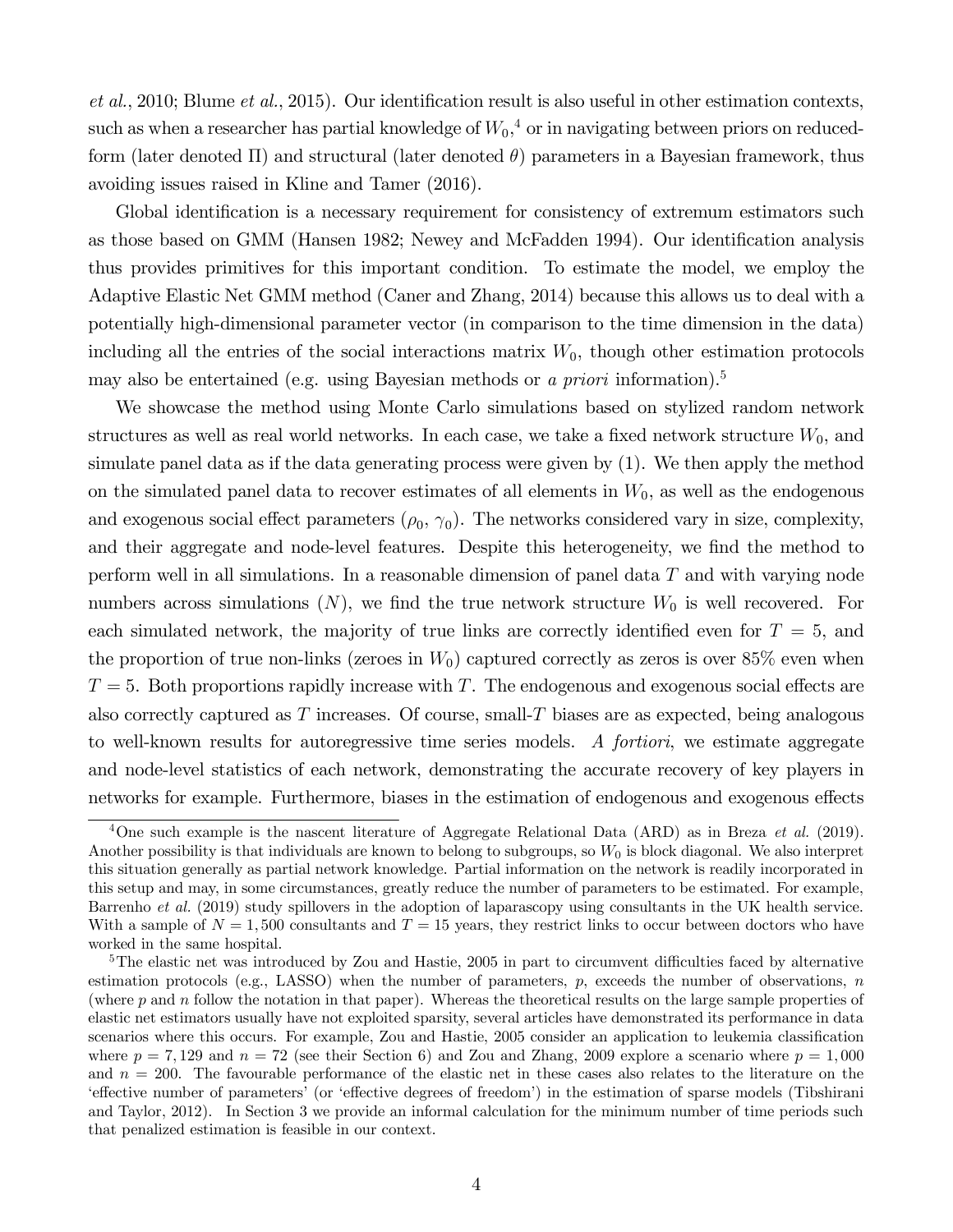*et al.*, 2010; Blume *et al.*, 2015). Our identification result is also useful in other estimation contexts, such as when a researcher has partial knowledge of $W_0$,[4] or in navigating between priors on reduced-form (later denoted $\Pi$) and structural (later denoted $\theta$) parameters in a Bayesian framework, thus avoiding issues raised in Kline and Tamer (2016).

Global identification is a necessary requirement for consistency of extremum estimators such as those based on GMM (Hansen 1982; Newey and McFadden 1994). Our identification analysis thus provides primitives for this important condition. To estimate the model, we employ the Adaptive Elastic Net GMM method (Caner and Zhang, 2014) because this allows us to deal with a potentially high-dimensional parameter vector (in comparison to the time dimension in the data) including all the entries of the social interactions matrix $W_0$, though other estimation protocols may also be entertained (e.g. using Bayesian methods or *a priori* information).[5]

We showcase the method using Monte Carlo simulations based on stylized random network structures as well as real world networks. In each case, we take a fixed network structure $W_0$, and simulate panel data as if the data generating process were given by (1). We then apply the method on the simulated panel data to recover estimates of all elements in $W_0$, as well as the endogenous and exogenous social effect parameters ($\rho_0$, $\gamma_0$). The networks considered vary in size, complexity, and their aggregate and node-level features. Despite this heterogeneity, we find the method to perform well in all simulations. In a reasonable dimension of panel data $T$ and with varying node numbers across simulations ($N$), we find the true network structure $W_0$ is well recovered. For each simulated network, the majority of true links are correctly identified even for $T = 5$, and the proportion of true non-links (zeroes in $W_0$) captured correctly as zeros is over 85% even when $T = 5$. Both proportions rapidly increase with $T$. The endogenous and exogenous social effects are also correctly captured as $T$ increases. Of course, small-$T$ biases are as expected, being analogous to well-known results for autoregressive time series models. *A fortiori*, we estimate aggregate and node-level statistics of each network, demonstrating the accurate recovery of key players in networks for example. Furthermore, biases in the estimation of endogenous and exogenous effects

[4] One such example is the nascent literature of Aggregate Relational Data (ARD) as in Breza *et al.* (2019). Another possibility is that individuals are known to belong to subgroups, so $W_0$ is block diagonal. We also interpret this situation generally as partial network knowledge. Partial information on the network is readily incorporated in this setup and may, in some circumstances, greatly reduce the number of parameters to be estimated. For example, Barrenho *et al.* (2019) study spillovers in the adoption of laparascopy using consultants in the UK health service. With a sample of $N = 1,500$ consultants and $T = 15$ years, they restrict links to occur between doctors who have worked in the same hospital.

[5] The elastic net was introduced by Zou and Hastie, 2005 in part to circumvent difficulties faced by alternative estimation protocols (e.g., LASSO) when the number of parameters, $p$, exceeds the number of observations, $n$ (where $p$ and $n$ follow the notation in that paper). Whereas the theoretical results on the large sample properties of elastic net estimators usually have not exploited sparsity, several articles have demonstrated its performance in data scenarios where this occurs. For example, Zou and Hastie, 2005 consider an application to leukemia classification where $p = 7,129$ and $n = 72$ (see their Section 6) and Zou and Zhang, 2009 explore a scenario where $p = 1,000$ and $n = 200$. The favourable performance of the elastic net in these cases also relates to the literature on the 'effective number of parameters' (or 'effective degrees of freedom') in the estimation of sparse models (Tibshirani and Taylor, 2012). In Section 3 we provide an informal calculation for the minimum number of time periods such that penalized estimation is feasible in our context.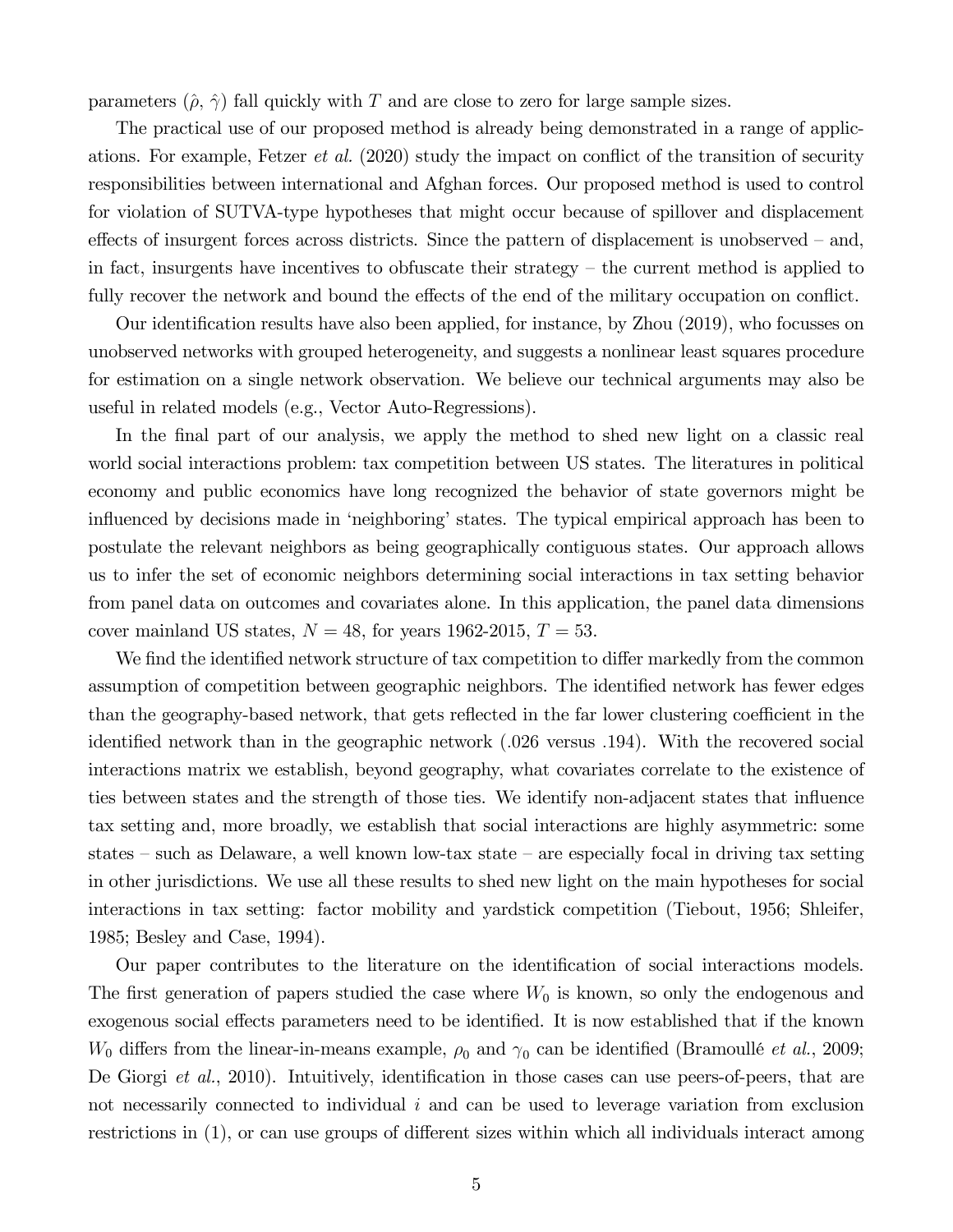parameters ($\hat{\rho}$, $\hat{\gamma}$) fall quickly with $T$ and are close to zero for large sample sizes.

The practical use of our proposed method is already being demonstrated in a range of applications. For example, Fetzer *et al.* (2020) study the impact on conflict of the transition of security responsibilities between international and Afghan forces. Our proposed method is used to control for violation of SUTVA-type hypotheses that might occur because of spillover and displacement effects of insurgent forces across districts. Since the pattern of displacement is unobserved – and, in fact, insurgents have incentives to obfuscate their strategy – the current method is applied to fully recover the network and bound the effects of the end of the military occupation on conflict.

Our identification results have also been applied, for instance, by Zhou (2019), who focusses on unobserved networks with grouped heterogeneity, and suggests a nonlinear least squares procedure for estimation on a single network observation. We believe our technical arguments may also be useful in related models (e.g., Vector Auto-Regressions).

In the final part of our analysis, we apply the method to shed new light on a classic real world social interactions problem: tax competition between US states. The literatures in political economy and public economics have long recognized the behavior of state governors might be influenced by decisions made in 'neighboring' states. The typical empirical approach has been to postulate the relevant neighbors as being geographically contiguous states. Our approach allows us to infer the set of economic neighbors determining social interactions in tax setting behavior from panel data on outcomes and covariates alone. In this application, the panel data dimensions cover mainland US states, $N = 48$, for years 1962-2015, $T = 53$.

We find the identified network structure of tax competition to differ markedly from the common assumption of competition between geographic neighbors. The identified network has fewer edges than the geography-based network, that gets reflected in the far lower clustering coefficient in the identified network than in the geographic network (.026 versus .194). With the recovered social interactions matrix we establish, beyond geography, what covariates correlate to the existence of ties between states and the strength of those ties. We identify non-adjacent states that influence tax setting and, more broadly, we establish that social interactions are highly asymmetric: some states – such as Delaware, a well known low-tax state – are especially focal in driving tax setting in other jurisdictions. We use all these results to shed new light on the main hypotheses for social interactions in tax setting: factor mobility and yardstick competition (Tiebout, 1956; Shleifer, 1985; Besley and Case, 1994).

Our paper contributes to the literature on the identification of social interactions models. The first generation of papers studied the case where $W_0$ is known, so only the endogenous and exogenous social effects parameters need to be identified. It is now established that if the known $W_0$ differs from the linear-in-means example, $\rho_0$ and $\gamma_0$ can be identified (Bramoullé *et al.*, 2009; De Giorgi *et al.*, 2010). Intuitively, identification in those cases can use peers-of-peers, that are not necessarily connected to individual $i$ and can be used to leverage variation from exclusion restrictions in (1), or can use groups of different sizes within which all individuals interact among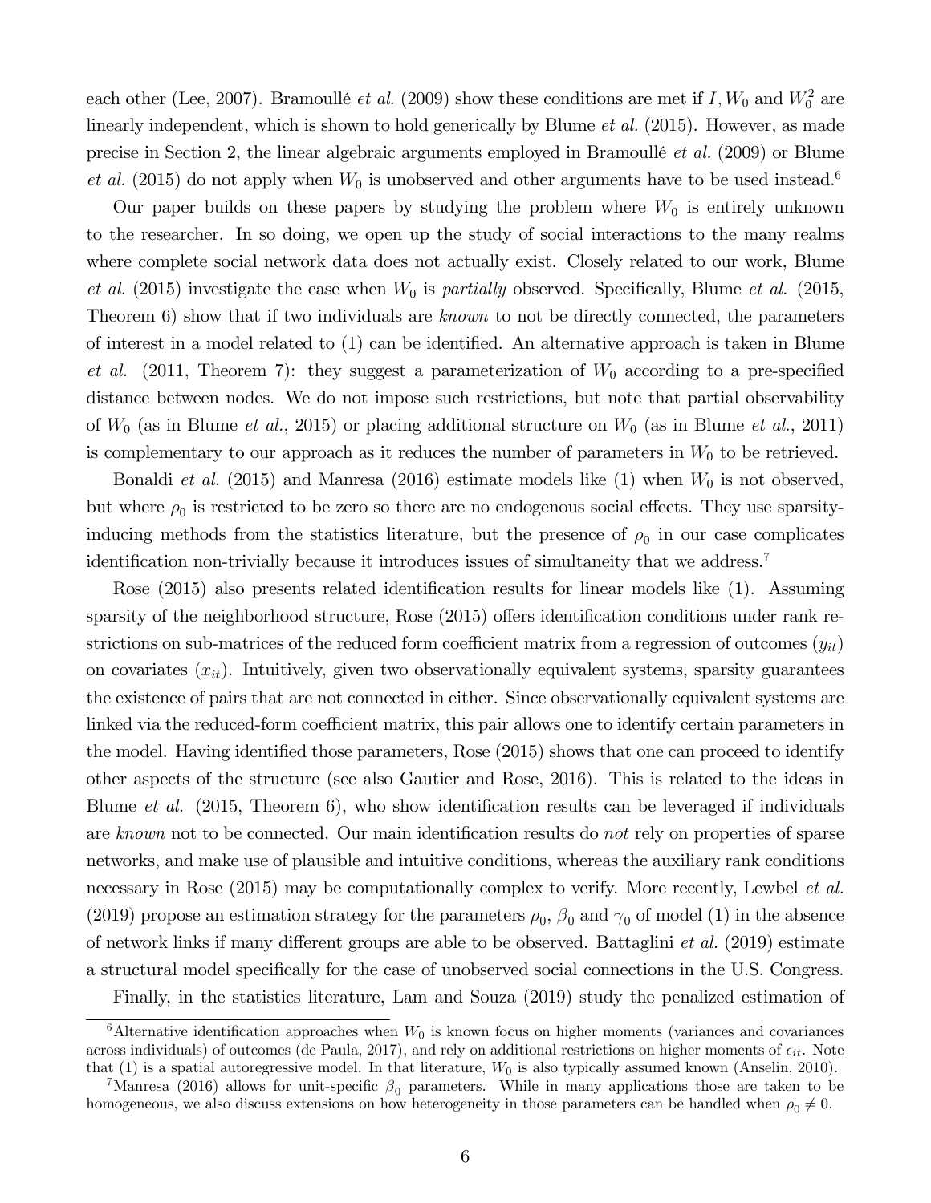each other (Lee, 2007). Bramoullé *et al.* (2009) show these conditions are met if $I, W_0$ and $W_0^2$ are linearly independent, which is shown to hold generically by Blume *et al.* (2015). However, as made precise in Section 2, the linear algebraic arguments employed in Bramoullé *et al.* (2009) or Blume *et al.* (2015) do not apply when $W_0$ is unobserved and other arguments have to be used instead.[6]

Our paper builds on these papers by studying the problem where $W_0$ is entirely unknown to the researcher. In so doing, we open up the study of social interactions to the many realms where complete social network data does not actually exist. Closely related to our work, Blume *et al.* (2015) investigate the case when $W_0$ is *partially* observed. Specifically, Blume *et al.* (2015, Theorem 6) show that if two individuals are *known* to not be directly connected, the parameters of interest in a model related to (1) can be identified. An alternative approach is taken in Blume *et al.* (2011, Theorem 7): they suggest a parameterization of $W_0$ according to a pre-specified distance between nodes. We do not impose such restrictions, but note that partial observability of $W_0$ (as in Blume *et al.*, 2015) or placing additional structure on $W_0$ (as in Blume *et al.*, 2011) is complementary to our approach as it reduces the number of parameters in $W_0$ to be retrieved.

Bonaldi *et al.* (2015) and Manresa (2016) estimate models like (1) when $W_0$ is not observed, but where $\rho_0$ is restricted to be zero so there are no endogenous social effects. They use sparsity-inducing methods from the statistics literature, but the presence of $\rho_0$ in our case complicates identification non-trivially because it introduces issues of simultaneity that we address.[7]

Rose (2015) also presents related identification results for linear models like (1). Assuming sparsity of the neighborhood structure, Rose (2015) offers identification conditions under rank restrictions on sub-matrices of the reduced form coefficient matrix from a regression of outcomes ($y_{it}$) on covariates ($x_{it}$). Intuitively, given two observationally equivalent systems, sparsity guarantees the existence of pairs that are not connected in either. Since observationally equivalent systems are linked via the reduced-form coefficient matrix, this pair allows one to identify certain parameters in the model. Having identified those parameters, Rose (2015) shows that one can proceed to identify other aspects of the structure (see also Gautier and Rose, 2016). This is related to the ideas in Blume *et al.* (2015, Theorem 6), who show identification results can be leveraged if individuals are *known* not to be connected. Our main identification results do *not* rely on properties of sparse networks, and make use of plausible and intuitive conditions, whereas the auxiliary rank conditions necessary in Rose (2015) may be computationally complex to verify. More recently, Lewbel *et al.* (2019) propose an estimation strategy for the parameters $\rho_0$, $\beta_0$ and $\gamma_0$ of model (1) in the absence of network links if many different groups are able to be observed. Battaglini *et al.* (2019) estimate a structural model specifically for the case of unobserved social connections in the U.S. Congress.

Finally, in the statistics literature, Lam and Souza (2019) study the penalized estimation of

[6] Alternative identification approaches when $W_0$ is known focus on higher moments (variances and covariances across individuals) of outcomes (de Paula, 2017), and rely on additional restrictions on higher moments of $\epsilon_{it}$. Note that (1) is a spatial autoregressive model. In that literature, $W_0$ is also typically assumed known (Anselin, 2010).

[7] Manresa (2016) allows for unit-specific $\beta_0$ parameters. While in many applications those are taken to be homogeneous, we also discuss extensions on how heterogeneity in those parameters can be handled when $\rho_0 \neq 0$.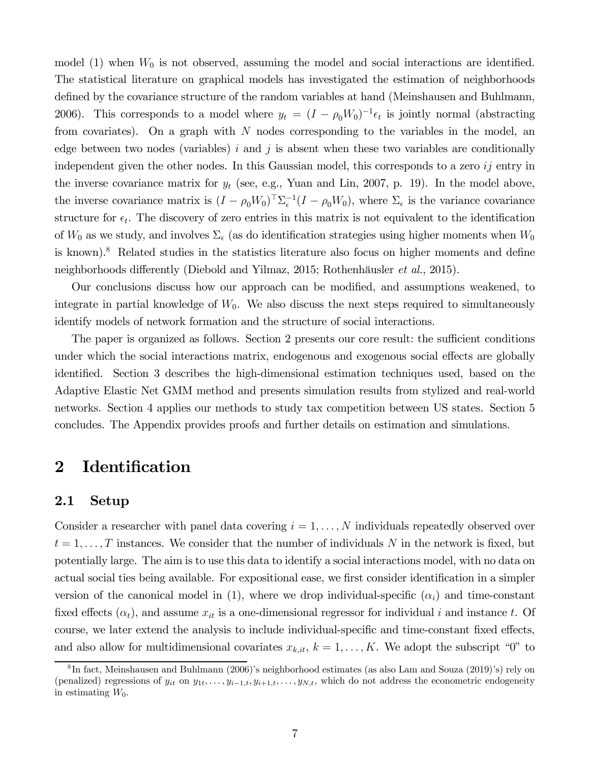model (1) when $W_0$ is not observed, assuming the model and social interactions are identified. The statistical literature on graphical models has investigated the estimation of neighborhoods defined by the covariance structure of the random variables at hand (Meinshausen and Buhlmann, 2006). This corresponds to a model where $y_t = (I - \rho_0 W_0)^{-1}\epsilon_t$ is jointly normal (abstracting from covariates). On a graph with $N$ nodes corresponding to the variables in the model, an edge between two nodes (variables) $i$ and $j$ is absent when these two variables are conditionally independent given the other nodes. In this Gaussian model, this corresponds to a zero $ij$ entry in the inverse covariance matrix for $y_t$ (see, e.g., Yuan and Lin, 2007, p. 19). In the model above, the inverse covariance matrix is $(I - \rho_0 W_0)^\top \Sigma_\epsilon^{-1}(I - \rho_0 W_0)$, where $\Sigma_\epsilon$ is the variance covariance structure for $\epsilon_t$. The discovery of zero entries in this matrix is not equivalent to the identification of $W_0$ as we study, and involves $\Sigma_\epsilon$ (as do identification strategies using higher moments when $W_0$ is known).[8] Related studies in the statistics literature also focus on higher moments and define neighborhoods differently (Diebold and Yilmaz, 2015; Rothenhäusler *et al.*, 2015).

Our conclusions discuss how our approach can be modified, and assumptions weakened, to integrate in partial knowledge of $W_0$. We also discuss the next steps required to simultaneously identify models of network formation and the structure of social interactions.

The paper is organized as follows. Section 2 presents our core result: the sufficient conditions under which the social interactions matrix, endogenous and exogenous social effects are globally identified. Section 3 describes the high-dimensional estimation techniques used, based on the Adaptive Elastic Net GMM method and presents simulation results from stylized and real-world networks. Section 4 applies our methods to study tax competition between US states. Section 5 concludes. The Appendix provides proofs and further details on estimation and simulations.

# 2 Identification

## 2.1 Setup

Consider a researcher with panel data covering $i = 1, \ldots, N$ individuals repeatedly observed over $t = 1, \ldots, T$ instances. We consider that the number of individuals $N$ in the network is fixed, but potentially large. The aim is to use this data to identify a social interactions model, with no data on actual social ties being available. For expositional ease, we first consider identification in a simpler version of the canonical model in (1), where we drop individual-specific ($\alpha_i$) and time-constant fixed effects ($\alpha_t$), and assume $x_{it}$ is a one-dimensional regressor for individual $i$ and instance $t$. Of course, we later extend the analysis to include individual-specific and time-constant fixed effects, and also allow for multidimensional covariates $x_{k,it}$, $k = 1, \ldots, K$. We adopt the subscript "0" to

[8] In fact, Meinshausen and Buhlmann (2006)'s neighborhood estimates (as also Lam and Souza (2019)'s) rely on (penalized) regressions of $y_{it}$ on $y_{1t}, \ldots, y_{i-1,t}, y_{i+1,t}, \ldots, y_{N,t}$, which do not address the econometric endogeneity in estimating $W_0$.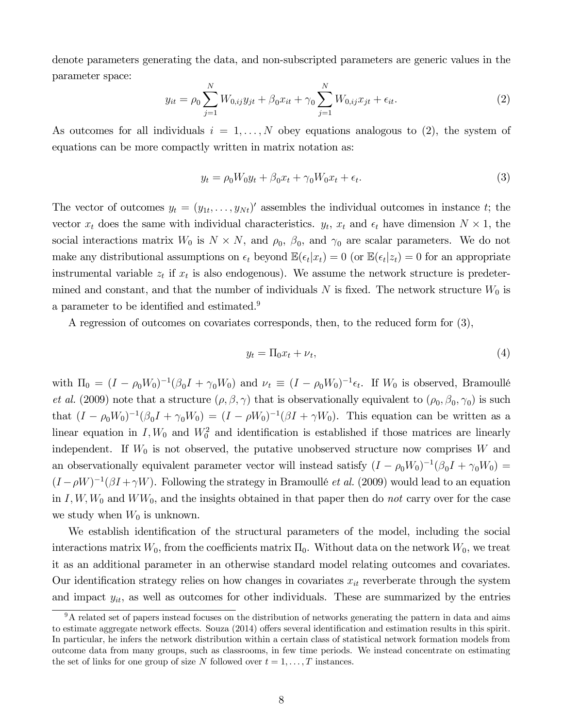denote parameters generating the data, and non-subscripted parameters are generic values in the parameter space:

$$y_{it} = \rho_0 \sum_{j=1}^{N} W_{0,ij} y_{jt} + \beta_0 x_{it} + \gamma_0 \sum_{j=1}^{N} W_{0,ij} x_{jt} + \epsilon_{it}. \tag{2}$$

As outcomes for all individuals $i = 1, \ldots, N$ obey equations analogous to (2), the system of equations can be more compactly written in matrix notation as:

$$y_t = \rho_0 W_0 y_t + \beta_0 x_t + \gamma_0 W_0 x_t + \epsilon_t. \tag{3}$$

The vector of outcomes $y_t = (y_{1t}, \ldots, y_{Nt})'$ assembles the individual outcomes in instance $t$; the vector $x_t$ does the same with individual characteristics. $y_t$, $x_t$ and $\epsilon_t$ have dimension $N \times 1$, the social interactions matrix $W_0$ is $N \times N$, and $\rho_0$, $\beta_0$, and $\gamma_0$ are scalar parameters. We do not make any distributional assumptions on $\epsilon_t$ beyond $\mathbb{E}(\epsilon_t|x_t) = 0$ (or $\mathbb{E}(\epsilon_t|z_t) = 0$ for an appropriate instrumental variable $z_t$ if $x_t$ is also endogenous). We assume the network structure is predetermined and constant, and that the number of individuals $N$ is fixed. The network structure $W_0$ is a parameter to be identified and estimated.[9]

A regression of outcomes on covariates corresponds, then, to the reduced form for (3),

$$y_t = \Pi_0 x_t + \nu_t, \tag{4}$$

with $\Pi_0 = (I - \rho_0 W_0)^{-1}(\beta_0 I + \gamma_0 W_0)$ and $\nu_t \equiv (I - \rho_0 W_0)^{-1}\epsilon_t$. If $W_0$ is observed, Bramoullé *et al.* (2009) note that a structure $(\rho, \beta, \gamma)$ that is observationally equivalent to $(\rho_0, \beta_0, \gamma_0)$ is such that $(I - \rho_0 W_0)^{-1}(\beta_0 I + \gamma_0 W_0) = (I - \rho W_0)^{-1}(\beta I + \gamma W_0)$. This equation can be written as a linear equation in $I, W_0$ and $W_0^2$ and identification is established if those matrices are linearly independent. If $W_0$ is not observed, the putative unobserved structure now comprises $W$ and an observationally equivalent parameter vector will instead satisfy $(I - \rho_0 W_0)^{-1}(\beta_0 I + \gamma_0 W_0) = (I - \rho W)^{-1}(\beta I + \gamma W)$. Following the strategy in Bramoullé *et al.* (2009) would lead to an equation in $I, W, W_0$ and $WW_0$, and the insights obtained in that paper then do *not* carry over for the case we study when $W_0$ is unknown.

We establish identification of the structural parameters of the model, including the social interactions matrix $W_0$, from the coefficients matrix $\Pi_0$. Without data on the network $W_0$, we treat it as an additional parameter in an otherwise standard model relating outcomes and covariates. Our identification strategy relies on how changes in covariates $x_{it}$ reverberate through the system and impact $y_{it}$, as well as outcomes for other individuals. These are summarized by the entries

[9] A related set of papers instead focuses on the distribution of networks generating the pattern in data and aims to estimate aggregate network effects. Souza (2014) offers several identification and estimation results in this spirit. In particular, he infers the network distribution within a certain class of statistical network formation models from outcome data from many groups, such as classrooms, in few time periods. We instead concentrate on estimating the set of links for one group of size $N$ followed over $t = 1, \ldots, T$ instances.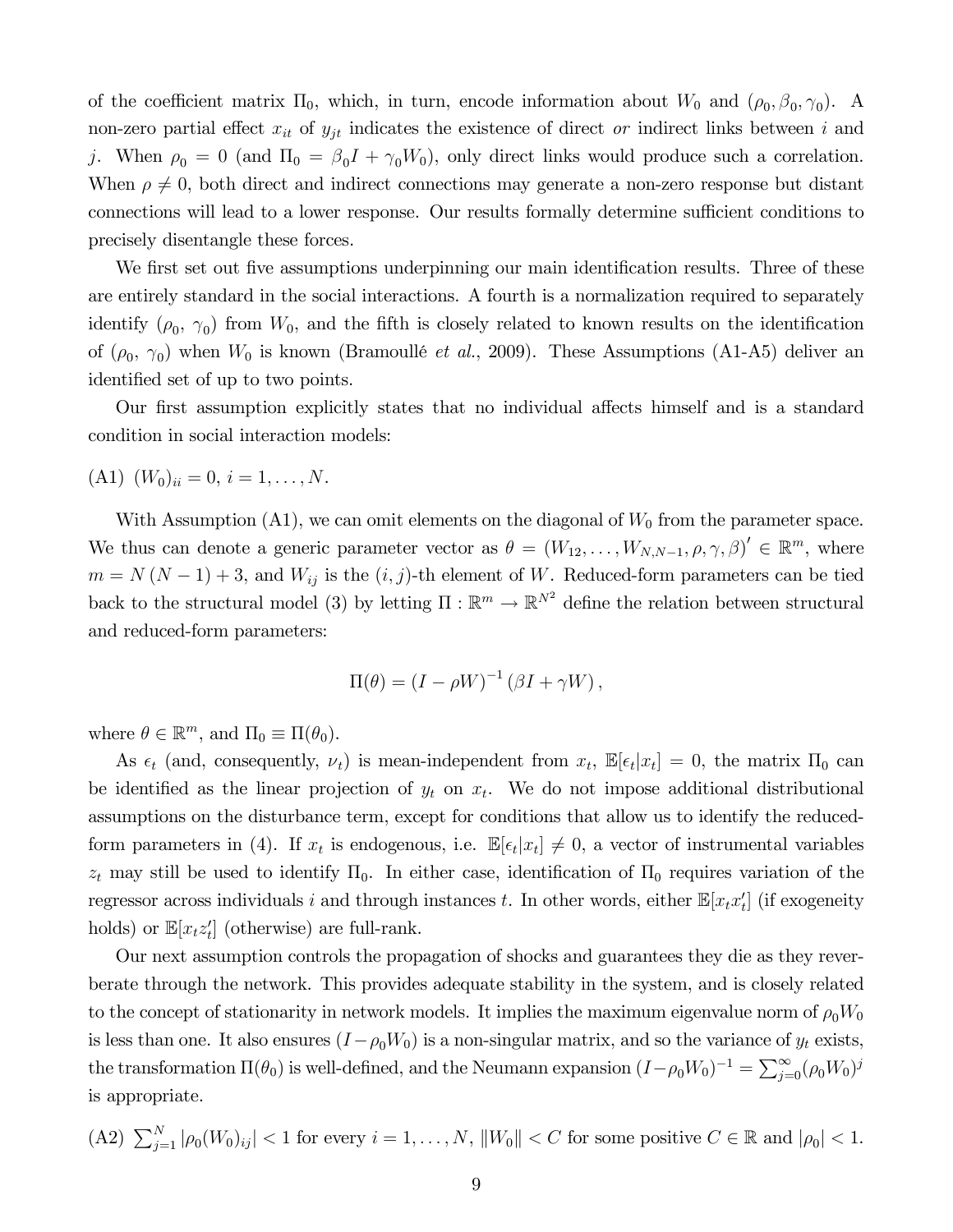of the coefficient matrix $\Pi_0$, which, in turn, encode information about $W_0$ and $(\rho_0, \beta_0, \gamma_0)$. A non-zero partial effect $x_{it}$ of $y_{jt}$ indicates the existence of direct *or* indirect links between $i$ and $j$. When $\rho_0 = 0$ (and $\Pi_0 = \beta_0 I + \gamma_0 W_0$), only direct links would produce such a correlation. When $\rho \neq 0$, both direct and indirect connections may generate a non-zero response but distant connections will lead to a lower response. Our results formally determine sufficient conditions to precisely disentangle these forces.

We first set out five assumptions underpinning our main identification results. Three of these are entirely standard in the social interactions. A fourth is a normalization required to separately identify $(\rho_0, \gamma_0)$ from $W_0$, and the fifth is closely related to known results on the identification of $(\rho_0, \gamma_0)$ when $W_0$ is known (Bramoullé *et al.*, 2009). These Assumptions (A1-A5) deliver an identified set of up to two points.

Our first assumption explicitly states that no individual affects himself and is a standard condition in social interaction models:

(A1) $(W_0)_{ii} = 0$, $i = 1, \ldots, N$.

With Assumption (A1), we can omit elements on the diagonal of $W_0$ from the parameter space. We thus can denote a generic parameter vector as $\theta = (W_{12}, \ldots, W_{N,N-1}, \rho, \gamma, \beta)' \in \mathbb{R}^m$, where $m = N(N-1) + 3$, and $W_{ij}$ is the $(i,j)$-th element of $W$. Reduced-form parameters can be tied back to the structural model (3) by letting $\Pi : \mathbb{R}^m \to \mathbb{R}^{N^2}$ define the relation between structural and reduced-form parameters:

$$\Pi(\theta) = (I - \rho W)^{-1} (\beta I + \gamma W),$$

where $\theta \in \mathbb{R}^m$, and $\Pi_0 \equiv \Pi(\theta_0)$.

As $\epsilon_t$ (and, consequently, $\nu_t$) is mean-independent from $x_t$, $\mathbb{E}[\epsilon_t | x_t] = 0$, the matrix $\Pi_0$ can be identified as the linear projection of $y_t$ on $x_t$. We do not impose additional distributional assumptions on the disturbance term, except for conditions that allow us to identify the reduced-form parameters in (4). If $x_t$ is endogenous, i.e. $\mathbb{E}[\epsilon_t | x_t] \neq 0$, a vector of instrumental variables $z_t$ may still be used to identify $\Pi_0$. In either case, identification of $\Pi_0$ requires variation of the regressor across individuals $i$ and through instances $t$. In other words, either $\mathbb{E}[x_t x_t']$ (if exogeneity holds) or $\mathbb{E}[x_t z_t']$ (otherwise) are full-rank.

Our next assumption controls the propagation of shocks and guarantees they die as they reverberate through the network. This provides adequate stability in the system, and is closely related to the concept of stationarity in network models. It implies the maximum eigenvalue norm of $\rho_0 W_0$ is less than one. It also ensures $(I - \rho_0 W_0)$ is a non-singular matrix, and so the variance of $y_t$ exists, the transformation $\Pi(\theta_0)$ is well-defined, and the Neumann expansion $(I - \rho_0 W_0)^{-1} = \sum_{j=0}^{\infty} (\rho_0 W_0)^j$ is appropriate.

(A2) $\sum_{j=1}^{N} |\rho_0 (W_0)_{ij}| < 1$ for every $i = 1, \ldots, N$, $\|W_0\| < C$ for some positive $C \in \mathbb{R}$ and $|\rho_0| < 1$.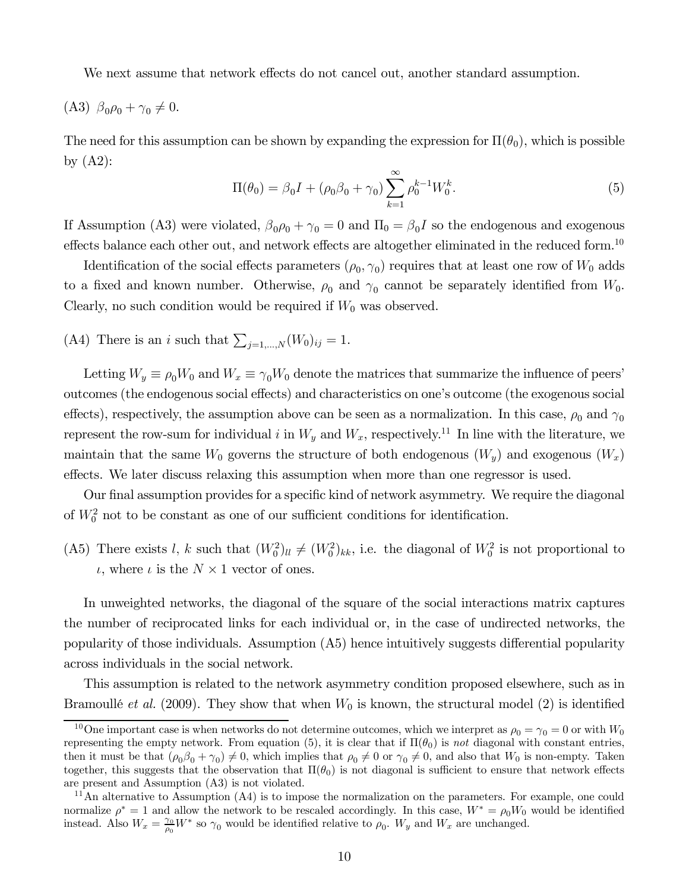We next assume that network effects do not cancel out, another standard assumption.

(A3) $\beta_0 \rho_0 + \gamma_0 \neq 0$.

The need for this assumption can be shown by expanding the expression for $\Pi(\theta_0)$, which is possible by (A2):

$$\Pi(\theta_0) = \beta_0 I + (\rho_0 \beta_0 + \gamma_0) \sum_{k=1}^{\infty} \rho_0^{k-1} W_0^k. \tag{5}$$

If Assumption (A3) were violated, $\beta_0 \rho_0 + \gamma_0 = 0$ and $\Pi_0 = \beta_0 I$ so the endogenous and exogenous effects balance each other out, and network effects are altogether eliminated in the reduced form.[10]

Identification of the social effects parameters $(\rho_0, \gamma_0)$ requires that at least one row of $W_0$ adds to a fixed and known number. Otherwise, $\rho_0$ and $\gamma_0$ cannot be separately identified from $W_0$. Clearly, no such condition would be required if $W_0$ was observed.

(A4) There is an $i$ such that $\sum_{j=1,\ldots,N} (W_0)_{ij} = 1$.

Letting $W_y \equiv \rho_0 W_0$ and $W_x \equiv \gamma_0 W_0$ denote the matrices that summarize the influence of peers' outcomes (the endogenous social effects) and characteristics on one's outcome (the exogenous social effects), respectively, the assumption above can be seen as a normalization. In this case, $\rho_0$ and $\gamma_0$ represent the row-sum for individual $i$ in $W_y$ and $W_x$, respectively.[11] In line with the literature, we maintain that the same $W_0$ governs the structure of both endogenous ($W_y$) and exogenous ($W_x$) effects. We later discuss relaxing this assumption when more than one regressor is used.

Our final assumption provides for a specific kind of network asymmetry. We require the diagonal of $W_0^2$ not to be constant as one of our sufficient conditions for identification.

(A5) There exists $l$, $k$ such that $(W_0^2)_{ll} \neq (W_0^2)_{kk}$, i.e. the diagonal of $W_0^2$ is not proportional to $\iota$, where $\iota$ is the $N \times 1$ vector of ones.

In unweighted networks, the diagonal of the square of the social interactions matrix captures the number of reciprocated links for each individual or, in the case of undirected networks, the popularity of those individuals. Assumption (A5) hence intuitively suggests differential popularity across individuals in the social network.

This assumption is related to the network asymmetry condition proposed elsewhere, such as in Bramoullé *et al.* (2009). They show that when $W_0$ is known, the structural model (2) is identified

[10] One important case is when networks do not determine outcomes, which we interpret as $\rho_0 = \gamma_0 = 0$ or with $W_0$ representing the empty network. From equation (5), it is clear that if $\Pi(\theta_0)$ is *not* diagonal with constant entries, then it must be that $(\rho_0 \beta_0 + \gamma_0) \neq 0$, which implies that $\rho_0 \neq 0$ or $\gamma_0 \neq 0$, and also that $W_0$ is non-empty. Taken together, this suggests that the observation that $\Pi(\theta_0)$ is not diagonal is sufficient to ensure that network effects are present and Assumption (A3) is not violated.

[11] An alternative to Assumption (A4) is to impose the normalization on the parameters. For example, one could normalize $\rho^* = 1$ and allow the network to be rescaled accordingly. In this case, $W^* = \rho_0 W_0$ would be identified instead. Also $W_x = \frac{\gamma_0}{\rho_0} W^*$ so $\gamma_0$ would be identified relative to $\rho_0$. $W_y$ and $W_x$ are unchanged.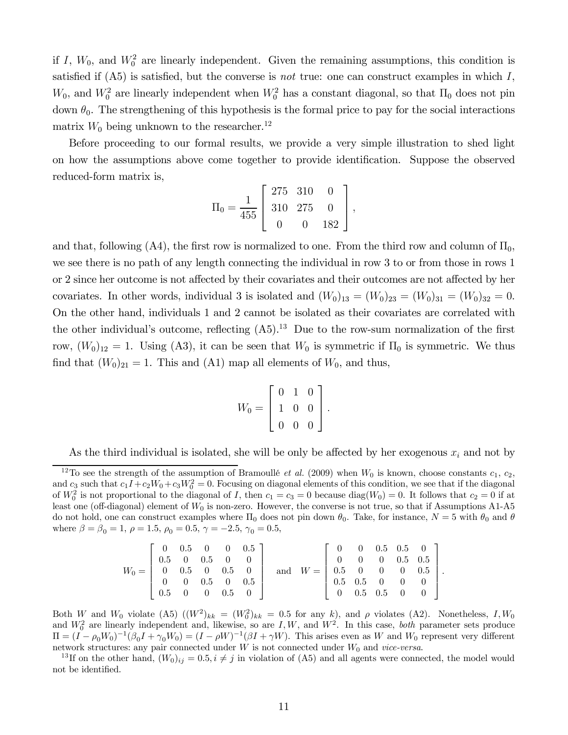if $I$, $W_0$, and $W_0^2$ are linearly independent. Given the remaining assumptions, this condition is satisfied if (A5) is satisfied, but the converse is *not* true: one can construct examples in which $I$, $W_0$, and $W_0^2$ are linearly independent when $W_0^2$ has a constant diagonal, so that $\Pi_0$ does not pin down $\theta_0$. The strengthening of this hypothesis is the formal price to pay for the social interactions matrix $W_0$ being unknown to the researcher.[12]

Before proceeding to our formal results, we provide a very simple illustration to shed light on how the assumptions above come together to provide identification. Suppose the observed reduced-form matrix is,

$$\Pi_0 = \frac{1}{455}\begin{bmatrix} 275 & 310 & 0 \\ 310 & 275 & 0 \\ 0 & 0 & 182 \end{bmatrix},$$

and that, following (A4), the first row is normalized to one. From the third row and column of $\Pi_0$, we see there is no path of any length connecting the individual in row 3 to or from those in rows 1 or 2 since her outcome is not affected by their covariates and their outcomes are not affected by her covariates. In other words, individual 3 is isolated and $(W_0)_{13} = (W_0)_{23} = (W_0)_{31} = (W_0)_{32} = 0$. On the other hand, individuals 1 and 2 cannot be isolated as their covariates are correlated with the other individual's outcome, reflecting (A5).[13] Due to the row-sum normalization of the first row, $(W_0)_{12} = 1$. Using (A3), it can be seen that $W_0$ is symmetric if $\Pi_0$ is symmetric. We thus find that $(W_0)_{21} = 1$. This and (A1) map all elements of $W_0$, and thus,

$$W_0 = \begin{bmatrix} 0 & 1 & 0 \\ 1 & 0 & 0 \\ 0 & 0 & 0 \end{bmatrix}.$$

As the third individual is isolated, she will be only be affected by her exogenous $x_i$ and not by

---

[12] To see the strength of the assumption of Bramoullé *et al.* (2009) when $W_0$ is known, choose constants $c_1$, $c_2$, and $c_3$ such that $c_1 I + c_2 W_0 + c_3 W_0^2 = 0$. Focusing on diagonal elements of this condition, we see that if the diagonal of $W_0^2$ is not proportional to the diagonal of $I$, then $c_1 = c_3 = 0$ because $\text{diag}(W_0) = 0$. It follows that $c_2 = 0$ if at least one (off-diagonal) element of $W_0$ is non-zero. However, the converse is not true, so that if Assumptions A1-A5 do not hold, one can construct examples where $\Pi_0$ does not pin down $\theta_0$. Take, for instance, $N = 5$ with $\theta_0$ and $\theta$ where $\beta = \beta_0 = 1$, $\rho = 1.5$, $\rho_0 = 0.5$, $\gamma = -2.5$, $\gamma_0 = 0.5$,

$$W_0 = \begin{bmatrix} 0 & 0.5 & 0 & 0 & 0.5 \\ 0.5 & 0 & 0.5 & 0 & 0 \\ 0 & 0.5 & 0 & 0.5 & 0 \\ 0 & 0 & 0.5 & 0 & 0.5 \\ 0.5 & 0 & 0 & 0.5 & 0 \end{bmatrix} \quad \text{and} \quad W = \begin{bmatrix} 0 & 0 & 0.5 & 0.5 & 0 \\ 0 & 0 & 0 & 0.5 & 0.5 \\ 0.5 & 0 & 0 & 0 & 0.5 \\ 0.5 & 0.5 & 0 & 0 & 0 \\ 0 & 0.5 & 0.5 & 0 & 0 \end{bmatrix}.$$

Both $W$ and $W_0$ violate (A5) ($(W^2)_{kk} = (W_0^2)_{kk} = 0.5$ for any $k$), and $\rho$ violates (A2). Nonetheless, $I, W_0$ and $W_0^2$ are linearly independent and, likewise, so are $I, W$, and $W^2$. In this case, *both* parameter sets produce $\Pi = (I - \rho_0 W_0)^{-1}(\beta_0 I + \gamma_0 W_0) = (I - \rho W)^{-1}(\beta I + \gamma W)$. This arises even as $W$ and $W_0$ represent very different network structures: any pair connected under $W$ is not connected under $W_0$ and *vice-versa*.

[13] If on the other hand, $(W_0)_{ij} = 0.5, i \neq j$ in violation of (A5) and all agents were connected, the model would not be identified.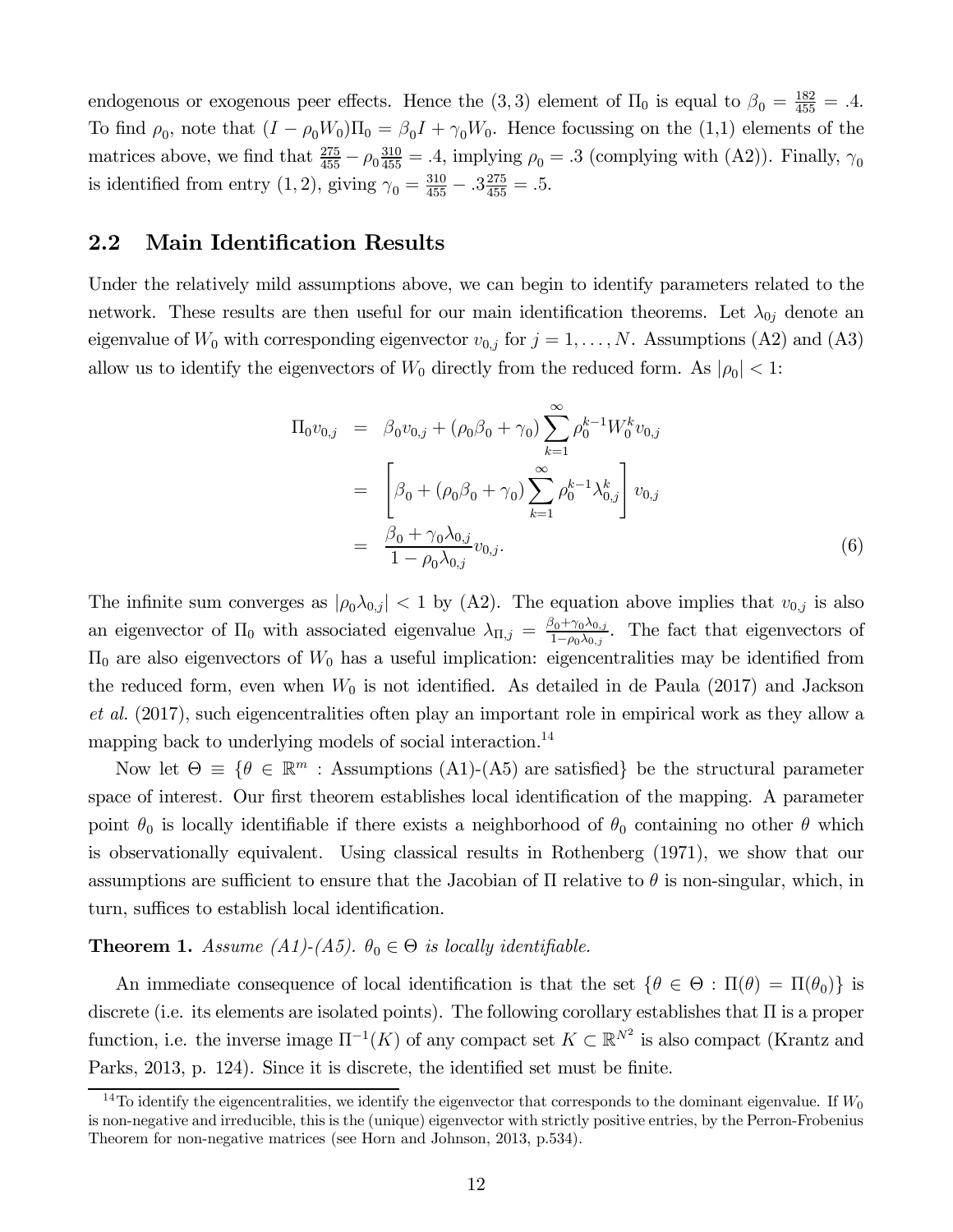endogenous or exogenous peer effects. Hence the $(3,3)$ element of $\Pi_0$ is equal to $\beta_0 = \frac{182}{455} = .4$. To find $\rho_0$, note that $(I - \rho_0 W_0)\Pi_0 = \beta_0 I + \gamma_0 W_0$. Hence focussing on the (1,1) elements of the matrices above, we find that $\frac{275}{455} - \rho_0 \frac{310}{455} = .4$, implying $\rho_0 = .3$ (complying with (A2)). Finally, $\gamma_0$ is identified from entry $(1,2)$, giving $\gamma_0 = \frac{310}{455} - .3\frac{275}{455} = .5$.

## 2.2 Main Identification Results

Under the relatively mild assumptions above, we can begin to identify parameters related to the network. These results are then useful for our main identification theorems. Let $\lambda_{0j}$ denote an eigenvalue of $W_0$ with corresponding eigenvector $v_{0,j}$ for $j = 1, \ldots, N$. Assumptions (A2) and (A3) allow us to identify the eigenvectors of $W_0$ directly from the reduced form. As $|\rho_0| < 1$:

$$
\begin{aligned}
\Pi_0 v_{0,j} &= \beta_0 v_{0,j} + (\rho_0 \beta_0 + \gamma_0) \sum_{k=1}^{\infty} \rho_0^{k-1} W_0^k v_{0,j} \\
&= \left[ \beta_0 + (\rho_0 \beta_0 + \gamma_0) \sum_{k=1}^{\infty} \rho_0^{k-1} \lambda_{0,j}^k \right] v_{0,j} \\
&= \frac{\beta_0 + \gamma_0 \lambda_{0,j}}{1 - \rho_0 \lambda_{0,j}} v_{0,j}. 
\end{aligned} \tag{6}
$$

The infinite sum converges as $|\rho_0 \lambda_{0,j}| < 1$ by (A2). The equation above implies that $v_{0,j}$ is also an eigenvector of $\Pi_0$ with associated eigenvalue $\lambda_{\Pi,j} = \frac{\beta_0 + \gamma_0 \lambda_{0,j}}{1 - \rho_0 \lambda_{0,j}}$. The fact that eigenvectors of $\Pi_0$ are also eigenvectors of $W_0$ has a useful implication: eigencentralities may be identified from the reduced form, even when $W_0$ is not identified. As detailed in de Paula (2017) and Jackson *et al.* (2017), such eigencentralities often play an important role in empirical work as they allow a mapping back to underlying models of social interaction.[14]

Now let $\Theta \equiv \{\theta \in \mathbb{R}^m : \text{Assumptions (A1)-(A5) are satisfied}\}$ be the structural parameter space of interest. Our first theorem establishes local identification of the mapping. A parameter point $\theta_0$ is locally identifiable if there exists a neighborhood of $\theta_0$ containing no other $\theta$ which is observationally equivalent. Using classical results in Rothenberg (1971), we show that our assumptions are sufficient to ensure that the Jacobian of $\Pi$ relative to $\theta$ is non-singular, which, in turn, suffices to establish local identification.

**Theorem 1.** *Assume (A1)-(A5). $\theta_0 \in \Theta$ is locally identifiable.*

An immediate consequence of local identification is that the set $\{\theta \in \Theta : \Pi(\theta) = \Pi(\theta_0)\}$ is discrete (i.e. its elements are isolated points). The following corollary establishes that $\Pi$ is a proper function, i.e. the inverse image $\Pi^{-1}(K)$ of any compact set $K \subset \mathbb{R}^{N^2}$ is also compact (Krantz and Parks, 2013, p. 124). Since it is discrete, the identified set must be finite.

[14] To identify the eigencentralities, we identify the eigenvector that corresponds to the dominant eigenvalue. If $W_0$ is non-negative and irreducible, this is the (unique) eigenvector with strictly positive entries, by the Perron-Frobenius Theorem for non-negative matrices (see Horn and Johnson, 2013, p.534).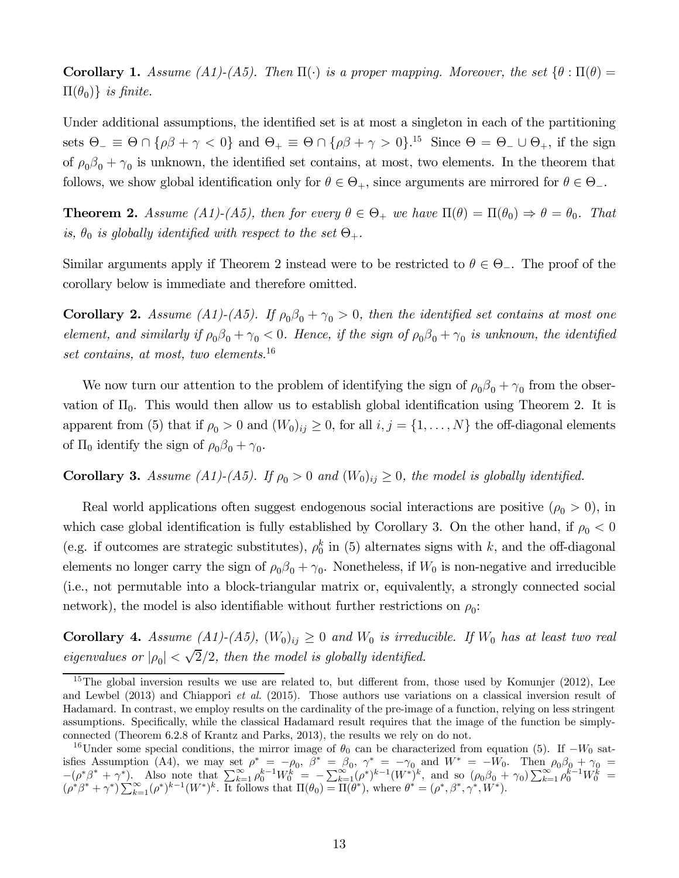**Corollary 1.** *Assume (A1)-(A5). Then $\Pi(\cdot)$ is a proper mapping. Moreover, the set $\{\theta : \Pi(\theta) = \Pi(\theta_0)\}$ is finite.*

Under additional assumptions, the identified set is at most a singleton in each of the partitioning sets $\Theta_- \equiv \Theta \cap \{\rho\beta + \gamma < 0\}$ and $\Theta_+ \equiv \Theta \cap \{\rho\beta + \gamma > 0\}$.[15] Since $\Theta = \Theta_- \cup \Theta_+$, if the sign of $\rho_0\beta_0 + \gamma_0$ is unknown, the identified set contains, at most, two elements. In the theorem that follows, we show global identification only for $\theta \in \Theta_+$, since arguments are mirrored for $\theta \in \Theta_-$.

**Theorem 2.** *Assume (A1)-(A5), then for every $\theta \in \Theta_+$ we have $\Pi(\theta) = \Pi(\theta_0) \Rightarrow \theta = \theta_0$. That is, $\theta_0$ is globally identified with respect to the set $\Theta_+$.*

Similar arguments apply if Theorem 2 instead were to be restricted to $\theta \in \Theta_-$. The proof of the corollary below is immediate and therefore omitted.

**Corollary 2.** *Assume (A1)-(A5). If $\rho_0\beta_0 + \gamma_0 > 0$, then the identified set contains at most one element, and similarly if $\rho_0\beta_0 + \gamma_0 < 0$. Hence, if the sign of $\rho_0\beta_0 + \gamma_0$ is unknown, the identified set contains, at most, two elements.*[16]

We now turn our attention to the problem of identifying the sign of $\rho_0\beta_0 + \gamma_0$ from the observation of $\Pi_0$. This would then allow us to establish global identification using Theorem 2. It is apparent from (5) that if $\rho_0 > 0$ and $(W_0)_{ij} \geq 0$, for all $i, j = \{1, \ldots, N\}$ the off-diagonal elements of $\Pi_0$ identify the sign of $\rho_0\beta_0 + \gamma_0$.

**Corollary 3.** *Assume (A1)-(A5). If $\rho_0 > 0$ and $(W_0)_{ij} \geq 0$, the model is globally identified.*

Real world applications often suggest endogenous social interactions are positive ($\rho_0 > 0$), in which case global identification is fully established by Corollary 3. On the other hand, if $\rho_0 < 0$ (e.g. if outcomes are strategic substitutes), $\rho_0^k$ in (5) alternates signs with $k$, and the off-diagonal elements no longer carry the sign of $\rho_0\beta_0 + \gamma_0$. Nonetheless, if $W_0$ is non-negative and irreducible (i.e., not permutable into a block-triangular matrix or, equivalently, a strongly connected social network), the model is also identifiable without further restrictions on $\rho_0$:

**Corollary 4.** *Assume (A1)-(A5), $(W_0)_{ij} \geq 0$ and $W_0$ is irreducible. If $W_0$ has at least two real eigenvalues or $|\rho_0| < \sqrt{2}/2$, then the model is globally identified.*

---

[15] The global inversion results we use are related to, but different from, those used by Komunjer (2012), Lee and Lewbel (2013) and Chiappori *et al.* (2015). Those authors use variations on a classical inversion result of Hadamard. In contrast, we employ results on the cardinality of the pre-image of a function, relying on less stringent assumptions. Specifically, while the classical Hadamard result requires that the image of the function be simply-connected (Theorem 6.2.8 of Krantz and Parks, 2013), the results we rely on do not.

[16] Under some special conditions, the mirror image of $\theta_0$ can be characterized from equation (5). If $-W_0$ satisfies Assumption (A4), we may set $\rho^* = -\rho_0$, $\beta^* = \beta_0$, $\gamma^* = -\gamma_0$ and $W^* = -W_0$. Then $\rho_0\beta_0 + \gamma_0 = -(\rho^*\beta^* + \gamma^*)$. Also note that $\sum_{k=1}^{\infty} \rho_0^{k-1} W_0^k = -\sum_{k=1}^{\infty} (\rho^*)^{k-1} (W^*)^k$, and so $(\rho_0\beta_0 + \gamma_0) \sum_{k=1}^{\infty} \rho_0^{k-1} W_0^k = (\rho^*\beta^* + \gamma^*) \sum_{k=1}^{\infty} (\rho^*)^{k-1} (W^*)^k$. It follows that $\Pi(\theta_0) = \Pi(\theta^*)$, where $\theta^* = (\rho^*, \beta^*, \gamma^*, W^*)$.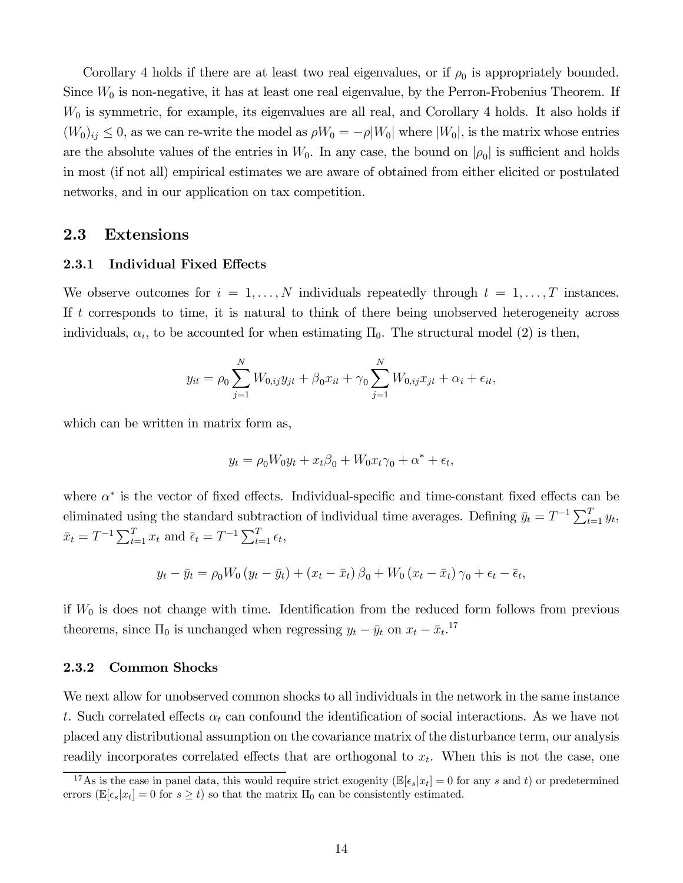Corollary 4 holds if there are at least two real eigenvalues, or if $\rho_0$ is appropriately bounded. Since $W_0$ is non-negative, it has at least one real eigenvalue, by the Perron-Frobenius Theorem. If $W_0$ is symmetric, for example, its eigenvalues are all real, and Corollary 4 holds. It also holds if $(W_0)_{ij} \leq 0$, as we can re-write the model as $\rho W_0 = -\rho|W_0|$ where $|W_0|$, is the matrix whose entries are the absolute values of the entries in $W_0$. In any case, the bound on $|\rho_0|$ is sufficient and holds in most (if not all) empirical estimates we are aware of obtained from either elicited or postulated networks, and in our application on tax competition.

## 2.3 Extensions

### 2.3.1 Individual Fixed Effects

We observe outcomes for $i = 1, \ldots, N$ individuals repeatedly through $t = 1, \ldots, T$ instances. If $t$ corresponds to time, it is natural to think of there being unobserved heterogeneity across individuals, $\alpha_i$, to be accounted for when estimating $\Pi_0$. The structural model (2) is then,

$$y_{it} = \rho_0 \sum_{j=1}^{N} W_{0,ij} y_{jt} + \beta_0 x_{it} + \gamma_0 \sum_{j=1}^{N} W_{0,ij} x_{jt} + \alpha_i + \epsilon_{it},$$

which can be written in matrix form as,

$$y_t = \rho_0 W_0 y_t + x_t \beta_0 + W_0 x_t \gamma_0 + \alpha^* + \epsilon_t,$$

where $\alpha^*$ is the vector of fixed effects. Individual-specific and time-constant fixed effects can be eliminated using the standard subtraction of individual time averages. Defining $\bar{y}_t = T^{-1} \sum_{t=1}^{T} y_t$, $\bar{x}_t = T^{-1} \sum_{t=1}^{T} x_t$ and $\bar{\epsilon}_t = T^{-1} \sum_{t=1}^{T} \epsilon_t$,

$$y_t - \bar{y}_t = \rho_0 W_0 (y_t - \bar{y}_t) + (x_t - \bar{x}_t) \beta_0 + W_0 (x_t - \bar{x}_t) \gamma_0 + \epsilon_t - \bar{\epsilon}_t,$$

if $W_0$ is does not change with time. Identification from the reduced form follows from previous theorems, since $\Pi_0$ is unchanged when regressing $y_t - \bar{y}_t$ on $x_t - \bar{x}_t$.[17]

### 2.3.2 Common Shocks

We next allow for unobserved common shocks to all individuals in the network in the same instance $t$. Such correlated effects $\alpha_t$ can confound the identification of social interactions. As we have not placed any distributional assumption on the covariance matrix of the disturbance term, our analysis readily incorporates correlated effects that are orthogonal to $x_t$. When this is not the case, one

[17] As is the case in panel data, this would require strict exogenity ($\mathbb{E}[\epsilon_s | x_t] = 0$ for any $s$ and $t$) or predetermined errors ($\mathbb{E}[\epsilon_s | x_t] = 0$ for $s \geq t$) so that the matrix $\Pi_0$ can be consistently estimated.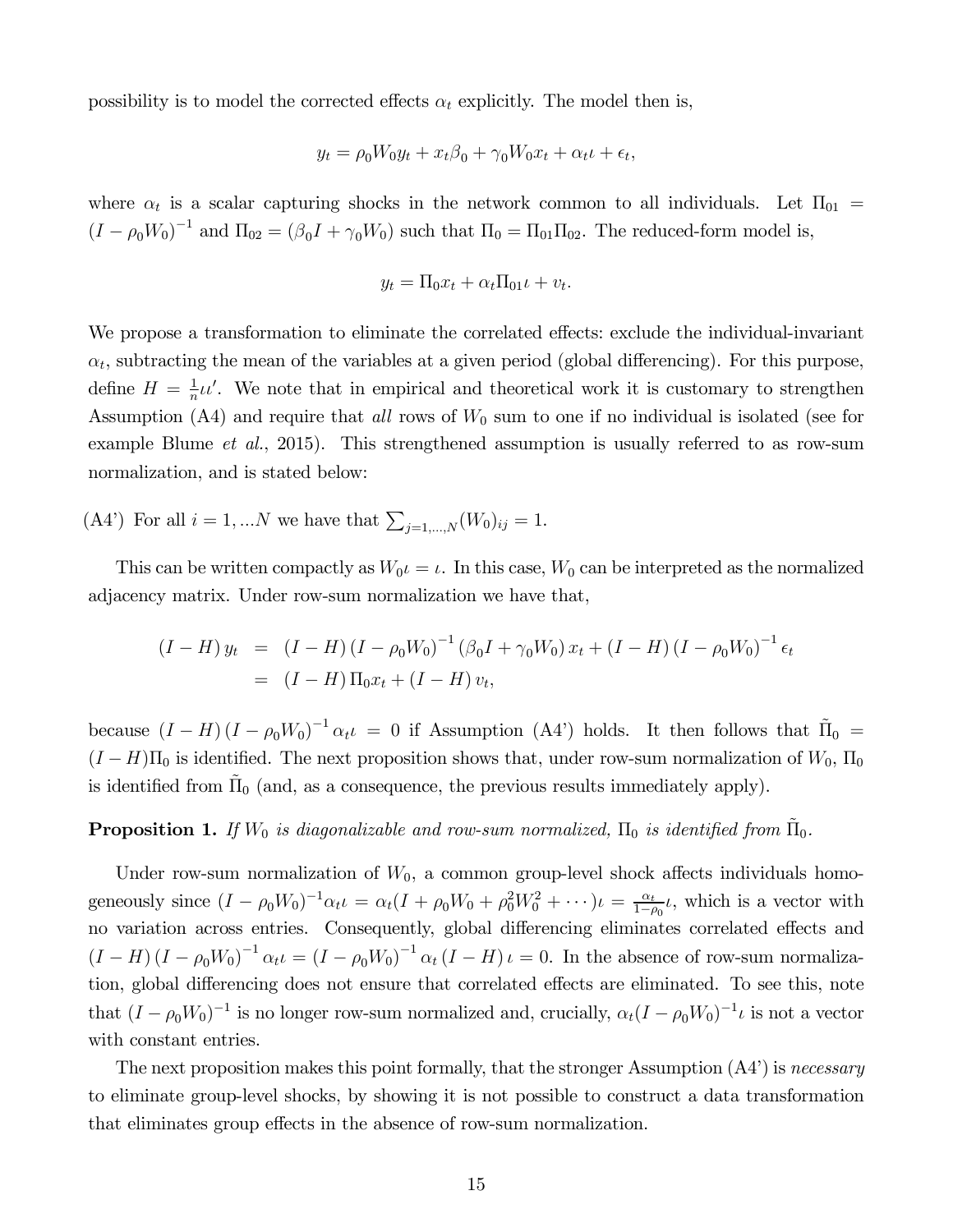possibility is to model the corrected effects $\alpha_t$ explicitly. The model then is,

$$y_t = \rho_0 W_0 y_t + x_t \beta_0 + \gamma_0 W_0 x_t + \alpha_t \iota + \epsilon_t,$$

where $\alpha_t$ is a scalar capturing shocks in the network common to all individuals. Let $\Pi_{01} = (I - \rho_0 W_0)^{-1}$ and $\Pi_{02} = (\beta_0 I + \gamma_0 W_0)$ such that $\Pi_0 = \Pi_{01}\Pi_{02}$. The reduced-form model is,

$$y_t = \Pi_0 x_t + \alpha_t \Pi_{01} \iota + v_t.$$

We propose a transformation to eliminate the correlated effects: exclude the individual-invariant $\alpha_t$, subtracting the mean of the variables at a given period (global differencing). For this purpose, define $H = \frac{1}{n}\iota\iota'$. We note that in empirical and theoretical work it is customary to strengthen Assumption (A4) and require that *all* rows of $W_0$ sum to one if no individual is isolated (see for example Blume *et al.*, 2015). This strengthened assumption is usually referred to as row-sum normalization, and is stated below:

(A4') For all $i = 1, ...N$ we have that $\sum_{j=1,...,N} (W_0)_{ij} = 1$.

This can be written compactly as $W_0\iota = \iota$. In this case, $W_0$ can be interpreted as the normalized adjacency matrix. Under row-sum normalization we have that,

$$\begin{aligned}
(I - H)\, y_t &= (I - H)\,(I - \rho_0 W_0)^{-1} (\beta_0 I + \gamma_0 W_0)\, x_t + (I - H)\,(I - \rho_0 W_0)^{-1} \epsilon_t \\
&= (I - H)\,\Pi_0 x_t + (I - H)\, v_t,
\end{aligned}$$

because $(I - H)(I - \rho_0 W_0)^{-1} \alpha_t \iota = 0$ if Assumption (A4') holds. It then follows that $\tilde{\Pi}_0 = (I - H)\Pi_0$ is identified. The next proposition shows that, under row-sum normalization of $W_0$, $\Pi_0$ is identified from $\tilde{\Pi}_0$ (and, as a consequence, the previous results immediately apply).

**Proposition 1.** *If $W_0$ is diagonalizable and row-sum normalized, $\Pi_0$ is identified from $\tilde{\Pi}_0$.*

Under row-sum normalization of $W_0$, a common group-level shock affects individuals homogeneously since $(I - \rho_0 W_0)^{-1} \alpha_t \iota = \alpha_t (I + \rho_0 W_0 + \rho_0^2 W_0^2 + \cdots)\iota = \frac{\alpha_t}{1-\rho_0}\iota$, which is a vector with no variation across entries. Consequently, global differencing eliminates correlated effects and $(I - H)(I - \rho_0 W_0)^{-1} \alpha_t \iota = (I - \rho_0 W_0)^{-1} \alpha_t (I - H)\iota = 0$. In the absence of row-sum normalization, global differencing does not ensure that correlated effects are eliminated. To see this, note that $(I - \rho_0 W_0)^{-1}$ is no longer row-sum normalized and, crucially, $\alpha_t (I - \rho_0 W_0)^{-1}\iota$ is not a vector with constant entries.

The next proposition makes this point formally, that the stronger Assumption (A4') is *necessary* to eliminate group-level shocks, by showing it is not possible to construct a data transformation that eliminates group effects in the absence of row-sum normalization.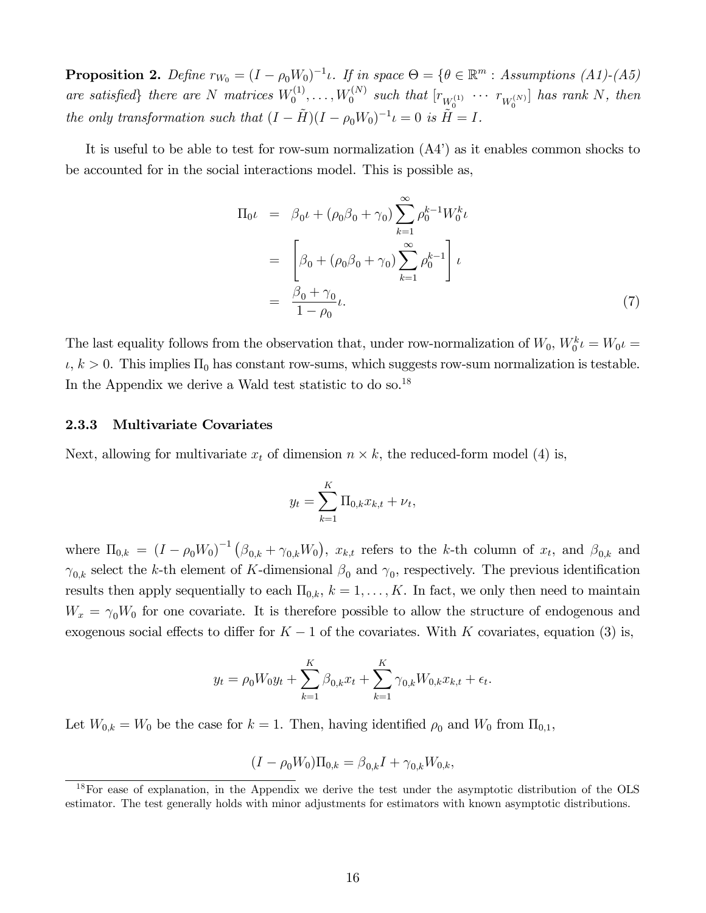**Proposition 2.** *Define $r_{W_0} = (I - \rho_0 W_0)^{-1}\iota$. If in space $\Theta = \{\theta \in \mathbb{R}^m :$ Assumptions (A1)-(A5) are satisfied$\}$ there are $N$ matrices $W_0^{(1)}, \ldots, W_0^{(N)}$ such that $[r_{W_0^{(1)}} \ \cdots \ r_{W_0^{(N)}}]$ has rank $N$, then the only transformation such that $(I - \tilde{H})(I - \rho_0 W_0)^{-1}\iota = 0$ is $\tilde{H} = I$.*

It is useful to be able to test for row-sum normalization (A4') as it enables common shocks to be accounted for in the social interactions model. This is possible as,

$$
\begin{aligned}
\Pi_0 \iota &= \beta_0 \iota + (\rho_0 \beta_0 + \gamma_0) \sum_{k=1}^{\infty} \rho_0^{k-1} W_0^k \iota \\
&= \left[ \beta_0 + (\rho_0 \beta_0 + \gamma_0) \sum_{k=1}^{\infty} \rho_0^{k-1} \right] \iota \\
&= \frac{\beta_0 + \gamma_0}{1 - \rho_0} \iota. \qquad (7)
\end{aligned}
$$

The last equality follows from the observation that, under row-normalization of $W_0$, $W_0^k \iota = W_0 \iota = \iota$, $k > 0$. This implies $\Pi_0$ has constant row-sums, which suggests row-sum normalization is testable. In the Appendix we derive a Wald test statistic to do so.[18]

### 2.3.3 Multivariate Covariates

Next, allowing for multivariate $x_t$ of dimension $n \times k$, the reduced-form model (4) is,

$$
y_t = \sum_{k=1}^{K} \Pi_{0,k} x_{k,t} + \nu_t,
$$

where $\Pi_{0,k} = (I - \rho_0 W_0)^{-1} \left( \beta_{0,k} + \gamma_{0,k} W_0 \right)$, $x_{k,t}$ refers to the $k$-th column of $x_t$, and $\beta_{0,k}$ and $\gamma_{0,k}$ select the $k$-th element of $K$-dimensional $\beta_0$ and $\gamma_0$, respectively. The previous identification results then apply sequentially to each $\Pi_{0,k}$, $k = 1, \ldots, K$. In fact, we only then need to maintain $W_x = \gamma_0 W_0$ for one covariate. It is therefore possible to allow the structure of endogenous and exogenous social effects to differ for $K - 1$ of the covariates. With $K$ covariates, equation (3) is,

$$
y_t = \rho_0 W_0 y_t + \sum_{k=1}^{K} \beta_{0,k} x_t + \sum_{k=1}^{K} \gamma_{0,k} W_{0,k} x_{k,t} + \epsilon_t.
$$

Let $W_{0,k} = W_0$ be the case for $k = 1$. Then, having identified $\rho_0$ and $W_0$ from $\Pi_{0,1}$,

$$
(I - \rho_0 W_0) \Pi_{0,k} = \beta_{0,k} I + \gamma_{0,k} W_{0,k},
$$

[18] For ease of explanation, in the Appendix we derive the test under the asymptotic distribution of the OLS estimator. The test generally holds with minor adjustments for estimators with known asymptotic distributions.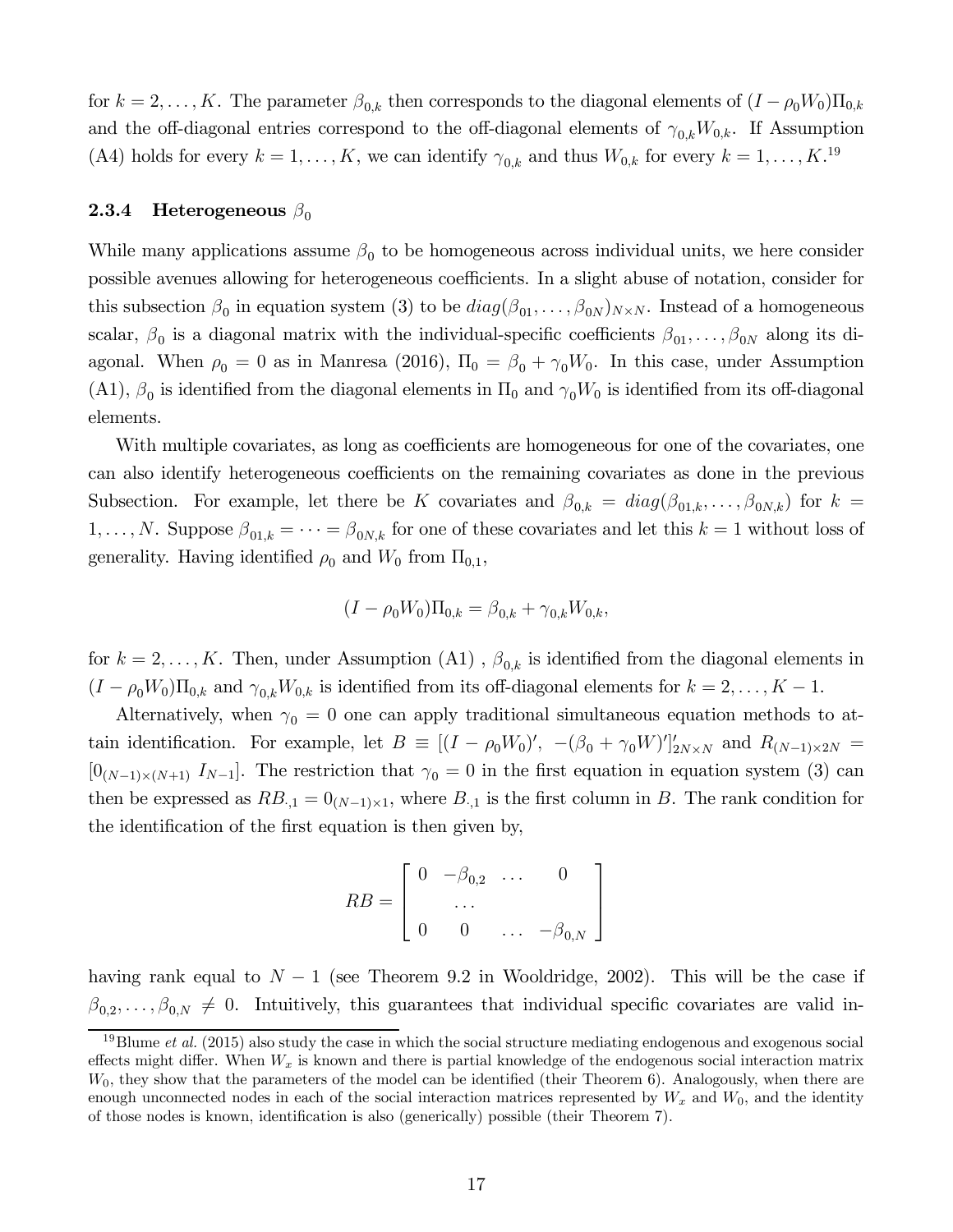for $k = 2, \ldots, K$. The parameter $\beta_{0,k}$ then corresponds to the diagonal elements of $(I - \rho_0 W_0)\Pi_{0,k}$ and the off-diagonal entries correspond to the off-diagonal elements of $\gamma_{0,k} W_{0,k}$. If Assumption (A4) holds for every $k = 1, \ldots, K$, we can identify $\gamma_{0,k}$ and thus $W_{0,k}$ for every $k = 1, \ldots, K$.[19]

### 2.3.4 Heterogeneous $\beta_0$

While many applications assume $\beta_0$ to be homogeneous across individual units, we here consider possible avenues allowing for heterogeneous coefficients. In a slight abuse of notation, consider for this subsection $\beta_0$ in equation system (3) to be $diag(\beta_{01}, \ldots, \beta_{0N})_{N \times N}$. Instead of a homogeneous scalar, $\beta_0$ is a diagonal matrix with the individual-specific coefficients $\beta_{01}, \ldots, \beta_{0N}$ along its diagonal. When $\rho_0 = 0$ as in Manresa (2016), $\Pi_0 = \beta_0 + \gamma_0 W_0$. In this case, under Assumption (A1), $\beta_0$ is identified from the diagonal elements in $\Pi_0$ and $\gamma_0 W_0$ is identified from its off-diagonal elements.

With multiple covariates, as long as coefficients are homogeneous for one of the covariates, one can also identify heterogeneous coefficients on the remaining covariates as done in the previous Subsection. For example, let there be $K$ covariates and $\beta_{0,k} = diag(\beta_{01,k}, \ldots, \beta_{0N,k})$ for $k = 1, \ldots, N$. Suppose $\beta_{01,k} = \cdots = \beta_{0N,k}$ for one of these covariates and let this $k = 1$ without loss of generality. Having identified $\rho_0$ and $W_0$ from $\Pi_{0,1}$,

$$(I - \rho_0 W_0)\Pi_{0,k} = \beta_{0,k} + \gamma_{0,k} W_{0,k},$$

for $k = 2, \ldots, K$. Then, under Assumption (A1) , $\beta_{0,k}$ is identified from the diagonal elements in $(I - \rho_0 W_0)\Pi_{0,k}$ and $\gamma_{0,k} W_{0,k}$ is identified from its off-diagonal elements for $k = 2, \ldots, K - 1$.

Alternatively, when $\gamma_0 = 0$ one can apply traditional simultaneous equation methods to attain identification. For example, let $B \equiv [(I - \rho_0 W_0)', \ -(\beta_0 + \gamma_0 W)']'_{2N \times N}$ and $R_{(N-1) \times 2N} = [0_{(N-1)\times(N+1)} \ I_{N-1}]$. The restriction that $\gamma_0 = 0$ in the first equation in equation system (3) can then be expressed as $RB_{\cdot,1} = 0_{(N-1)\times 1}$, where $B_{\cdot,1}$ is the first column in $B$. The rank condition for the identification of the first equation is then given by,

$$RB = \begin{bmatrix} 0 & -\beta_{0,2} & \ldots & 0 \\ & \ldots & & \\ 0 & 0 & \ldots & -\beta_{0,N} \end{bmatrix}$$

having rank equal to $N - 1$ (see Theorem 9.2 in Wooldridge, 2002). This will be the case if $\beta_{0,2}, \ldots, \beta_{0,N} \neq 0$. Intuitively, this guarantees that individual specific covariates are valid in-

[19] Blume *et al.* (2015) also study the case in which the social structure mediating endogenous and exogenous social effects might differ. When $W_x$ is known and there is partial knowledge of the endogenous social interaction matrix $W_0$, they show that the parameters of the model can be identified (their Theorem 6). Analogously, when there are enough unconnected nodes in each of the social interaction matrices represented by $W_x$ and $W_0$, and the identity of those nodes is known, identification is also (generically) possible (their Theorem 7).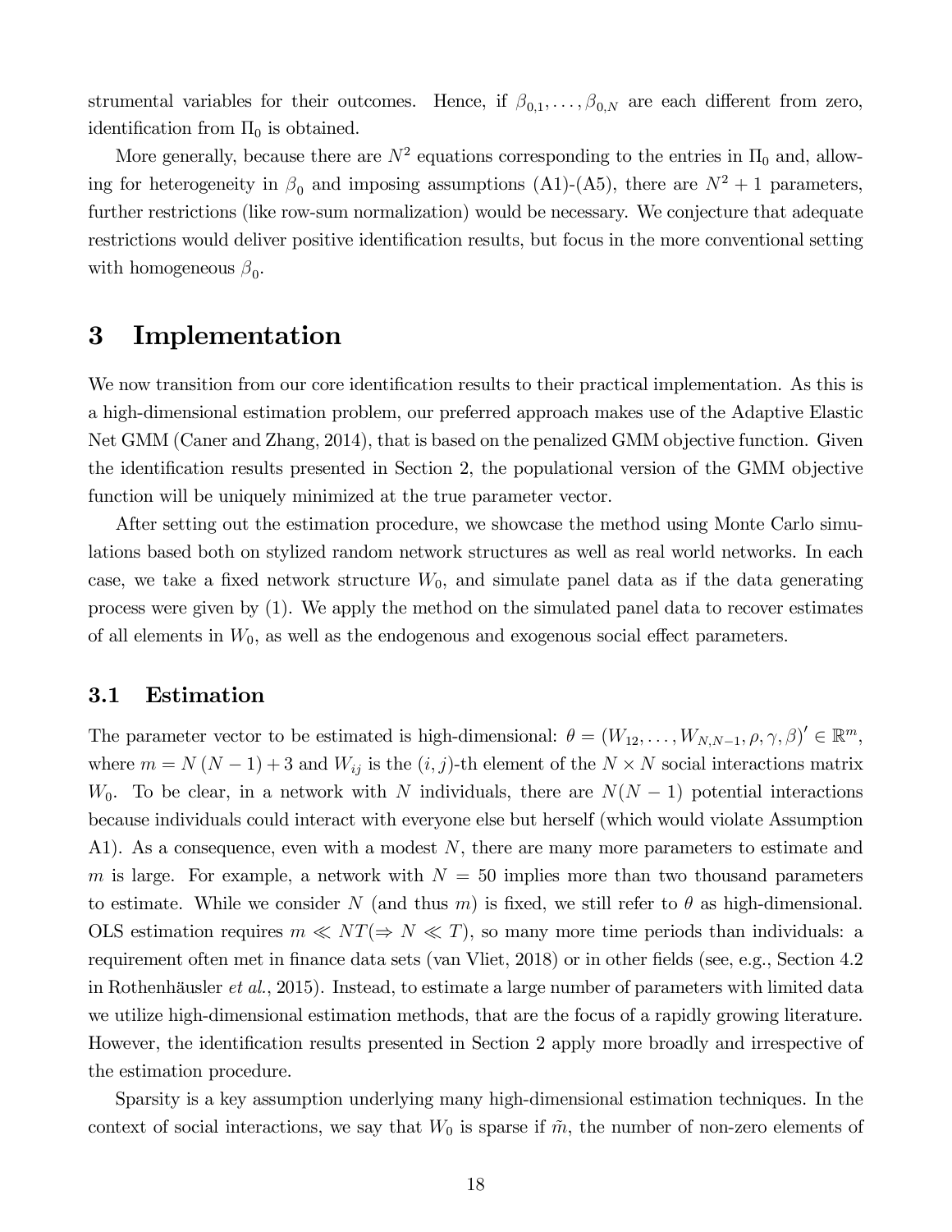strumental variables for their outcomes. Hence, if $\beta_{0,1}, \ldots, \beta_{0,N}$ are each different from zero, identification from $\Pi_0$ is obtained.

More generally, because there are $N^2$ equations corresponding to the entries in $\Pi_0$ and, allowing for heterogeneity in $\beta_0$ and imposing assumptions (A1)-(A5), there are $N^2+1$ parameters, further restrictions (like row-sum normalization) would be necessary. We conjecture that adequate restrictions would deliver positive identification results, but focus in the more conventional setting with homogeneous $\beta_0$.

# 3 Implementation

We now transition from our core identification results to their practical implementation. As this is a high-dimensional estimation problem, our preferred approach makes use of the Adaptive Elastic Net GMM (Caner and Zhang, 2014), that is based on the penalized GMM objective function. Given the identification results presented in Section 2, the populational version of the GMM objective function will be uniquely minimized at the true parameter vector.

After setting out the estimation procedure, we showcase the method using Monte Carlo simulations based both on stylized random network structures as well as real world networks. In each case, we take a fixed network structure $W_0$, and simulate panel data as if the data generating process were given by (1). We apply the method on the simulated panel data to recover estimates of all elements in $W_0$, as well as the endogenous and exogenous social effect parameters.

## 3.1 Estimation

The parameter vector to be estimated is high-dimensional: $\theta = (W_{12}, \ldots, W_{N,N-1}, \rho, \gamma, \beta)' \in \mathbb{R}^m$, where $m = N(N-1)+3$ and $W_{ij}$ is the $(i,j)$-th element of the $N \times N$ social interactions matrix $W_0$. To be clear, in a network with $N$ individuals, there are $N(N-1)$ potential interactions because individuals could interact with everyone else but herself (which would violate Assumption A1). As a consequence, even with a modest $N$, there are many more parameters to estimate and $m$ is large. For example, a network with $N = 50$ implies more than two thousand parameters to estimate. While we consider $N$ (and thus $m$) is fixed, we still refer to $\theta$ as high-dimensional. OLS estimation requires $m \ll NT (\Rightarrow N \ll T)$, so many more time periods than individuals: a requirement often met in finance data sets (van Vliet, 2018) or in other fields (see, e.g., Section 4.2 in Rothenhäusler *et al.*, 2015). Instead, to estimate a large number of parameters with limited data we utilize high-dimensional estimation methods, that are the focus of a rapidly growing literature. However, the identification results presented in Section 2 apply more broadly and irrespective of the estimation procedure.

Sparsity is a key assumption underlying many high-dimensional estimation techniques. In the context of social interactions, we say that $W_0$ is sparse if $\tilde{m}$, the number of non-zero elements of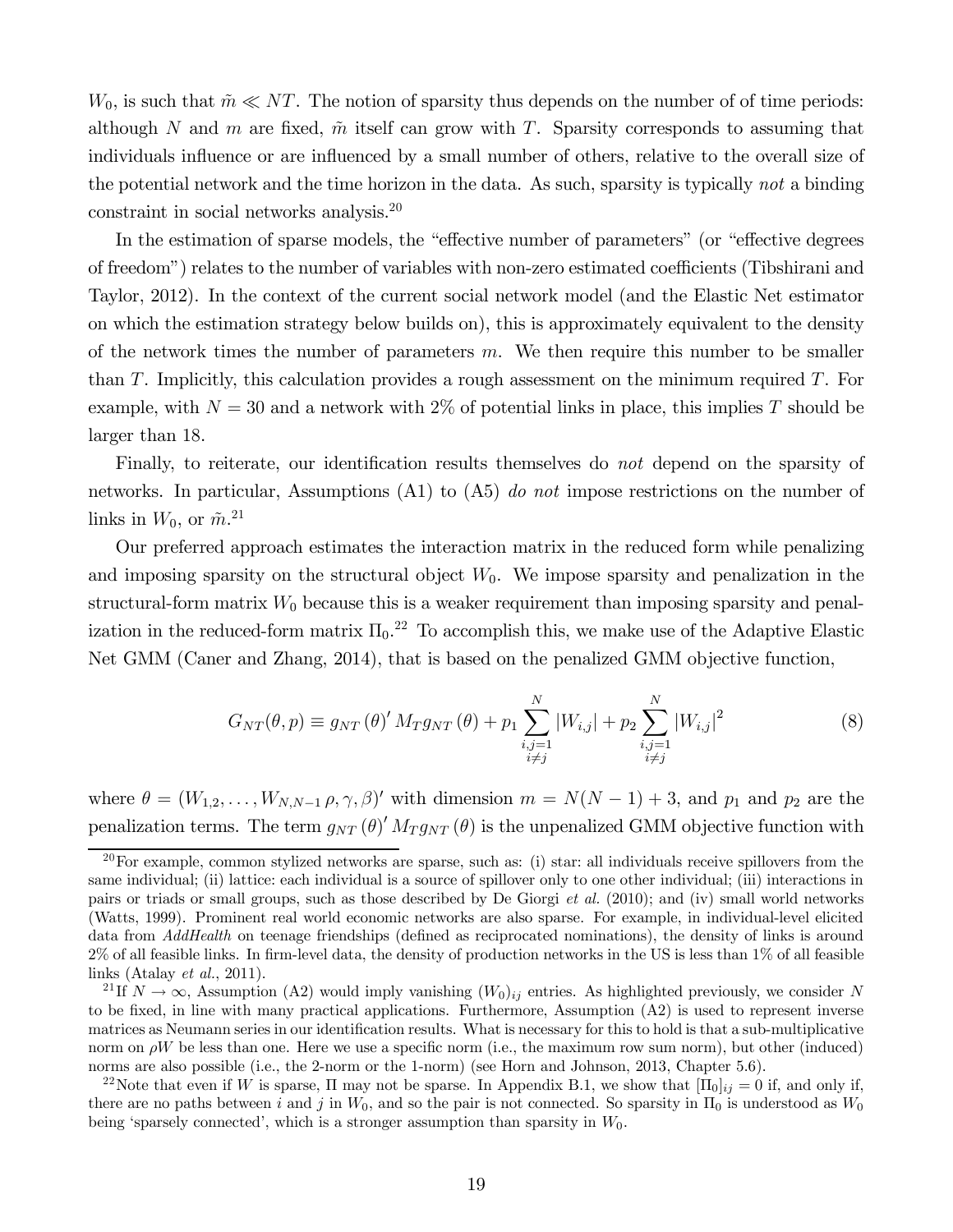$W_0$, is such that $\tilde{m} \ll NT$. The notion of sparsity thus depends on the number of of time periods: although $N$ and $m$ are fixed, $\tilde{m}$ itself can grow with $T$. Sparsity corresponds to assuming that individuals influence or are influenced by a small number of others, relative to the overall size of the potential network and the time horizon in the data. As such, sparsity is typically *not* a binding constraint in social networks analysis.[20]

In the estimation of sparse models, the "effective number of parameters" (or "effective degrees of freedom") relates to the number of variables with non-zero estimated coefficients (Tibshirani and Taylor, 2012). In the context of the current social network model (and the Elastic Net estimator on which the estimation strategy below builds on), this is approximately equivalent to the density of the network times the number of parameters $m$. We then require this number to be smaller than $T$. Implicitly, this calculation provides a rough assessment on the minimum required $T$. For example, with $N = 30$ and a network with 2% of potential links in place, this implies $T$ should be larger than 18.

Finally, to reiterate, our identification results themselves do *not* depend on the sparsity of networks. In particular, Assumptions (A1) to (A5) *do not* impose restrictions on the number of links in $W_0$, or $\tilde{m}$.[21]

Our preferred approach estimates the interaction matrix in the reduced form while penalizing and imposing sparsity on the structural object $W_0$. We impose sparsity and penalization in the structural-form matrix $W_0$ because this is a weaker requirement than imposing sparsity and penalization in the reduced-form matrix $\Pi_0$.[22] To accomplish this, we make use of the Adaptive Elastic Net GMM (Caner and Zhang, 2014), that is based on the penalized GMM objective function,

$$G_{NT}(\theta, p) \equiv g_{NT}(\theta)' M_T g_{NT}(\theta) + p_1 \sum_{\substack{i,j=1 \\ i \neq j}}^{N} |W_{i,j}| + p_2 \sum_{\substack{i,j=1 \\ i \neq j}}^{N} |W_{i,j}|^2 \tag{8}$$

where $\theta = (W_{1,2}, \ldots, W_{N,N-1}\, \rho, \gamma, \beta)'$ with dimension $m = N(N-1) + 3$, and $p_1$ and $p_2$ are the penalization terms. The term $g_{NT}(\theta)' M_T g_{NT}(\theta)$ is the unpenalized GMM objective function with

---

[20] For example, common stylized networks are sparse, such as: (i) star: all individuals receive spillovers from the same individual; (ii) lattice: each individual is a source of spillover only to one other individual; (iii) interactions in pairs or triads or small groups, such as those described by De Giorgi *et al.* (2010); and (iv) small world networks (Watts, 1999). Prominent real world economic networks are also sparse. For example, in individual-level elicited data from *AddHealth* on teenage friendships (defined as reciprocated nominations), the density of links is around 2% of all feasible links. In firm-level data, the density of production networks in the US is less than 1% of all feasible links (Atalay *et al.*, 2011).

[21] If $N \to \infty$, Assumption (A2) would imply vanishing $(W_0)_{ij}$ entries. As highlighted previously, we consider $N$ to be fixed, in line with many practical applications. Furthermore, Assumption (A2) is used to represent inverse matrices as Neumann series in our identification results. What is necessary for this to hold is that a sub-multiplicative norm on $\rho W$ be less than one. Here we use a specific norm (i.e., the maximum row sum norm), but other (induced) norms are also possible (i.e., the 2-norm or the 1-norm) (see Horn and Johnson, 2013, Chapter 5.6).

[22] Note that even if $W$ is sparse, $\Pi$ may not be sparse. In Appendix B.1, we show that $[\Pi_0]_{ij} = 0$ if, and only if, there are no paths between $i$ and $j$ in $W_0$, and so the pair is not connected. So sparsity in $\Pi_0$ is understood as $W_0$ being 'sparsely connected', which is a stronger assumption than sparsity in $W_0$.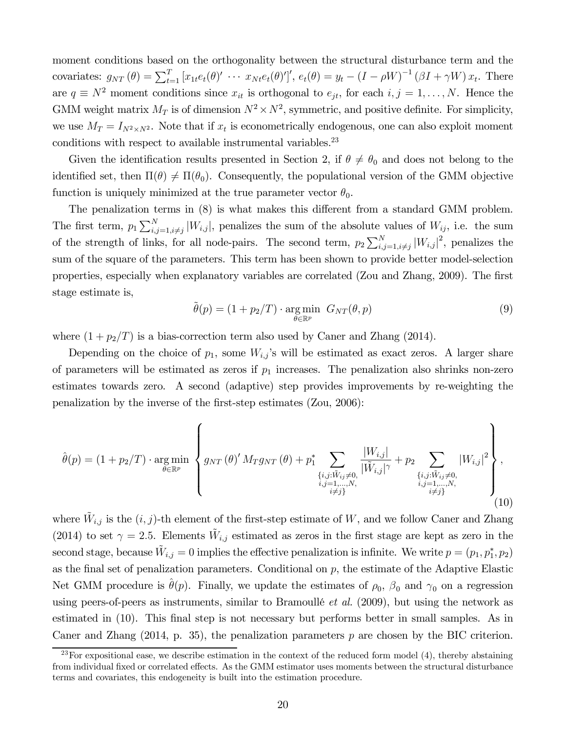moment conditions based on the orthogonality between the structural disturbance term and the covariates: $g_{NT}(\theta) = \sum_{t=1}^{T} \left[ x_{1t} e_t(\theta)' \ \cdots \ x_{Nt} e_t(\theta)' \right]'$, $e_t(\theta) = y_t - (I - \rho W)^{-1} (\beta I + \gamma W) x_t$. There are $q \equiv N^2$ moment conditions since $x_{it}$ is orthogonal to $e_{jt}$, for each $i, j = 1, \ldots, N$. Hence the GMM weight matrix $M_T$ is of dimension $N^2 \times N^2$, symmetric, and positive definite. For simplicity, we use $M_T = I_{N^2 \times N^2}$. Note that if $x_t$ is econometrically endogenous, one can also exploit moment conditions with respect to available instrumental variables.[23]

Given the identification results presented in Section 2, if $\theta \neq \theta_0$ and does not belong to the identified set, then $\Pi(\theta) \neq \Pi(\theta_0)$. Consequently, the populational version of the GMM objective function is uniquely minimized at the true parameter vector $\theta_0$.

The penalization terms in (8) is what makes this different from a standard GMM problem. The first term, $p_1 \sum_{i,j=1, i \neq j}^{N} |W_{i,j}|$, penalizes the sum of the absolute values of $W_{ij}$, i.e. the sum of the strength of links, for all node-pairs. The second term, $p_2 \sum_{i,j=1, i \neq j}^{N} |W_{i,j}|^2$, penalizes the sum of the square of the parameters. This term has been shown to provide better model-selection properties, especially when explanatory variables are correlated (Zou and Zhang, 2009). The first stage estimate is,

$$\tilde{\theta}(p) = (1 + p_2/T) \cdot \underset{\theta \in \mathbb{R}^p}{\arg\min} \ G_{NT}(\theta, p) \tag{9}$$

where $(1 + p_2/T)$ is a bias-correction term also used by Caner and Zhang (2014).

Depending on the choice of $p_1$, some $W_{i,j}$'s will be estimated as exact zeros. A larger share of parameters will be estimated as zeros if $p_1$ increases. The penalization also shrinks non-zero estimates towards zero. A second (adaptive) step provides improvements by re-weighting the penalization by the inverse of the first-step estimates (Zou, 2006):

$$\hat{\theta}(p) = (1 + p_2/T) \cdot \underset{\theta \in \mathbb{R}^p}{\arg\min} \left\{ g_{NT}(\theta)' M_T g_{NT}(\theta) + p_1^* \sum_{\substack{\{i,j: \tilde{W}_{ij} \neq 0, \\ i,j=1,\ldots,N, \\ i \neq j\}}} \frac{|W_{i,j}|}{|\tilde{W}_{i,j}|^\gamma} + p_2 \sum_{\substack{\{i,j: \tilde{W}_{ij} \neq 0, \\ i,j=1,\ldots,N, \\ i \neq j\}}} |W_{i,j}|^2 \right\}, \tag{10}$$

where $\tilde{W}_{i,j}$ is the $(i, j)$-th element of the first-step estimate of $W$, and we follow Caner and Zhang (2014) to set $\gamma = 2.5$. Elements $\tilde{W}_{i,j}$ estimated as zeros in the first stage are kept as zero in the second stage, because $\tilde{W}_{i,j} = 0$ implies the effective penalization is infinite. We write $p = (p_1, p_1^*, p_2)$ as the final set of penalization parameters. Conditional on $p$, the estimate of the Adaptive Elastic Net GMM procedure is $\hat{\theta}(p)$. Finally, we update the estimates of $\rho_0$, $\beta_0$ and $\gamma_0$ on a regression using peers-of-peers as instruments, similar to Bramoullé *et al.* (2009), but using the network as estimated in (10). This final step is not necessary but performs better in small samples. As in Caner and Zhang (2014, p. 35), the penalization parameters $p$ are chosen by the BIC criterion.

[23] For expositional ease, we describe estimation in the context of the reduced form model (4), thereby abstaining from individual fixed or correlated effects. As the GMM estimator uses moments between the structural disturbance terms and covariates, this endogeneity is built into the estimation procedure.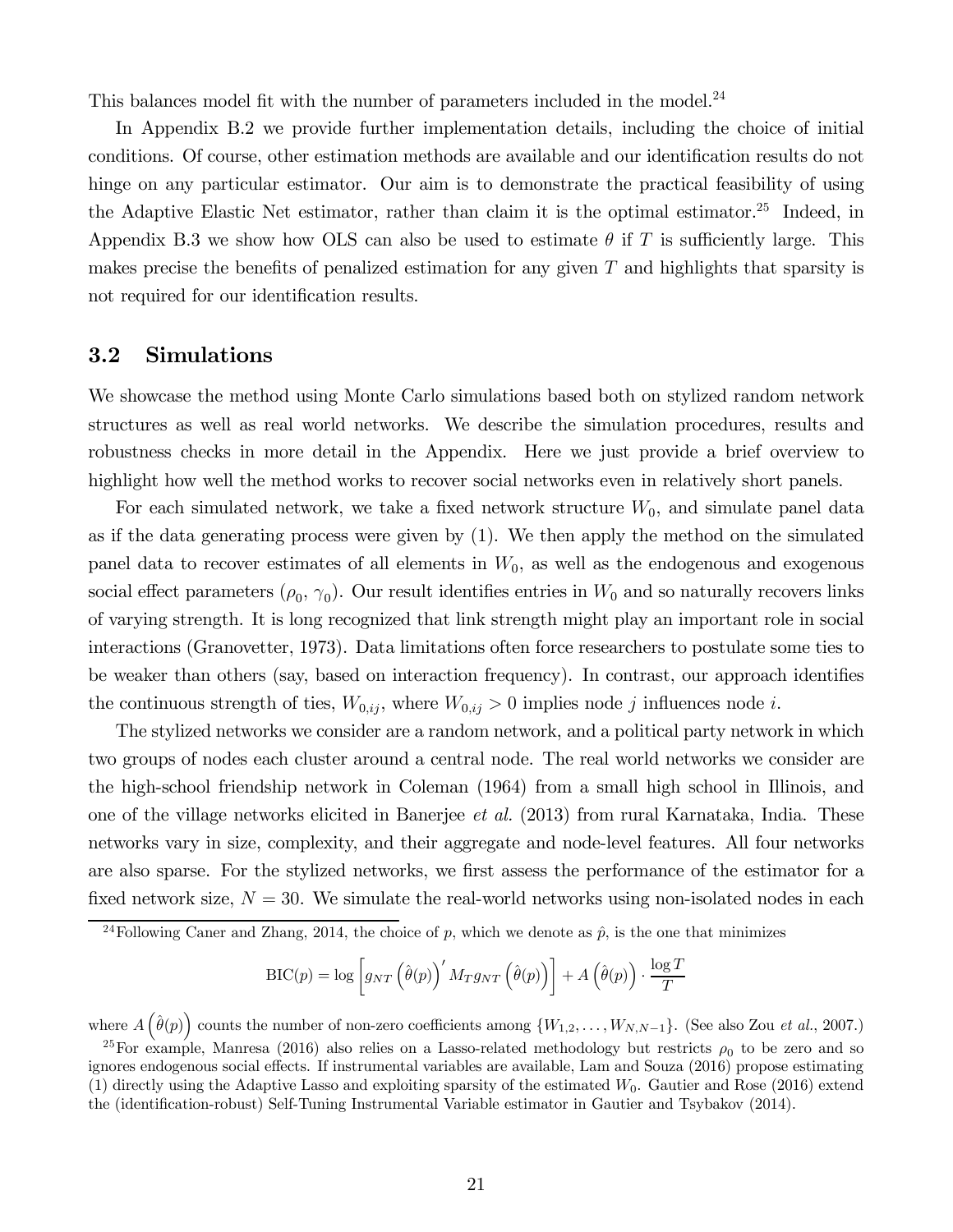This balances model fit with the number of parameters included in the model.[24]

In Appendix B.2 we provide further implementation details, including the choice of initial conditions. Of course, other estimation methods are available and our identification results do not hinge on any particular estimator. Our aim is to demonstrate the practical feasibility of using the Adaptive Elastic Net estimator, rather than claim it is the optimal estimator.[25] Indeed, in Appendix B.3 we show how OLS can also be used to estimate $\theta$ if $T$ is sufficiently large. This makes precise the benefits of penalized estimation for any given $T$ and highlights that sparsity is not required for our identification results.

## 3.2 Simulations

We showcase the method using Monte Carlo simulations based both on stylized random network structures as well as real world networks. We describe the simulation procedures, results and robustness checks in more detail in the Appendix. Here we just provide a brief overview to highlight how well the method works to recover social networks even in relatively short panels.

For each simulated network, we take a fixed network structure $W_0$, and simulate panel data as if the data generating process were given by (1). We then apply the method on the simulated panel data to recover estimates of all elements in $W_0$, as well as the endogenous and exogenous social effect parameters $(\rho_0, \gamma_0)$. Our result identifies entries in $W_0$ and so naturally recovers links of varying strength. It is long recognized that link strength might play an important role in social interactions (Granovetter, 1973). Data limitations often force researchers to postulate some ties to be weaker than others (say, based on interaction frequency). In contrast, our approach identifies the continuous strength of ties, $W_{0,ij}$, where $W_{0,ij} > 0$ implies node $j$ influences node $i$.

The stylized networks we consider are a random network, and a political party network in which two groups of nodes each cluster around a central node. The real world networks we consider are the high-school friendship network in Coleman (1964) from a small high school in Illinois, and one of the village networks elicited in Banerjee *et al.* (2013) from rural Karnataka, India. These networks vary in size, complexity, and their aggregate and node-level features. All four networks are also sparse. For the stylized networks, we first assess the performance of the estimator for a fixed network size, $N = 30$. We simulate the real-world networks using non-isolated nodes in each

---

[24] Following Caner and Zhang, 2014, the choice of $p$, which we denote as $\hat{p}$, is the one that minimizes

$$\text{BIC}(p) = \log\left[g_{NT}\left(\hat{\theta}(p)\right)' M_T g_{NT}\left(\hat{\theta}(p)\right)\right] + A\left(\hat{\theta}(p)\right) \cdot \frac{\log T}{T}$$

where $A\left(\hat{\theta}(p)\right)$ counts the number of non-zero coefficients among $\{W_{1,2}, \ldots, W_{N,N-1}\}$. (See also Zou *et al.*, 2007.)

[25] For example, Manresa (2016) also relies on a Lasso-related methodology but restricts $\rho_0$ to be zero and so ignores endogenous social effects. If instrumental variables are available, Lam and Souza (2016) propose estimating (1) directly using the Adaptive Lasso and exploiting sparsity of the estimated $W_0$. Gautier and Rose (2016) extend the (identification-robust) Self-Tuning Instrumental Variable estimator in Gautier and Tsybakov (2014).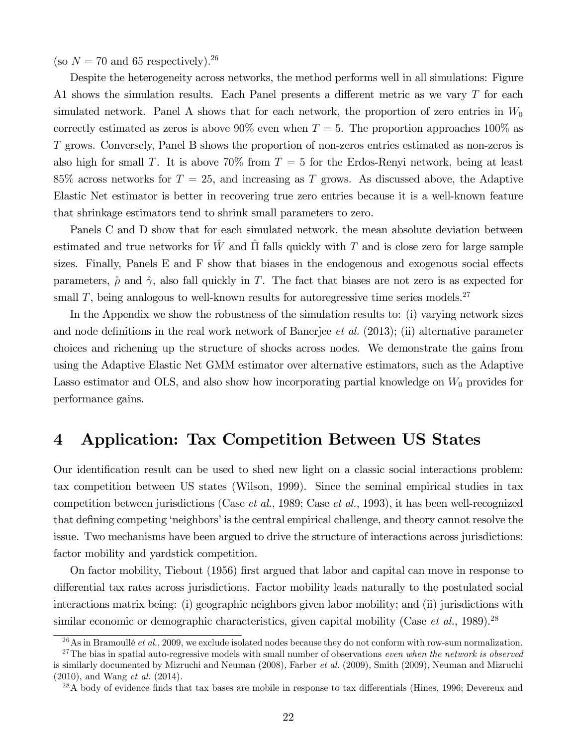(so $N = 70$ and 65 respectively).[26]

Despite the heterogeneity across networks, the method performs well in all simulations: Figure A1 shows the simulation results. Each Panel presents a different metric as we vary $T$ for each simulated network. Panel A shows that for each network, the proportion of zero entries in $W_0$ correctly estimated as zeros is above 90% even when $T = 5$. The proportion approaches 100% as $T$ grows. Conversely, Panel B shows the proportion of non-zeros entries estimated as non-zeros is also high for small $T$. It is above 70% from $T = 5$ for the Erdos-Renyi network, being at least 85% across networks for $T = 25$, and increasing as $T$ grows. As discussed above, the Adaptive Elastic Net estimator is better in recovering true zero entries because it is a well-known feature that shrinkage estimators tend to shrink small parameters to zero.

Panels C and D show that for each simulated network, the mean absolute deviation between estimated and true networks for $\hat{W}$ and $\hat{\Pi}$ falls quickly with $T$ and is close zero for large sample sizes. Finally, Panels E and F show that biases in the endogenous and exogenous social effects parameters, $\hat{\rho}$ and $\hat{\gamma}$, also fall quickly in $T$. The fact that biases are not zero is as expected for small $T$, being analogous to well-known results for autoregressive time series models.[27]

In the Appendix we show the robustness of the simulation results to: (i) varying network sizes and node definitions in the real work network of Banerjee *et al.* (2013); (ii) alternative parameter choices and richening up the structure of shocks across nodes. We demonstrate the gains from using the Adaptive Elastic Net GMM estimator over alternative estimators, such as the Adaptive Lasso estimator and OLS, and also show how incorporating partial knowledge on $W_0$ provides for performance gains.

# 4 Application: Tax Competition Between US States

Our identification result can be used to shed new light on a classic social interactions problem: tax competition between US states (Wilson, 1999). Since the seminal empirical studies in tax competition between jurisdictions (Case *et al.*, 1989; Case *et al.*, 1993), it has been well-recognized that defining competing 'neighbors' is the central empirical challenge, and theory cannot resolve the issue. Two mechanisms have been argued to drive the structure of interactions across jurisdictions: factor mobility and yardstick competition.

On factor mobility, Tiebout (1956) first argued that labor and capital can move in response to differential tax rates across jurisdictions. Factor mobility leads naturally to the postulated social interactions matrix being: (i) geographic neighbors given labor mobility; and (ii) jurisdictions with similar economic or demographic characteristics, given capital mobility (Case *et al.*, 1989).[28]

[26] As in Bramoullé *et al.*, 2009, we exclude isolated nodes because they do not conform with row-sum normalization.

[27] The bias in spatial auto-regressive models with small number of observations *even when the network is observed* is similarly documented by Mizruchi and Neuman (2008), Farber *et al.* (2009), Smith (2009), Neuman and Mizruchi (2010), and Wang *et al.* (2014).

[28] A body of evidence finds that tax bases are mobile in response to tax differentials (Hines, 1996; Devereux and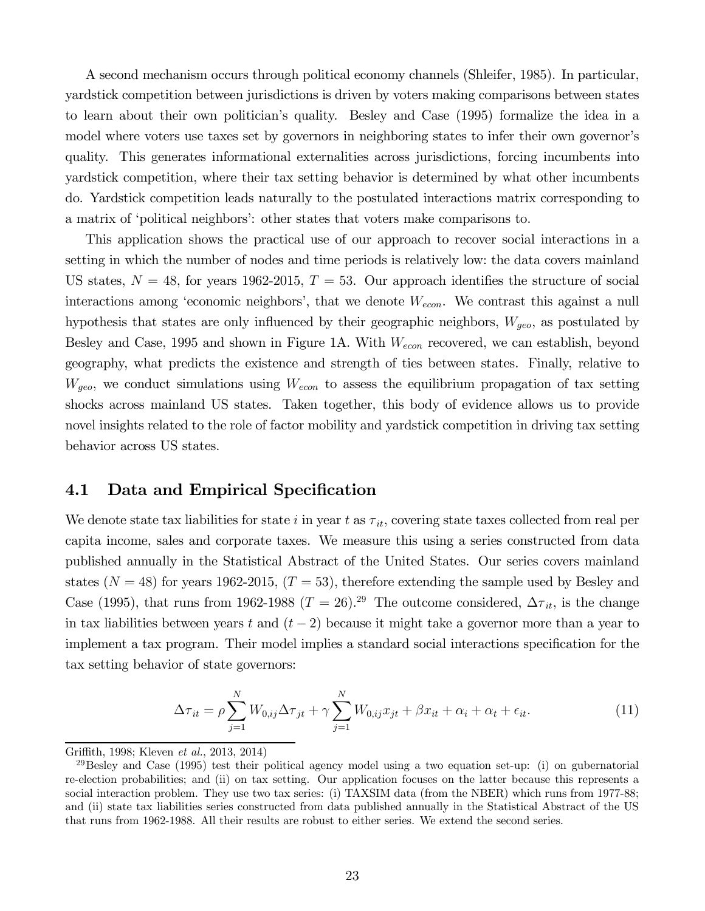A second mechanism occurs through political economy channels (Shleifer, 1985). In particular, yardstick competition between jurisdictions is driven by voters making comparisons between states to learn about their own politician's quality. Besley and Case (1995) formalize the idea in a model where voters use taxes set by governors in neighboring states to infer their own governor's quality. This generates informational externalities across jurisdictions, forcing incumbents into yardstick competition, where their tax setting behavior is determined by what other incumbents do. Yardstick competition leads naturally to the postulated interactions matrix corresponding to a matrix of 'political neighbors': other states that voters make comparisons to.

This application shows the practical use of our approach to recover social interactions in a setting in which the number of nodes and time periods is relatively low: the data covers mainland US states, $N = 48$, for years 1962-2015, $T = 53$. Our approach identifies the structure of social interactions among 'economic neighbors', that we denote $W_{econ}$. We contrast this against a null hypothesis that states are only influenced by their geographic neighbors, $W_{geo}$, as postulated by Besley and Case, 1995 and shown in Figure 1A. With $W_{econ}$ recovered, we can establish, beyond geography, what predicts the existence and strength of ties between states. Finally, relative to $W_{geo}$, we conduct simulations using $W_{econ}$ to assess the equilibrium propagation of tax setting shocks across mainland US states. Taken together, this body of evidence allows us to provide novel insights related to the role of factor mobility and yardstick competition in driving tax setting behavior across US states.

## 4.1 Data and Empirical Specification

We denote state tax liabilities for state $i$ in year $t$ as $\tau_{it}$, covering state taxes collected from real per capita income, sales and corporate taxes. We measure this using a series constructed from data published annually in the Statistical Abstract of the United States. Our series covers mainland states ($N = 48$) for years 1962-2015, ($T = 53$), therefore extending the sample used by Besley and Case (1995), that runs from 1962-1988 ($T = 26$).[29] The outcome considered, $\Delta\tau_{it}$, is the change in tax liabilities between years $t$ and $(t-2)$ because it might take a governor more than a year to implement a tax program. Their model implies a standard social interactions specification for the tax setting behavior of state governors:

$$\Delta\tau_{it} = \rho \sum_{j=1}^{N} W_{0,ij} \Delta\tau_{jt} + \gamma \sum_{j=1}^{N} W_{0,ij} x_{jt} + \beta x_{it} + \alpha_i + \alpha_t + \epsilon_{it}. \tag{11}$$

Griffith, 1998; Kleven *et al.*, 2013, 2014)

[29] Besley and Case (1995) test their political agency model using a two equation set-up: (i) on gubernatorial re-election probabilities; and (ii) on tax setting. Our application focuses on the latter because this represents a social interaction problem. They use two tax series: (i) TAXSIM data (from the NBER) which runs from 1977-88; and (ii) state tax liabilities series constructed from data published annually in the Statistical Abstract of the US that runs from 1962-1988. All their results are robust to either series. We extend the second series.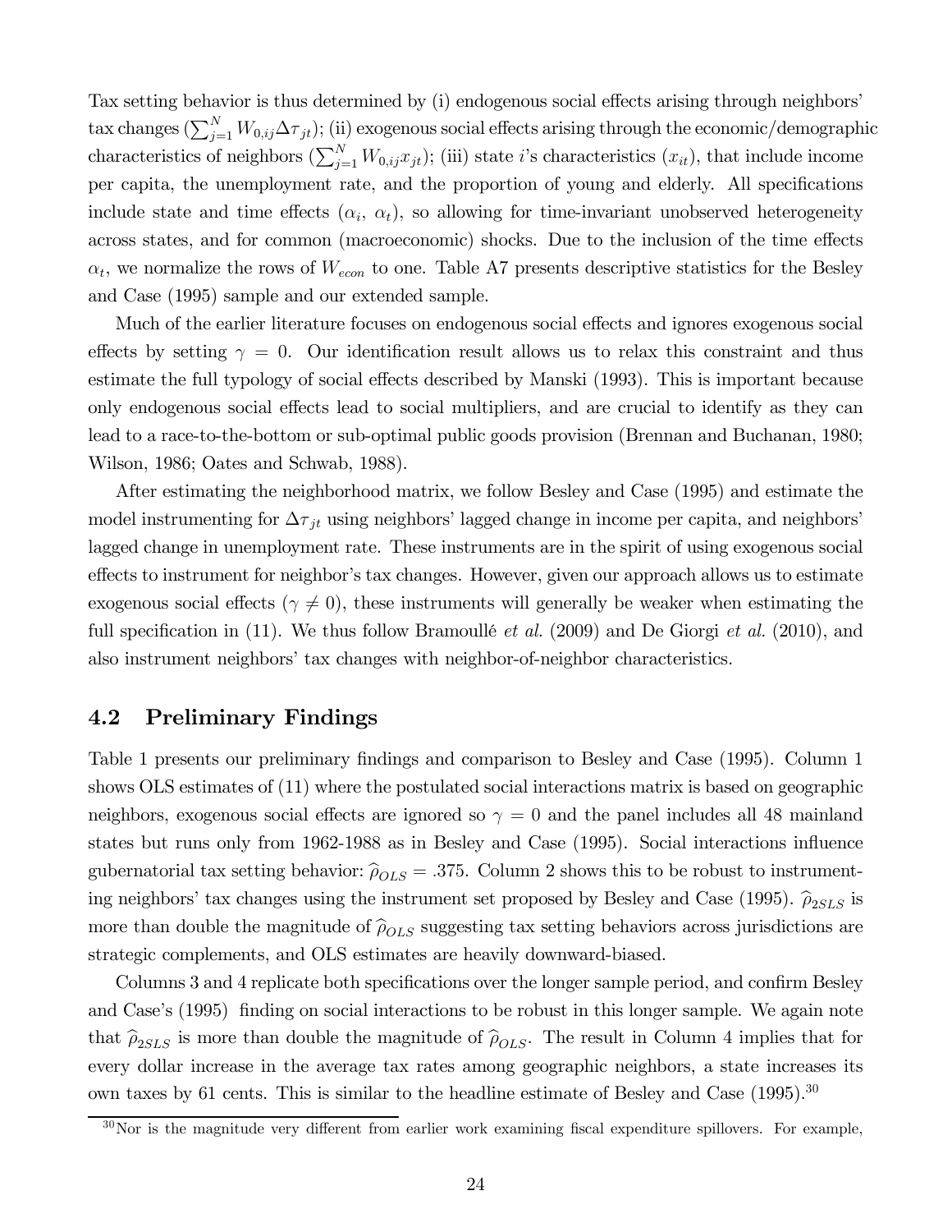Tax setting behavior is thus determined by (i) endogenous social effects arising through neighbors' tax changes ($\sum_{j=1}^{N} W_{0,ij}\Delta\tau_{jt}$); (ii) exogenous social effects arising through the economic/demographic characteristics of neighbors ($\sum_{j=1}^{N} W_{0,ij}x_{jt}$); (iii) state $i$'s characteristics ($x_{it}$), that include income per capita, the unemployment rate, and the proportion of young and elderly. All specifications include state and time effects ($\alpha_i$, $\alpha_t$), so allowing for time-invariant unobserved heterogeneity across states, and for common (macroeconomic) shocks. Due to the inclusion of the time effects $\alpha_t$, we normalize the rows of $W_{econ}$ to one. Table A7 presents descriptive statistics for the Besley and Case (1995) sample and our extended sample.

Much of the earlier literature focuses on endogenous social effects and ignores exogenous social effects by setting $\gamma = 0$. Our identification result allows us to relax this constraint and thus estimate the full typology of social effects described by Manski (1993). This is important because only endogenous social effects lead to social multipliers, and are crucial to identify as they can lead to a race-to-the-bottom or sub-optimal public goods provision (Brennan and Buchanan, 1980; Wilson, 1986; Oates and Schwab, 1988).

After estimating the neighborhood matrix, we follow Besley and Case (1995) and estimate the model instrumenting for $\Delta\tau_{jt}$ using neighbors' lagged change in income per capita, and neighbors' lagged change in unemployment rate. These instruments are in the spirit of using exogenous social effects to instrument for neighbor's tax changes. However, given our approach allows us to estimate exogenous social effects ($\gamma \neq 0$), these instruments will generally be weaker when estimating the full specification in (11). We thus follow Bramoullé *et al.* (2009) and De Giorgi *et al.* (2010), and also instrument neighbors' tax changes with neighbor-of-neighbor characteristics.

## 4.2 Preliminary Findings

Table 1 presents our preliminary findings and comparison to Besley and Case (1995). Column 1 shows OLS estimates of (11) where the postulated social interactions matrix is based on geographic neighbors, exogenous social effects are ignored so $\gamma = 0$ and the panel includes all 48 mainland states but runs only from 1962-1988 as in Besley and Case (1995). Social interactions influence gubernatorial tax setting behavior: $\widehat{\rho}_{OLS} = .375$. Column 2 shows this to be robust to instrumenting neighbors' tax changes using the instrument set proposed by Besley and Case (1995). $\widehat{\rho}_{2SLS}$ is more than double the magnitude of $\widehat{\rho}_{OLS}$ suggesting tax setting behaviors across jurisdictions are strategic complements, and OLS estimates are heavily downward-biased.

Columns 3 and 4 replicate both specifications over the longer sample period, and confirm Besley and Case's (1995) finding on social interactions to be robust in this longer sample. We again note that $\widehat{\rho}_{2SLS}$ is more than double the magnitude of $\widehat{\rho}_{OLS}$. The result in Column 4 implies that for every dollar increase in the average tax rates among geographic neighbors, a state increases its own taxes by 61 cents. This is similar to the headline estimate of Besley and Case (1995).[30]

[30] Nor is the magnitude very different from earlier work examining fiscal expenditure spillovers. For example,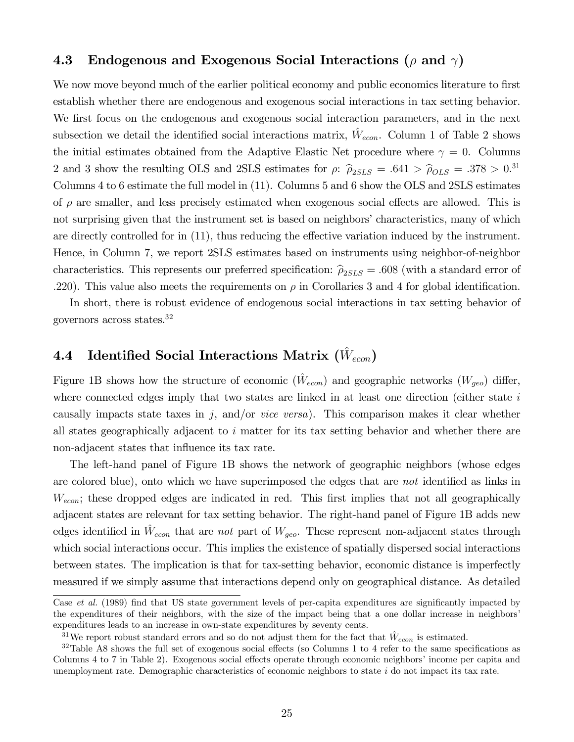## 4.3 Endogenous and Exogenous Social Interactions ($\rho$ and $\gamma$)

We now move beyond much of the earlier political economy and public economics literature to first establish whether there are endogenous and exogenous social interactions in tax setting behavior. We first focus on the endogenous and exogenous social interaction parameters, and in the next subsection we detail the identified social interactions matrix, $\hat{W}_{econ}$. Column 1 of Table 2 shows the initial estimates obtained from the Adaptive Elastic Net procedure where $\gamma = 0$. Columns 2 and 3 show the resulting OLS and 2SLS estimates for $\rho$: $\widehat{\rho}_{2SLS} = .641 > \widehat{\rho}_{OLS} = .378 > 0$.[31] Columns 4 to 6 estimate the full model in (11). Columns 5 and 6 show the OLS and 2SLS estimates of $\rho$ are smaller, and less precisely estimated when exogenous social effects are allowed. This is not surprising given that the instrument set is based on neighbors' characteristics, many of which are directly controlled for in (11), thus reducing the effective variation induced by the instrument. Hence, in Column 7, we report 2SLS estimates based on instruments using neighbor-of-neighbor characteristics. This represents our preferred specification: $\widehat{\rho}_{2SLS} = .608$ (with a standard error of .220). This value also meets the requirements on $\rho$ in Corollaries 3 and 4 for global identification.

In short, there is robust evidence of endogenous social interactions in tax setting behavior of governors across states.[32]

## 4.4 Identified Social Interactions Matrix ($\hat{W}_{econ}$)

Figure 1B shows how the structure of economic ($\hat{W}_{econ}$) and geographic networks ($W_{geo}$) differ, where connected edges imply that two states are linked in at least one direction (either state $i$ causally impacts state taxes in $j$, and/or *vice versa*). This comparison makes it clear whether all states geographically adjacent to $i$ matter for its tax setting behavior and whether there are non-adjacent states that influence its tax rate.

The left-hand panel of Figure 1B shows the network of geographic neighbors (whose edges are colored blue), onto which we have superimposed the edges that are *not* identified as links in $W_{econ}$; these dropped edges are indicated in red. This first implies that not all geographically adjacent states are relevant for tax setting behavior. The right-hand panel of Figure 1B adds new edges identified in $\hat{W}_{econ}$ that are *not* part of $W_{geo}$. These represent non-adjacent states through which social interactions occur. This implies the existence of spatially dispersed social interactions between states. The implication is that for tax-setting behavior, economic distance is imperfectly measured if we simply assume that interactions depend only on geographical distance. As detailed

Case *et al.* (1989) find that US state government levels of per-capita expenditures are significantly impacted by the expenditures of their neighbors, with the size of the impact being that a one dollar increase in neighbors' expenditures leads to an increase in own-state expenditures by seventy cents.

[31] We report robust standard errors and so do not adjust them for the fact that $\hat{W}_{econ}$ is estimated.

[32] Table A8 shows the full set of exogenous social effects (so Columns 1 to 4 refer to the same specifications as Columns 4 to 7 in Table 2). Exogenous social effects operate through economic neighbors' income per capita and unemployment rate. Demographic characteristics of economic neighbors to state $i$ do not impact its tax rate.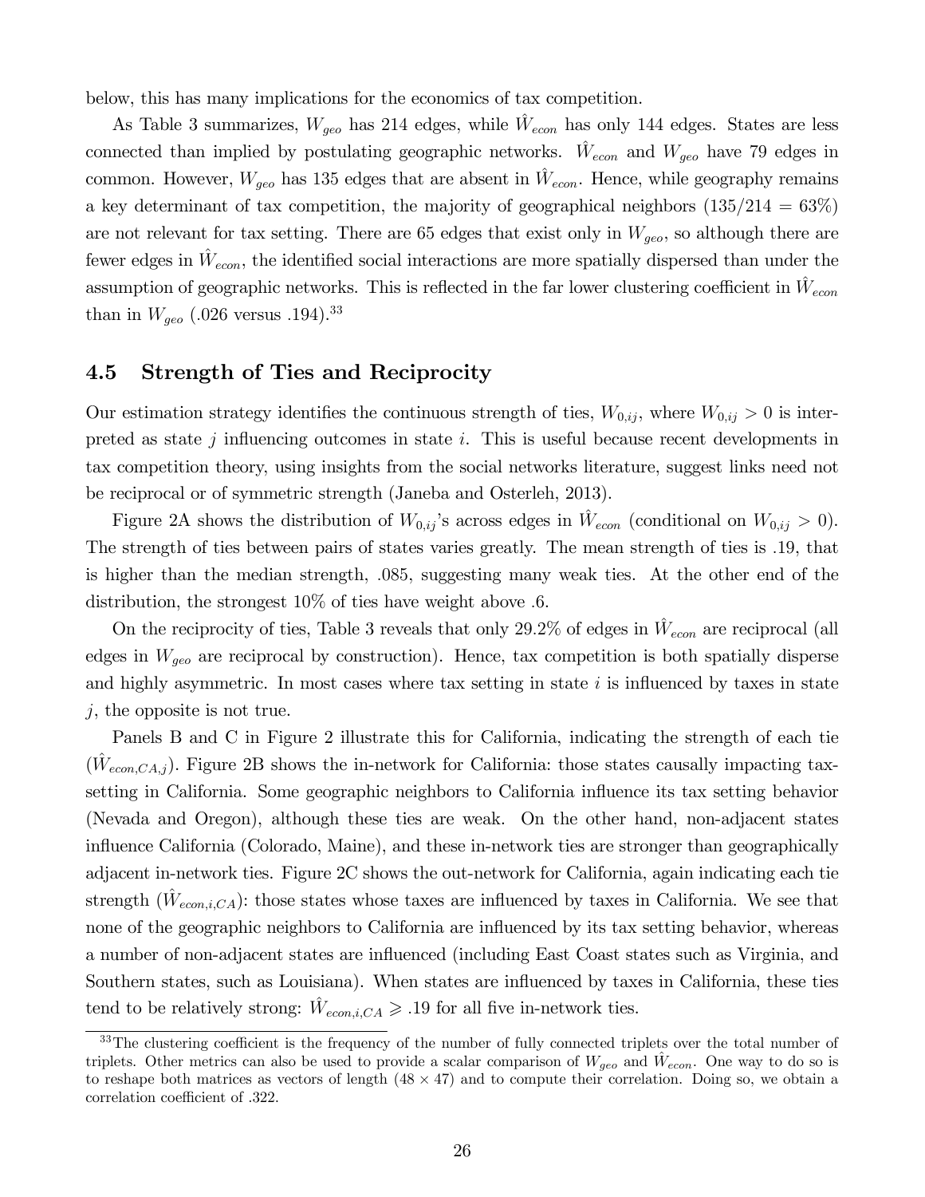below, this has many implications for the economics of tax competition.

As Table 3 summarizes, $W_{geo}$ has 214 edges, while $\hat{W}_{econ}$ has only 144 edges. States are less connected than implied by postulating geographic networks. $\hat{W}_{econ}$ and $W_{geo}$ have 79 edges in common. However, $W_{geo}$ has 135 edges that are absent in $\hat{W}_{econ}$. Hence, while geography remains a key determinant of tax competition, the majority of geographical neighbors ($135/214 = 63\%$) are not relevant for tax setting. There are 65 edges that exist only in $W_{geo}$, so although there are fewer edges in $\hat{W}_{econ}$, the identified social interactions are more spatially dispersed than under the assumption of geographic networks. This is reflected in the far lower clustering coefficient in $\hat{W}_{econ}$ than in $W_{geo}$ (.026 versus .194).[33]

## 4.5 Strength of Ties and Reciprocity

Our estimation strategy identifies the continuous strength of ties, $W_{0,ij}$, where $W_{0,ij} > 0$ is interpreted as state $j$ influencing outcomes in state $i$. This is useful because recent developments in tax competition theory, using insights from the social networks literature, suggest links need not be reciprocal or of symmetric strength (Janeba and Osterleh, 2013).

Figure 2A shows the distribution of $W_{0,ij}$'s across edges in $\hat{W}_{econ}$ (conditional on $W_{0,ij} > 0$). The strength of ties between pairs of states varies greatly. The mean strength of ties is .19, that is higher than the median strength, .085, suggesting many weak ties. At the other end of the distribution, the strongest 10% of ties have weight above .6.

On the reciprocity of ties, Table 3 reveals that only 29.2% of edges in $\hat{W}_{econ}$ are reciprocal (all edges in $W_{geo}$ are reciprocal by construction). Hence, tax competition is both spatially disperse and highly asymmetric. In most cases where tax setting in state $i$ is influenced by taxes in state $j$, the opposite is not true.

Panels B and C in Figure 2 illustrate this for California, indicating the strength of each tie ($\hat{W}_{econ,CA,j}$). Figure 2B shows the in-network for California: those states causally impacting tax-setting in California. Some geographic neighbors to California influence its tax setting behavior (Nevada and Oregon), although these ties are weak. On the other hand, non-adjacent states influence California (Colorado, Maine), and these in-network ties are stronger than geographically adjacent in-network ties. Figure 2C shows the out-network for California, again indicating each tie strength ($\hat{W}_{econ,i,CA}$): those states whose taxes are influenced by taxes in California. We see that none of the geographic neighbors to California are influenced by its tax setting behavior, whereas a number of non-adjacent states are influenced (including East Coast states such as Virginia, and Southern states, such as Louisiana). When states are influenced by taxes in California, these ties tend to be relatively strong: $\hat{W}_{econ,i,CA} \geqslant .19$ for all five in-network ties.

[33] The clustering coefficient is the frequency of the number of fully connected triplets over the total number of triplets. Other metrics can also be used to provide a scalar comparison of $W_{geo}$ and $\hat{W}_{econ}$. One way to do so is to reshape both matrices as vectors of length ($48 \times 47$) and to compute their correlation. Doing so, we obtain a correlation coefficient of .322.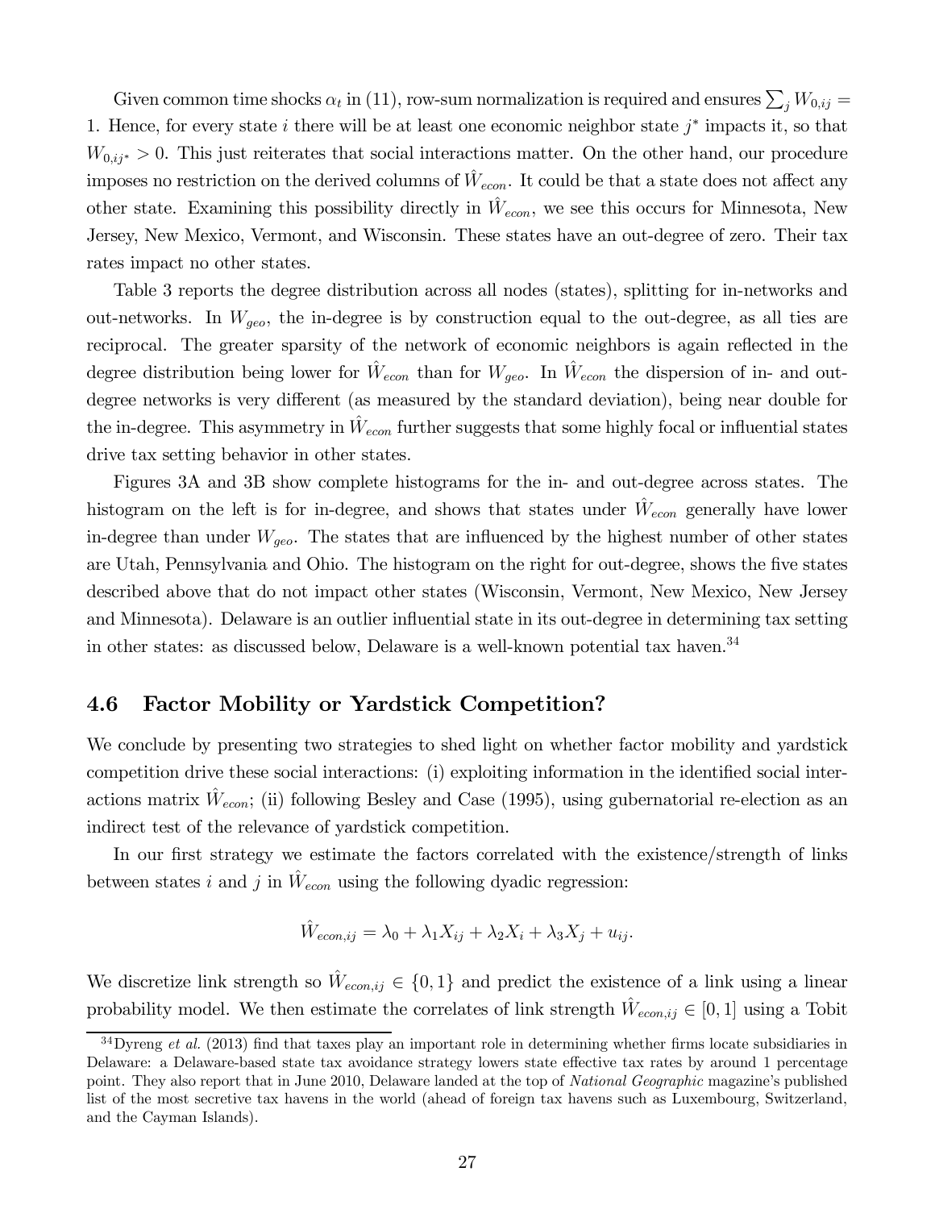Given common time shocks $\alpha_t$ in (11), row-sum normalization is required and ensures $\sum_j W_{0,ij} = 1$. Hence, for every state $i$ there will be at least one economic neighbor state $j^*$ impacts it, so that $W_{0,ij^*} > 0$. This just reiterates that social interactions matter. On the other hand, our procedure imposes no restriction on the derived columns of $\hat{W}_{econ}$. It could be that a state does not affect any other state. Examining this possibility directly in $\hat{W}_{econ}$, we see this occurs for Minnesota, New Jersey, New Mexico, Vermont, and Wisconsin. These states have an out-degree of zero. Their tax rates impact no other states.

Table 3 reports the degree distribution across all nodes (states), splitting for in-networks and out-networks. In $W_{geo}$, the in-degree is by construction equal to the out-degree, as all ties are reciprocal. The greater sparsity of the network of economic neighbors is again reflected in the degree distribution being lower for $\hat{W}_{econ}$ than for $W_{geo}$. In $\hat{W}_{econ}$ the dispersion of in- and out-degree networks is very different (as measured by the standard deviation), being near double for the in-degree. This asymmetry in $\hat{W}_{econ}$ further suggests that some highly focal or influential states drive tax setting behavior in other states.

Figures 3A and 3B show complete histograms for the in- and out-degree across states. The histogram on the left is for in-degree, and shows that states under $\hat{W}_{econ}$ generally have lower in-degree than under $W_{geo}$. The states that are influenced by the highest number of other states are Utah, Pennsylvania and Ohio. The histogram on the right for out-degree, shows the five states described above that do not impact other states (Wisconsin, Vermont, New Mexico, New Jersey and Minnesota). Delaware is an outlier influential state in its out-degree in determining tax setting in other states: as discussed below, Delaware is a well-known potential tax haven.[34]

### 4.6 Factor Mobility or Yardstick Competition?

We conclude by presenting two strategies to shed light on whether factor mobility and yardstick competition drive these social interactions: (i) exploiting information in the identified social interactions matrix $\hat{W}_{econ}$; (ii) following Besley and Case (1995), using gubernatorial re-election as an indirect test of the relevance of yardstick competition.

In our first strategy we estimate the factors correlated with the existence/strength of links between states $i$ and $j$ in $\hat{W}_{econ}$ using the following dyadic regression:

$$\hat{W}_{econ,ij} = \lambda_0 + \lambda_1 X_{ij} + \lambda_2 X_i + \lambda_3 X_j + u_{ij}.$$

We discretize link strength so $\hat{W}_{econ,ij} \in \{0, 1\}$ and predict the existence of a link using a linear probability model. We then estimate the correlates of link strength $\hat{W}_{econ,ij} \in [0, 1]$ using a Tobit

[34] Dyreng *et al.* (2013) find that taxes play an important role in determining whether firms locate subsidiaries in Delaware: a Delaware-based state tax avoidance strategy lowers state effective tax rates by around 1 percentage point. They also report that in June 2010, Delaware landed at the top of *National Geographic* magazine's published list of the most secretive tax havens in the world (ahead of foreign tax havens such as Luxembourg, Switzerland, and the Cayman Islands).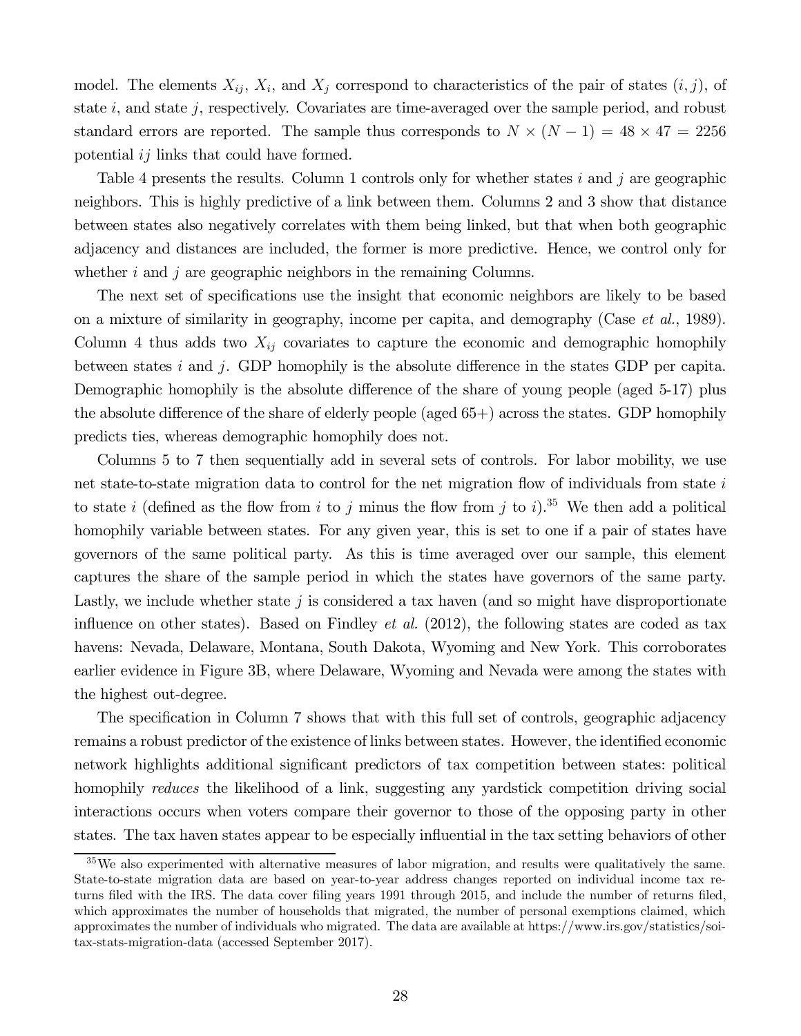model. The elements $X_{ij}$, $X_i$, and $X_j$ correspond to characteristics of the pair of states $(i, j)$, of state $i$, and state $j$, respectively. Covariates are time-averaged over the sample period, and robust standard errors are reported. The sample thus corresponds to $N \times (N-1) = 48 \times 47 = 2256$ potential $ij$ links that could have formed.

Table 4 presents the results. Column 1 controls only for whether states $i$ and $j$ are geographic neighbors. This is highly predictive of a link between them. Columns 2 and 3 show that distance between states also negatively correlates with them being linked, but that when both geographic adjacency and distances are included, the former is more predictive. Hence, we control only for whether $i$ and $j$ are geographic neighbors in the remaining Columns.

The next set of specifications use the insight that economic neighbors are likely to be based on a mixture of similarity in geography, income per capita, and demography (Case *et al.*, 1989). Column 4 thus adds two $X_{ij}$ covariates to capture the economic and demographic homophily between states $i$ and $j$. GDP homophily is the absolute difference in the states GDP per capita. Demographic homophily is the absolute difference of the share of young people (aged 5-17) plus the absolute difference of the share of elderly people (aged 65+) across the states. GDP homophily predicts ties, whereas demographic homophily does not.

Columns 5 to 7 then sequentially add in several sets of controls. For labor mobility, we use net state-to-state migration data to control for the net migration flow of individuals from state $i$ to state $i$ (defined as the flow from $i$ to $j$ minus the flow from $j$ to $i$).[35] We then add a political homophily variable between states. For any given year, this is set to one if a pair of states have governors of the same political party. As this is time averaged over our sample, this element captures the share of the sample period in which the states have governors of the same party. Lastly, we include whether state $j$ is considered a tax haven (and so might have disproportionate influence on other states). Based on Findley *et al.* (2012), the following states are coded as tax havens: Nevada, Delaware, Montana, South Dakota, Wyoming and New York. This corroborates earlier evidence in Figure 3B, where Delaware, Wyoming and Nevada were among the states with the highest out-degree.

The specification in Column 7 shows that with this full set of controls, geographic adjacency remains a robust predictor of the existence of links between states. However, the identified economic network highlights additional significant predictors of tax competition between states: political homophily *reduces* the likelihood of a link, suggesting any yardstick competition driving social interactions occurs when voters compare their governor to those of the opposing party in other states. The tax haven states appear to be especially influential in the tax setting behaviors of other

[35] We also experimented with alternative measures of labor migration, and results were qualitatively the same. State-to-state migration data are based on year-to-year address changes reported on individual income tax returns filed with the IRS. The data cover filing years 1991 through 2015, and include the number of returns filed, which approximates the number of households that migrated, the number of personal exemptions claimed, which approximates the number of individuals who migrated. The data are available at https://www.irs.gov/statistics/soi-tax-stats-migration-data (accessed September 2017).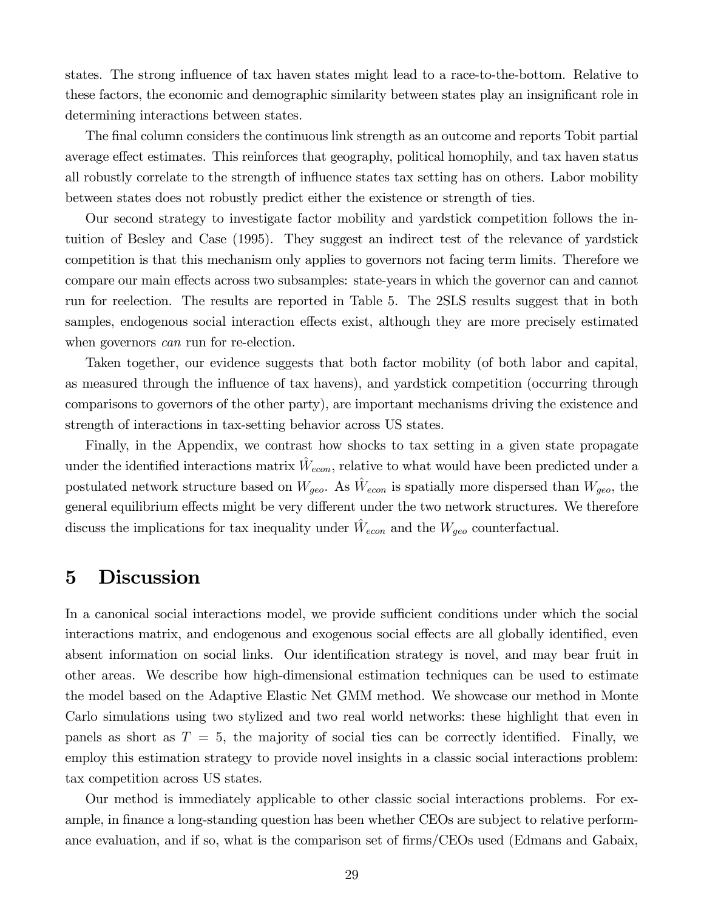states. The strong influence of tax haven states might lead to a race-to-the-bottom. Relative to these factors, the economic and demographic similarity between states play an insignificant role in determining interactions between states.

The final column considers the continuous link strength as an outcome and reports Tobit partial average effect estimates. This reinforces that geography, political homophily, and tax haven status all robustly correlate to the strength of influence states tax setting has on others. Labor mobility between states does not robustly predict either the existence or strength of ties.

Our second strategy to investigate factor mobility and yardstick competition follows the intuition of Besley and Case (1995). They suggest an indirect test of the relevance of yardstick competition is that this mechanism only applies to governors not facing term limits. Therefore we compare our main effects across two subsamples: state-years in which the governor can and cannot run for reelection. The results are reported in Table 5. The 2SLS results suggest that in both samples, endogenous social interaction effects exist, although they are more precisely estimated when governors *can* run for re-election.

Taken together, our evidence suggests that both factor mobility (of both labor and capital, as measured through the influence of tax havens), and yardstick competition (occurring through comparisons to governors of the other party), are important mechanisms driving the existence and strength of interactions in tax-setting behavior across US states.

Finally, in the Appendix, we contrast how shocks to tax setting in a given state propagate under the identified interactions matrix $\hat{W}_{econ}$, relative to what would have been predicted under a postulated network structure based on $W_{geo}$. As $\hat{W}_{econ}$ is spatially more dispersed than $W_{geo}$, the general equilibrium effects might be very different under the two network structures. We therefore discuss the implications for tax inequality under $\hat{W}_{econ}$ and the $W_{geo}$ counterfactual.

# 5 Discussion

In a canonical social interactions model, we provide sufficient conditions under which the social interactions matrix, and endogenous and exogenous social effects are all globally identified, even absent information on social links. Our identification strategy is novel, and may bear fruit in other areas. We describe how high-dimensional estimation techniques can be used to estimate the model based on the Adaptive Elastic Net GMM method. We showcase our method in Monte Carlo simulations using two stylized and two real world networks: these highlight that even in panels as short as $T = 5$, the majority of social ties can be correctly identified. Finally, we employ this estimation strategy to provide novel insights in a classic social interactions problem: tax competition across US states.

Our method is immediately applicable to other classic social interactions problems. For example, in finance a long-standing question has been whether CEOs are subject to relative performance evaluation, and if so, what is the comparison set of firms/CEOs used (Edmans and Gabaix,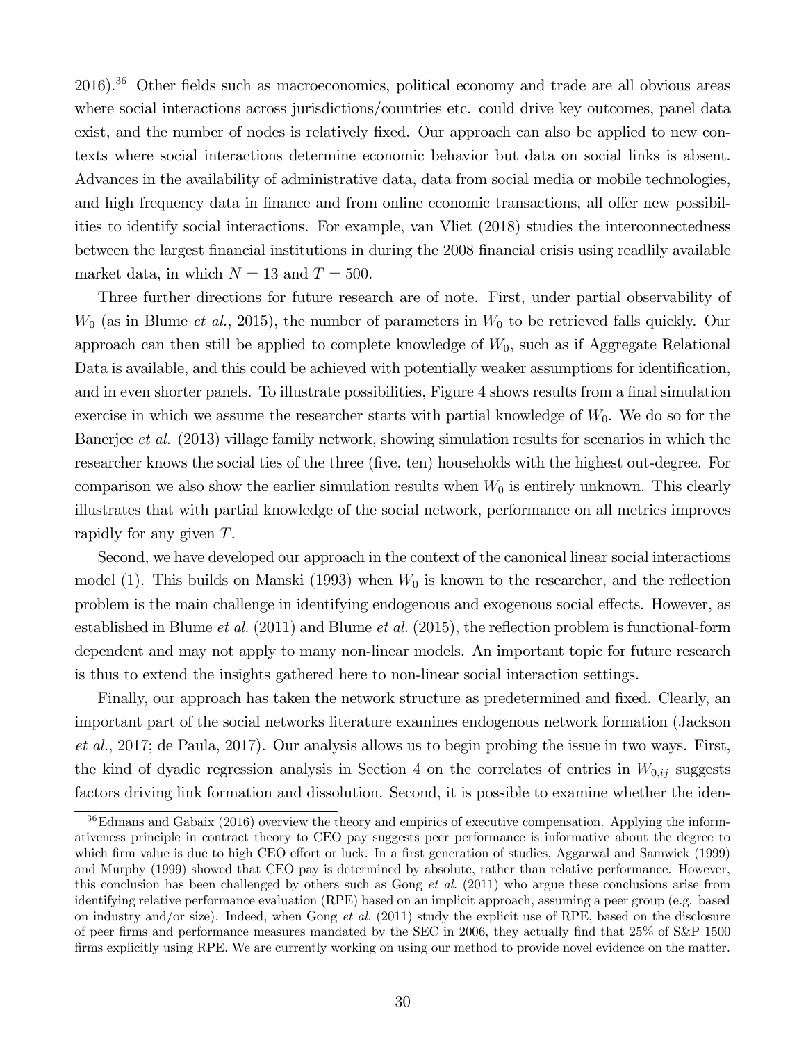2016).[36] Other fields such as macroeconomics, political economy and trade are all obvious areas where social interactions across jurisdictions/countries etc. could drive key outcomes, panel data exist, and the number of nodes is relatively fixed. Our approach can also be applied to new contexts where social interactions determine economic behavior but data on social links is absent. Advances in the availability of administrative data, data from social media or mobile technologies, and high frequency data in finance and from online economic transactions, all offer new possibilities to identify social interactions. For example, van Vliet (2018) studies the interconnectedness between the largest financial institutions in during the 2008 financial crisis using readlily available market data, in which $N = 13$ and $T = 500$.

Three further directions for future research are of note. First, under partial observability of $W_0$ (as in Blume *et al.*, 2015), the number of parameters in $W_0$ to be retrieved falls quickly. Our approach can then still be applied to complete knowledge of $W_0$, such as if Aggregate Relational Data is available, and this could be achieved with potentially weaker assumptions for identification, and in even shorter panels. To illustrate possibilities, Figure 4 shows results from a final simulation exercise in which we assume the researcher starts with partial knowledge of $W_0$. We do so for the Banerjee *et al.* (2013) village family network, showing simulation results for scenarios in which the researcher knows the social ties of the three (five, ten) households with the highest out-degree. For comparison we also show the earlier simulation results when $W_0$ is entirely unknown. This clearly illustrates that with partial knowledge of the social network, performance on all metrics improves rapidly for any given $T$.

Second, we have developed our approach in the context of the canonical linear social interactions model (1). This builds on Manski (1993) when $W_0$ is known to the researcher, and the reflection problem is the main challenge in identifying endogenous and exogenous social effects. However, as established in Blume *et al.* (2011) and Blume *et al.* (2015), the reflection problem is functional-form dependent and may not apply to many non-linear models. An important topic for future research is thus to extend the insights gathered here to non-linear social interaction settings.

Finally, our approach has taken the network structure as predetermined and fixed. Clearly, an important part of the social networks literature examines endogenous network formation (Jackson *et al.*, 2017; de Paula, 2017). Our analysis allows us to begin probing the issue in two ways. First, the kind of dyadic regression analysis in Section 4 on the correlates of entries in $W_{0,ij}$ suggests factors driving link formation and dissolution. Second, it is possible to examine whether the iden-

[36] Edmans and Gabaix (2016) overview the theory and empirics of executive compensation. Applying the informativeness principle in contract theory to CEO pay suggests peer performance is informative about the degree to which firm value is due to high CEO effort or luck. In a first generation of studies, Aggarwal and Samwick (1999) and Murphy (1999) showed that CEO pay is determined by absolute, rather than relative performance. However, this conclusion has been challenged by others such as Gong *et al.* (2011) who argue these conclusions arise from identifying relative performance evaluation (RPE) based on an implicit approach, assuming a peer group (e.g. based on industry and/or size). Indeed, when Gong *et al.* (2011) study the explicit use of RPE, based on the disclosure of peer firms and performance measures mandated by the SEC in 2006, they actually find that 25% of S&P 1500 firms explicitly using RPE. We are currently working on using our method to provide novel evidence on the matter.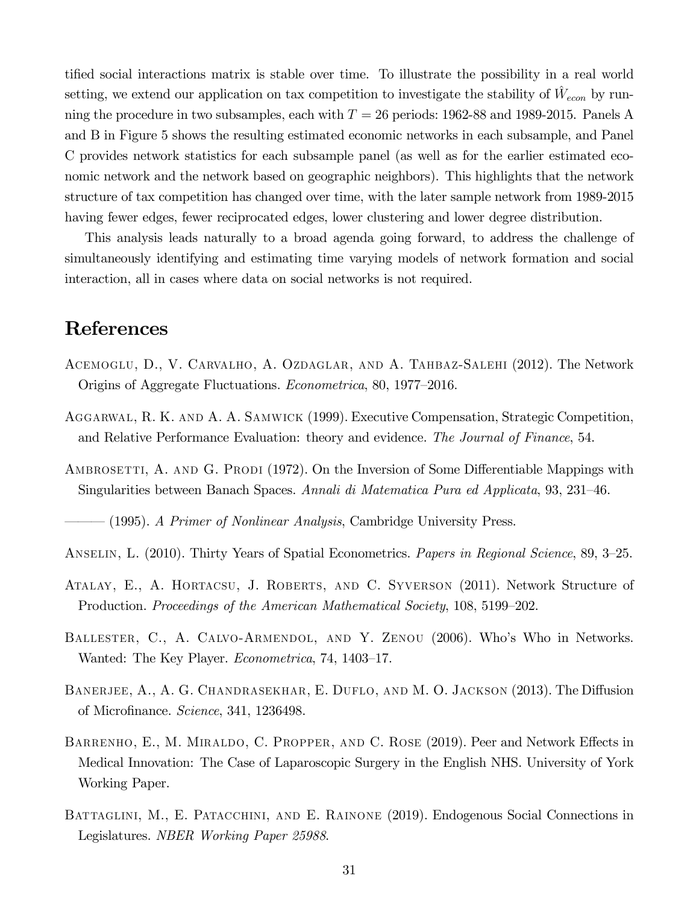tified social interactions matrix is stable over time. To illustrate the possibility in a real world setting, we extend our application on tax competition to investigate the stability of $\hat{W}_{econ}$ by running the procedure in two subsamples, each with $T = 26$ periods: 1962-88 and 1989-2015. Panels A and B in Figure 5 shows the resulting estimated economic networks in each subsample, and Panel C provides network statistics for each subsample panel (as well as for the earlier estimated economic network and the network based on geographic neighbors). This highlights that the network structure of tax competition has changed over time, with the later sample network from 1989-2015 having fewer edges, fewer reciprocated edges, lower clustering and lower degree distribution.

This analysis leads naturally to a broad agenda going forward, to address the challenge of simultaneously identifying and estimating time varying models of network formation and social interaction, all in cases where data on social networks is not required.

# References

Acemoglu, D., V. Carvalho, A. Ozdaglar, and A. Tahbaz-Salehi (2012). The Network Origins of Aggregate Fluctuations. *Econometrica*, 80, 1977–2016.

Aggarwal, R. K. and A. A. Samwick (1999). Executive Compensation, Strategic Competition, and Relative Performance Evaluation: theory and evidence. *The Journal of Finance*, 54.

Ambrosetti, A. and G. Prodi (1972). On the Inversion of Some Differentiable Mappings with Singularities between Banach Spaces. *Annali di Matematica Pura ed Applicata*, 93, 231–46.

——— (1995). *A Primer of Nonlinear Analysis*, Cambridge University Press.

Anselin, L. (2010). Thirty Years of Spatial Econometrics. *Papers in Regional Science*, 89, 3–25.

Atalay, E., A. Hortacsu, J. Roberts, and C. Syverson (2011). Network Structure of Production. *Proceedings of the American Mathematical Society*, 108, 5199–202.

Ballester, C., A. Calvo-Armendol, and Y. Zenou (2006). Who's Who in Networks. Wanted: The Key Player. *Econometrica*, 74, 1403–17.

Banerjee, A., A. G. Chandrasekhar, E. Duflo, and M. O. Jackson (2013). The Diffusion of Microfinance. *Science*, 341, 1236498.

Barrenho, E., M. Miraldo, C. Propper, and C. Rose (2019). Peer and Network Effects in Medical Innovation: The Case of Laparoscopic Surgery in the English NHS. University of York Working Paper.

Battaglini, M., E. Patacchini, and E. Rainone (2019). Endogenous Social Connections in Legislatures. *NBER Working Paper 25988*.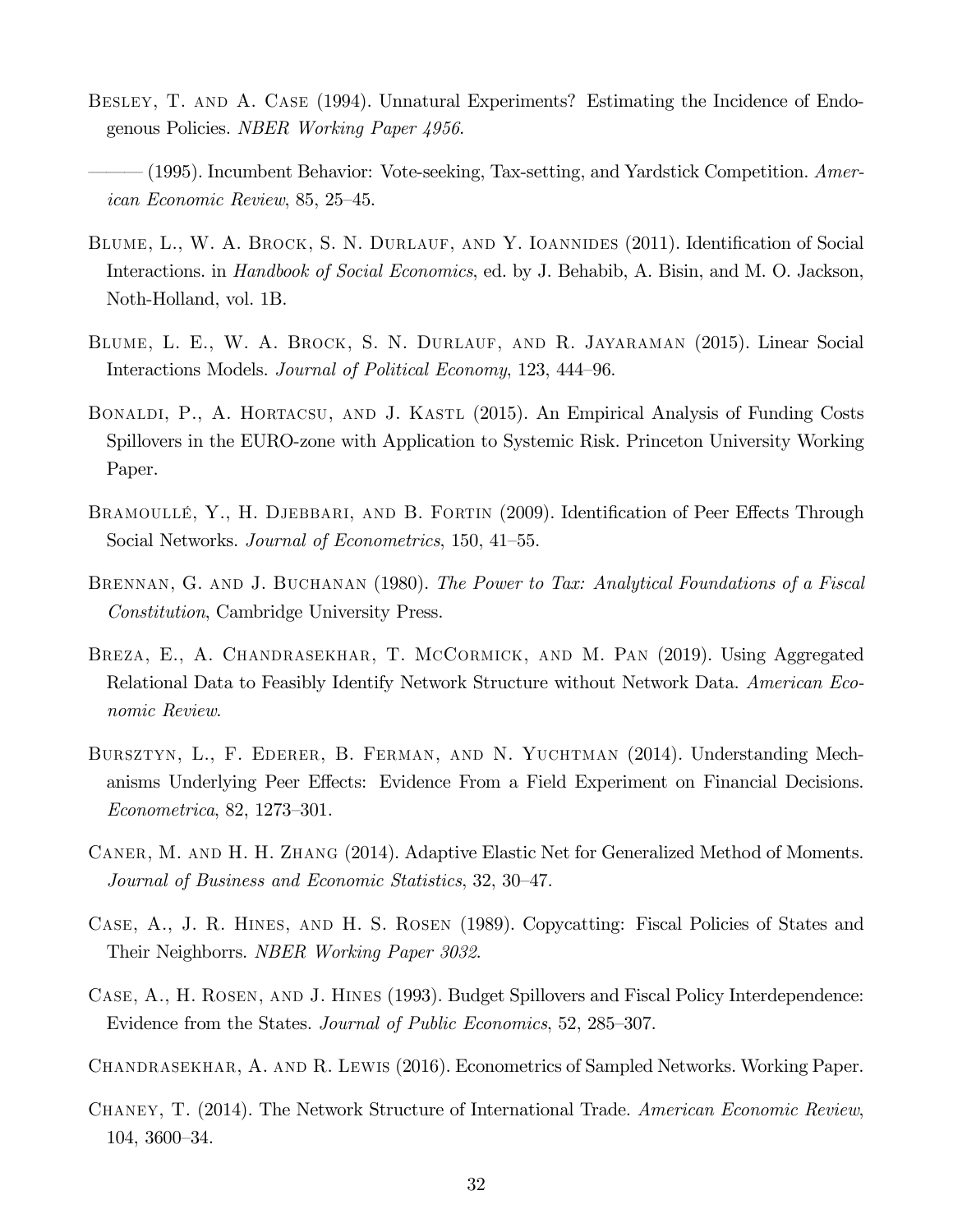Besley, T. and A. Case (1994). Unnatural Experiments? Estimating the Incidence of Endogenous Policies. *NBER Working Paper 4956*.

——— (1995). Incumbent Behavior: Vote-seeking, Tax-setting, and Yardstick Competition. *American Economic Review*, 85, 25–45.

Blume, L., W. A. Brock, S. N. Durlauf, and Y. Ioannides (2011). Identification of Social Interactions. in *Handbook of Social Economics*, ed. by J. Behabib, A. Bisin, and M. O. Jackson, Noth-Holland, vol. 1B.

Blume, L. E., W. A. Brock, S. N. Durlauf, and R. Jayaraman (2015). Linear Social Interactions Models. *Journal of Political Economy*, 123, 444–96.

Bonaldi, P., A. Hortacsu, and J. Kastl (2015). An Empirical Analysis of Funding Costs Spillovers in the EURO-zone with Application to Systemic Risk. Princeton University Working Paper.

Bramoullé, Y., H. Djebbari, and B. Fortin (2009). Identification of Peer Effects Through Social Networks. *Journal of Econometrics*, 150, 41–55.

Brennan, G. and J. Buchanan (1980). *The Power to Tax: Analytical Foundations of a Fiscal Constitution*, Cambridge University Press.

Breza, E., A. Chandrasekhar, T. McCormick, and M. Pan (2019). Using Aggregated Relational Data to Feasibly Identify Network Structure without Network Data. *American Economic Review*.

Bursztyn, L., F. Ederer, B. Ferman, and N. Yuchtman (2014). Understanding Mechanisms Underlying Peer Effects: Evidence From a Field Experiment on Financial Decisions. *Econometrica*, 82, 1273–301.

Caner, M. and H. H. Zhang (2014). Adaptive Elastic Net for Generalized Method of Moments. *Journal of Business and Economic Statistics*, 32, 30–47.

Case, A., J. R. Hines, and H. S. Rosen (1989). Copycatting: Fiscal Policies of States and Their Neighborrs. *NBER Working Paper 3032*.

Case, A., H. Rosen, and J. Hines (1993). Budget Spillovers and Fiscal Policy Interdependence: Evidence from the States. *Journal of Public Economics*, 52, 285–307.

Chandrasekhar, A. and R. Lewis (2016). Econometrics of Sampled Networks. Working Paper.

Chaney, T. (2014). The Network Structure of International Trade. *American Economic Review*, 104, 3600–34.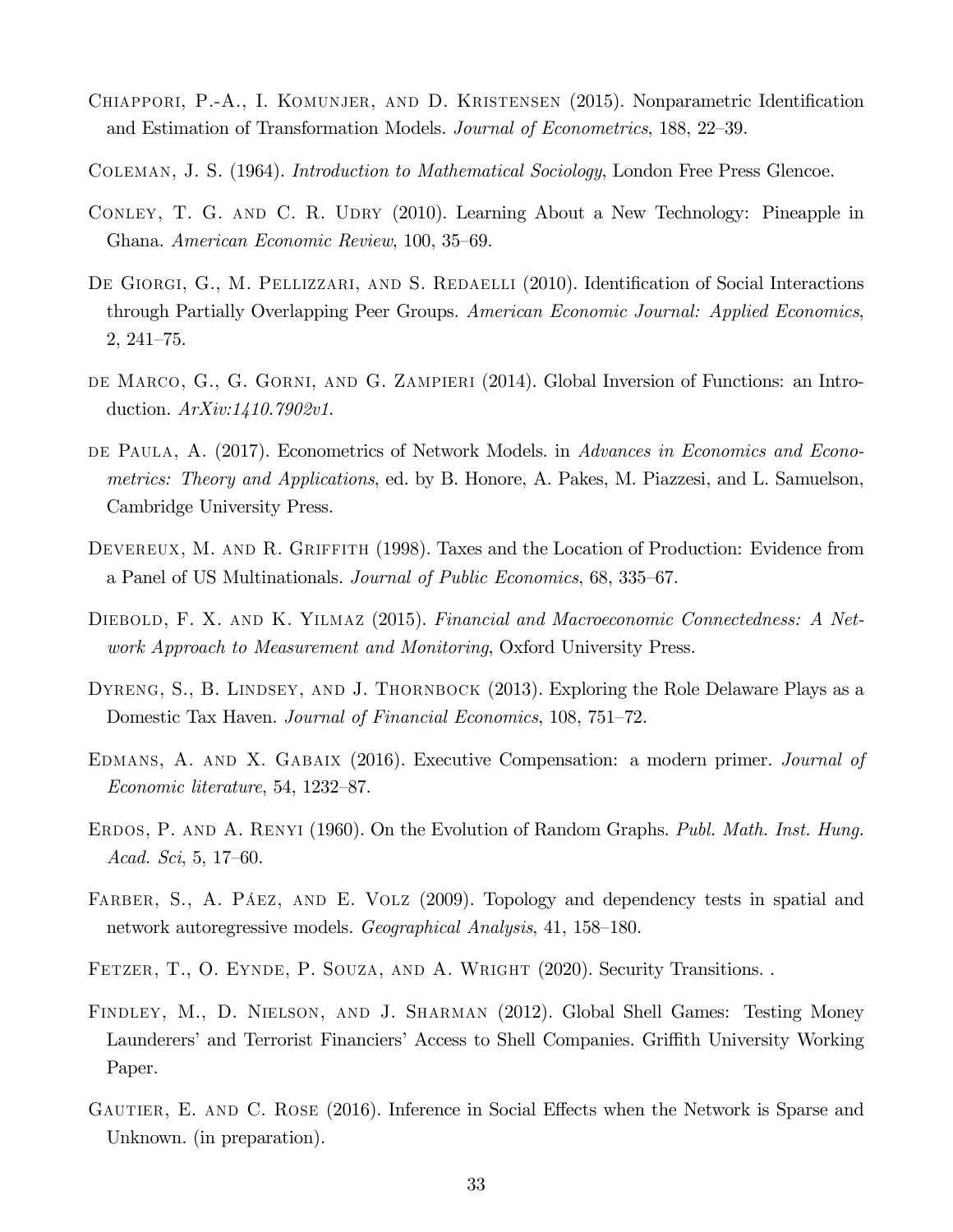Chiappori, P.-A., I. Komunjer, and D. Kristensen (2015). Nonparametric Identification and Estimation of Transformation Models. *Journal of Econometrics*, 188, 22–39.

Coleman, J. S. (1964). *Introduction to Mathematical Sociology*, London Free Press Glencoe.

Conley, T. G. and C. R. Udry (2010). Learning About a New Technology: Pineapple in Ghana. *American Economic Review*, 100, 35–69.

De Giorgi, G., M. Pellizzari, and S. Redaelli (2010). Identification of Social Interactions through Partially Overlapping Peer Groups. *American Economic Journal: Applied Economics*, 2, 241–75.

de Marco, G., G. Gorni, and G. Zampieri (2014). Global Inversion of Functions: an Introduction. *ArXiv:1410.7902v1*.

de Paula, A. (2017). Econometrics of Network Models. in *Advances in Economics and Econometrics: Theory and Applications*, ed. by B. Honore, A. Pakes, M. Piazzesi, and L. Samuelson, Cambridge University Press.

Devereux, M. and R. Griffith (1998). Taxes and the Location of Production: Evidence from a Panel of US Multinationals. *Journal of Public Economics*, 68, 335–67.

Diebold, F. X. and K. Yilmaz (2015). *Financial and Macroeconomic Connectedness: A Network Approach to Measurement and Monitoring*, Oxford University Press.

Dyreng, S., B. Lindsey, and J. Thornbock (2013). Exploring the Role Delaware Plays as a Domestic Tax Haven. *Journal of Financial Economics*, 108, 751–72.

Edmans, A. and X. Gabaix (2016). Executive Compensation: a modern primer. *Journal of Economic literature*, 54, 1232–87.

Erdos, P. and A. Renyi (1960). On the Evolution of Random Graphs. *Publ. Math. Inst. Hung. Acad. Sci*, 5, 17–60.

Farber, S., A. Páez, and E. Volz (2009). Topology and dependency tests in spatial and network autoregressive models. *Geographical Analysis*, 41, 158–180.

Fetzer, T., O. Eynde, P. Souza, and A. Wright (2020). Security Transitions. .

Findley, M., D. Nielson, and J. Sharman (2012). Global Shell Games: Testing Money Launderers' and Terrorist Financiers' Access to Shell Companies. Griffith University Working Paper.

Gautier, E. and C. Rose (2016). Inference in Social Effects when the Network is Sparse and Unknown. (in preparation).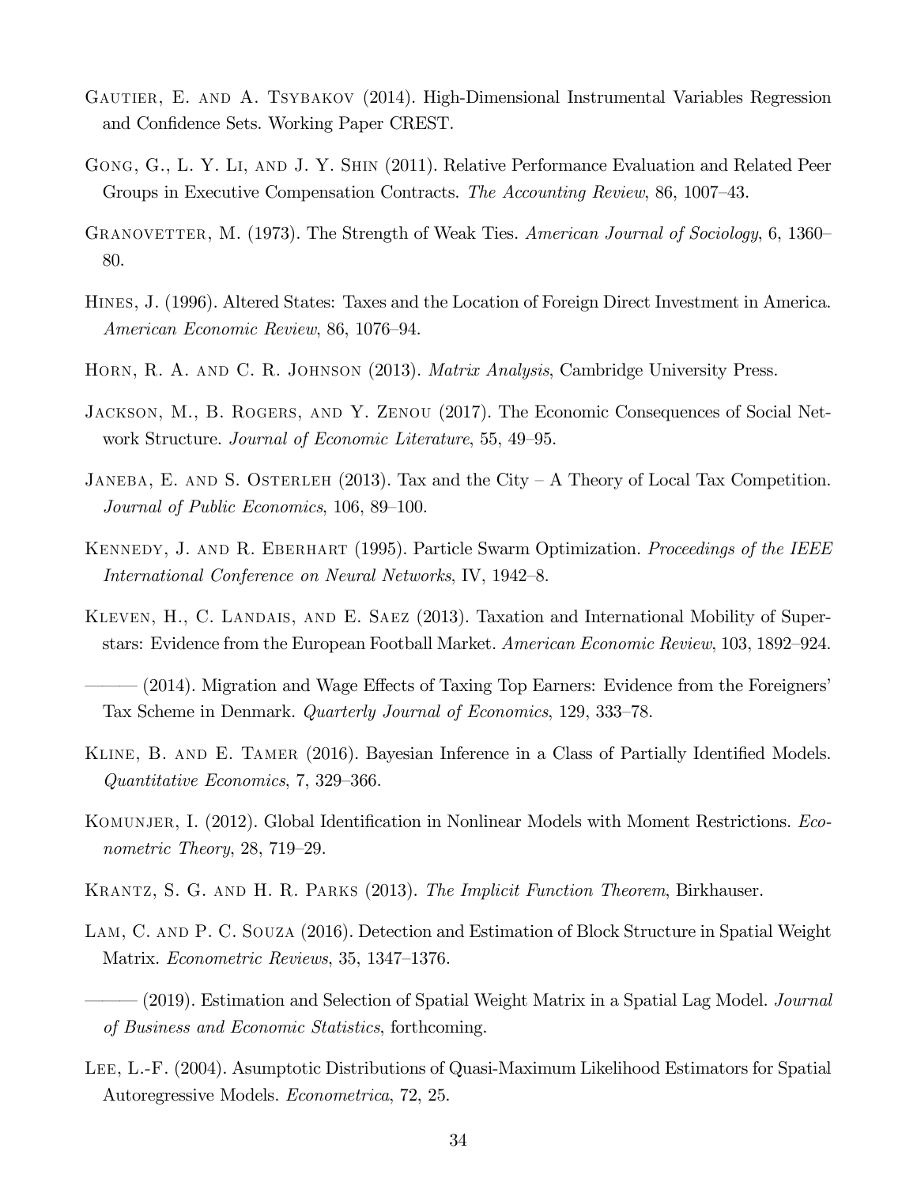Gautier, E. and A. Tsybakov (2014). High-Dimensional Instrumental Variables Regression and Confidence Sets. Working Paper CREST.

Gong, G., L. Y. Li, and J. Y. Shin (2011). Relative Performance Evaluation and Related Peer Groups in Executive Compensation Contracts. *The Accounting Review*, 86, 1007–43.

Granovetter, M. (1973). The Strength of Weak Ties. *American Journal of Sociology*, 6, 1360–80.

Hines, J. (1996). Altered States: Taxes and the Location of Foreign Direct Investment in America. *American Economic Review*, 86, 1076–94.

Horn, R. A. and C. R. Johnson (2013). *Matrix Analysis*, Cambridge University Press.

Jackson, M., B. Rogers, and Y. Zenou (2017). The Economic Consequences of Social Network Structure. *Journal of Economic Literature*, 55, 49–95.

Janeba, E. and S. Osterleh (2013). Tax and the City – A Theory of Local Tax Competition. *Journal of Public Economics*, 106, 89–100.

Kennedy, J. and R. Eberhart (1995). Particle Swarm Optimization. *Proceedings of the IEEE International Conference on Neural Networks*, IV, 1942–8.

Kleven, H., C. Landais, and E. Saez (2013). Taxation and International Mobility of Superstars: Evidence from the European Football Market. *American Economic Review*, 103, 1892–924.

——— (2014). Migration and Wage Effects of Taxing Top Earners: Evidence from the Foreigners' Tax Scheme in Denmark. *Quarterly Journal of Economics*, 129, 333–78.

Kline, B. and E. Tamer (2016). Bayesian Inference in a Class of Partially Identified Models. *Quantitative Economics*, 7, 329–366.

Komunjer, I. (2012). Global Identification in Nonlinear Models with Moment Restrictions. *Econometric Theory*, 28, 719–29.

Krantz, S. G. and H. R. Parks (2013). *The Implicit Function Theorem*, Birkhauser.

Lam, C. and P. C. Souza (2016). Detection and Estimation of Block Structure in Spatial Weight Matrix. *Econometric Reviews*, 35, 1347–1376.

——— (2019). Estimation and Selection of Spatial Weight Matrix in a Spatial Lag Model. *Journal of Business and Economic Statistics*, forthcoming.

Lee, L.-F. (2004). Asumptotic Distributions of Quasi-Maximum Likelihood Estimators for Spatial Autoregressive Models. *Econometrica*, 72, 25.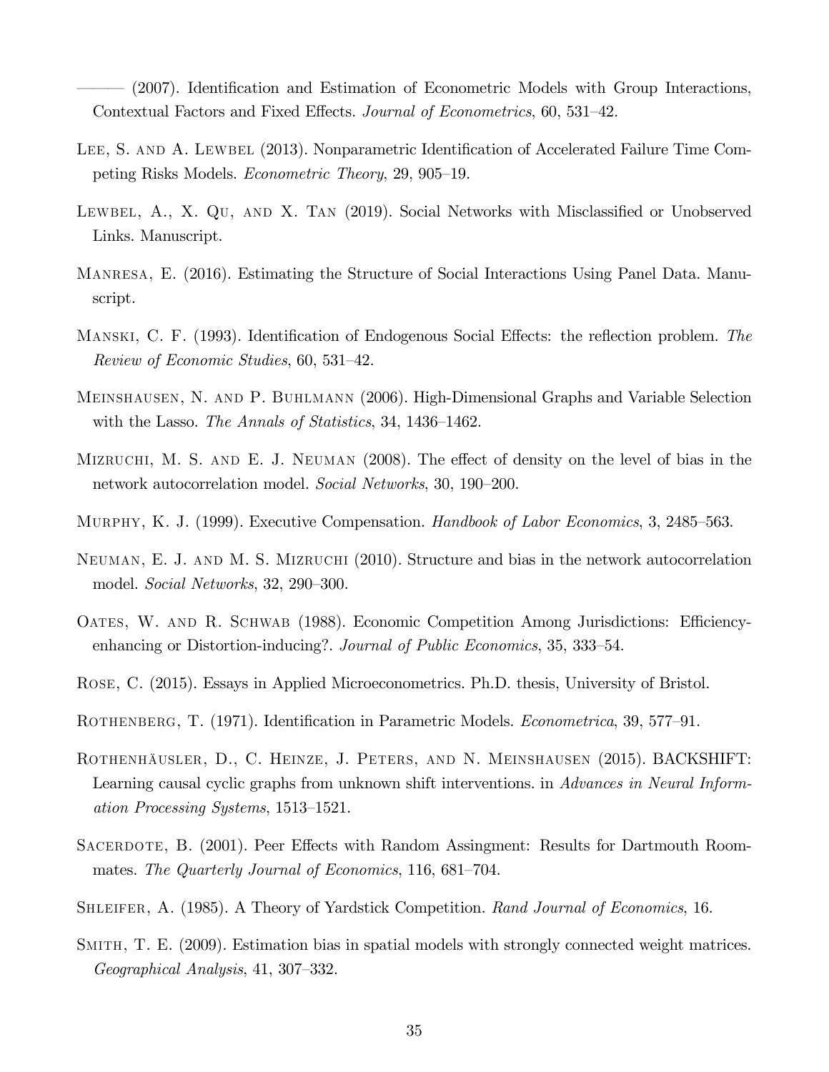——— (2007). Identification and Estimation of Econometric Models with Group Interactions, Contextual Factors and Fixed Effects. *Journal of Econometrics*, 60, 531–42.

Lee, S. and A. Lewbel (2013). Nonparametric Identification of Accelerated Failure Time Competing Risks Models. *Econometric Theory*, 29, 905–19.

Lewbel, A., X. Qu, and X. Tan (2019). Social Networks with Misclassified or Unobserved Links. Manuscript.

Manresa, E. (2016). Estimating the Structure of Social Interactions Using Panel Data. Manuscript.

Manski, C. F. (1993). Identification of Endogenous Social Effects: the reflection problem. *The Review of Economic Studies*, 60, 531–42.

Meinshausen, N. and P. Buhlmann (2006). High-Dimensional Graphs and Variable Selection with the Lasso. *The Annals of Statistics*, 34, 1436–1462.

Mizruchi, M. S. and E. J. Neuman (2008). The effect of density on the level of bias in the network autocorrelation model. *Social Networks*, 30, 190–200.

Murphy, K. J. (1999). Executive Compensation. *Handbook of Labor Economics*, 3, 2485–563.

Neuman, E. J. and M. S. Mizruchi (2010). Structure and bias in the network autocorrelation model. *Social Networks*, 32, 290–300.

Oates, W. and R. Schwab (1988). Economic Competition Among Jurisdictions: Efficiency-enhancing or Distortion-inducing?. *Journal of Public Economics*, 35, 333–54.

Rose, C. (2015). Essays in Applied Microeconometrics. Ph.D. thesis, University of Bristol.

Rothenberg, T. (1971). Identification in Parametric Models. *Econometrica*, 39, 577–91.

Rothenhäusler, D., C. Heinze, J. Peters, and N. Meinshausen (2015). BACKSHIFT: Learning causal cyclic graphs from unknown shift interventions. in *Advances in Neural Information Processing Systems*, 1513–1521.

Sacerdote, B. (2001). Peer Effects with Random Assingment: Results for Dartmouth Roommates. *The Quarterly Journal of Economics*, 116, 681–704.

Shleifer, A. (1985). A Theory of Yardstick Competition. *Rand Journal of Economics*, 16.

Smith, T. E. (2009). Estimation bias in spatial models with strongly connected weight matrices. *Geographical Analysis*, 41, 307–332.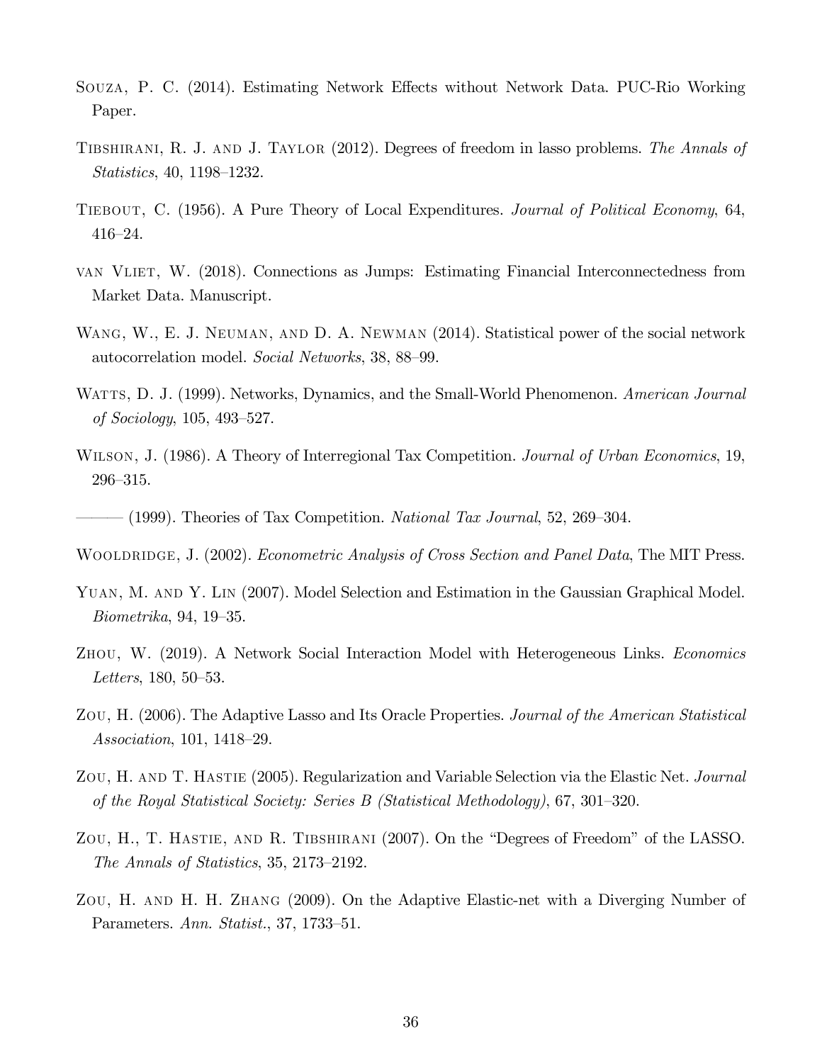Souza, P. C. (2014). Estimating Network Effects without Network Data. PUC-Rio Working Paper.

Tibshirani, R. J. and J. Taylor (2012). Degrees of freedom in lasso problems. *The Annals of Statistics*, 40, 1198–1232.

Tiebout, C. (1956). A Pure Theory of Local Expenditures. *Journal of Political Economy*, 64, 416–24.

van Vliet, W. (2018). Connections as Jumps: Estimating Financial Interconnectedness from Market Data. Manuscript.

Wang, W., E. J. Neuman, and D. A. Newman (2014). Statistical power of the social network autocorrelation model. *Social Networks*, 38, 88–99.

Watts, D. J. (1999). Networks, Dynamics, and the Small-World Phenomenon. *American Journal of Sociology*, 105, 493–527.

Wilson, J. (1986). A Theory of Interregional Tax Competition. *Journal of Urban Economics*, 19, 296–315.

——— (1999). Theories of Tax Competition. *National Tax Journal*, 52, 269–304.

Wooldridge, J. (2002). *Econometric Analysis of Cross Section and Panel Data*, The MIT Press.

Yuan, M. and Y. Lin (2007). Model Selection and Estimation in the Gaussian Graphical Model. *Biometrika*, 94, 19–35.

Zhou, W. (2019). A Network Social Interaction Model with Heterogeneous Links. *Economics Letters*, 180, 50–53.

Zou, H. (2006). The Adaptive Lasso and Its Oracle Properties. *Journal of the American Statistical Association*, 101, 1418–29.

Zou, H. and T. Hastie (2005). Regularization and Variable Selection via the Elastic Net. *Journal of the Royal Statistical Society: Series B (Statistical Methodology)*, 67, 301–320.

Zou, H., T. Hastie, and R. Tibshirani (2007). On the "Degrees of Freedom" of the LASSO. *The Annals of Statistics*, 35, 2173–2192.

Zou, H. and H. H. Zhang (2009). On the Adaptive Elastic-net with a Diverging Number of Parameters. *Ann. Statist.*, 37, 1733–51.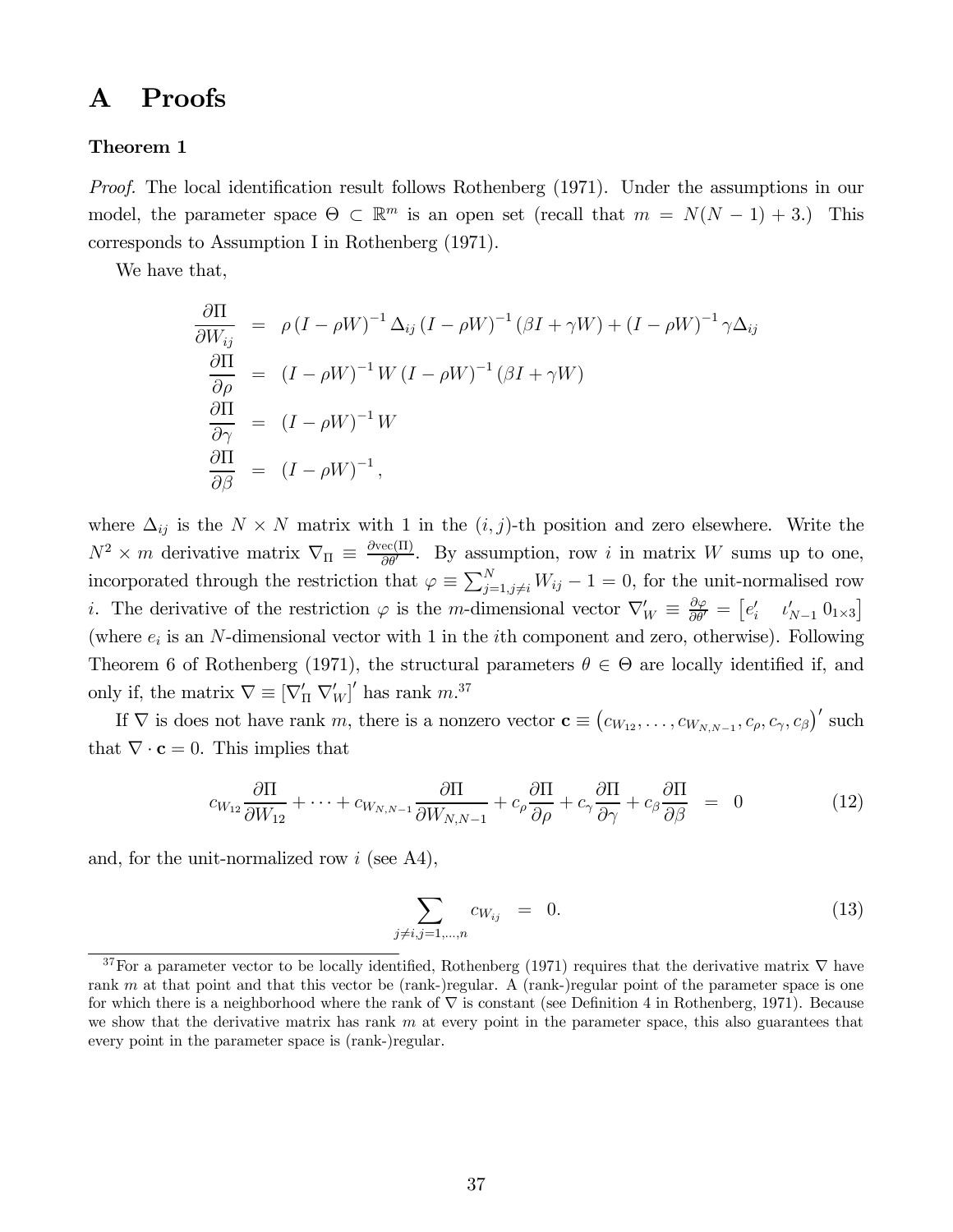# A Proofs

**Theorem 1**

*Proof.* The local identification result follows Rothenberg (1971). Under the assumptions in our model, the parameter space $\Theta \subset \mathbb{R}^m$ is an open set (recall that $m = N(N-1)+3$.) This corresponds to Assumption I in Rothenberg (1971).

We have that,

$$
\begin{aligned}
\frac{\partial \Pi}{\partial W_{ij}} &= \rho \left(I - \rho W\right)^{-1} \Delta_{ij} \left(I - \rho W\right)^{-1} \left(\beta I + \gamma W\right) + \left(I - \rho W\right)^{-1} \gamma \Delta_{ij} \\
\frac{\partial \Pi}{\partial \rho} &= \left(I - \rho W\right)^{-1} W \left(I - \rho W\right)^{-1} \left(\beta I + \gamma W\right) \\
\frac{\partial \Pi}{\partial \gamma} &= \left(I - \rho W\right)^{-1} W \\
\frac{\partial \Pi}{\partial \beta} &= \left(I - \rho W\right)^{-1},
\end{aligned}
$$

where $\Delta_{ij}$ is the $N \times N$ matrix with 1 in the $(i,j)$-th position and zero elsewhere. Write the $N^2 \times m$ derivative matrix $\nabla_\Pi \equiv \frac{\partial \text{vec}(\Pi)}{\partial \theta'}$. By assumption, row $i$ in matrix $W$ sums up to one, incorporated through the restriction that $\varphi \equiv \sum_{j=1, j\neq i}^{N} W_{ij} - 1 = 0$, for the unit-normalised row $i$. The derivative of the restriction $\varphi$ is the $m$-dimensional vector $\nabla_W' \equiv \frac{\partial \varphi}{\partial \theta'} = \begin{bmatrix} e_i' & \iota_{N-1}' \, 0_{1\times 3} \end{bmatrix}$ (where $e_i$ is an $N$-dimensional vector with 1 in the $i$th component and zero, otherwise). Following Theorem 6 of Rothenberg (1971), the structural parameters $\theta \in \Theta$ are locally identified if, and only if, the matrix $\nabla \equiv [\nabla_\Pi' \; \nabla_W']'$ has rank $m$.[37]

If $\nabla$ is does not have rank $m$, there is a nonzero vector $\mathbf{c} \equiv \left(c_{W_{12}}, \ldots, c_{W_{N,N-1}}, c_\rho, c_\gamma, c_\beta\right)'$ such that $\nabla \cdot \mathbf{c} = 0$. This implies that

$$
c_{W_{12}} \frac{\partial \Pi}{\partial W_{12}} + \cdots + c_{W_{N,N-1}} \frac{\partial \Pi}{\partial W_{N,N-1}} + c_\rho \frac{\partial \Pi}{\partial \rho} + c_\gamma \frac{\partial \Pi}{\partial \gamma} + c_\beta \frac{\partial \Pi}{\partial \beta} = 0 \tag{12}
$$

and, for the unit-normalized row $i$ (see A4),

$$
\sum_{j\neq i, j=1,\ldots,n} c_{W_{ij}} = 0. \tag{13}
$$

[37] For a parameter vector to be locally identified, Rothenberg (1971) requires that the derivative matrix $\nabla$ have rank $m$ at that point and that this vector be (rank-)regular. A (rank-)regular point of the parameter space is one for which there is a neighborhood where the rank of $\nabla$ is constant (see Definition 4 in Rothenberg, 1971). Because we show that the derivative matrix has rank $m$ at every point in the parameter space, this also guarantees that every point in the parameter space is (rank-)regular.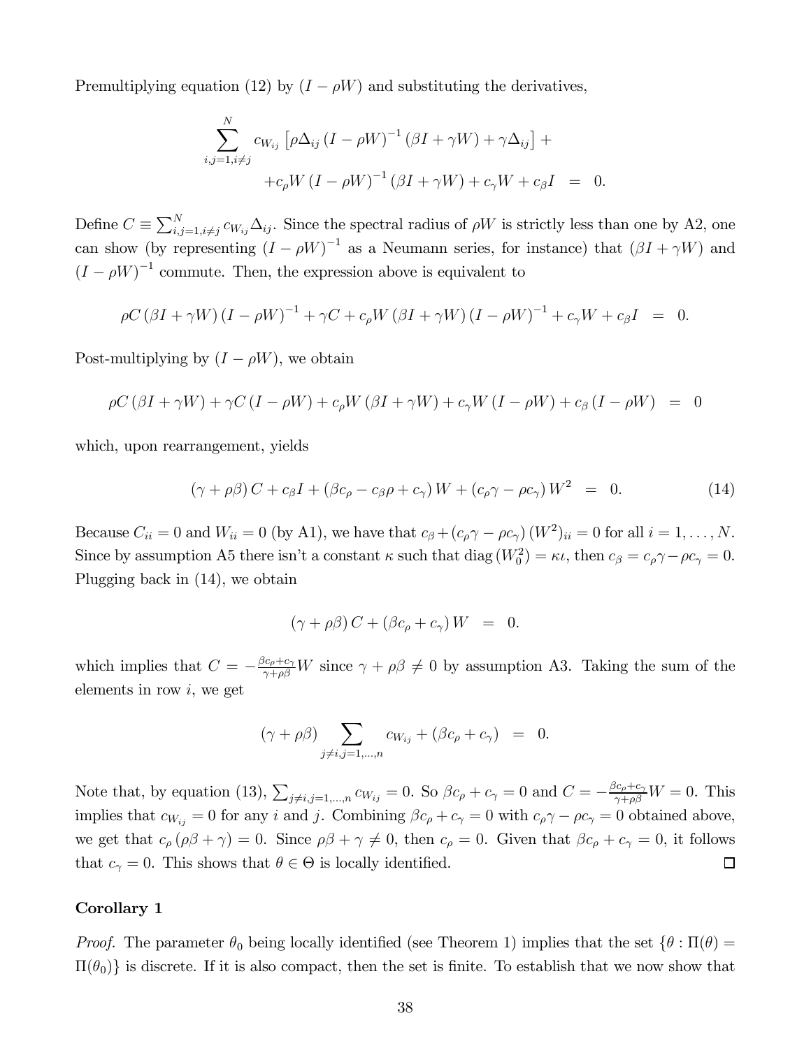Premultiplying equation (12) by $(I - \rho W)$ and substituting the derivatives,

$$\sum_{i,j=1,i\neq j}^{N} c_{W_{ij}} \left[ \rho \Delta_{ij} (I - \rho W)^{-1} (\beta I + \gamma W) + \gamma \Delta_{ij} \right] +$$
$$+ c_{\rho} W (I - \rho W)^{-1} (\beta I + \gamma W) + c_{\gamma} W + c_{\beta} I \;\; = \;\; 0.$$

Define $C \equiv \sum_{i,j=1,i\neq j}^{N} c_{W_{ij}} \Delta_{ij}$. Since the spectral radius of $\rho W$ is strictly less than one by A2, one can show (by representing $(I - \rho W)^{-1}$ as a Neumann series, for instance) that $(\beta I + \gamma W)$ and $(I - \rho W)^{-1}$ commute. Then, the expression above is equivalent to

$$\rho C (\beta I + \gamma W) (I - \rho W)^{-1} + \gamma C + c_{\rho} W (\beta I + \gamma W) (I - \rho W)^{-1} + c_{\gamma} W + c_{\beta} I \;\; = \;\; 0.$$

Post-multiplying by $(I - \rho W)$, we obtain

$$\rho C (\beta I + \gamma W) + \gamma C (I - \rho W) + c_{\rho} W (\beta I + \gamma W) + c_{\gamma} W (I - \rho W) + c_{\beta} (I - \rho W) \;\; = \;\; 0$$

which, upon rearrangement, yields

$$(\gamma + \rho \beta) C + c_{\beta} I + (\beta c_{\rho} - c_{\beta} \rho + c_{\gamma}) W + (c_{\rho} \gamma - \rho c_{\gamma}) W^2 \;\; = \;\; 0. \tag{14}$$

Because $C_{ii} = 0$ and $W_{ii} = 0$ (by A1), we have that $c_{\beta} + (c_{\rho} \gamma - \rho c_{\gamma}) (W^2)_{ii} = 0$ for all $i = 1, \ldots, N$. Since by assumption A5 there isn't a constant $\kappa$ such that $\text{diag}(W_0^2) = \kappa \iota$, then $c_{\beta} = c_{\rho} \gamma - \rho c_{\gamma} = 0$. Plugging back in (14), we obtain

$$(\gamma + \rho \beta) C + (\beta c_{\rho} + c_{\gamma}) W \;\; = \;\; 0.$$

which implies that $C = -\frac{\beta c_{\rho} + c_{\gamma}}{\gamma + \rho \beta} W$ since $\gamma + \rho \beta \neq 0$ by assumption A3. Taking the sum of the elements in row $i$, we get

$$(\gamma + \rho \beta) \sum_{j \neq i, j=1,\ldots,n} c_{W_{ij}} + (\beta c_{\rho} + c_{\gamma}) \;\; = \;\; 0.$$

Note that, by equation (13), $\sum_{j \neq i, j=1,\ldots,n} c_{W_{ij}} = 0$. So $\beta c_{\rho} + c_{\gamma} = 0$ and $C = -\frac{\beta c_{\rho} + c_{\gamma}}{\gamma + \rho \beta} W = 0$. This implies that $c_{W_{ij}} = 0$ for any $i$ and $j$. Combining $\beta c_{\rho} + c_{\gamma} = 0$ with $c_{\rho} \gamma - \rho c_{\gamma} = 0$ obtained above, we get that $c_{\rho} (\rho \beta + \gamma) = 0$. Since $\rho \beta + \gamma \neq 0$, then $c_{\rho} = 0$. Given that $\beta c_{\rho} + c_{\gamma} = 0$, it follows that $c_{\gamma} = 0$. This shows that $\theta \in \Theta$ is locally identified. ∎

**Corollary 1**

*Proof.* The parameter $\theta_0$ being locally identified (see Theorem 1) implies that the set $\{\theta : \Pi(\theta) = \Pi(\theta_0)\}$ is discrete. If it is also compact, then the set is finite. To establish that we now show that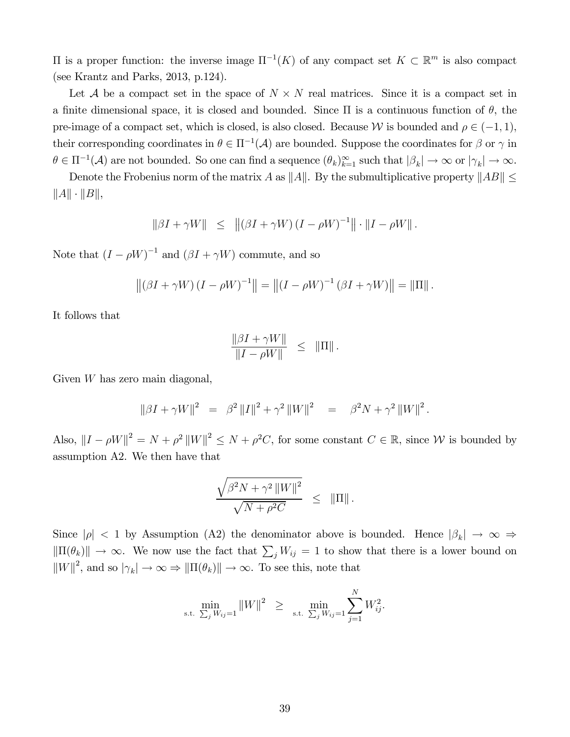$\Pi$ is a proper function: the inverse image $\Pi^{-1}(K)$ of any compact set $K \subset \mathbb{R}^m$ is also compact (see Krantz and Parks, 2013, p.124).

Let $\mathcal{A}$ be a compact set in the space of $N \times N$ real matrices. Since it is a compact set in a finite dimensional space, it is closed and bounded. Since $\Pi$ is a continuous function of $\theta$, the pre-image of a compact set, which is closed, is also closed. Because $\mathcal{W}$ is bounded and $\rho \in (-1, 1)$, their corresponding coordinates in $\theta \in \Pi^{-1}(\mathcal{A})$ are bounded. Suppose the coordinates for $\beta$ or $\gamma$ in $\theta \in \Pi^{-1}(\mathcal{A})$ are not bounded. So one can find a sequence $(\theta_k)_{k=1}^{\infty}$ such that $|\beta_k| \to \infty$ or $|\gamma_k| \to \infty$.

Denote the Frobenius norm of the matrix $A$ as $\|A\|$. By the submultiplicative property $\|AB\| \leq \|A\| \cdot \|B\|$,

$$\|\beta I + \gamma W\| \leq \left\| (\beta I + \gamma W)(I - \rho W)^{-1} \right\| \cdot \|I - \rho W\|.$$

Note that $(I - \rho W)^{-1}$ and $(\beta I + \gamma W)$ commute, and so

$$\left\| (\beta I + \gamma W)(I - \rho W)^{-1} \right\| = \left\| (I - \rho W)^{-1} (\beta I + \gamma W) \right\| = \|\Pi\|.$$

It follows that

$$\frac{\|\beta I + \gamma W\|}{\|I - \rho W\|} \leq \|\Pi\|.$$

Given $W$ has zero main diagonal,

$$\|\beta I + \gamma W\|^2 = \beta^2 \|I\|^2 + \gamma^2 \|W\|^2 = \beta^2 N + \gamma^2 \|W\|^2.$$

Also, $\|I - \rho W\|^2 = N + \rho^2 \|W\|^2 \leq N + \rho^2 C$, for some constant $C \in \mathbb{R}$, since $\mathcal{W}$ is bounded by assumption A2. We then have that

$$\frac{\sqrt{\beta^2 N + \gamma^2 \|W\|^2}}{\sqrt{N + \rho^2 C}} \leq \|\Pi\|.$$

Since $|\rho| < 1$ by Assumption (A2) the denominator above is bounded. Hence $|\beta_k| \to \infty \Rightarrow \|\Pi(\theta_k)\| \to \infty$. We now use the fact that $\sum_j W_{ij} = 1$ to show that there is a lower bound on $\|W\|^2$, and so $|\gamma_k| \to \infty \Rightarrow \|\Pi(\theta_k)\| \to \infty$. To see this, note that

$$\min_{\text{s.t. } \sum_j W_{ij} = 1} \|W\|^2 \geq \min_{\text{s.t. } \sum_j W_{ij} = 1} \sum_{j=1}^{N} W_{ij}^2.$$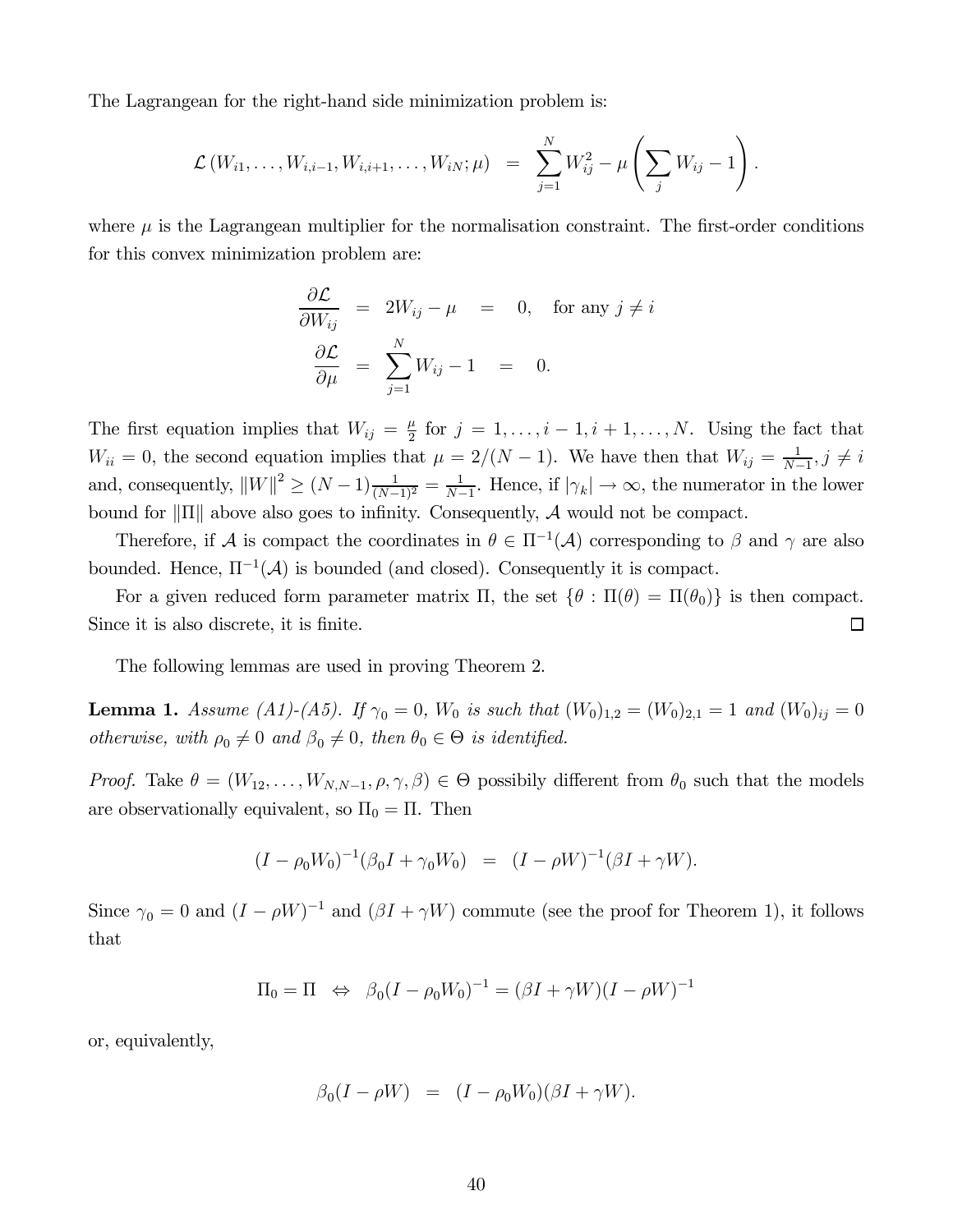The Lagrangean for the right-hand side minimization problem is:

$$\mathcal{L}\left(W_{i1}, \ldots, W_{i,i-1}, W_{i,i+1}, \ldots, W_{iN}; \mu\right) \;=\; \sum_{j=1}^{N} W_{ij}^2 - \mu\left(\sum_{j} W_{ij} - 1\right).$$

where $\mu$ is the Lagrangean multiplier for the normalisation constraint. The first-order conditions for this convex minimization problem are:

$$\begin{aligned}
\frac{\partial \mathcal{L}}{\partial W_{ij}} &= 2W_{ij} - \mu \;=\; 0, \quad \text{for any } j \neq i \\
\frac{\partial \mathcal{L}}{\partial \mu} &= \sum_{j=1}^{N} W_{ij} - 1 \;=\; 0.
\end{aligned}$$

The first equation implies that $W_{ij} = \frac{\mu}{2}$ for $j = 1, \ldots, i-1, i+1, \ldots, N$. Using the fact that $W_{ii} = 0$, the second equation implies that $\mu = 2/(N-1)$. We have then that $W_{ij} = \frac{1}{N-1}, j \neq i$ and, consequently, $\|W\|^2 \geq (N-1)\frac{1}{(N-1)^2} = \frac{1}{N-1}$. Hence, if $|\gamma_k| \to \infty$, the numerator in the lower bound for $\|\Pi\|$ above also goes to infinity. Consequently, $\mathcal{A}$ would not be compact.

Therefore, if $\mathcal{A}$ is compact the coordinates in $\theta \in \Pi^{-1}(\mathcal{A})$ corresponding to $\beta$ and $\gamma$ are also bounded. Hence, $\Pi^{-1}(\mathcal{A})$ is bounded (and closed). Consequently it is compact.

For a given reduced form parameter matrix $\Pi$, the set $\{\theta : \Pi(\theta) = \Pi(\theta_0)\}$ is then compact. Since it is also discrete, it is finite. □

The following lemmas are used in proving Theorem 2.

**Lemma 1.** *Assume (A1)-(A5). If $\gamma_0 = 0$, $W_0$ is such that $(W_0)_{1,2} = (W_0)_{2,1} = 1$ and $(W_0)_{ij} = 0$ otherwise, with $\rho_0 \neq 0$ and $\beta_0 \neq 0$, then $\theta_0 \in \Theta$ is identified.*

*Proof.* Take $\theta = (W_{12}, \ldots, W_{N,N-1}, \rho, \gamma, \beta) \in \Theta$ possibily different from $\theta_0$ such that the models are observationally equivalent, so $\Pi_0 = \Pi$. Then

$$(I - \rho_0 W_0)^{-1}(\beta_0 I + \gamma_0 W_0) \;=\; (I - \rho W)^{-1}(\beta I + \gamma W).$$

Since $\gamma_0 = 0$ and $(I - \rho W)^{-1}$ and $(\beta I + \gamma W)$ commute (see the proof for Theorem 1), it follows that

$$\Pi_0 = \Pi \;\;\Leftrightarrow\;\; \beta_0(I - \rho_0 W_0)^{-1} = (\beta I + \gamma W)(I - \rho W)^{-1}$$

or, equivalently,

$$\beta_0(I - \rho W) \;=\; (I - \rho_0 W_0)(\beta I + \gamma W).$$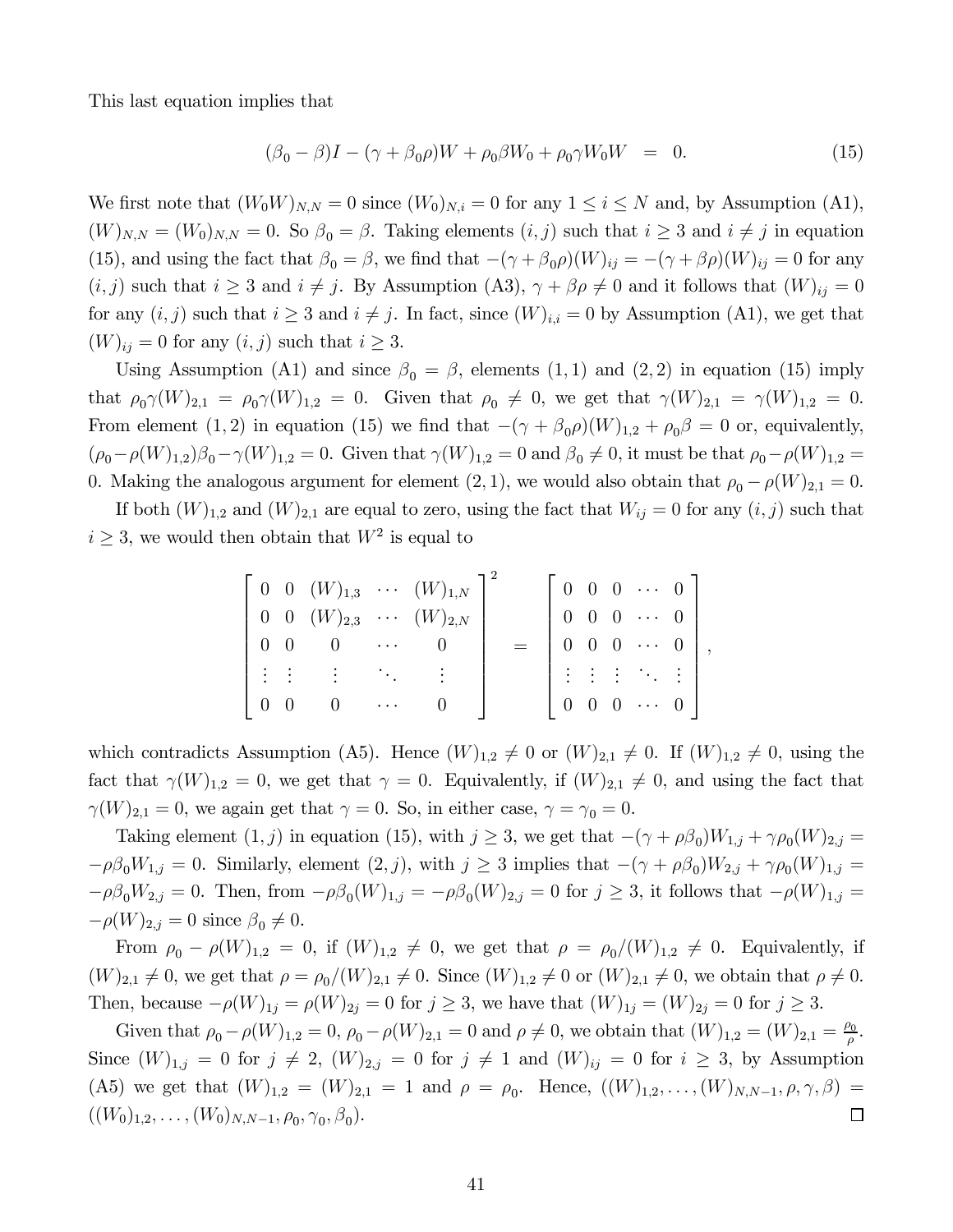This last equation implies that

$$(\beta_0 - \beta)I - (\gamma + \beta_0\rho)W + \rho_0\beta W_0 + \rho_0\gamma W_0 W \;\; = \;\; 0. \tag{15}$$

We first note that $(W_0W)_{N,N} = 0$ since $(W_0)_{N,i} = 0$ for any $1 \leq i \leq N$ and, by Assumption (A1), $(W)_{N,N} = (W_0)_{N,N} = 0$. So $\beta_0 = \beta$. Taking elements $(i,j)$ such that $i \geq 3$ and $i \neq j$ in equation (15), and using the fact that $\beta_0 = \beta$, we find that $-(\gamma + \beta_0\rho)(W)_{ij} = -(\gamma + \beta\rho)(W)_{ij} = 0$ for any $(i,j)$ such that $i \geq 3$ and $i \neq j$. By Assumption (A3), $\gamma + \beta\rho \neq 0$ and it follows that $(W)_{ij} = 0$ for any $(i,j)$ such that $i \geq 3$ and $i \neq j$. In fact, since $(W)_{i,i} = 0$ by Assumption (A1), we get that $(W)_{ij} = 0$ for any $(i,j)$ such that $i \geq 3$.

Using Assumption (A1) and since $\beta_0 = \beta$, elements $(1,1)$ and $(2,2)$ in equation (15) imply that $\rho_0\gamma(W)_{2,1} = \rho_0\gamma(W)_{1,2} = 0$. Given that $\rho_0 \neq 0$, we get that $\gamma(W)_{2,1} = \gamma(W)_{1,2} = 0$. From element $(1,2)$ in equation (15) we find that $-(\gamma + \beta_0\rho)(W)_{1,2} + \rho_0\beta = 0$ or, equivalently, $(\rho_0 - \rho(W)_{1,2})\beta_0 - \gamma(W)_{1,2} = 0$. Given that $\gamma(W)_{1,2} = 0$ and $\beta_0 \neq 0$, it must be that $\rho_0 - \rho(W)_{1,2} = 0$. Making the analogous argument for element $(2,1)$, we would also obtain that $\rho_0 - \rho(W)_{2,1} = 0$.

If both $(W)_{1,2}$ and $(W)_{2,1}$ are equal to zero, using the fact that $W_{ij} = 0$ for any $(i,j)$ such that $i \geq 3$, we would then obtain that $W^2$ is equal to

$$\begin{bmatrix} 0 & 0 & (W)_{1,3} & \cdots & (W)_{1,N} \\ 0 & 0 & (W)_{2,3} & \cdots & (W)_{2,N} \\ 0 & 0 & 0 & \cdots & 0 \\ \vdots & \vdots & \vdots & \ddots & \vdots \\ 0 & 0 & 0 & \cdots & 0 \end{bmatrix}^2 = \begin{bmatrix} 0 & 0 & 0 & \cdots & 0 \\ 0 & 0 & 0 & \cdots & 0 \\ 0 & 0 & 0 & \cdots & 0 \\ \vdots & \vdots & \vdots & \ddots & \vdots \\ 0 & 0 & 0 & \cdots & 0 \end{bmatrix},$$

which contradicts Assumption (A5). Hence $(W)_{1,2} \neq 0$ or $(W)_{2,1} \neq 0$. If $(W)_{1,2} \neq 0$, using the fact that $\gamma(W)_{1,2} = 0$, we get that $\gamma = 0$. Equivalently, if $(W)_{2,1} \neq 0$, and using the fact that $\gamma(W)_{2,1} = 0$, we again get that $\gamma = 0$. So, in either case, $\gamma = \gamma_0 = 0$.

Taking element $(1,j)$ in equation (15), with $j \geq 3$, we get that $-(\gamma + \rho\beta_0)W_{1,j} + \gamma\rho_0(W)_{2,j} = -\rho\beta_0 W_{1,j} = 0$. Similarly, element $(2,j)$, with $j \geq 3$ implies that $-(\gamma + \rho\beta_0)W_{2,j} + \gamma\rho_0(W)_{1,j} = -\rho\beta_0 W_{2,j} = 0$. Then, from $-\rho\beta_0(W)_{1,j} = -\rho\beta_0(W)_{2,j} = 0$ for $j \geq 3$, it follows that $-\rho(W)_{1,j} = -\rho(W)_{2,j} = 0$ since $\beta_0 \neq 0$.

From $\rho_0 - \rho(W)_{1,2} = 0$, if $(W)_{1,2} \neq 0$, we get that $\rho = \rho_0/(W)_{1,2} \neq 0$. Equivalently, if $(W)_{2,1} \neq 0$, we get that $\rho = \rho_0/(W)_{2,1} \neq 0$. Since $(W)_{1,2} \neq 0$ or $(W)_{2,1} \neq 0$, we obtain that $\rho \neq 0$. Then, because $-\rho(W)_{1j} = \rho(W)_{2j} = 0$ for $j \geq 3$, we have that $(W)_{1j} = (W)_{2j} = 0$ for $j \geq 3$.

Given that $\rho_0 - \rho(W)_{1,2} = 0$, $\rho_0 - \rho(W)_{2,1} = 0$ and $\rho \neq 0$, we obtain that $(W)_{1,2} = (W)_{2,1} = \frac{\rho_0}{\rho}$. Since $(W)_{1,j} = 0$ for $j \neq 2$, $(W)_{2,j} = 0$ for $j \neq 1$ and $(W)_{ij} = 0$ for $i \geq 3$, by Assumption (A5) we get that $(W)_{1,2} = (W)_{2,1} = 1$ and $\rho = \rho_0$. Hence, $((W)_{1,2}, \ldots, (W)_{N,N-1}, \rho, \gamma, \beta) = ((W_0)_{1,2}, \ldots, (W_0)_{N,N-1}, \rho_0, \gamma_0, \beta_0)$. $\square$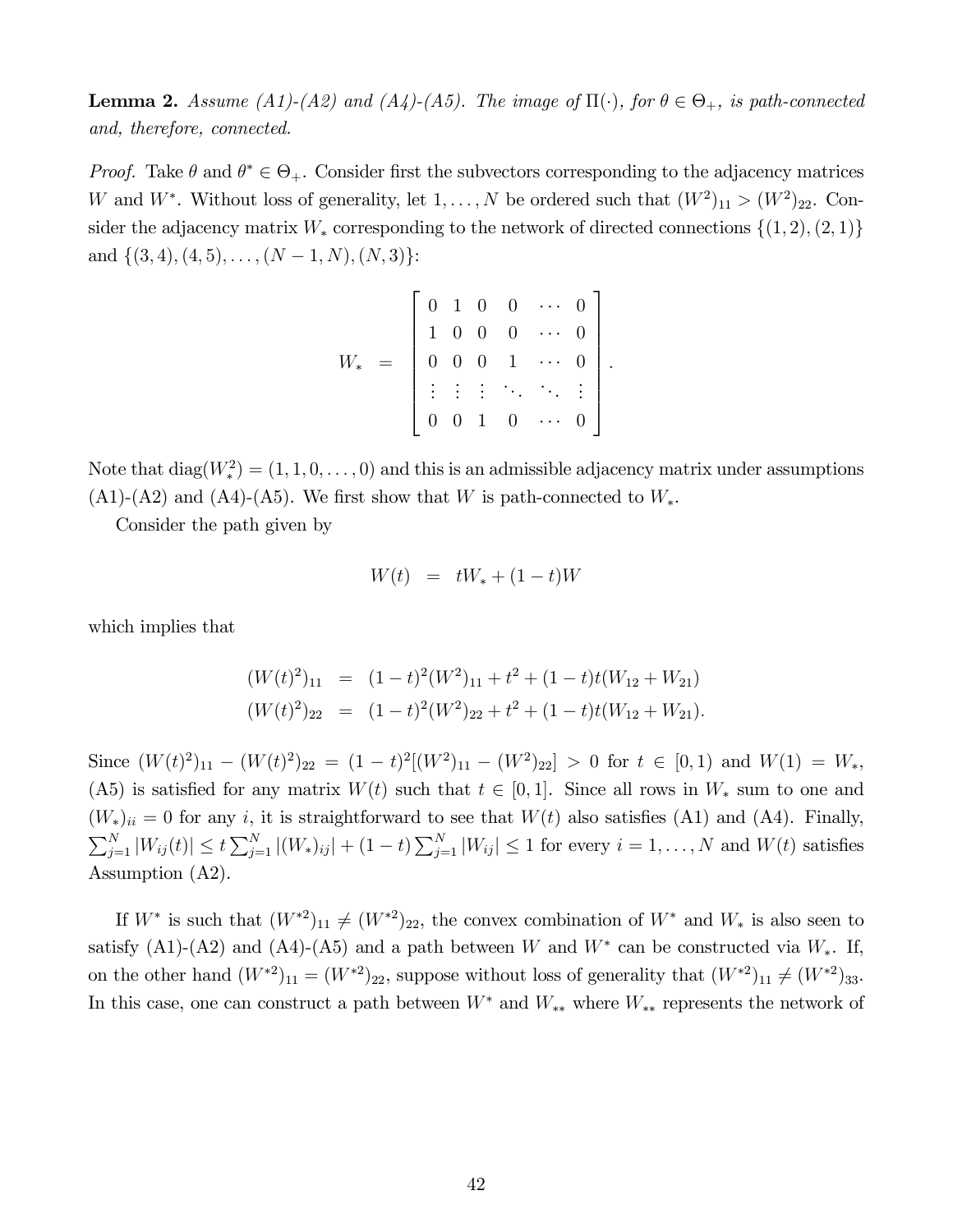**Lemma 2.** *Assume (A1)-(A2) and (A4)-(A5). The image of $\Pi(\cdot)$, for $\theta \in \Theta_+$, is path-connected and, therefore, connected.*

*Proof.* Take $\theta$ and $\theta^* \in \Theta_+$. Consider first the subvectors corresponding to the adjacency matrices $W$ and $W^*$. Without loss of generality, let $1, \ldots, N$ be ordered such that $(W^2)_{11} > (W^2)_{22}$. Consider the adjacency matrix $W_*$ corresponding to the network of directed connections $\{(1,2),(2,1)\}$ and $\{(3,4),(4,5),\ldots,(N-1,N),(N,3)\}$:

$$
W_* = \begin{bmatrix} 0 & 1 & 0 & 0 & \cdots & 0 \\ 1 & 0 & 0 & 0 & \cdots & 0 \\ 0 & 0 & 0 & 1 & \cdots & 0 \\ \vdots & \vdots & \vdots & \ddots & \ddots & \vdots \\ 0 & 0 & 1 & 0 & \cdots & 0 \end{bmatrix}.
$$

Note that $\text{diag}(W_*^2) = (1,1,0,\ldots,0)$ and this is an admissible adjacency matrix under assumptions (A1)-(A2) and (A4)-(A5). We first show that $W$ is path-connected to $W_*$.

Consider the path given by

$$
W(t) = tW_* + (1-t)W
$$

which implies that

$$
\begin{aligned}
(W(t)^2)_{11} &= (1-t)^2(W^2)_{11} + t^2 + (1-t)t(W_{12} + W_{21}) \\
(W(t)^2)_{22} &= (1-t)^2(W^2)_{22} + t^2 + (1-t)t(W_{12} + W_{21}).
\end{aligned}
$$

Since $(W(t)^2)_{11} - (W(t)^2)_{22} = (1-t)^2[(W^2)_{11} - (W^2)_{22}] > 0$ for $t \in [0,1)$ and $W(1) = W_*$, (A5) is satisfied for any matrix $W(t)$ such that $t \in [0,1]$. Since all rows in $W_*$ sum to one and $(W_*)_{ii} = 0$ for any $i$, it is straightforward to see that $W(t)$ also satisfies (A1) and (A4). Finally, $\sum_{j=1}^N |W_{ij}(t)| \leq t \sum_{j=1}^N |(W_*)_{ij}| + (1-t)\sum_{j=1}^N |W_{ij}| \leq 1$ for every $i = 1, \ldots, N$ and $W(t)$ satisfies Assumption (A2).

If $W^*$ is such that $(W^{*2})_{11} \neq (W^{*2})_{22}$, the convex combination of $W^*$ and $W_*$ is also seen to satisfy (A1)-(A2) and (A4)-(A5) and a path between $W$ and $W^*$ can be constructed via $W_*$. If, on the other hand $(W^{*2})_{11} = (W^{*2})_{22}$, suppose without loss of generality that $(W^{*2})_{11} \neq (W^{*2})_{33}$. In this case, one can construct a path between $W^*$ and $W_{**}$ where $W_{**}$ represents the network of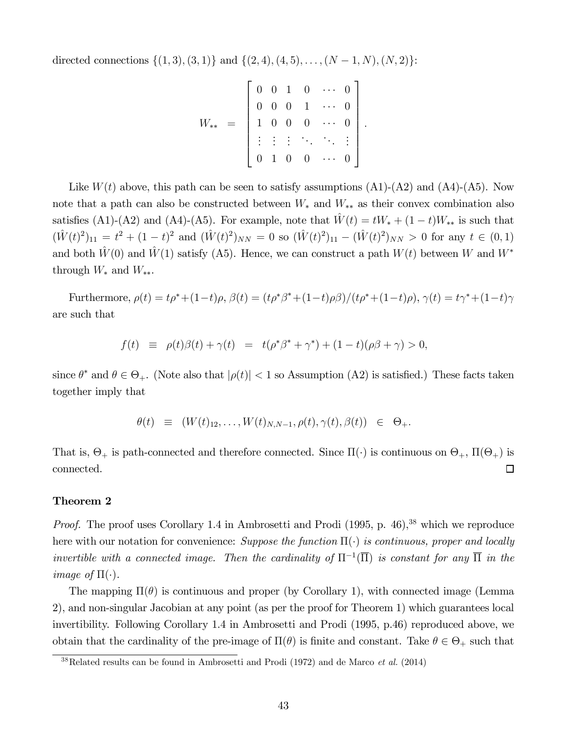directed connections $\{(1,3),(3,1)\}$ and $\{(2,4),(4,5),\ldots,(N-1,N),(N,2)\}$:

$$
W_{**} = \begin{bmatrix} 0 & 0 & 1 & 0 & \cdots & 0 \\ 0 & 0 & 0 & 1 & \cdots & 0 \\ 1 & 0 & 0 & 0 & \cdots & 0 \\ \vdots & \vdots & \vdots & \ddots & \ddots & \vdots \\ 0 & 1 & 0 & 0 & \cdots & 0 \end{bmatrix}.
$$

Like $W(t)$ above, this path can be seen to satisfy assumptions (A1)-(A2) and (A4)-(A5). Now note that a path can also be constructed between $W_*$ and $W_{**}$ as their convex combination also satisfies (A1)-(A2) and (A4)-(A5). For example, note that $\hat{W}(t) = tW_* + (1-t)W_{**}$ is such that $(\hat{W}(t)^2)_{11} = t^2 + (1-t)^2$ and $(\hat{W}(t)^2)_{NN} = 0$ so $(\hat{W}(t)^2)_{11} - (\hat{W}(t)^2)_{NN} > 0$ for any $t \in (0,1)$ and both $\hat{W}(0)$ and $\hat{W}(1)$ satisfy (A5). Hence, we can construct a path $W(t)$ between $W$ and $W^*$ through $W_*$ and $W_{**}$.

Furthermore, $\rho(t) = t\rho^* + (1-t)\rho$, $\beta(t) = (t\rho^*\beta^* + (1-t)\rho\beta)/(t\rho^* + (1-t)\rho)$, $\gamma(t) = t\gamma^* + (1-t)\gamma$ are such that

$$
f(t) \equiv \rho(t)\beta(t) + \gamma(t) = t(\rho^*\beta^* + \gamma^*) + (1-t)(\rho\beta + \gamma) > 0,
$$

since $\theta^*$ and $\theta \in \Theta_+$. (Note also that $|\rho(t)| < 1$ so Assumption (A2) is satisfied.) These facts taken together imply that

$$
\theta(t) \equiv (W(t)_{12}, \ldots, W(t)_{N,N-1}, \rho(t), \gamma(t), \beta(t)) \in \Theta_+.
$$

That is, $\Theta_+$ is path-connected and therefore connected. Since $\Pi(\cdot)$ is continuous on $\Theta_+$, $\Pi(\Theta_+)$ is connected. □

**Theorem 2**

*Proof.* The proof uses Corollary 1.4 in Ambrosetti and Prodi (1995, p. 46),[38] which we reproduce here with our notation for convenience: *Suppose the function $\Pi(\cdot)$ is continuous, proper and locally invertible with a connected image. Then the cardinality of $\Pi^{-1}(\overline{\Pi})$ is constant for any $\overline{\Pi}$ in the image of $\Pi(\cdot)$.*

The mapping $\Pi(\theta)$ is continuous and proper (by Corollary 1), with connected image (Lemma 2), and non-singular Jacobian at any point (as per the proof for Theorem 1) which guarantees local invertibility. Following Corollary 1.4 in Ambrosetti and Prodi (1995, p.46) reproduced above, we obtain that the cardinality of the pre-image of $\Pi(\theta)$ is finite and constant. Take $\theta \in \Theta_+$ such that

[38] Related results can be found in Ambrosetti and Prodi (1972) and de Marco *et al.* (2014)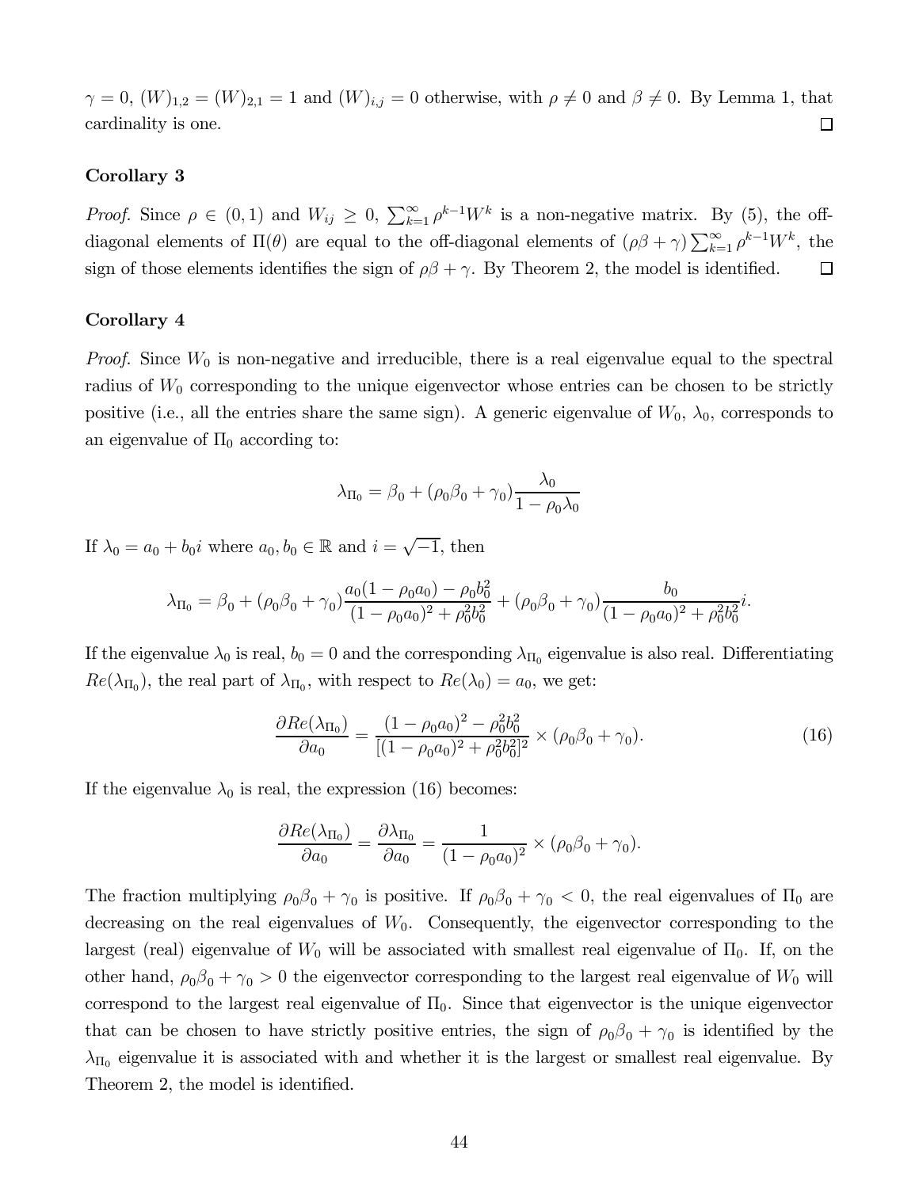$\gamma = 0$, $(W)_{1,2} = (W)_{2,1} = 1$ and $(W)_{i,j} = 0$ otherwise, with $\rho \neq 0$ and $\beta \neq 0$. By Lemma 1, that cardinality is one. $\square$

### Corollary 3

*Proof.* Since $\rho \in (0,1)$ and $W_{ij} \geq 0$, $\sum_{k=1}^{\infty} \rho^{k-1} W^k$ is a non-negative matrix. By (5), the off-diagonal elements of $\Pi(\theta)$ are equal to the off-diagonal elements of $(\rho\beta + \gamma) \sum_{k=1}^{\infty} \rho^{k-1} W^k$, the sign of those elements identifies the sign of $\rho\beta + \gamma$. By Theorem 2, the model is identified. $\square$

### Corollary 4

*Proof.* Since $W_0$ is non-negative and irreducible, there is a real eigenvalue equal to the spectral radius of $W_0$ corresponding to the unique eigenvector whose entries can be chosen to be strictly positive (i.e., all the entries share the same sign). A generic eigenvalue of $W_0$, $\lambda_0$, corresponds to an eigenvalue of $\Pi_0$ according to:

$$\lambda_{\Pi_0} = \beta_0 + (\rho_0\beta_0 + \gamma_0)\frac{\lambda_0}{1 - \rho_0\lambda_0}$$

If $\lambda_0 = a_0 + b_0 i$ where $a_0, b_0 \in \mathbb{R}$ and $i = \sqrt{-1}$, then

$$\lambda_{\Pi_0} = \beta_0 + (\rho_0\beta_0 + \gamma_0)\frac{a_0(1 - \rho_0 a_0) - \rho_0 b_0^2}{(1 - \rho_0 a_0)^2 + \rho_0^2 b_0^2} + (\rho_0\beta_0 + \gamma_0)\frac{b_0}{(1 - \rho_0 a_0)^2 + \rho_0^2 b_0^2} i.$$

If the eigenvalue $\lambda_0$ is real, $b_0 = 0$ and the corresponding $\lambda_{\Pi_0}$ eigenvalue is also real. Differentiating $Re(\lambda_{\Pi_0})$, the real part of $\lambda_{\Pi_0}$, with respect to $Re(\lambda_0) = a_0$, we get:

$$\frac{\partial Re(\lambda_{\Pi_0})}{\partial a_0} = \frac{(1 - \rho_0 a_0)^2 - \rho_0^2 b_0^2}{[(1 - \rho_0 a_0)^2 + \rho_0^2 b_0^2]^2} \times (\rho_0\beta_0 + \gamma_0). \tag{16}$$

If the eigenvalue $\lambda_0$ is real, the expression (16) becomes:

$$\frac{\partial Re(\lambda_{\Pi_0})}{\partial a_0} = \frac{\partial \lambda_{\Pi_0}}{\partial a_0} = \frac{1}{(1 - \rho_0 a_0)^2} \times (\rho_0\beta_0 + \gamma_0).$$

The fraction multiplying $\rho_0\beta_0 + \gamma_0$ is positive. If $\rho_0\beta_0 + \gamma_0 < 0$, the real eigenvalues of $\Pi_0$ are decreasing on the real eigenvalues of $W_0$. Consequently, the eigenvector corresponding to the largest (real) eigenvalue of $W_0$ will be associated with smallest real eigenvalue of $\Pi_0$. If, on the other hand, $\rho_0\beta_0 + \gamma_0 > 0$ the eigenvector corresponding to the largest real eigenvalue of $W_0$ will correspond to the largest real eigenvalue of $\Pi_0$. Since that eigenvector is the unique eigenvector that can be chosen to have strictly positive entries, the sign of $\rho_0\beta_0 + \gamma_0$ is identified by the $\lambda_{\Pi_0}$ eigenvalue it is associated with and whether it is the largest or smallest real eigenvalue. By Theorem 2, the model is identified.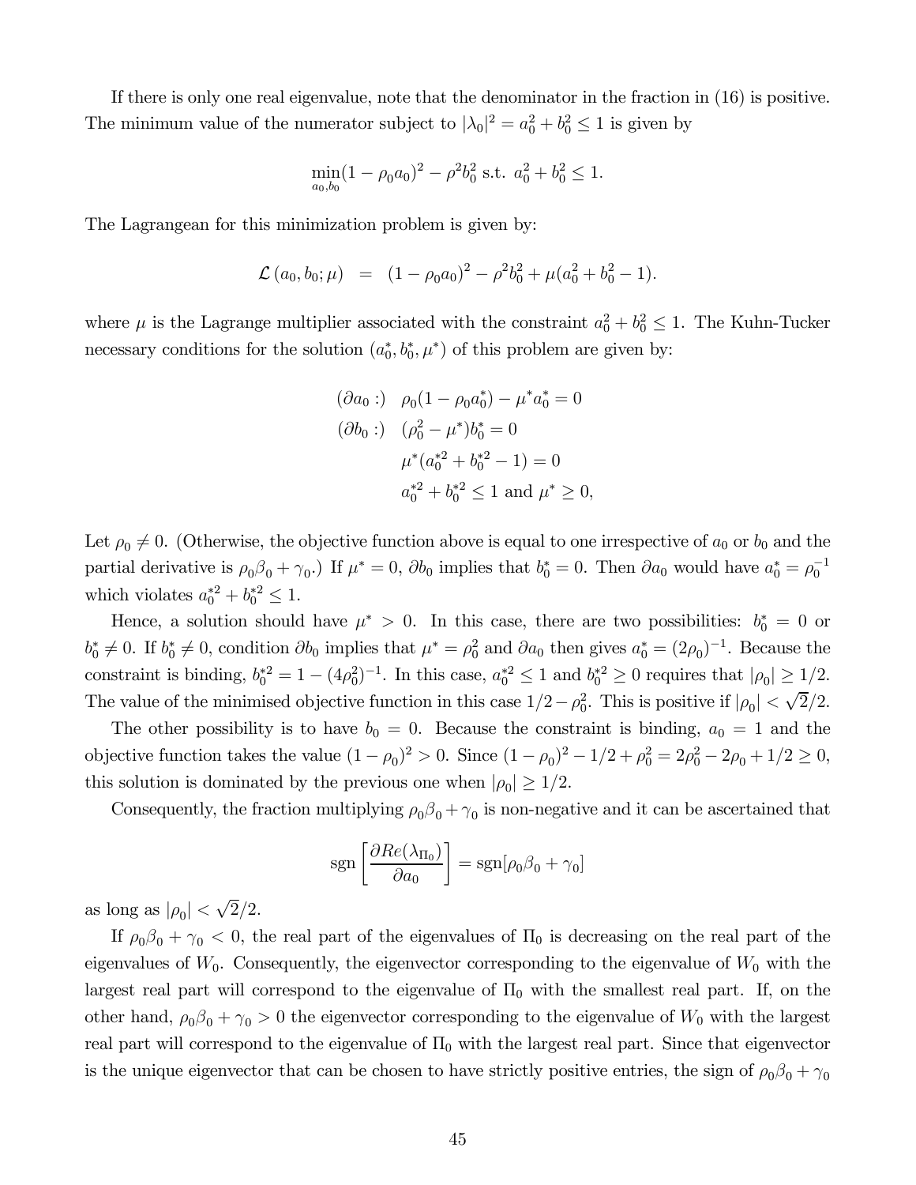If there is only one real eigenvalue, note that the denominator in the fraction in (16) is positive. The minimum value of the numerator subject to $|\lambda_0|^2 = a_0^2 + b_0^2 \leq 1$ is given by

$$\min_{a_0,b_0} (1 - \rho_0 a_0)^2 - \rho^2 b_0^2 \text{ s.t. } a_0^2 + b_0^2 \leq 1.$$

The Lagrangean for this minimization problem is given by:

$$\mathcal{L}(a_0, b_0; \mu) \;\; = \;\; (1 - \rho_0 a_0)^2 - \rho^2 b_0^2 + \mu(a_0^2 + b_0^2 - 1).$$

where $\mu$ is the Lagrange multiplier associated with the constraint $a_0^2 + b_0^2 \leq 1$. The Kuhn-Tucker necessary conditions for the solution $(a_0^*, b_0^*, \mu^*)$ of this problem are given by:

$$\begin{aligned}
(\partial a_0 :) \quad & \rho_0(1 - \rho_0 a_0^*) - \mu^* a_0^* = 0 \\
(\partial b_0 :) \quad & (\rho_0^2 - \mu^*) b_0^* = 0 \\
& \mu^*(a_0^{*2} + b_0^{*2} - 1) = 0 \\
& a_0^{*2} + b_0^{*2} \leq 1 \text{ and } \mu^* \geq 0,
\end{aligned}$$

Let $\rho_0 \neq 0$. (Otherwise, the objective function above is equal to one irrespective of $a_0$ or $b_0$ and the partial derivative is $\rho_0\beta_0 + \gamma_0$.) If $\mu^* = 0$, $\partial b_0$ implies that $b_0^* = 0$. Then $\partial a_0$ would have $a_0^* = \rho_0^{-1}$ which violates $a_0^{*2} + b_0^{*2} \leq 1$.

Hence, a solution should have $\mu^* > 0$. In this case, there are two possibilities: $b_0^* = 0$ or $b_0^* \neq 0$. If $b_0^* \neq 0$, condition $\partial b_0$ implies that $\mu^* = \rho_0^2$ and $\partial a_0$ then gives $a_0^* = (2\rho_0)^{-1}$. Because the constraint is binding, $b_0^{*2} = 1 - (4\rho_0^2)^{-1}$. In this case, $a_0^{*2} \leq 1$ and $b_0^{*2} \geq 0$ requires that $|\rho_0| \geq 1/2$. The value of the minimised objective function in this case $1/2 - \rho_0^2$. This is positive if $|\rho_0| < \sqrt{2}/2$.

The other possibility is to have $b_0 = 0$. Because the constraint is binding, $a_0 = 1$ and the objective function takes the value $(1 - \rho_0)^2 > 0$. Since $(1 - \rho_0)^2 - 1/2 + \rho_0^2 = 2\rho_0^2 - 2\rho_0 + 1/2 \geq 0$, this solution is dominated by the previous one when $|\rho_0| \geq 1/2$.

Consequently, the fraction multiplying $\rho_0\beta_0 + \gamma_0$ is non-negative and it can be ascertained that

$$\text{sgn}\left[\frac{\partial Re(\lambda_{\Pi_0})}{\partial a_0}\right] = \text{sgn}[\rho_0\beta_0 + \gamma_0]$$

as long as $|\rho_0| < \sqrt{2}/2$.

If $\rho_0\beta_0 + \gamma_0 < 0$, the real part of the eigenvalues of $\Pi_0$ is decreasing on the real part of the eigenvalues of $W_0$. Consequently, the eigenvector corresponding to the eigenvalue of $W_0$ with the largest real part will correspond to the eigenvalue of $\Pi_0$ with the smallest real part. If, on the other hand, $\rho_0\beta_0 + \gamma_0 > 0$ the eigenvector corresponding to the eigenvalue of $W_0$ with the largest real part will correspond to the eigenvalue of $\Pi_0$ with the largest real part. Since that eigenvector is the unique eigenvector that can be chosen to have strictly positive entries, the sign of $\rho_0\beta_0 + \gamma_0$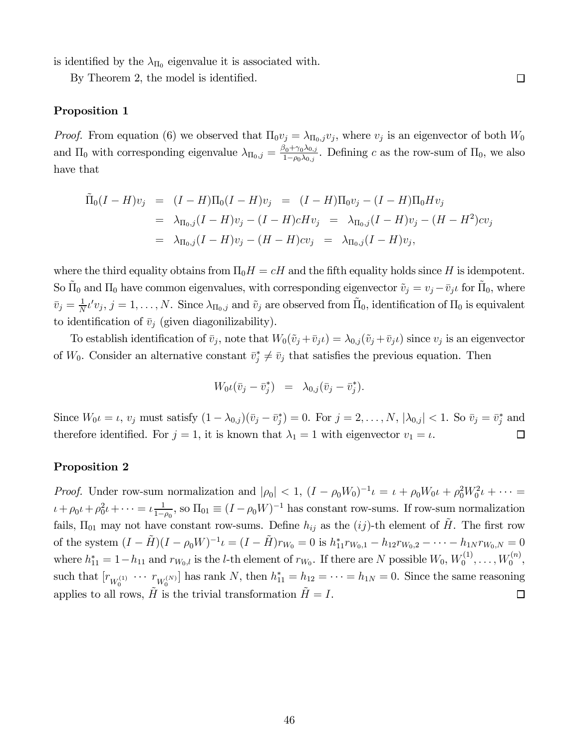is identified by the $\lambda_{\Pi_0}$ eigenvalue it is associated with.

By Theorem 2, the model is identified. $\square$

**Proposition 1**

*Proof.* From equation (6) we observed that $\Pi_0 v_j = \lambda_{\Pi_0,j} v_j$, where $v_j$ is an eigenvector of both $W_0$ and $\Pi_0$ with corresponding eigenvalue $\lambda_{\Pi_0,j} = \frac{\beta_0 + \gamma_0 \lambda_{0,j}}{1-\rho_0 \lambda_{0,j}}$. Defining $c$ as the row-sum of $\Pi_0$, we also have that

$$
\begin{aligned}
\tilde{\Pi}_0 (I-H) v_j &= (I-H)\Pi_0 (I-H) v_j \;=\; (I-H)\Pi_0 v_j - (I-H)\Pi_0 H v_j \\
&= \lambda_{\Pi_0,j}(I-H)v_j - (I-H)cHv_j \;=\; \lambda_{\Pi_0,j}(I-H)v_j - (H-H^2)cv_j \\
&= \lambda_{\Pi_0,j}(I-H)v_j - (H-H)cv_j \;=\; \lambda_{\Pi_0,j}(I-H)v_j,
\end{aligned}
$$

where the third equality obtains from $\Pi_0 H = cH$ and the fifth equality holds since $H$ is idempotent. So $\tilde{\Pi}_0$ and $\Pi_0$ have common eigenvalues, with corresponding eigenvector $\tilde{v}_j = v_j - \bar{v}_j \iota$ for $\tilde{\Pi}_0$, where $\bar{v}_j = \frac{1}{N}\iota' v_j$, $j = 1, \ldots, N$. Since $\lambda_{\Pi_0,j}$ and $\tilde{v}_j$ are observed from $\tilde{\Pi}_0$, identification of $\Pi_0$ is equivalent to identification of $\bar{v}_j$ (given diagonilizability).

To establish identification of $\bar{v}_j$, note that $W_0(\tilde{v}_j + \bar{v}_j \iota) = \lambda_{0,j}(\tilde{v}_j + \bar{v}_j \iota)$ since $v_j$ is an eigenvector of $W_0$. Consider an alternative constant $\bar{v}_j^* \neq \bar{v}_j$ that satisfies the previous equation. Then

$$
W_0 \iota (\bar{v}_j - \bar{v}_j^*) \;=\; \lambda_{0,j}(\bar{v}_j - \bar{v}_j^*).
$$

Since $W_0 \iota = \iota$, $v_j$ must satisfy $(1-\lambda_{0,j})(\bar{v}_j - \bar{v}_j^*) = 0$. For $j = 2, \ldots, N$, $|\lambda_{0,j}| < 1$. So $\bar{v}_j = \bar{v}_j^*$ and therefore identified. For $j = 1$, it is known that $\lambda_1 = 1$ with eigenvector $v_1 = \iota$. $\square$

**Proposition 2**

*Proof.* Under row-sum normalization and $|\rho_0| < 1$, $(I - \rho_0 W_0)^{-1}\iota = \iota + \rho_0 W_0 \iota + \rho_0^2 W_0^2 \iota + \cdots = \iota + \rho_0 \iota + \rho_0^2 \iota + \cdots = \iota \frac{1}{1-\rho_0}$, so $\Pi_{01} \equiv (I - \rho_0 W)^{-1}$ has constant row-sums. If row-sum normalization fails, $\Pi_{01}$ may not have constant row-sums. Define $h_{ij}$ as the $(ij)$-th element of $\tilde{H}$. The first row of the system $(I - \tilde{H})(I - \rho_0 W)^{-1}\iota = (I - \tilde{H}) r_{W_0} = 0$ is $h_{11}^* r_{W_0,1} - h_{12} r_{W_0,2} - \cdots - h_{1N} r_{W_0,N} = 0$ where $h_{11}^* = 1 - h_{11}$ and $r_{W_0,l}$ is the $l$-th element of $r_{W_0}$. If there are $N$ possible $W_0$, $W_0^{(1)}, \ldots, W_0^{(n)}$, such that $[r_{W_0^{(1)}} \cdots r_{W_0^{(N)}}]$ has rank $N$, then $h_{11}^* = h_{12} = \cdots = h_{1N} = 0$. Since the same reasoning applies to all rows, $\tilde{H}$ is the trivial transformation $\tilde{H} = I$. $\square$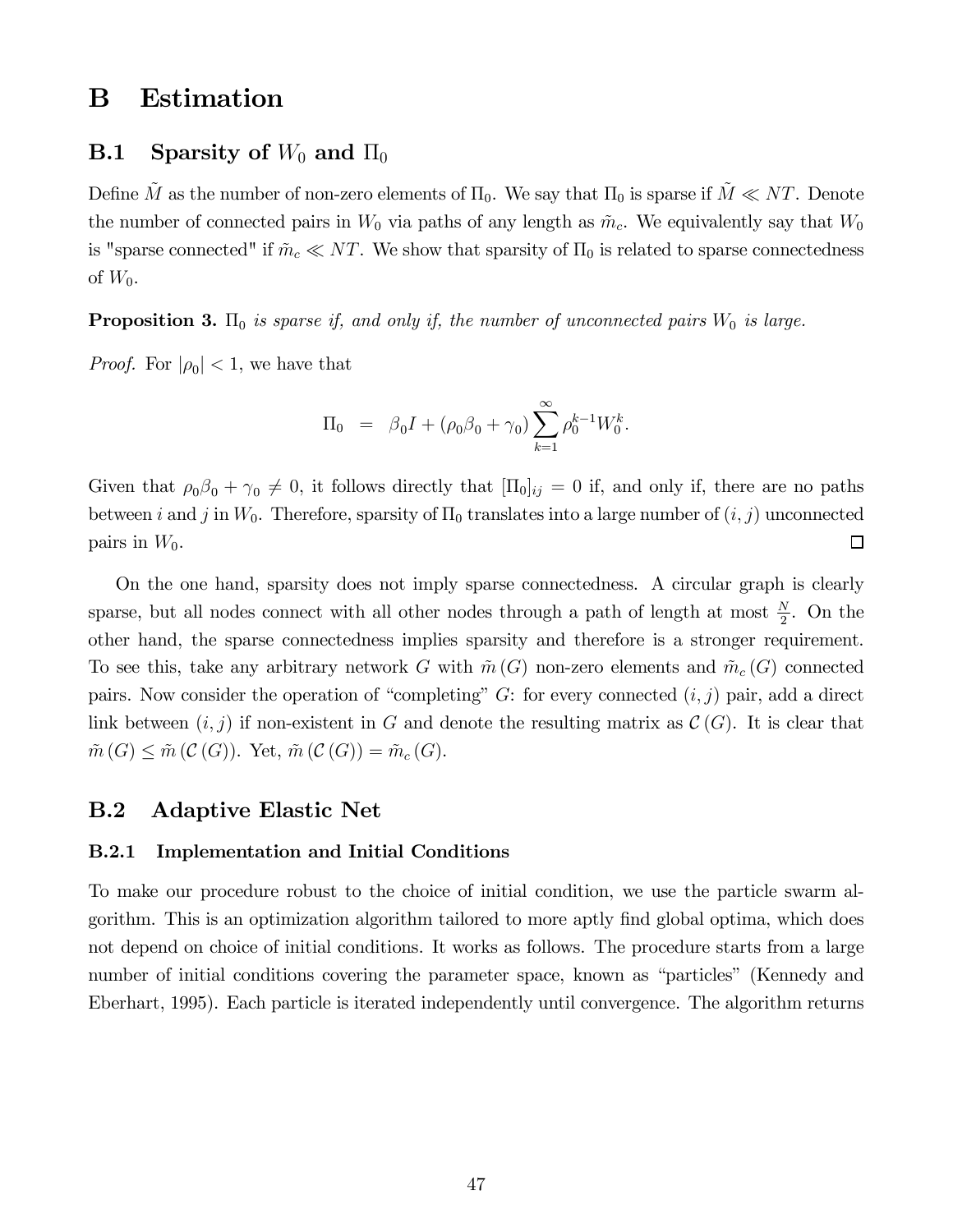# B Estimation

## B.1 Sparsity of $W_0$ and $\Pi_0$

Define $\tilde{M}$ as the number of non-zero elements of $\Pi_0$. We say that $\Pi_0$ is sparse if $\tilde{M} \ll NT$. Denote the number of connected pairs in $W_0$ via paths of any length as $\tilde{m}_c$. We equivalently say that $W_0$ is "sparse connected" if $\tilde{m}_c \ll NT$. We show that sparsity of $\Pi_0$ is related to sparse connectedness of $W_0$.

**Proposition 3.** *$\Pi_0$ is sparse if, and only if, the number of unconnected pairs $W_0$ is large.*

*Proof.* For $|\rho_0| < 1$, we have that

$$\Pi_0 \;\; = \;\; \beta_0 I + (\rho_0 \beta_0 + \gamma_0) \sum_{k=1}^{\infty} \rho_0^{k-1} W_0^k.$$

Given that $\rho_0 \beta_0 + \gamma_0 \neq 0$, it follows directly that $[\Pi_0]_{ij} = 0$ if, and only if, there are no paths between $i$ and $j$ in $W_0$. Therefore, sparsity of $\Pi_0$ translates into a large number of $(i, j)$ unconnected pairs in $W_0$. □

On the one hand, sparsity does not imply sparse connectedness. A circular graph is clearly sparse, but all nodes connect with all other nodes through a path of length at most $\frac{N}{2}$. On the other hand, the sparse connectedness implies sparsity and therefore is a stronger requirement. To see this, take any arbitrary network $G$ with $\tilde{m}(G)$ non-zero elements and $\tilde{m}_c(G)$ connected pairs. Now consider the operation of "completing" $G$: for every connected $(i, j)$ pair, add a direct link between $(i, j)$ if non-existent in $G$ and denote the resulting matrix as $\mathcal{C}(G)$. It is clear that $\tilde{m}(G) \leq \tilde{m}(\mathcal{C}(G))$. Yet, $\tilde{m}(\mathcal{C}(G)) = \tilde{m}_c(G)$.

## B.2 Adaptive Elastic Net

### B.2.1 Implementation and Initial Conditions

To make our procedure robust to the choice of initial condition, we use the particle swarm algorithm. This is an optimization algorithm tailored to more aptly find global optima, which does not depend on choice of initial conditions. It works as follows. The procedure starts from a large number of initial conditions covering the parameter space, known as "particles" (Kennedy and Eberhart, 1995). Each particle is iterated independently until convergence. The algorithm returns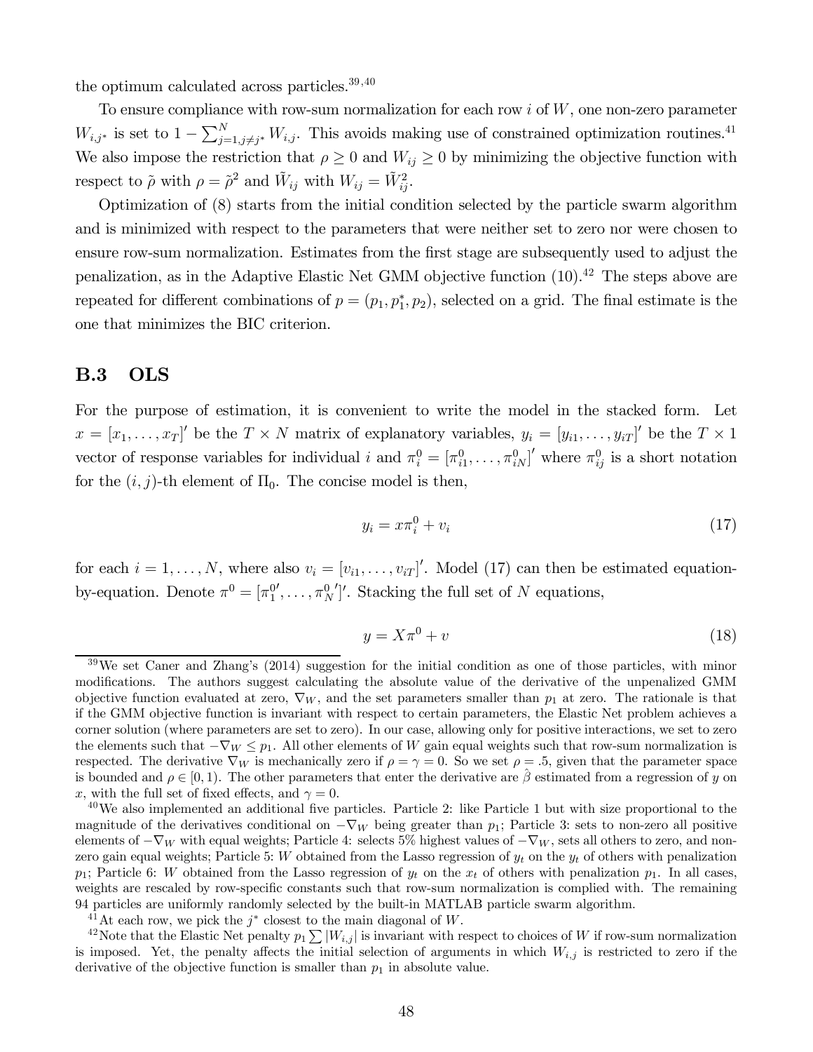the optimum calculated across particles.[39,40]

To ensure compliance with row-sum normalization for each row $i$ of $W$, one non-zero parameter $W_{i,j^*}$ is set to $1 - \sum_{j=1, j\neq j^*}^{N} W_{i,j}$. This avoids making use of constrained optimization routines.[41] We also impose the restriction that $\rho \geq 0$ and $W_{ij} \geq 0$ by minimizing the objective function with respect to $\tilde{\rho}$ with $\rho = \tilde{\rho}^2$ and $\tilde{W}_{ij}$ with $W_{ij} = \tilde{W}_{ij}^2$.

Optimization of (8) starts from the initial condition selected by the particle swarm algorithm and is minimized with respect to the parameters that were neither set to zero nor were chosen to ensure row-sum normalization. Estimates from the first stage are subsequently used to adjust the penalization, as in the Adaptive Elastic Net GMM objective function (10).[42] The steps above are repeated for different combinations of $p = (p_1, p_1^*, p_2)$, selected on a grid. The final estimate is the one that minimizes the BIC criterion.

## B.3 OLS

For the purpose of estimation, it is convenient to write the model in the stacked form. Let $x = [x_1, \ldots, x_T]'$ be the $T \times N$ matrix of explanatory variables, $y_i = [y_{i1}, \ldots, y_{iT}]'$ be the $T \times 1$ vector of response variables for individual $i$ and $\pi_i^0 = [\pi_{i1}^0, \ldots, \pi_{iN}^0]'$ where $\pi_{ij}^0$ is a short notation for the $(i,j)$-th element of $\Pi_0$. The concise model is then,

$$y_i = x\pi_i^0 + v_i \tag{17}$$

for each $i = 1, \ldots, N$, where also $v_i = [v_{i1}, \ldots, v_{iT}]'$. Model (17) can then be estimated equation-by-equation. Denote $\pi^0 = [\pi_1^{0\prime}, \ldots, \pi_N^{0\prime}]'$. Stacking the full set of $N$ equations,

$$y = X\pi^0 + v \tag{18}$$

[39] We set Caner and Zhang's (2014) suggestion for the initial condition as one of those particles, with minor modifications. The authors suggest calculating the absolute value of the derivative of the unpenalized GMM objective function evaluated at zero, $\nabla_W$, and the set parameters smaller than $p_1$ at zero. The rationale is that if the GMM objective function is invariant with respect to certain parameters, the Elastic Net problem achieves a corner solution (where parameters are set to zero). In our case, allowing only for positive interactions, we set to zero the elements such that $-\nabla_W \leq p_1$. All other elements of $W$ gain equal weights such that row-sum normalization is respected. The derivative $\nabla_W$ is mechanically zero if $\rho = \gamma = 0$. So we set $\rho = .5$, given that the parameter space is bounded and $\rho \in [0, 1)$. The other parameters that enter the derivative are $\hat{\beta}$ estimated from a regression of $y$ on $x$, with the full set of fixed effects, and $\gamma = 0$.

[40] We also implemented an additional five particles. Particle 2: like Particle 1 but with size proportional to the magnitude of the derivatives conditional on $-\nabla_W$ being greater than $p_1$; Particle 3: sets to non-zero all positive elements of $-\nabla_W$ with equal weights; Particle 4: selects 5% highest values of $-\nabla_W$, sets all others to zero, and non-zero gain equal weights; Particle 5: $W$ obtained from the Lasso regression of $y_t$ on the $y_t$ of others with penalization $p_1$; Particle 6: $W$ obtained from the Lasso regression of $y_t$ on the $x_t$ of others with penalization $p_1$. In all cases, weights are rescaled by row-specific constants such that row-sum normalization is complied with. The remaining 94 particles are uniformly randomly selected by the built-in MATLAB particle swarm algorithm.

[41] At each row, we pick the $j^*$ closest to the main diagonal of $W$.

[42] Note that the Elastic Net penalty $p_1 \sum |W_{i,j}|$ is invariant with respect to choices of $W$ if row-sum normalization is imposed. Yet, the penalty affects the initial selection of arguments in which $W_{i,j}$ is restricted to zero if the derivative of the objective function is smaller than $p_1$ in absolute value.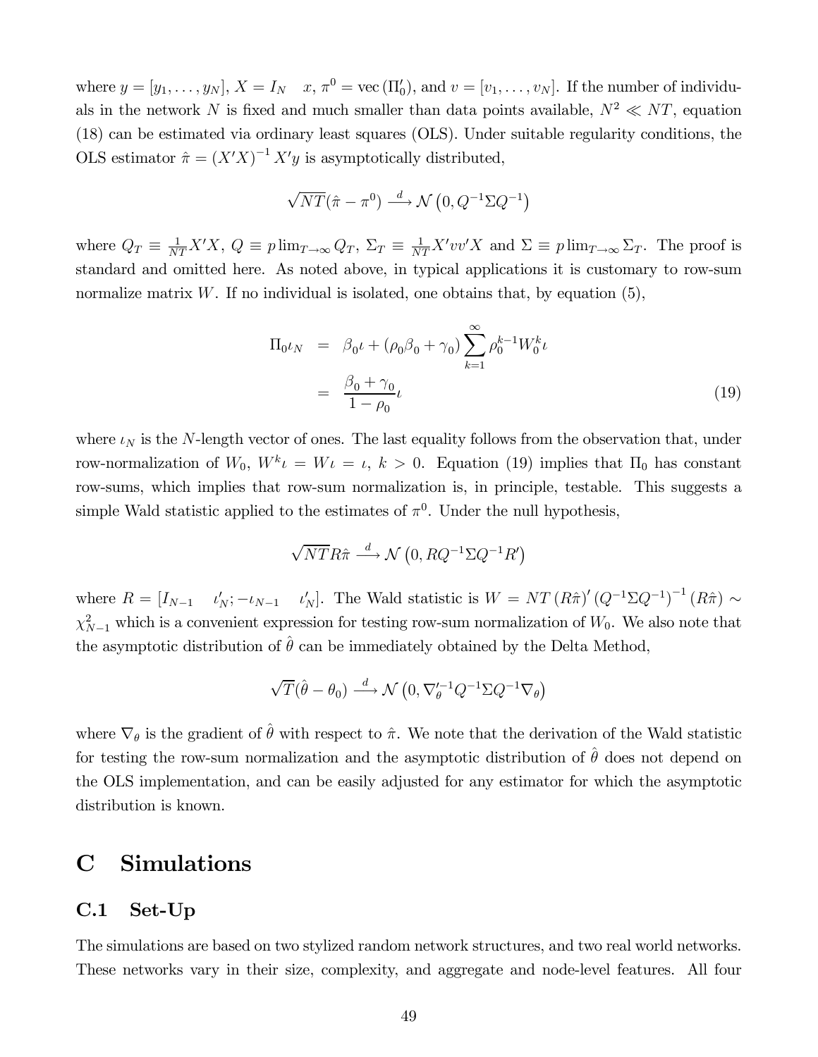where $y = [y_1, \ldots, y_N]$, $X = I_N \quad x$, $\pi^0 = \text{vec}(\Pi_0')$, and $v = [v_1, \ldots, v_N]$. If the number of individuals in the network $N$ is fixed and much smaller than data points available, $N^2 \ll NT$, equation (18) can be estimated via ordinary least squares (OLS). Under suitable regularity conditions, the OLS estimator $\hat{\pi} = (X'X)^{-1} X'y$ is asymptotically distributed,

$$\sqrt{NT}(\hat{\pi} - \pi^0) \xrightarrow{d} \mathcal{N}\left(0, Q^{-1}\Sigma Q^{-1}\right)$$

where $Q_T \equiv \frac{1}{NT}X'X$, $Q \equiv p\lim_{T\to\infty} Q_T$, $\Sigma_T \equiv \frac{1}{NT}X'vv'X$ and $\Sigma \equiv p\lim_{T\to\infty}\Sigma_T$. The proof is standard and omitted here. As noted above, in typical applications it is customary to row-sum normalize matrix $W$. If no individual is isolated, one obtains that, by equation (5),

$$\begin{aligned}
\Pi_0 \iota_N &= \beta_0 \iota + (\rho_0 \beta_0 + \gamma_0) \sum_{k=1}^{\infty} \rho_0^{k-1} W_0^k \iota \\
&= \frac{\beta_0 + \gamma_0}{1 - \rho_0} \iota
\end{aligned} \tag{19}$$

where $\iota_N$ is the $N$-length vector of ones. The last equality follows from the observation that, under row-normalization of $W_0$, $W^k \iota = W \iota = \iota$, $k > 0$. Equation (19) implies that $\Pi_0$ has constant row-sums, which implies that row-sum normalization is, in principle, testable. This suggests a simple Wald statistic applied to the estimates of $\pi^0$. Under the null hypothesis,

$$\sqrt{NT} R\hat{\pi} \xrightarrow{d} \mathcal{N}\left(0, RQ^{-1}\Sigma Q^{-1}R'\right)$$

where $R = [I_{N-1} \quad \iota_N'; -\iota_{N-1} \quad \iota_N']$. The Wald statistic is $W = NT\left(R\hat{\pi}\right)'\left(Q^{-1}\Sigma Q^{-1}\right)^{-1}\left(R\hat{\pi}\right) \sim \chi^2_{N-1}$ which is a convenient expression for testing row-sum normalization of $W_0$. We also note that the asymptotic distribution of $\hat{\theta}$ can be immediately obtained by the Delta Method,

$$\sqrt{T}(\hat{\theta} - \theta_0) \xrightarrow{d} \mathcal{N}\left(0, \nabla_\theta'^{-1} Q^{-1}\Sigma Q^{-1}\nabla_\theta\right)$$

where $\nabla_\theta$ is the gradient of $\hat{\theta}$ with respect to $\hat{\pi}$. We note that the derivation of the Wald statistic for testing the row-sum normalization and the asymptotic distribution of $\hat{\theta}$ does not depend on the OLS implementation, and can be easily adjusted for any estimator for which the asymptotic distribution is known.

# C Simulations

## C.1 Set-Up

The simulations are based on two stylized random network structures, and two real world networks. These networks vary in their size, complexity, and aggregate and node-level features. All four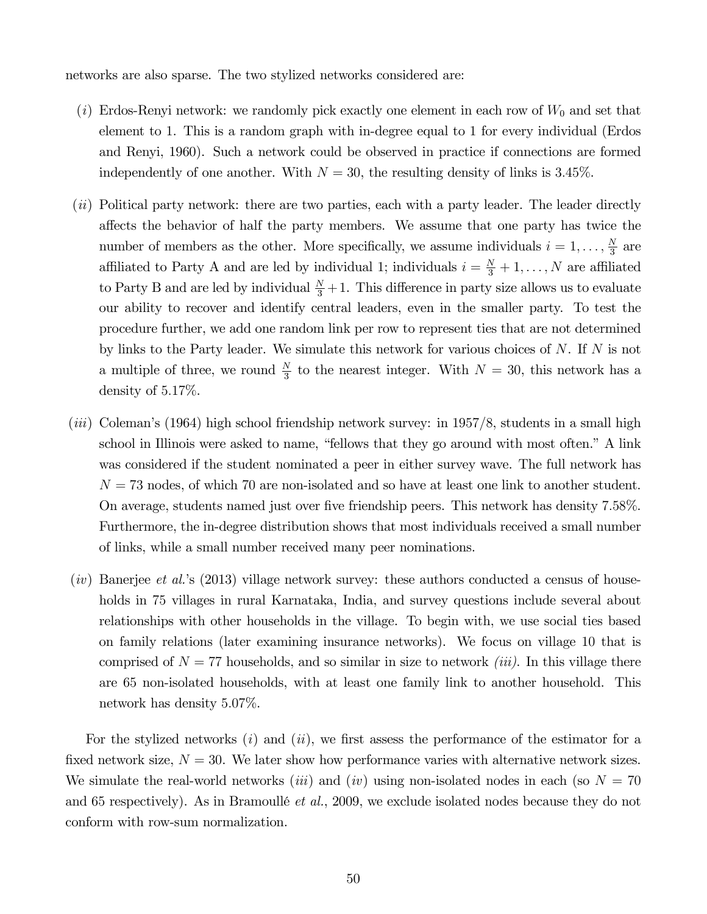networks are also sparse. The two stylized networks considered are:

($i$) Erdos-Renyi network: we randomly pick exactly one element in each row of $W_0$ and set that element to 1. This is a random graph with in-degree equal to 1 for every individual (Erdos and Renyi, 1960). Such a network could be observed in practice if connections are formed independently of one another. With $N = 30$, the resulting density of links is 3.45%.

($ii$) Political party network: there are two parties, each with a party leader. The leader directly affects the behavior of half the party members. We assume that one party has twice the number of members as the other. More specifically, we assume individuals $i = 1, \ldots, \frac{N}{3}$ are affiliated to Party A and are led by individual 1; individuals $i = \frac{N}{3} + 1, \ldots, N$ are affiliated to Party B and are led by individual $\frac{N}{3} + 1$. This difference in party size allows us to evaluate our ability to recover and identify central leaders, even in the smaller party. To test the procedure further, we add one random link per row to represent ties that are not determined by links to the Party leader. We simulate this network for various choices of $N$. If $N$ is not a multiple of three, we round $\frac{N}{3}$ to the nearest integer. With $N = 30$, this network has a density of 5.17%.

($iii$) Coleman's (1964) high school friendship network survey: in 1957/8, students in a small high school in Illinois were asked to name, "fellows that they go around with most often." A link was considered if the student nominated a peer in either survey wave. The full network has $N = 73$ nodes, of which 70 are non-isolated and so have at least one link to another student. On average, students named just over five friendship peers. This network has density 7.58%. Furthermore, the in-degree distribution shows that most individuals received a small number of links, while a small number received many peer nominations.

($iv$) Banerjee *et al.*'s (2013) village network survey: these authors conducted a census of households in 75 villages in rural Karnataka, India, and survey questions include several about relationships with other households in the village. To begin with, we use social ties based on family relations (later examining insurance networks). We focus on village 10 that is comprised of $N = 77$ households, and so similar in size to network *(iii)*. In this village there are 65 non-isolated households, with at least one family link to another household. This network has density 5.07%.

For the stylized networks ($i$) and ($ii$), we first assess the performance of the estimator for a fixed network size, $N = 30$. We later show how performance varies with alternative network sizes. We simulate the real-world networks ($iii$) and ($iv$) using non-isolated nodes in each (so $N = 70$ and 65 respectively). As in Bramoullé *et al.*, 2009, we exclude isolated nodes because they do not conform with row-sum normalization.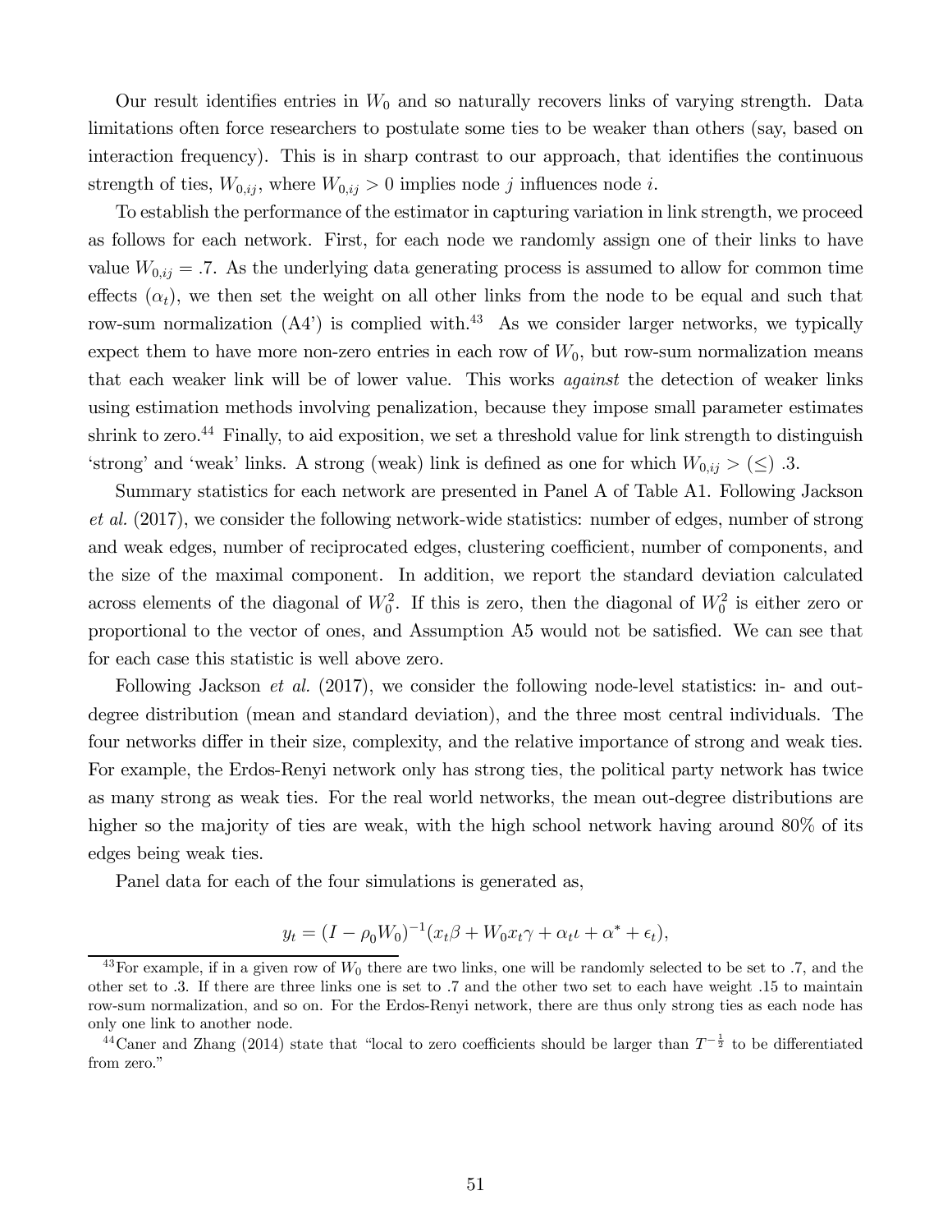Our result identifies entries in $W_0$ and so naturally recovers links of varying strength. Data limitations often force researchers to postulate some ties to be weaker than others (say, based on interaction frequency). This is in sharp contrast to our approach, that identifies the continuous strength of ties, $W_{0,ij}$, where $W_{0,ij} > 0$ implies node $j$ influences node $i$.

To establish the performance of the estimator in capturing variation in link strength, we proceed as follows for each network. First, for each node we randomly assign one of their links to have value $W_{0,ij} = .7$. As the underlying data generating process is assumed to allow for common time effects ($\alpha_t$), we then set the weight on all other links from the node to be equal and such that row-sum normalization (A4') is complied with.[43] As we consider larger networks, we typically expect them to have more non-zero entries in each row of $W_0$, but row-sum normalization means that each weaker link will be of lower value. This works *against* the detection of weaker links using estimation methods involving penalization, because they impose small parameter estimates shrink to zero.[44] Finally, to aid exposition, we set a threshold value for link strength to distinguish 'strong' and 'weak' links. A strong (weak) link is defined as one for which $W_{0,ij} > (\leq)\ .3$.

Summary statistics for each network are presented in Panel A of Table A1. Following Jackson *et al.* (2017), we consider the following network-wide statistics: number of edges, number of strong and weak edges, number of reciprocated edges, clustering coefficient, number of components, and the size of the maximal component. In addition, we report the standard deviation calculated across elements of the diagonal of $W_0^2$. If this is zero, then the diagonal of $W_0^2$ is either zero or proportional to the vector of ones, and Assumption A5 would not be satisfied. We can see that for each case this statistic is well above zero.

Following Jackson *et al.* (2017), we consider the following node-level statistics: in- and out-degree distribution (mean and standard deviation), and the three most central individuals. The four networks differ in their size, complexity, and the relative importance of strong and weak ties. For example, the Erdos-Renyi network only has strong ties, the political party network has twice as many strong as weak ties. For the real world networks, the mean out-degree distributions are higher so the majority of ties are weak, with the high school network having around 80% of its edges being weak ties.

Panel data for each of the four simulations is generated as,

$$y_t = (I - \rho_0 W_0)^{-1}(x_t \beta + W_0 x_t \gamma + \alpha_t \iota + \alpha^* + \epsilon_t),$$

[43] For example, if in a given row of $W_0$ there are two links, one will be randomly selected to be set to .7, and the other set to .3. If there are three links one is set to .7 and the other two set to each have weight .15 to maintain row-sum normalization, and so on. For the Erdos-Renyi network, there are thus only strong ties as each node has only one link to another node.

[44] Caner and Zhang (2014) state that "local to zero coefficients should be larger than $T^{-\frac{1}{2}}$ to be differentiated from zero."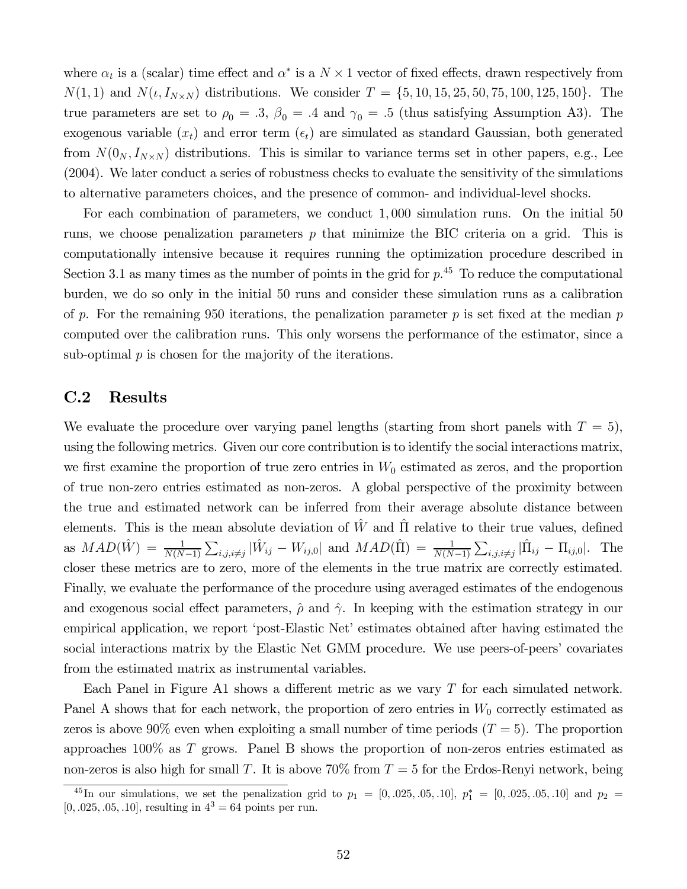where $\alpha_t$ is a (scalar) time effect and $\alpha^*$ is a $N \times 1$ vector of fixed effects, drawn respectively from $N(1, 1)$ and $N(\iota, I_{N \times N})$ distributions. We consider $T = \{5, 10, 15, 25, 50, 75, 100, 125, 150\}$. The true parameters are set to $\rho_0 = .3$, $\beta_0 = .4$ and $\gamma_0 = .5$ (thus satisfying Assumption A3). The exogenous variable ($x_t$) and error term ($\epsilon_t$) are simulated as standard Gaussian, both generated from $N(0_N, I_{N \times N})$ distributions. This is similar to variance terms set in other papers, e.g., Lee (2004). We later conduct a series of robustness checks to evaluate the sensitivity of the simulations to alternative parameters choices, and the presence of common- and individual-level shocks.

For each combination of parameters, we conduct 1,000 simulation runs. On the initial 50 runs, we choose penalization parameters $p$ that minimize the BIC criteria on a grid. This is computationally intensive because it requires running the optimization procedure described in Section 3.1 as many times as the number of points in the grid for $p$.[45] To reduce the computational burden, we do so only in the initial 50 runs and consider these simulation runs as a calibration of $p$. For the remaining 950 iterations, the penalization parameter $p$ is set fixed at the median $p$ computed over the calibration runs. This only worsens the performance of the estimator, since a sub-optimal $p$ is chosen for the majority of the iterations.

## C.2 Results

We evaluate the procedure over varying panel lengths (starting from short panels with $T = 5$), using the following metrics. Given our core contribution is to identify the social interactions matrix, we first examine the proportion of true zero entries in $W_0$ estimated as zeros, and the proportion of true non-zero entries estimated as non-zeros. A global perspective of the proximity between the true and estimated network can be inferred from their average absolute distance between elements. This is the mean absolute deviation of $\hat{W}$ and $\hat{\Pi}$ relative to their true values, defined as $MAD(\hat{W}) = \frac{1}{N(N-1)} \sum_{i,j,i \neq j} |\hat{W}_{ij} - W_{ij,0}|$ and $MAD(\hat{\Pi}) = \frac{1}{N(N-1)} \sum_{i,j,i \neq j} |\hat{\Pi}_{ij} - \Pi_{ij,0}|$. The closer these metrics are to zero, more of the elements in the true matrix are correctly estimated. Finally, we evaluate the performance of the procedure using averaged estimates of the endogenous and exogenous social effect parameters, $\hat{\rho}$ and $\hat{\gamma}$. In keeping with the estimation strategy in our empirical application, we report 'post-Elastic Net' estimates obtained after having estimated the social interactions matrix by the Elastic Net GMM procedure. We use peers-of-peers' covariates from the estimated matrix as instrumental variables.

Each Panel in Figure A1 shows a different metric as we vary $T$ for each simulated network. Panel A shows that for each network, the proportion of zero entries in $W_0$ correctly estimated as zeros is above 90% even when exploiting a small number of time periods ($T = 5$). The proportion approaches 100% as $T$ grows. Panel B shows the proportion of non-zeros entries estimated as non-zeros is also high for small $T$. It is above 70% from $T = 5$ for the Erdos-Renyi network, being

[45] In our simulations, we set the penalization grid to $p_1 = [0, .025, .05, .10]$, $p_1^* = [0, .025, .05, .10]$ and $p_2 = [0, .025, .05, .10]$, resulting in $4^3 = 64$ points per run.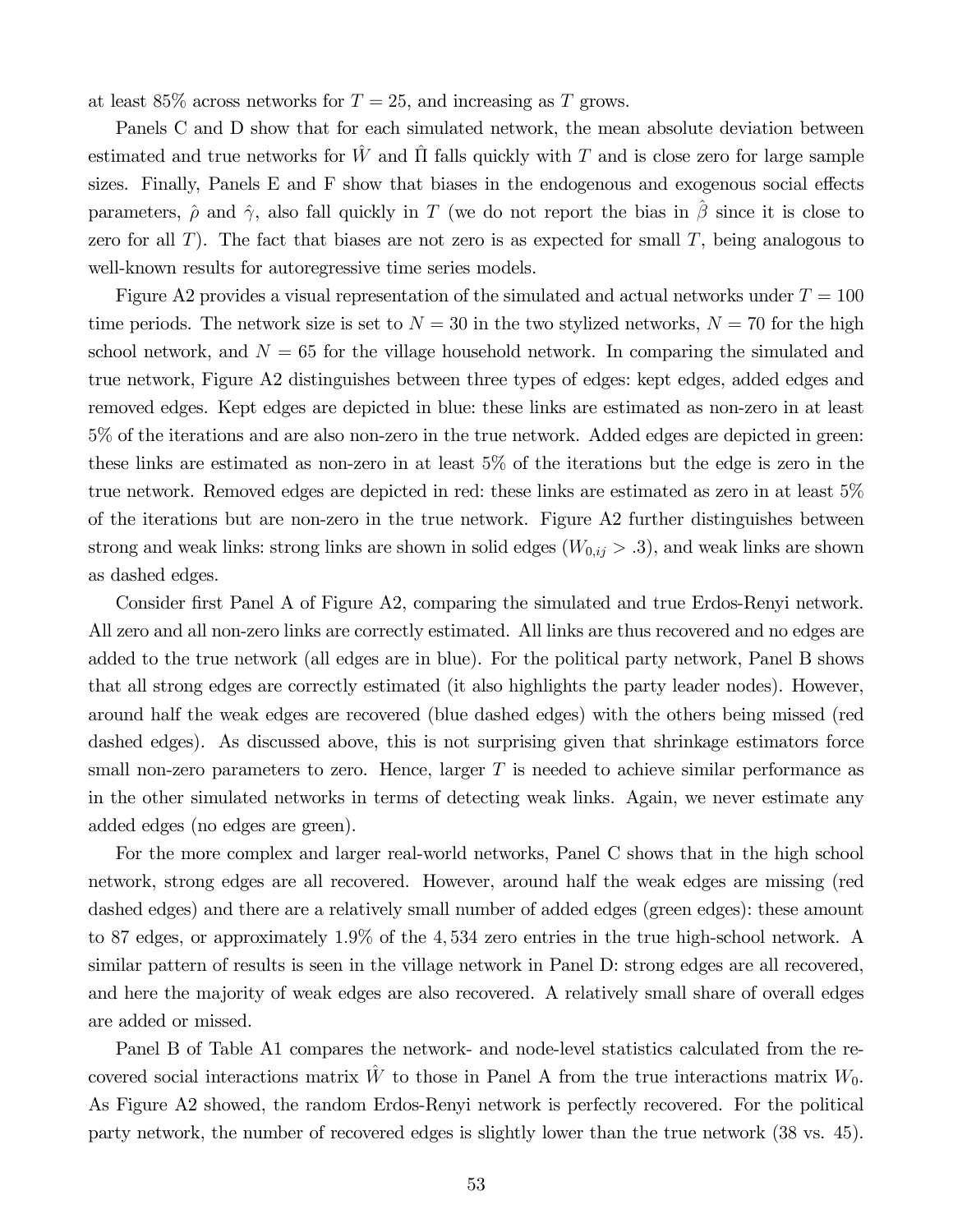at least 85% across networks for $T = 25$, and increasing as $T$ grows.

Panels C and D show that for each simulated network, the mean absolute deviation between estimated and true networks for $\hat{W}$ and $\hat{\Pi}$ falls quickly with $T$ and is close zero for large sample sizes. Finally, Panels E and F show that biases in the endogenous and exogenous social effects parameters, $\hat{\rho}$ and $\hat{\gamma}$, also fall quickly in $T$ (we do not report the bias in $\hat{\beta}$ since it is close to zero for all $T$). The fact that biases are not zero is as expected for small $T$, being analogous to well-known results for autoregressive time series models.

Figure A2 provides a visual representation of the simulated and actual networks under $T = 100$ time periods. The network size is set to $N = 30$ in the two stylized networks, $N = 70$ for the high school network, and $N = 65$ for the village household network. In comparing the simulated and true network, Figure A2 distinguishes between three types of edges: kept edges, added edges and removed edges. Kept edges are depicted in blue: these links are estimated as non-zero in at least 5% of the iterations and are also non-zero in the true network. Added edges are depicted in green: these links are estimated as non-zero in at least 5% of the iterations but the edge is zero in the true network. Removed edges are depicted in red: these links are estimated as zero in at least 5% of the iterations but are non-zero in the true network. Figure A2 further distinguishes between strong and weak links: strong links are shown in solid edges ($W_{0,ij} > .3$), and weak links are shown as dashed edges.

Consider first Panel A of Figure A2, comparing the simulated and true Erdos-Renyi network. All zero and all non-zero links are correctly estimated. All links are thus recovered and no edges are added to the true network (all edges are in blue). For the political party network, Panel B shows that all strong edges are correctly estimated (it also highlights the party leader nodes). However, around half the weak edges are recovered (blue dashed edges) with the others being missed (red dashed edges). As discussed above, this is not surprising given that shrinkage estimators force small non-zero parameters to zero. Hence, larger $T$ is needed to achieve similar performance as in the other simulated networks in terms of detecting weak links. Again, we never estimate any added edges (no edges are green).

For the more complex and larger real-world networks, Panel C shows that in the high school network, strong edges are all recovered. However, around half the weak edges are missing (red dashed edges) and there are a relatively small number of added edges (green edges): these amount to 87 edges, or approximately 1.9% of the 4,534 zero entries in the true high-school network. A similar pattern of results is seen in the village network in Panel D: strong edges are all recovered, and here the majority of weak edges are also recovered. A relatively small share of overall edges are added or missed.

Panel B of Table A1 compares the network- and node-level statistics calculated from the recovered social interactions matrix $\hat{W}$ to those in Panel A from the true interactions matrix $W_0$. As Figure A2 showed, the random Erdos-Renyi network is perfectly recovered. For the political party network, the number of recovered edges is slightly lower than the true network (38 vs. 45).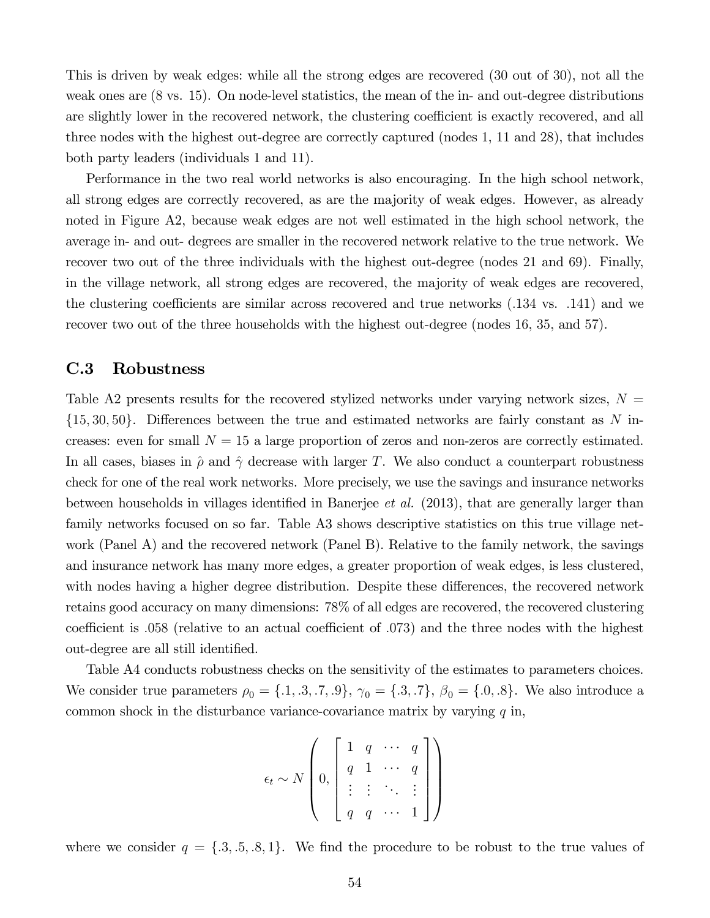This is driven by weak edges: while all the strong edges are recovered (30 out of 30), not all the weak ones are (8 vs. 15). On node-level statistics, the mean of the in- and out-degree distributions are slightly lower in the recovered network, the clustering coefficient is exactly recovered, and all three nodes with the highest out-degree are correctly captured (nodes 1, 11 and 28), that includes both party leaders (individuals 1 and 11).

Performance in the two real world networks is also encouraging. In the high school network, all strong edges are correctly recovered, as are the majority of weak edges. However, as already noted in Figure A2, because weak edges are not well estimated in the high school network, the average in- and out- degrees are smaller in the recovered network relative to the true network. We recover two out of the three individuals with the highest out-degree (nodes 21 and 69). Finally, in the village network, all strong edges are recovered, the majority of weak edges are recovered, the clustering coefficients are similar across recovered and true networks (.134 vs. .141) and we recover two out of the three households with the highest out-degree (nodes 16, 35, and 57).

## C.3 Robustness

Table A2 presents results for the recovered stylized networks under varying network sizes, $N = \{15, 30, 50\}$. Differences between the true and estimated networks are fairly constant as $N$ increases: even for small $N = 15$ a large proportion of zeros and non-zeros are correctly estimated. In all cases, biases in $\hat{\rho}$ and $\hat{\gamma}$ decrease with larger $T$. We also conduct a counterpart robustness check for one of the real work networks. More precisely, we use the savings and insurance networks between households in villages identified in Banerjee *et al.* (2013), that are generally larger than family networks focused on so far. Table A3 shows descriptive statistics on this true village network (Panel A) and the recovered network (Panel B). Relative to the family network, the savings and insurance network has many more edges, a greater proportion of weak edges, is less clustered, with nodes having a higher degree distribution. Despite these differences, the recovered network retains good accuracy on many dimensions: 78% of all edges are recovered, the recovered clustering coefficient is .058 (relative to an actual coefficient of .073) and the three nodes with the highest out-degree are all still identified.

Table A4 conducts robustness checks on the sensitivity of the estimates to parameters choices. We consider true parameters $\rho_0 = \{.1, .3, .7, .9\}$, $\gamma_0 = \{.3, .7\}$, $\beta_0 = \{.0, .8\}$. We also introduce a common shock in the disturbance variance-covariance matrix by varying $q$ in,

$$\epsilon_t \sim N\left(0, \begin{bmatrix} 1 & q & \cdots & q \\ q & 1 & \cdots & q \\ \vdots & \vdots & \ddots & \vdots \\ q & q & \cdots & 1 \end{bmatrix}\right)$$

where we consider $q = \{.3, .5, .8, 1\}$. We find the procedure to be robust to the true values of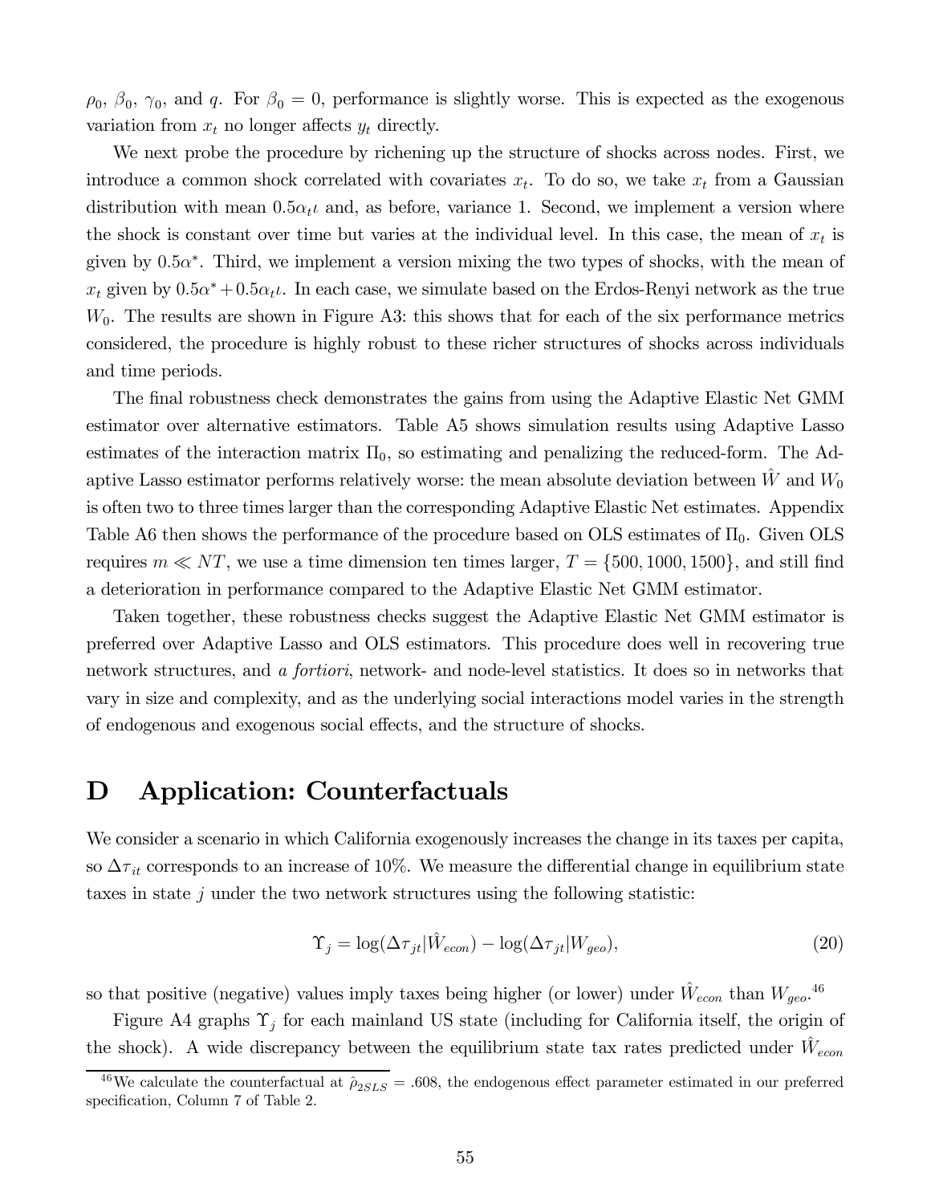$\rho_0$, $\beta_0$, $\gamma_0$, and $q$. For $\beta_0 = 0$, performance is slightly worse. This is expected as the exogenous variation from $x_t$ no longer affects $y_t$ directly.

We next probe the procedure by richening up the structure of shocks across nodes. First, we introduce a common shock correlated with covariates $x_t$. To do so, we take $x_t$ from a Gaussian distribution with mean $0.5\alpha_t\iota$ and, as before, variance 1. Second, we implement a version where the shock is constant over time but varies at the individual level. In this case, the mean of $x_t$ is given by $0.5\alpha^*$. Third, we implement a version mixing the two types of shocks, with the mean of $x_t$ given by $0.5\alpha^* + 0.5\alpha_t\iota$. In each case, we simulate based on the Erdos-Renyi network as the true $W_0$. The results are shown in Figure A3: this shows that for each of the six performance metrics considered, the procedure is highly robust to these richer structures of shocks across individuals and time periods.

The final robustness check demonstrates the gains from using the Adaptive Elastic Net GMM estimator over alternative estimators. Table A5 shows simulation results using Adaptive Lasso estimates of the interaction matrix $\Pi_0$, so estimating and penalizing the reduced-form. The Adaptive Lasso estimator performs relatively worse: the mean absolute deviation between $\hat{W}$ and $W_0$ is often two to three times larger than the corresponding Adaptive Elastic Net estimates. Appendix Table A6 then shows the performance of the procedure based on OLS estimates of $\Pi_0$. Given OLS requires $m \ll NT$, we use a time dimension ten times larger, $T = \{500, 1000, 1500\}$, and still find a deterioration in performance compared to the Adaptive Elastic Net GMM estimator.

Taken together, these robustness checks suggest the Adaptive Elastic Net GMM estimator is preferred over Adaptive Lasso and OLS estimators. This procedure does well in recovering true network structures, and *a fortiori*, network- and node-level statistics. It does so in networks that vary in size and complexity, and as the underlying social interactions model varies in the strength of endogenous and exogenous social effects, and the structure of shocks.

# D Application: Counterfactuals

We consider a scenario in which California exogenously increases the change in its taxes per capita, so $\Delta\tau_{it}$ corresponds to an increase of 10%. We measure the differential change in equilibrium state taxes in state $j$ under the two network structures using the following statistic:

$$\Upsilon_j = \log(\Delta\tau_{jt}|\hat{W}_{econ}) - \log(\Delta\tau_{jt}|W_{geo}), \tag{20}$$

so that positive (negative) values imply taxes being higher (or lower) under $\hat{W}_{econ}$ than $W_{geo}$.[46]

Figure A4 graphs $\Upsilon_j$ for each mainland US state (including for California itself, the origin of the shock). A wide discrepancy between the equilibrium state tax rates predicted under $\hat{W}_{econ}$

[46] We calculate the counterfactual at $\hat{\rho}_{2SLS} = .608$, the endogenous effect parameter estimated in our preferred specification, Column 7 of Table 2.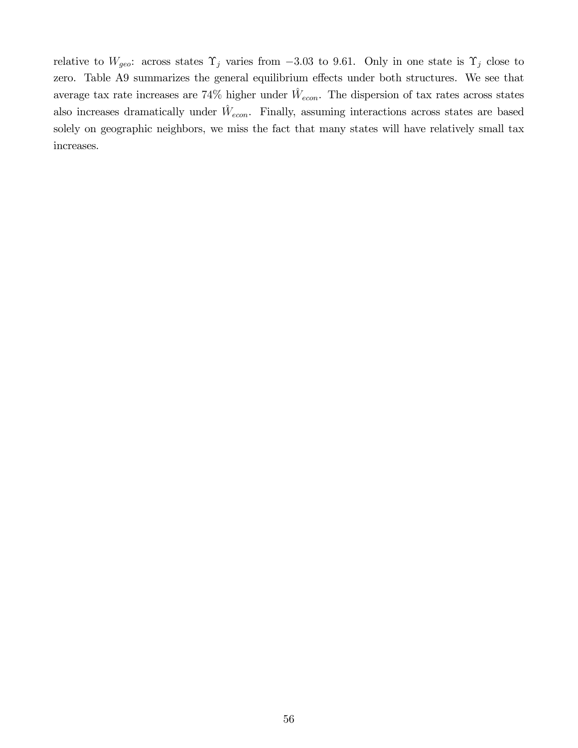relative to $W_{geo}$: across states $\Upsilon_j$ varies from $-3.03$ to $9.61$. Only in one state is $\Upsilon_j$ close to zero. Table A9 summarizes the general equilibrium effects under both structures. We see that average tax rate increases are 74% higher under $\hat{W}_{econ}$. The dispersion of tax rates across states also increases dramatically under $\hat{W}_{econ}$. Finally, assuming interactions across states are based solely on geographic neighbors, we miss the fact that many states will have relatively small tax increases.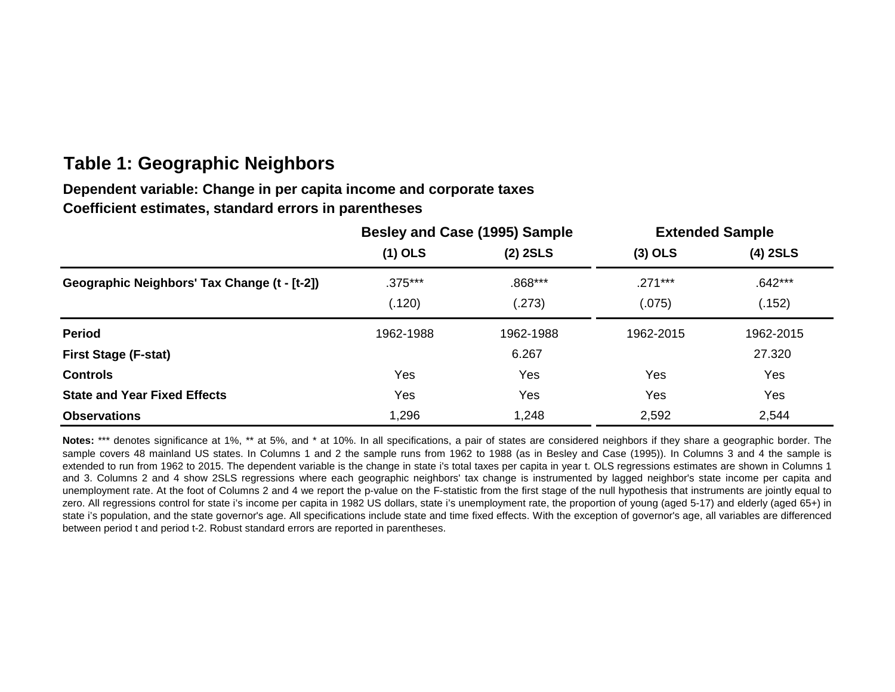## Table 1: Geographic Neighbors

**Dependent variable: Change in per capita income and corporate taxes**
**Coefficient estimates, standard errors in parentheses**

| | Besley and Case (1995) Sample | | Extended Sample | |
|---|---|---|---|---|
| | (1) OLS | (2) 2SLS | (3) OLS | (4) 2SLS |
| **Geographic Neighbors' Tax Change (t - [t-2])** | .375*** | .868*** | .271*** | .642*** |
| | (.120) | (.273) | (.075) | (.152) |
| **Period** | 1962-1988 | 1962-1988 | 1962-2015 | 1962-2015 |
| **First Stage (F-stat)** | | 6.267 | | 27.320 |
| **Controls** | Yes | Yes | Yes | Yes |
| **State and Year Fixed Effects** | Yes | Yes | Yes | Yes |
| **Observations** | 1,296 | 1,248 | 2,592 | 2,544 |

**Notes:** *** denotes significance at 1%, ** at 5%, and * at 10%. In all specifications, a pair of states are considered neighbors if they share a geographic border. The sample covers 48 mainland US states. In Columns 1 and 2 the sample runs from 1962 to 1988 (as in Besley and Case (1995)). In Columns 3 and 4 the sample is extended to run from 1962 to 2015. The dependent variable is the change in state i's total taxes per capita in year t. OLS regressions estimates are shown in Columns 1 and 3. Columns 2 and 4 show 2SLS regressions where each geographic neighbors' tax change is instrumented by lagged neighbor's state income per capita and unemployment rate. At the foot of Columns 2 and 4 we report the p-value on the F-statistic from the first stage of the null hypothesis that instruments are jointly equal to zero. All regressions control for state i's income per capita in 1982 US dollars, state i's unemployment rate, the proportion of young (aged 5-17) and elderly (aged 65+) in state i's population, and the state governor's age. All specifications include state and time fixed effects. With the exception of governor's age, all variables are differenced between period t and period t-2. Robust standard errors are reported in parentheses.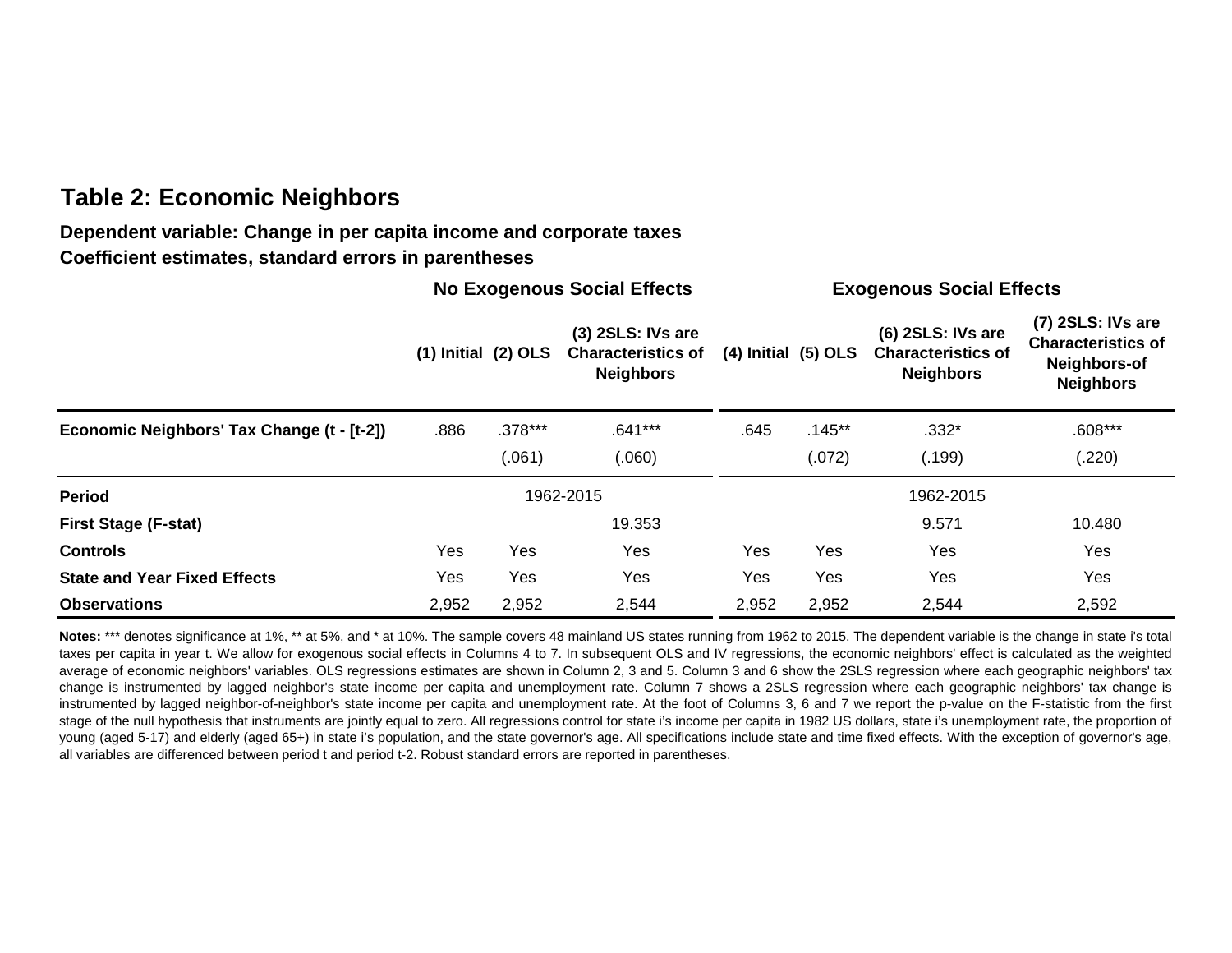## Table 2: Economic Neighbors

**Dependent variable: Change in per capita income and corporate taxes**
**Coefficient estimates, standard errors in parentheses**

| | No Exogenous Social Effects | | | Exogenous Social Effects | | | |
|---|---|---|---|---|---|---|---|
| | (1) Initial | (2) OLS | (3) 2SLS: IVs are Characteristics of Neighbors | (4) Initial | (5) OLS | (6) 2SLS: IVs are Characteristics of Neighbors | (7) 2SLS: IVs are Characteristics of Neighbors-of Neighbors |
| **Economic Neighbors' Tax Change (t - [t-2])** | .886 | .378*** | .641*** | .645 | .145** | .332* | .608*** |
| | | (.061) | (.060) | | (.072) | (.199) | (.220) |
| **Period** | | 1962-2015 | | | | 1962-2015 | |
| **First Stage (F-stat)** | | | 19.353 | | | 9.571 | 10.480 |
| **Controls** | Yes | Yes | Yes | Yes | Yes | Yes | Yes |
| **State and Year Fixed Effects** | Yes | Yes | Yes | Yes | Yes | Yes | Yes |
| **Observations** | 2,952 | 2,952 | 2,544 | 2,952 | 2,952 | 2,544 | 2,592 |

**Notes:** *** denotes significance at 1%, ** at 5%, and * at 10%. The sample covers 48 mainland US states running from 1962 to 2015. The dependent variable is the change in state i's total taxes per capita in year t. We allow for exogenous social effects in Columns 4 to 7. In subsequent OLS and IV regressions, the economic neighbors' effect is calculated as the weighted average of economic neighbors' variables. OLS regressions estimates are shown in Column 2, 3 and 5. Column 3 and 6 show the 2SLS regression where each geographic neighbors' tax change is instrumented by lagged neighbor's state income per capita and unemployment rate. Column 7 shows a 2SLS regression where each geographic neighbors' tax change is instrumented by lagged neighbor-of-neighbor's state income per capita and unemployment rate. At the foot of Columns 3, 6 and 7 we report the p-value on the F-statistic from the first stage of the null hypothesis that instruments are jointly equal to zero. All regressions control for state i's income per capita in 1982 US dollars, state i's unemployment rate, the proportion of young (aged 5-17) and elderly (aged 65+) in state i's population, and the state governor's age. All specifications include state and time fixed effects. With the exception of governor's age, all variables are differenced between period t and period t-2. Robust standard errors are reported in parentheses.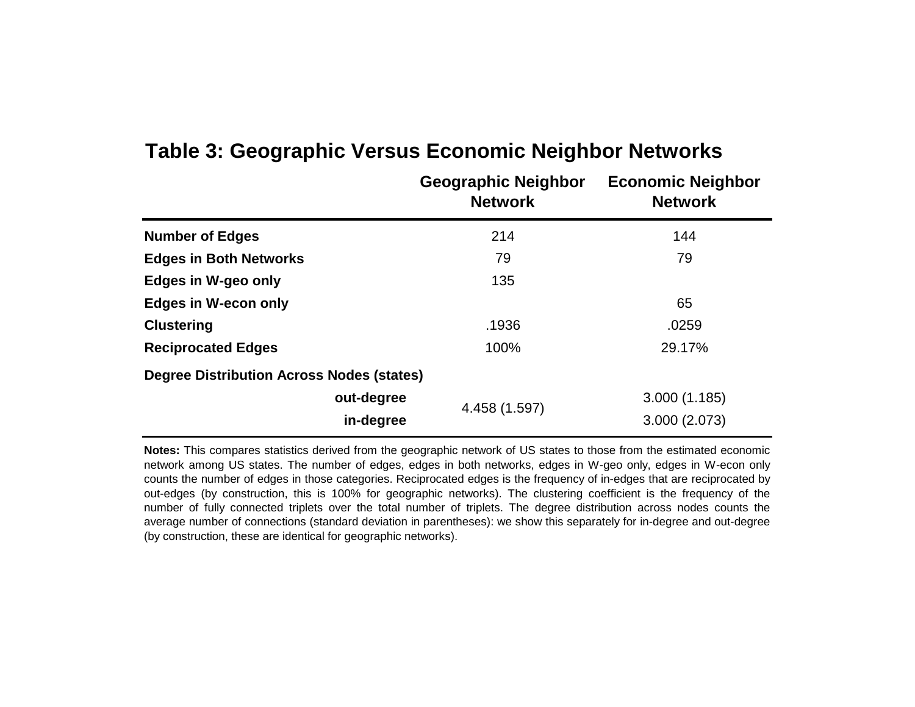# Table 3: Geographic Versus Economic Neighbor Networks

| | Geographic Neighbor Network | Economic Neighbor Network |
|---|---|---|
| **Number of Edges** | 214 | 144 |
| **Edges in Both Networks** | 79 | 79 |
| **Edges in W-geo only** | 135 | |
| **Edges in W-econ only** | | 65 |
| **Clustering** | .1936 | .0259 |
| **Reciprocated Edges** | 100% | 29.17% |
| **Degree Distribution Across Nodes (states)** | | |
| **out-degree** | 4.458 (1.597) | 3.000 (1.185) |
| **in-degree** | | 3.000 (2.073) |

**Notes:** This compares statistics derived from the geographic network of US states to those from the estimated economic network among US states. The number of edges, edges in both networks, edges in W-geo only, edges in W-econ only counts the number of edges in those categories. Reciprocated edges is the frequency of in-edges that are reciprocated by out-edges (by construction, this is 100% for geographic networks). The clustering coefficient is the frequency of the number of fully connected triplets over the total number of triplets. The degree distribution across nodes counts the average number of connections (standard deviation in parentheses): we show this separately for in-degree and out-degree (by construction, these are identical for geographic networks).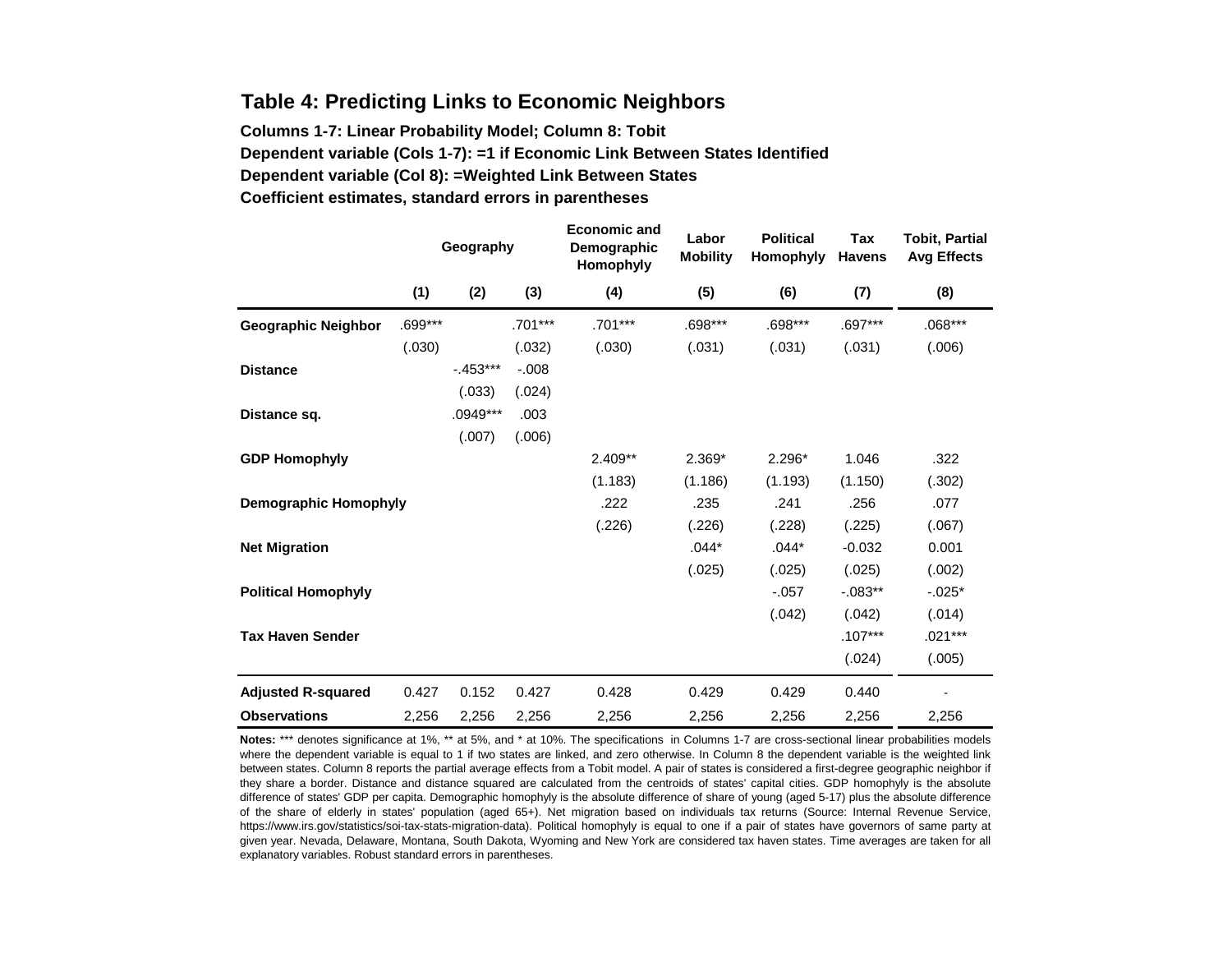## Table 4: Predicting Links to Economic Neighbors

**Columns 1-7: Linear Probability Model; Column 8: Tobit**

**Dependent variable (Cols 1-7): =1 if Economic Link Between States Identified**

**Dependent variable (Col 8): =Weighted Link Between States**

**Coefficient estimates, standard errors in parentheses**

| | Geography | | | Economic and Demographic Homophyly | Labor Mobility | Political Homophyly | Tax Havens | Tobit, Partial Avg Effects |
|---|---|---|---|---|---|---|---|---|
| | (1) | (2) | (3) | (4) | (5) | (6) | (7) | (8) |
| **Geographic Neighbor** | .699*** | | .701*** | .701*** | .698*** | .698*** | .697*** | .068*** |
| | (.030) | | (.032) | (.030) | (.031) | (.031) | (.031) | (.006) |
| **Distance** | | -.453*** | -.008 | | | | | |
| | | (.033) | (.024) | | | | | |
| **Distance sq.** | | .0949*** | .003 | | | | | |
| | | (.007) | (.006) | | | | | |
| **GDP Homophyly** | | | | 2.409** | 2.369* | 2.296* | 1.046 | .322 |
| | | | | (1.183) | (1.186) | (1.193) | (1.150) | (.302) |
| **Demographic Homophyly** | | | | .222 | .235 | .241 | .256 | .077 |
| | | | | (.226) | (.226) | (.228) | (.225) | (.067) |
| **Net Migration** | | | | | .044* | .044* | -0.032 | 0.001 |
| | | | | | (.025) | (.025) | (.025) | (.002) |
| **Political Homophyly** | | | | | | -.057 | -.083** | -.025* |
| | | | | | | (.042) | (.042) | (.014) |
| **Tax Haven Sender** | | | | | | | .107*** | .021*** |
| | | | | | | | (.024) | (.005) |
| **Adjusted R-squared** | 0.427 | 0.152 | 0.427 | 0.428 | 0.429 | 0.429 | 0.440 | - |
| **Observations** | 2,256 | 2,256 | 2,256 | 2,256 | 2,256 | 2,256 | 2,256 | 2,256 |

**Notes:** *** denotes significance at 1%, ** at 5%, and * at 10%. The specifications in Columns 1-7 are cross-sectional linear probabilities models where the dependent variable is equal to 1 if two states are linked, and zero otherwise. In Column 8 the dependent variable is the weighted link between states. Column 8 reports the partial average effects from a Tobit model. A pair of states is considered a first-degree geographic neighbor if they share a border. Distance and distance squared are calculated from the centroids of states' capital cities. GDP homophyly is the absolute difference of states' GDP per capita. Demographic homophyly is the absolute difference of share of young (aged 5-17) plus the absolute difference of the share of elderly in states' population (aged 65+). Net migration based on individuals tax returns (Source: Internal Revenue Service, https://www.irs.gov/statistics/soi-tax-stats-migration-data). Political homophyly is equal to one if a pair of states have governors of same party at given year. Nevada, Delaware, Montana, South Dakota, Wyoming and New York are considered tax haven states. Time averages are taken for all explanatory variables. Robust standard errors in parentheses.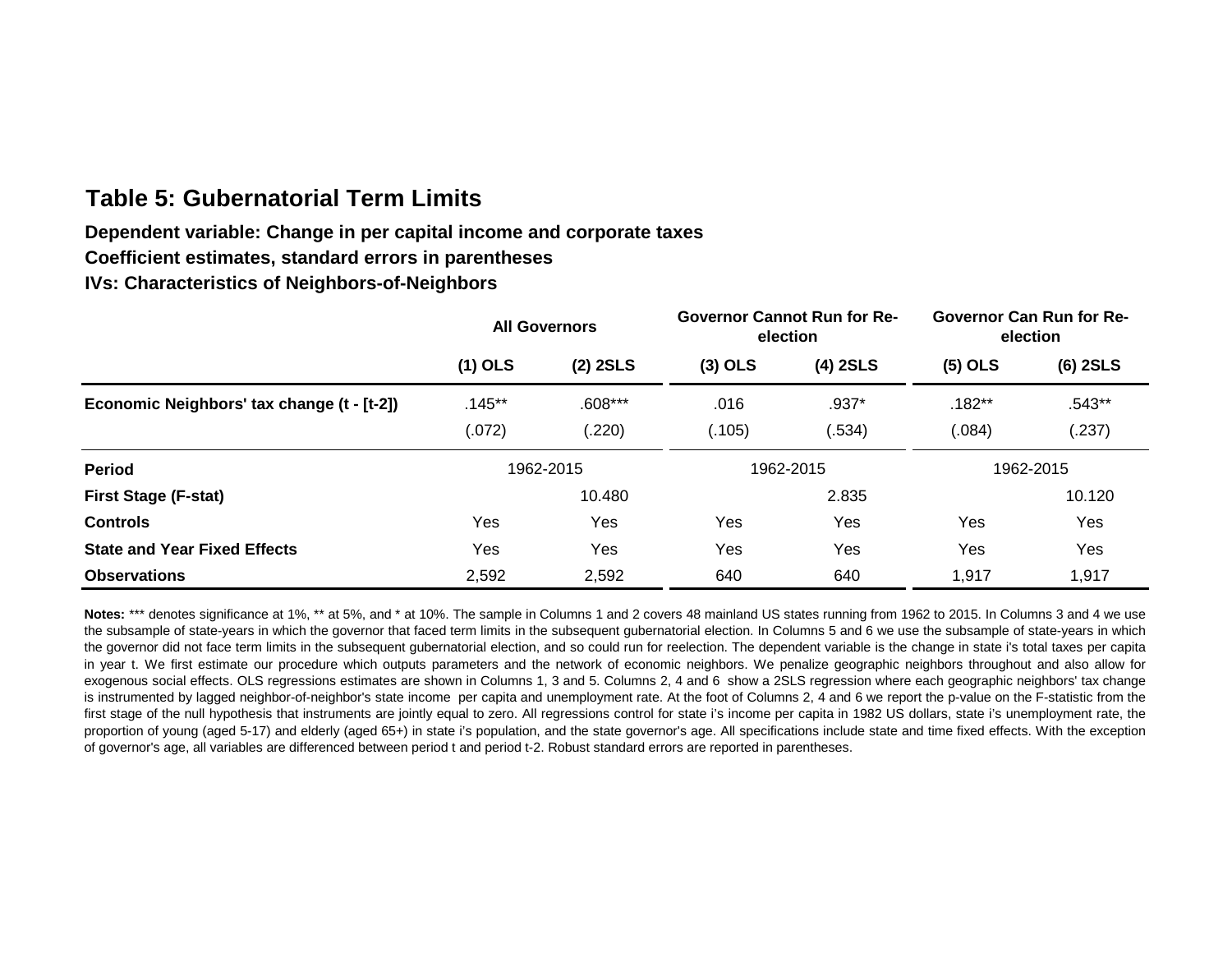## Table 5: Gubernatorial Term Limits

**Dependent variable: Change in per capital income and corporate taxes**

**Coefficient estimates, standard errors in parentheses**

**IVs: Characteristics of Neighbors-of-Neighbors**

| | All Governors | | Governor Cannot Run for Re-election | | Governor Can Run for Re-election | |
|---|---|---|---|---|---|---|
| | (1) OLS | (2) 2SLS | (3) OLS | (4) 2SLS | (5) OLS | (6) 2SLS |
| **Economic Neighbors' tax change (t - [t-2])** | .145** | .608*** | .016 | .937* | .182** | .543** |
| | (.072) | (.220) | (.105) | (.534) | (.084) | (.237) |
| **Period** | 1962-2015 | | 1962-2015 | | 1962-2015 | |
| **First Stage (F-stat)** | | 10.480 | | 2.835 | | 10.120 |
| **Controls** | Yes | Yes | Yes | Yes | Yes | Yes |
| **State and Year Fixed Effects** | Yes | Yes | Yes | Yes | Yes | Yes |
| **Observations** | 2,592 | 2,592 | 640 | 640 | 1,917 | 1,917 |

**Notes:** *** denotes significance at 1%, ** at 5%, and * at 10%. The sample in Columns 1 and 2 covers 48 mainland US states running from 1962 to 2015. In Columns 3 and 4 we use the subsample of state-years in which the governor that faced term limits in the subsequent gubernatorial election. In Columns 5 and 6 we use the subsample of state-years in which the governor did not face term limits in the subsequent gubernatorial election, and so could run for reelection. The dependent variable is the change in state i's total taxes per capita in year t. We first estimate our procedure which outputs parameters and the network of economic neighbors. We penalize geographic neighbors throughout and also allow for exogenous social effects. OLS regressions estimates are shown in Columns 1, 3 and 5. Columns 2, 4 and 6 show a 2SLS regression where each geographic neighbors' tax change is instrumented by lagged neighbor-of-neighbor's state income per capita and unemployment rate. At the foot of Columns 2, 4 and 6 we report the p-value on the F-statistic from the first stage of the null hypothesis that instruments are jointly equal to zero. All regressions control for state i's income per capita in 1982 US dollars, state i's unemployment rate, the proportion of young (aged 5-17) and elderly (aged 65+) in state i's population, and the state governor's age. All specifications include state and time fixed effects. With the exception of governor's age, all variables are differenced between period t and period t-2. Robust standard errors are reported in parentheses.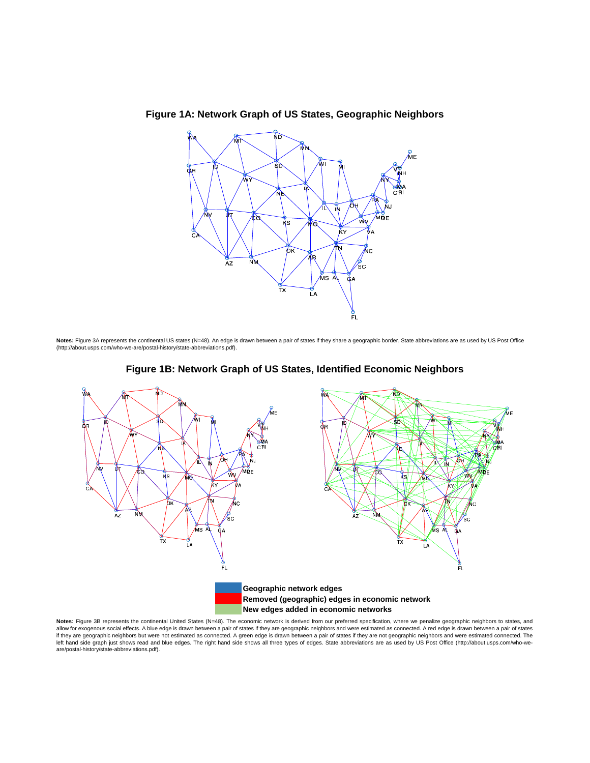**Figure 1A: Network Graph of US States, Geographic Neighbors**

**Notes:** Figure 3A represents the continental US states (N=48). An edge is drawn between a pair of states if they share a geographic border. State abbreviations are as used by US Post Office (http://about.usps.com/who-we-are/postal-history/state-abbreviations.pdf).

**Figure 1B: Network Graph of US States, Identified Economic Neighbors**

**Geographic network edges**
**Removed (geographic) edges in economic network**
**New edges added in economic networks**

**Notes:** Figure 3B represents the continental United States (N=48). The economic network is derived from our preferred specification, where we penalize geographic neighbors to states, and allow for exogenous social effects. A blue edge is drawn between a pair of states if they are geographic neighbors and were estimated as connected. A red edge is drawn between a pair of states if they are geographic neighbors but were not estimated as connected. A green edge is drawn between a pair of states if they are not geographic neighbors and were estimated connected. The left hand side graph just shows read and blue edges. The right hand side shows all three types of edges. State abbreviations are as used by US Post Office (http://about.usps.com/who-we-are/postal-history/state-abbreviations.pdf).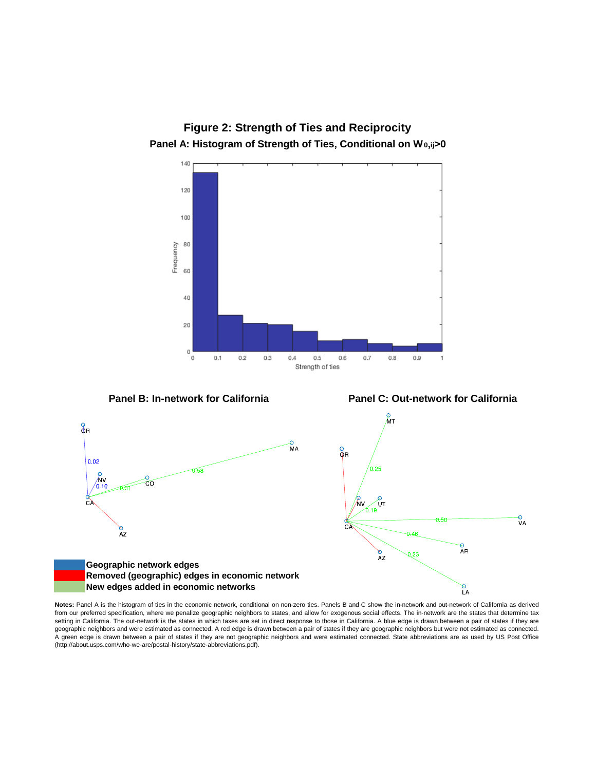# Figure 2: Strength of Ties and Reciprocity

## Panel A: Histogram of Strength of Ties, Conditional on $W_{0,ij}>0$

## Panel B: In-network for California

## Panel C: Out-network for California

Geographic network edges

Removed (geographic) edges in economic network

New edges added in economic networks

**Notes:** Panel A is the histogram of ties in the economic network, conditional on non-zero ties. Panels B and C show the in-network and out-network of California as derived from our preferred specification, where we penalize geographic neighbors to states, and allow for exogenous social effects. The in-network are the states that determine tax setting in California. The out-network is the states in which taxes are set in direct response to those in California. A blue edge is drawn between a pair of states if they are geographic neighbors and were estimated as connected. A red edge is drawn between a pair of states if they are geographic neighbors but were not estimated as connected. A green edge is drawn between a pair of states if they are not geographic neighbors and were estimated connected. State abbreviations are as used by US Post Office (http://about.usps.com/who-we-are/postal-history/state-abbreviations.pdf).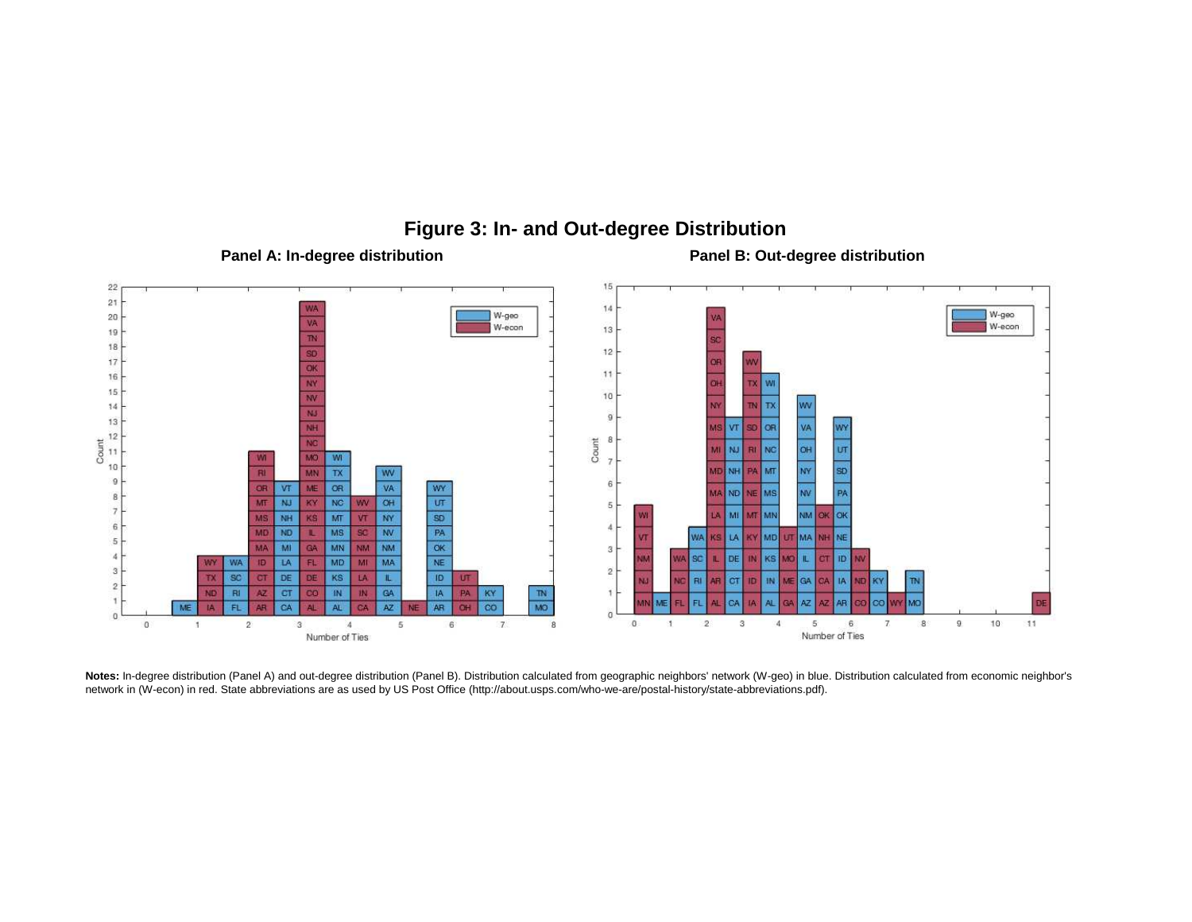# Figure 3: In- and Out-degree Distribution

**Panel A: In-degree distribution** **Panel B: Out-degree distribution**

**Notes:** In-degree distribution (Panel A) and out-degree distribution (Panel B). Distribution calculated from geographic neighbors' network (W-geo) in blue. Distribution calculated from economic neighbor's network in (W-econ) in red. State abbreviations are as used by US Post Office (http://about.usps.com/who-we-are/postal-history/state-abbreviations.pdf).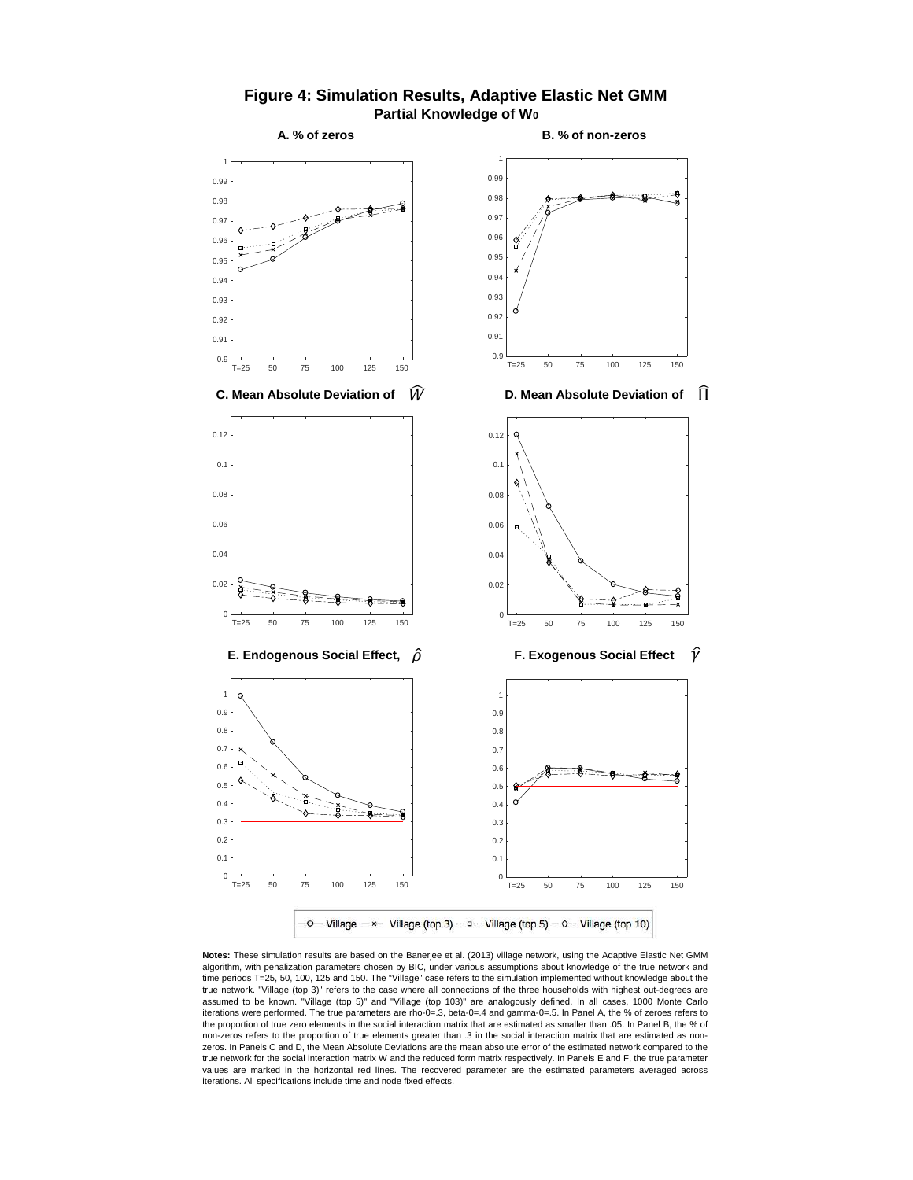# Figure 4: Simulation Results, Adaptive Elastic Net GMM

**Partial Knowledge of $W_0$**

**A. % of zeros**

**B. % of non-zeros**

**C. Mean Absolute Deviation of $\widehat{W}$**

**D. Mean Absolute Deviation of $\widehat{\Pi}$**

**E. Endogenous Social Effect, $\hat{\rho}$**

**F. Exogenous Social Effect $\hat{\gamma}$**

Legend: Village, Village (top 3), Village (top 5), Village (top 10)

**Notes:** These simulation results are based on the Banerjee et al. (2013) village network, using the Adaptive Elastic Net GMM algorithm, with penalization parameters chosen by BIC, under various assumptions about knowledge of the true network and time periods T=25, 50, 100, 125 and 150. The "Village" case refers to the simulation implemented without knowledge about the true network. "Village (top 3)" refers to the case where all connections of the three households with highest out-degrees are assumed to be known. "Village (top 5)" and "Village (top 103)" are analogously defined. In all cases, 1000 Monte Carlo iterations were performed. The true parameters are rho-0=.3, beta-0=.4 and gamma-0=.5. In Panel A, the % of zeroes refers to the proportion of true zero elements in the social interaction matrix that are estimated as smaller than .05. In Panel B, the % of non-zeros refers to the proportion of true elements greater than .3 in the social interaction matrix that are estimated as non-zeros. In Panels C and D, the Mean Absolute Deviations are the mean absolute error of the estimated network compared to the true network for the social interaction matrix W and the reduced form matrix respectively. In Panels E and F, the true parameter values are marked in the horizontal red lines. The recovered parameter are the estimated parameters averaged across iterations. All specifications include time and node fixed effects.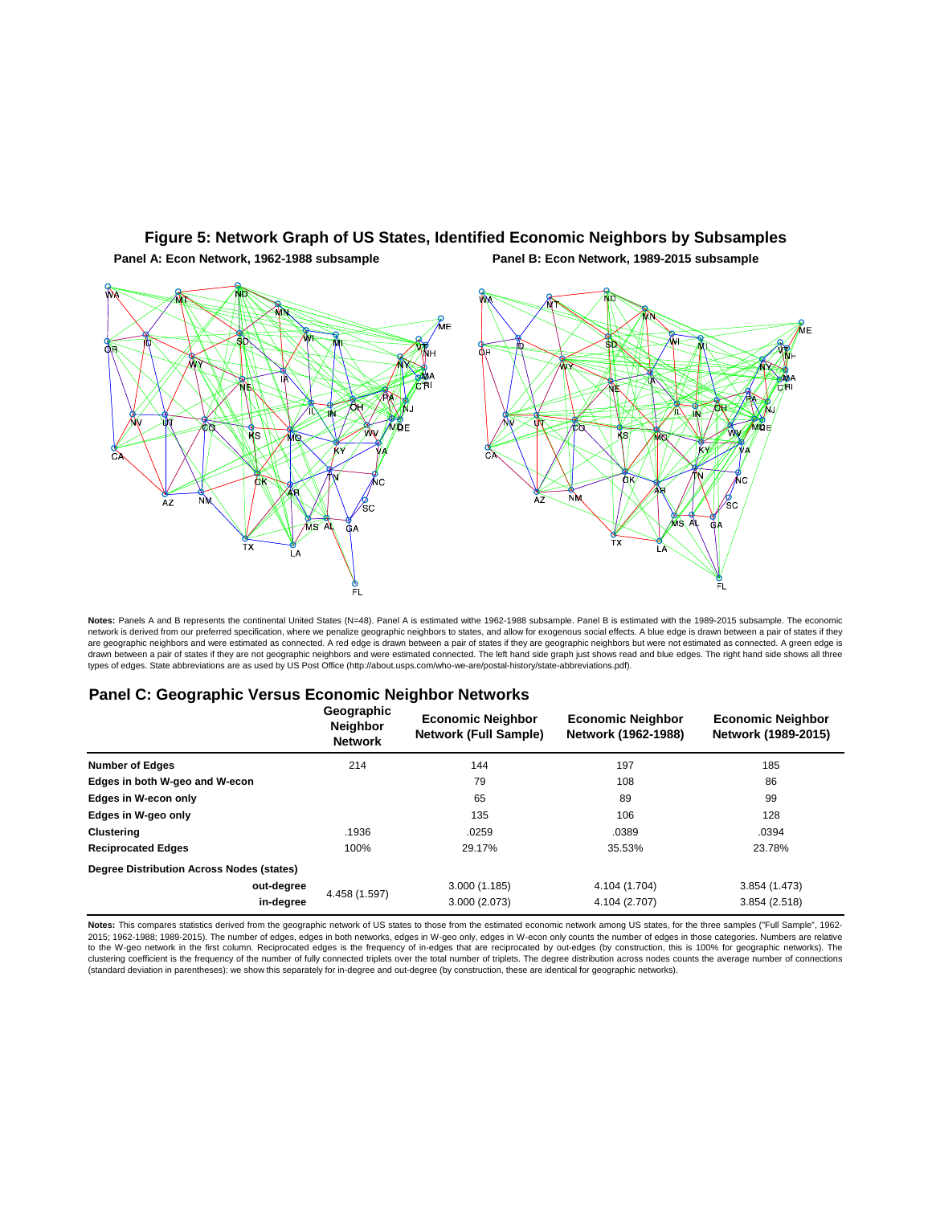## Figure 5: Network Graph of US States, Identified Economic Neighbors by Subsamples

**Panel A: Econ Network, 1962-1988 subsample** | **Panel B: Econ Network, 1989-2015 subsample**

**Notes:** Panels A and B represents the continental United States (N=48). Panel A is estimated withe 1962-1988 subsample. Panel B is estimated with the 1989-2015 subsample. The economic network is derived from our preferred specification, where we penalize geographic neighbors to states, and allow for exogenous social effects. A blue edge is drawn between a pair of states if they are geographic neighbors and were estimated as connected. A red edge is drawn between a pair of states if they are geographic neighbors but were not estimated as connected. A green edge is drawn between a pair of states if they are not geographic neighbors and were estimated connected. The left hand side graph just shows read and blue edges. The right hand side shows all three types of edges. State abbreviations are as used by US Post Office (http://about.usps.com/who-we-are/postal-history/state-abbreviations.pdf).

## Panel C: Geographic Versus Economic Neighbor Networks

| | Geographic Neighbor Network | Economic Neighbor Network (Full Sample) | Economic Neighbor Network (1962-1988) | Economic Neighbor Network (1989-2015) |
|---|---|---|---|---|
| **Number of Edges** | 214 | 144 | 197 | 185 |
| **Edges in both W-geo and W-econ** | | 79 | 108 | 86 |
| **Edges in W-econ only** | | 65 | 89 | 99 |
| **Edges in W-geo only** | | 135 | 106 | 128 |
| **Clustering** | .1936 | .0259 | .0389 | .0394 |
| **Reciprocated Edges** | 100% | 29.17% | 35.53% | 23.78% |
| **Degree Distribution Across Nodes (states)** | | | | |
| **out-degree** | 4.458 (1.597) | 3.000 (1.185) | 4.104 (1.704) | 3.854 (1.473) |
| **in-degree** | | 3.000 (2.073) | 4.104 (2.707) | 3.854 (2.518) |

**Notes:** This compares statistics derived from the geographic network of US states to those from the estimated economic network among US states, for the three samples ("Full Sample", 1962-2015; 1962-1988; 1989-2015). The number of edges, edges in both networks, edges in W-geo only, edges in W-econ only counts the number of edges in those categories. Numbers are relative to the W-geo network in the first column. Reciprocated edges is the frequency of in-edges that are reciprocated by out-edges (by construction, this is 100% for geographic networks). The clustering coefficient is the frequency of the number of fully connected triplets over the total number of triplets. The degree distribution across nodes counts the average number of connections (standard deviation in parentheses): we show this separately for in-degree and out-degree (by construction, these are identical for geographic networks).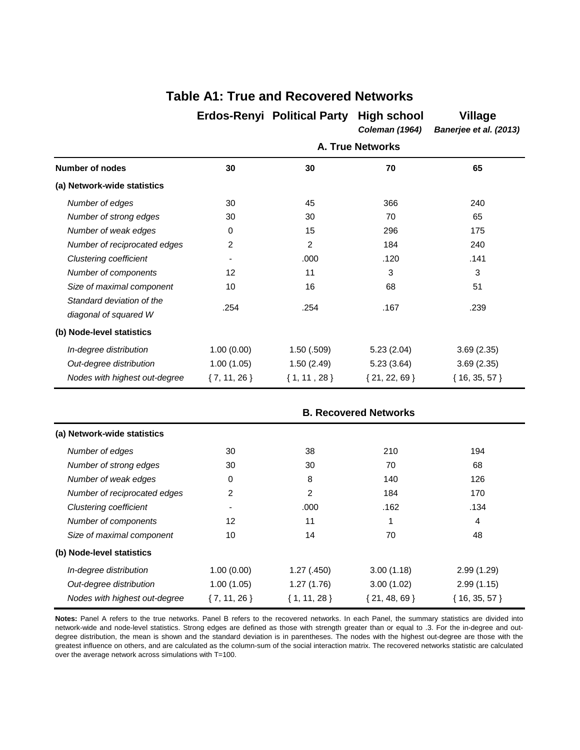# Table A1: True and Recovered Networks

| | Erdos-Renyi | Political Party | High school *Coleman (1964)* | Village *Banerjee et al. (2013)* |
|---|---|---|---|---|
| | **A. True Networks** | | | |
| **Number of nodes** | **30** | **30** | **70** | **65** |
| **(a) Network-wide statistics** | | | | |
| *Number of edges* | 30 | 45 | 366 | 240 |
| *Number of strong edges* | 30 | 30 | 70 | 65 |
| *Number of weak edges* | 0 | 15 | 296 | 175 |
| *Number of reciprocated edges* | 2 | 2 | 184 | 240 |
| *Clustering coefficient* | - | .000 | .120 | .141 |
| *Number of components* | 12 | 11 | 3 | 3 |
| *Size of maximal component* | 10 | 16 | 68 | 51 |
| *Standard deviation of the diagonal of squared W* | .254 | .254 | .167 | .239 |
| **(b) Node-level statistics** | | | | |
| *In-degree distribution* | 1.00 (0.00) | 1.50 (.509) | 5.23 (2.04) | 3.69 (2.35) |
| *Out-degree distribution* | 1.00 (1.05) | 1.50 (2.49) | 5.23 (3.64) | 3.69 (2.35) |
| *Nodes with highest out-degree* | { 7, 11, 26 } | { 1, 11 , 28 } | { 21, 22, 69 } | { 16, 35, 57 } |
| | **B. Recovered Networks** | | | |
| **(a) Network-wide statistics** | | | | |
| *Number of edges* | 30 | 38 | 210 | 194 |
| *Number of strong edges* | 30 | 30 | 70 | 68 |
| *Number of weak edges* | 0 | 8 | 140 | 126 |
| *Number of reciprocated edges* | 2 | 2 | 184 | 170 |
| *Clustering coefficient* | - | .000 | .162 | .134 |
| *Number of components* | 12 | 11 | 1 | 4 |
| *Size of maximal component* | 10 | 14 | 70 | 48 |
| **(b) Node-level statistics** | | | | |
| *In-degree distribution* | 1.00 (0.00) | 1.27 (.450) | 3.00 (1.18) | 2.99 (1.29) |
| *Out-degree distribution* | 1.00 (1.05) | 1.27 (1.76) | 3.00 (1.02) | 2.99 (1.15) |
| *Nodes with highest out-degree* | { 7, 11, 26 } | { 1, 11, 28 } | { 21, 48, 69 } | { 16, 35, 57 } |

**Notes:** Panel A refers to the true networks. Panel B refers to the recovered networks. In each Panel, the summary statistics are divided into network-wide and node-level statistics. Strong edges are defined as those with strength greater than or equal to .3. For the in-degree and out-degree distribution, the mean is shown and the standard deviation is in parentheses. The nodes with the highest out-degree are those with the greatest influence on others, and are calculated as the column-sum of the social interaction matrix. The recovered networks statistic are calculated over the average network across simulations with T=100.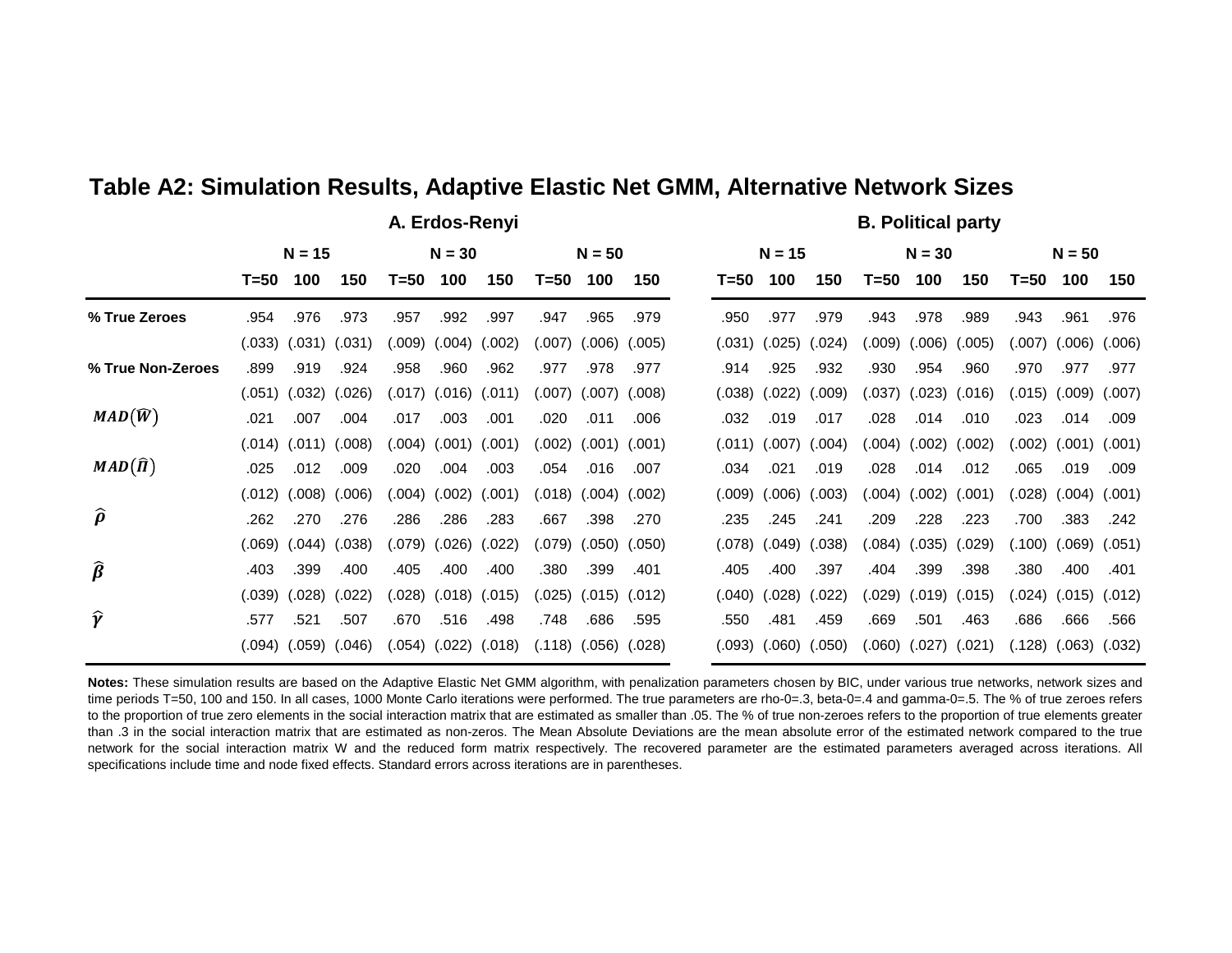## Table A2: Simulation Results, Adaptive Elastic Net GMM, Alternative Network Sizes

| | A. Erdos-Renyi | | | | | | | | | B. Political party | | | | | | | | |
|---|---|---|---|---|---|---|---|---|---|---|---|---|---|---|---|---|---|---|
| | N = 15 | | | N = 30 | | | N = 50 | | | N = 15 | | | N = 30 | | | N = 50 | | |
| | T=50 | 100 | 150 | T=50 | 100 | 150 | T=50 | 100 | 150 | T=50 | 100 | 150 | T=50 | 100 | 150 | T=50 | 100 | 150 |
| **% True Zeroes** | .954 | .976 | .973 | .957 | .992 | .997 | .947 | .965 | .979 | .950 | .977 | .979 | .943 | .978 | .989 | .943 | .961 | .976 |
| | (.033) | (.031) | (.031) | (.009) | (.004) | (.002) | (.007) | (.006) | (.005) | (.031) | (.025) | (.024) | (.009) | (.006) | (.005) | (.007) | (.006) | (.006) |
| **% True Non-Zeroes** | .899 | .919 | .924 | .958 | .960 | .962 | .977 | .978 | .977 | .914 | .925 | .932 | .930 | .954 | .960 | .970 | .977 | .977 |
| | (.051) | (.032) | (.026) | (.017) | (.016) | (.011) | (.007) | (.007) | (.008) | (.038) | (.022) | (.009) | (.037) | (.023) | (.016) | (.015) | (.009) | (.007) |
| $MAD(\widehat{W})$ | .021 | .007 | .004 | .017 | .003 | .001 | .020 | .011 | .006 | .032 | .019 | .017 | .028 | .014 | .010 | .023 | .014 | .009 |
| | (.014) | (.011) | (.008) | (.004) | (.001) | (.001) | (.002) | (.001) | (.001) | (.011) | (.007) | (.004) | (.004) | (.002) | (.002) | (.002) | (.001) | (.001) |
| $MAD(\widehat{\Pi})$ | .025 | .012 | .009 | .020 | .004 | .003 | .054 | .016 | .007 | .034 | .021 | .019 | .028 | .014 | .012 | .065 | .019 | .009 |
| | (.012) | (.008) | (.006) | (.004) | (.002) | (.001) | (.018) | (.004) | (.002) | (.009) | (.006) | (.003) | (.004) | (.002) | (.001) | (.028) | (.004) | (.001) |
| $\widehat{\rho}$ | .262 | .270 | .276 | .286 | .286 | .283 | .667 | .398 | .270 | .235 | .245 | .241 | .209 | .228 | .223 | .700 | .383 | .242 |
| | (.069) | (.044) | (.038) | (.079) | (.026) | (.022) | (.079) | (.050) | (.050) | (.078) | (.049) | (.038) | (.084) | (.035) | (.029) | (.100) | (.069) | (.051) |
| $\widehat{\beta}$ | .403 | .399 | .400 | .405 | .400 | .400 | .380 | .399 | .401 | .405 | .400 | .397 | .404 | .399 | .398 | .380 | .400 | .401 |
| | (.039) | (.028) | (.022) | (.028) | (.018) | (.015) | (.025) | (.015) | (.012) | (.040) | (.028) | (.022) | (.029) | (.019) | (.015) | (.024) | (.015) | (.012) |
| $\widehat{\gamma}$ | .577 | .521 | .507 | .670 | .516 | .498 | .748 | .686 | .595 | .550 | .481 | .459 | .669 | .501 | .463 | .686 | .666 | .566 |
| | (.094) | (.059) | (.046) | (.054) | (.022) | (.018) | (.118) | (.056) | (.028) | (.093) | (.060) | (.050) | (.060) | (.027) | (.021) | (.128) | (.063) | (.032) |

**Notes:** These simulation results are based on the Adaptive Elastic Net GMM algorithm, with penalization parameters chosen by BIC, under various true networks, network sizes and time periods T=50, 100 and 150. In all cases, 1000 Monte Carlo iterations were performed. The true parameters are rho-0=.3, beta-0=.4 and gamma-0=.5. The % of true zeroes refers to the proportion of true zero elements in the social interaction matrix that are estimated as smaller than .05. The % of true non-zeroes refers to the proportion of true elements greater than .3 in the social interaction matrix that are estimated as non-zeros. The Mean Absolute Deviations are the mean absolute error of the estimated network compared to the true network for the social interaction matrix W and the reduced form matrix respectively. The recovered parameter are the estimated parameters averaged across iterations. All specifications include time and node fixed effects. Standard errors across iterations are in parentheses.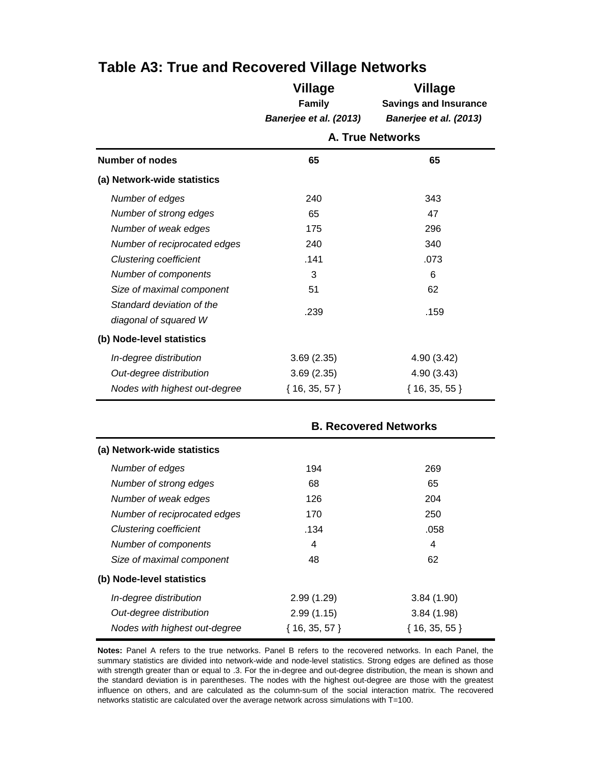# Table A3: True and Recovered Village Networks

| | **Village**<br>**Family**<br>***Banerjee et al. (2013)*** | **Village**<br>**Savings and Insurance**<br>***Banerjee et al. (2013)*** |
|---|---|---|
| | **A. True Networks** | |
| **Number of nodes** | **65** | **65** |
| **(a) Network-wide statistics** | | |
| *Number of edges* | 240 | 343 |
| *Number of strong edges* | 65 | 47 |
| *Number of weak edges* | 175 | 296 |
| *Number of reciprocated edges* | 240 | 340 |
| *Clustering coefficient* | .141 | .073 |
| *Number of components* | 3 | 6 |
| *Size of maximal component* | 51 | 62 |
| *Standard deviation of the diagonal of squared W* | .239 | .159 |
| **(b) Node-level statistics** | | |
| *In-degree distribution* | 3.69 (2.35) | 4.90 (3.42) |
| *Out-degree distribution* | 3.69 (2.35) | 4.90 (3.43) |
| *Nodes with highest out-degree* | { 16, 35, 57 } | { 16, 35, 55 } |
| | **B. Recovered Networks** | |
| **(a) Network-wide statistics** | | |
| *Number of edges* | 194 | 269 |
| *Number of strong edges* | 68 | 65 |
| *Number of weak edges* | 126 | 204 |
| *Number of reciprocated edges* | 170 | 250 |
| *Clustering coefficient* | .134 | .058 |
| *Number of components* | 4 | 4 |
| *Size of maximal component* | 48 | 62 |
| **(b) Node-level statistics** | | |
| *In-degree distribution* | 2.99 (1.29) | 3.84 (1.90) |
| *Out-degree distribution* | 2.99 (1.15) | 3.84 (1.98) |
| *Nodes with highest out-degree* | { 16, 35, 57 } | { 16, 35, 55 } |

**Notes:** Panel A refers to the true networks. Panel B refers to the recovered networks. In each Panel, the summary statistics are divided into network-wide and node-level statistics. Strong edges are defined as those with strength greater than or equal to .3. For the in-degree and out-degree distribution, the mean is shown and the standard deviation is in parentheses. The nodes with the highest out-degree are those with the greatest influence on others, and are calculated as the column-sum of the social interaction matrix. The recovered networks statistic are calculated over the average network across simulations with T=100.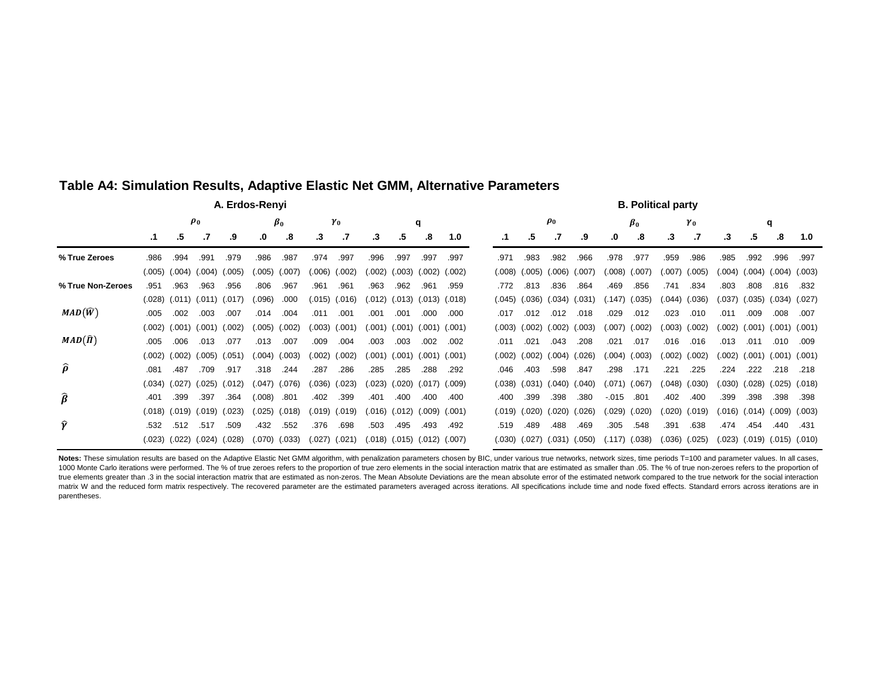## Table A4: Simulation Results, Adaptive Elastic Net GMM, Alternative Parameters

| | A. Erdos-Renyi | | | | | | | | | | | | B. Political party | | | | | | | | | | | |
|---|---|---|---|---|---|---|---|---|---|---|---|---|---|---|---|---|---|---|---|---|---|---|---|---|
| | $\rho_0$ | | | | $\beta_0$ | | $\gamma_0$ | | q | | | | $\rho_0$ | | | | $\beta_0$ | | $\gamma_0$ | | q | | | |
| | .1 | .5 | .7 | .9 | .0 | .8 | .3 | .7 | .3 | .5 | .8 | 1.0 | .1 | .5 | .7 | .9 | .0 | .8 | .3 | .7 | .3 | .5 | .8 | 1.0 |
| **% True Zeroes** | .986 | .994 | .991 | .979 | .986 | .987 | .974 | .997 | .996 | .997 | .997 | .997 | .971 | .983 | .982 | .966 | .978 | .977 | .959 | .986 | .985 | .992 | .996 | .997 |
| | (.005) | (.004) | (.004) | (.005) | (.005) | (.007) | (.006) | (.002) | (.002) | (.003) | (.002) | (.002) | (.008) | (.005) | (.006) | (.007) | (.008) | (.007) | (.007) | (.005) | (.004) | (.004) | (.004) | (.003) |
| **% True Non-Zeroes** | .951 | .963 | .963 | .956 | .806 | .967 | .961 | .961 | .963 | .962 | .961 | .959 | .772 | .813 | .836 | .864 | .469 | .856 | .741 | .834 | .803 | .808 | .816 | .832 |
| | (.028) | (.011) | (.011) | (.017) | (.096) | .000 | (.015) | (.016) | (.012) | (.013) | (.013) | (.018) | (.045) | (.036) | (.034) | (.031) | (.147) | (.035) | (.044) | (.036) | (.037) | (.035) | (.034) | (.027) |
| $MAD(\widehat{W})$ | .005 | .002 | .003 | .007 | .014 | .004 | .011 | .001 | .001 | .001 | .000 | .000 | .017 | .012 | .012 | .018 | .029 | .012 | .023 | .010 | .011 | .009 | .008 | .007 |
| | (.002) | (.001) | (.001) | (.002) | (.005) | (.002) | (.003) | (.001) | (.001) | (.001) | (.001) | (.001) | (.003) | (.002) | (.002) | (.003) | (.007) | (.002) | (.003) | (.002) | (.002) | (.001) | (.001) | (.001) |
| $MAD(\widehat{\Pi})$ | .005 | .006 | .013 | .077 | .013 | .007 | .009 | .004 | .003 | .003 | .002 | .002 | .011 | .021 | .043 | .208 | .021 | .017 | .016 | .016 | .013 | .011 | .010 | .009 |
| | (.002) | (.002) | (.005) | (.051) | (.004) | (.003) | (.002) | (.002) | (.001) | (.001) | (.001) | (.001) | (.002) | (.002) | (.004) | (.026) | (.004) | (.003) | (.002) | (.002) | (.002) | (.001) | (.001) | (.001) |
| $\widehat{\rho}$ | .081 | .487 | .709 | .917 | .318 | .244 | .287 | .286 | .285 | .285 | .288 | .292 | .046 | .403 | .598 | .847 | .298 | .171 | .221 | .225 | .224 | .222 | .218 | .218 |
| | (.034) | (.027) | (.025) | (.012) | (.047) | (.076) | (.036) | (.023) | (.023) | (.020) | (.017) | (.009) | (.038) | (.031) | (.040) | (.040) | (.071) | (.067) | (.048) | (.030) | (.030) | (.028) | (.025) | (.018) |
| $\widehat{\beta}$ | .401 | .399 | .397 | .364 | (.008) | .801 | .402 | .399 | .401 | .400 | .400 | .400 | .400 | .399 | .398 | .380 | -.015 | .801 | .402 | .400 | .399 | .398 | .398 | .398 |
| | (.018) | (.019) | (.019) | (.023) | (.025) | (.018) | (.019) | (.019) | (.016) | (.012) | (.009) | (.001) | (.019) | (.020) | (.020) | (.026) | (.029) | (.020) | (.020) | (.019) | (.016) | (.014) | (.009) | (.003) |
| $\widehat{\gamma}$ | .532 | .512 | .517 | .509 | .432 | .552 | .376 | .698 | .503 | .495 | .493 | .492 | .519 | .489 | .488 | .469 | .305 | .548 | .391 | .638 | .474 | .454 | .440 | .431 |
| | (.023) | (.022) | (.024) | (.028) | (.070) | (.033) | (.027) | (.021) | (.018) | (.015) | (.012) | (.007) | (.030) | (.027) | (.031) | (.050) | (.117) | (.038) | (.036) | (.025) | (.023) | (.019) | (.015) | (.010) |

**Notes:** These simulation results are based on the Adaptive Elastic Net GMM algorithm, with penalization parameters chosen by BIC, under various true networks, network sizes, time periods T=100 and parameter values. In all cases, 1000 Monte Carlo iterations were performed. The % of true zeroes refers to the proportion of true zero elements in the social interaction matrix that are estimated as smaller than .05. The % of true non-zeroes refers to the proportion of true elements greater than .3 in the social interaction matrix that are estimated as non-zeros. The Mean Absolute Deviations are the mean absolute error of the estimated network compared to the true network for the social interaction matrix W and the reduced form matrix respectively. The recovered parameter are the estimated parameters averaged across iterations. All specifications include time and node fixed effects. Standard errors across iterations are in parentheses.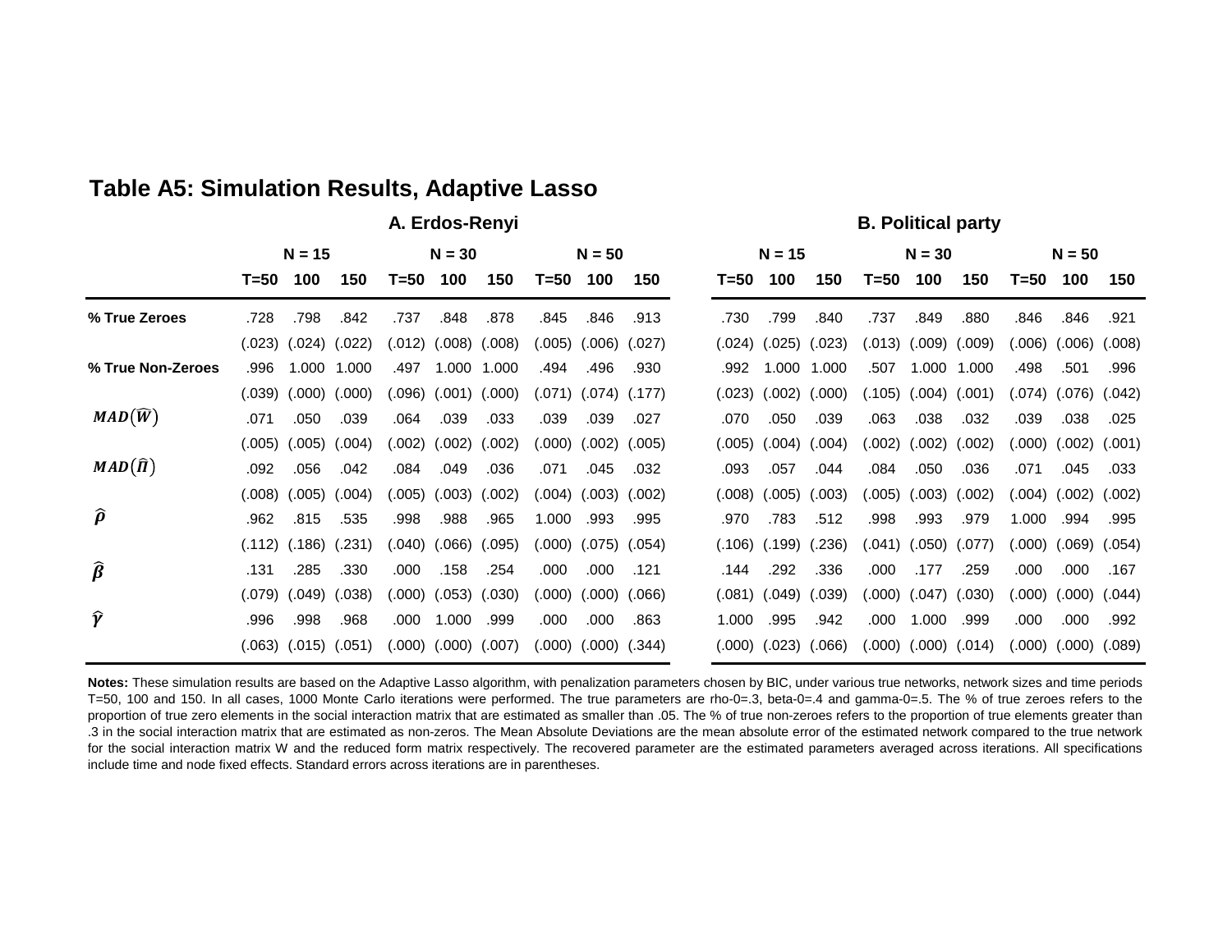## Table A5: Simulation Results, Adaptive Lasso

| | A. Erdos-Renyi | | | | | | | | | B. Political party | | | | | | | | |
|---|---|---|---|---|---|---|---|---|---|---|---|---|---|---|---|---|---|---|
| | N = 15 | | | N = 30 | | | N = 50 | | | N = 15 | | | N = 30 | | | N = 50 | | |
| | T=50 | 100 | 150 | T=50 | 100 | 150 | T=50 | 100 | 150 | T=50 | 100 | 150 | T=50 | 100 | 150 | T=50 | 100 | 150 |
| **% True Zeroes** | .728 | .798 | .842 | .737 | .848 | .878 | .845 | .846 | .913 | .730 | .799 | .840 | .737 | .849 | .880 | .846 | .846 | .921 |
| | (.023) | (.024) | (.022) | (.012) | (.008) | (.008) | (.005) | (.006) | (.027) | (.024) | (.025) | (.023) | (.013) | (.009) | (.009) | (.006) | (.006) | (.008) |
| **% True Non-Zeroes** | .996 | 1.000 | 1.000 | .497 | 1.000 | 1.000 | .494 | .496 | .930 | .992 | 1.000 | 1.000 | .507 | 1.000 | 1.000 | .498 | .501 | .996 |
| | (.039) | (.000) | (.000) | (.096) | (.001) | (.000) | (.071) | (.074) | (.177) | (.023) | (.002) | (.000) | (.105) | (.004) | (.001) | (.074) | (.076) | (.042) |
| $MAD(\widehat{W})$ | .071 | .050 | .039 | .064 | .039 | .033 | .039 | .039 | .027 | .070 | .050 | .039 | .063 | .038 | .032 | .039 | .038 | .025 |
| | (.005) | (.005) | (.004) | (.002) | (.002) | (.002) | (.000) | (.002) | (.005) | (.005) | (.004) | (.004) | (.002) | (.002) | (.002) | (.000) | (.002) | (.001) |
| $MAD(\widehat{\Pi})$ | .092 | .056 | .042 | .084 | .049 | .036 | .071 | .045 | .032 | .093 | .057 | .044 | .084 | .050 | .036 | .071 | .045 | .033 |
| | (.008) | (.005) | (.004) | (.005) | (.003) | (.002) | (.004) | (.003) | (.002) | (.008) | (.005) | (.003) | (.005) | (.003) | (.002) | (.004) | (.002) | (.002) |
| $\widehat{\rho}$ | .962 | .815 | .535 | .998 | .988 | .965 | 1.000 | .993 | .995 | .970 | .783 | .512 | .998 | .993 | .979 | 1.000 | .994 | .995 |
| | (.112) | (.186) | (.231) | (.040) | (.066) | (.095) | (.000) | (.075) | (.054) | (.106) | (.199) | (.236) | (.041) | (.050) | (.077) | (.000) | (.069) | (.054) |
| $\widehat{\beta}$ | .131 | .285 | .330 | .000 | .158 | .254 | .000 | .000 | .121 | .144 | .292 | .336 | .000 | .177 | .259 | .000 | .000 | .167 |
| | (.079) | (.049) | (.038) | (.000) | (.053) | (.030) | (.000) | (.000) | (.066) | (.081) | (.049) | (.039) | (.000) | (.047) | (.030) | (.000) | (.000) | (.044) |
| $\widehat{\gamma}$ | .996 | .998 | .968 | .000 | 1.000 | .999 | .000 | .000 | .863 | 1.000 | .995 | .942 | .000 | 1.000 | .999 | .000 | .000 | .992 |
| | (.063) | (.015) | (.051) | (.000) | (.000) | (.007) | (.000) | (.000) | (.344) | (.000) | (.023) | (.066) | (.000) | (.000) | (.014) | (.000) | (.000) | (.089) |

**Notes:** These simulation results are based on the Adaptive Lasso algorithm, with penalization parameters chosen by BIC, under various true networks, network sizes and time periods T=50, 100 and 150. In all cases, 1000 Monte Carlo iterations were performed. The true parameters are rho-0=.3, beta-0=.4 and gamma-0=.5. The % of true zeroes refers to the proportion of true zero elements in the social interaction matrix that are estimated as smaller than .05. The % of true non-zeroes refers to the proportion of true elements greater than .3 in the social interaction matrix that are estimated as non-zeros. The Mean Absolute Deviations are the mean absolute error of the estimated network compared to the true network for the social interaction matrix W and the reduced form matrix respectively. The recovered parameter are the estimated parameters averaged across iterations. All specifications include time and node fixed effects. Standard errors across iterations are in parentheses.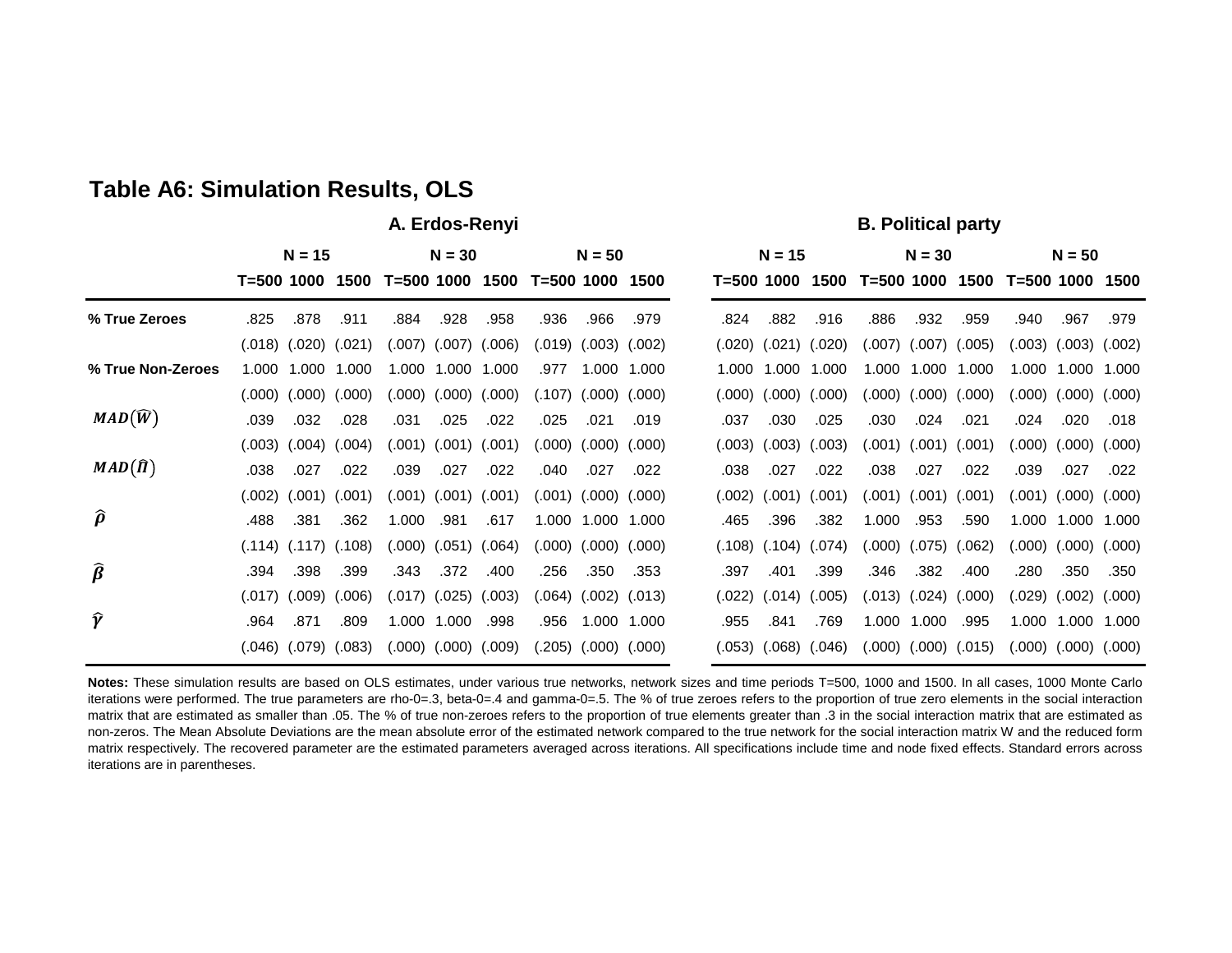## Table A6: Simulation Results, OLS

| | A. Erdos-Renyi | | | | | | | | | B. Political party | | | | | | | | |
|---|---|---|---|---|---|---|---|---|---|---|---|---|---|---|---|---|---|---|
| | N = 15 | | | N = 30 | | | N = 50 | | | N = 15 | | | N = 30 | | | N = 50 | | |
| | T=500 | 1000 | 1500 | T=500 | 1000 | 1500 | T=500 | 1000 | 1500 | T=500 | 1000 | 1500 | T=500 | 1000 | 1500 | T=500 | 1000 | 1500 |
| **% True Zeroes** | .825 | .878 | .911 | .884 | .928 | .958 | .936 | .966 | .979 | .824 | .882 | .916 | .886 | .932 | .959 | .940 | .967 | .979 |
| | (.018) | (.020) | (.021) | (.007) | (.007) | (.006) | (.019) | (.003) | (.002) | (.020) | (.021) | (.020) | (.007) | (.007) | (.005) | (.003) | (.003) | (.002) |
| **% True Non-Zeroes** | 1.000 | 1.000 | 1.000 | 1.000 | 1.000 | 1.000 | .977 | 1.000 | 1.000 | 1.000 | 1.000 | 1.000 | 1.000 | 1.000 | 1.000 | 1.000 | 1.000 | 1.000 |
| | (.000) | (.000) | (.000) | (.000) | (.000) | (.000) | (.107) | (.000) | (.000) | (.000) | (.000) | (.000) | (.000) | (.000) | (.000) | (.000) | (.000) | (.000) |
| $MAD(\widehat{W})$ | .039 | .032 | .028 | .031 | .025 | .022 | .025 | .021 | .019 | .037 | .030 | .025 | .030 | .024 | .021 | .024 | .020 | .018 |
| | (.003) | (.004) | (.004) | (.001) | (.001) | (.001) | (.000) | (.000) | (.000) | (.003) | (.003) | (.003) | (.001) | (.001) | (.001) | (.000) | (.000) | (.000) |
| $MAD(\widehat{\Pi})$ | .038 | .027 | .022 | .039 | .027 | .022 | .040 | .027 | .022 | .038 | .027 | .022 | .038 | .027 | .022 | .039 | .027 | .022 |
| | (.002) | (.001) | (.001) | (.001) | (.001) | (.001) | (.001) | (.000) | (.000) | (.002) | (.001) | (.001) | (.001) | (.001) | (.001) | (.001) | (.000) | (.000) |
| $\widehat{\rho}$ | .488 | .381 | .362 | 1.000 | .981 | .617 | 1.000 | 1.000 | 1.000 | .465 | .396 | .382 | 1.000 | .953 | .590 | 1.000 | 1.000 | 1.000 |
| | (.114) | (.117) | (.108) | (.000) | (.051) | (.064) | (.000) | (.000) | (.000) | (.108) | (.104) | (.074) | (.000) | (.075) | (.062) | (.000) | (.000) | (.000) |
| $\widehat{\beta}$ | .394 | .398 | .399 | .343 | .372 | .400 | .256 | .350 | .353 | .397 | .401 | .399 | .346 | .382 | .400 | .280 | .350 | .350 |
| | (.017) | (.009) | (.006) | (.017) | (.025) | (.003) | (.064) | (.002) | (.013) | (.022) | (.014) | (.005) | (.013) | (.024) | (.000) | (.029) | (.002) | (.000) |
| $\widehat{\gamma}$ | .964 | .871 | .809 | 1.000 | 1.000 | .998 | .956 | 1.000 | 1.000 | .955 | .841 | .769 | 1.000 | 1.000 | .995 | 1.000 | 1.000 | 1.000 |
| | (.046) | (.079) | (.083) | (.000) | (.000) | (.009) | (.205) | (.000) | (.000) | (.053) | (.068) | (.046) | (.000) | (.000) | (.015) | (.000) | (.000) | (.000) |

**Notes:** These simulation results are based on OLS estimates, under various true networks, network sizes and time periods T=500, 1000 and 1500. In all cases, 1000 Monte Carlo iterations were performed. The true parameters are rho-0=.3, beta-0=.4 and gamma-0=.5. The % of true zeroes refers to the proportion of true zero elements in the social interaction matrix that are estimated as smaller than .05. The % of true non-zeroes refers to the proportion of true elements greater than .3 in the social interaction matrix that are estimated as non-zeros. The Mean Absolute Deviations are the mean absolute error of the estimated network compared to the true network for the social interaction matrix W and the reduced form matrix respectively. The recovered parameter are the estimated parameters averaged across iterations. All specifications include time and node fixed effects. Standard errors across iterations are in parentheses.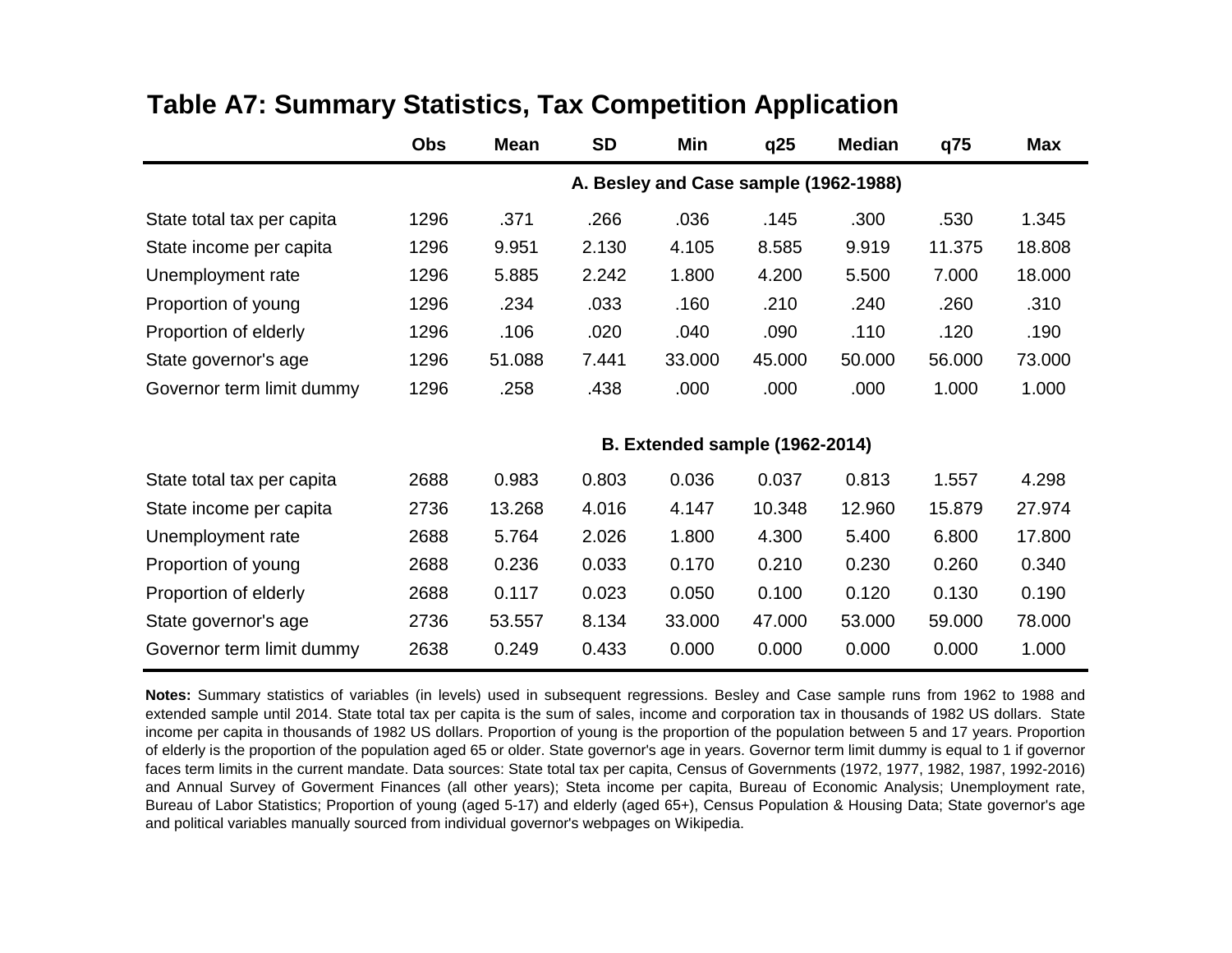## Table A7: Summary Statistics, Tax Competition Application

| | Obs | Mean | SD | Min | q25 | Median | q75 | Max |
|---|---|---|---|---|---|---|---|---|
| | **A. Besley and Case sample (1962-1988)** | | | | | | | |
| State total tax per capita | 1296 | .371 | .266 | .036 | .145 | .300 | .530 | 1.345 |
| State income per capita | 1296 | 9.951 | 2.130 | 4.105 | 8.585 | 9.919 | 11.375 | 18.808 |
| Unemployment rate | 1296 | 5.885 | 2.242 | 1.800 | 4.200 | 5.500 | 7.000 | 18.000 |
| Proportion of young | 1296 | .234 | .033 | .160 | .210 | .240 | .260 | .310 |
| Proportion of elderly | 1296 | .106 | .020 | .040 | .090 | .110 | .120 | .190 |
| State governor's age | 1296 | 51.088 | 7.441 | 33.000 | 45.000 | 50.000 | 56.000 | 73.000 |
| Governor term limit dummy | 1296 | .258 | .438 | .000 | .000 | .000 | 1.000 | 1.000 |
| | **B. Extended sample (1962-2014)** | | | | | | | |
| State total tax per capita | 2688 | 0.983 | 0.803 | 0.036 | 0.037 | 0.813 | 1.557 | 4.298 |
| State income per capita | 2736 | 13.268 | 4.016 | 4.147 | 10.348 | 12.960 | 15.879 | 27.974 |
| Unemployment rate | 2688 | 5.764 | 2.026 | 1.800 | 4.300 | 5.400 | 6.800 | 17.800 |
| Proportion of young | 2688 | 0.236 | 0.033 | 0.170 | 0.210 | 0.230 | 0.260 | 0.340 |
| Proportion of elderly | 2688 | 0.117 | 0.023 | 0.050 | 0.100 | 0.120 | 0.130 | 0.190 |
| State governor's age | 2736 | 53.557 | 8.134 | 33.000 | 47.000 | 53.000 | 59.000 | 78.000 |
| Governor term limit dummy | 2638 | 0.249 | 0.433 | 0.000 | 0.000 | 0.000 | 0.000 | 1.000 |

**Notes:** Summary statistics of variables (in levels) used in subsequent regressions. Besley and Case sample runs from 1962 to 1988 and extended sample until 2014. State total tax per capita is the sum of sales, income and corporation tax in thousands of 1982 US dollars. State income per capita in thousands of 1982 US dollars. Proportion of young is the proportion of the population between 5 and 17 years. Proportion of elderly is the proportion of the population aged 65 or older. State governor's age in years. Governor term limit dummy is equal to 1 if governor faces term limits in the current mandate. Data sources: State total tax per capita, Census of Governments (1972, 1977, 1982, 1987, 1992-2016) and Annual Survey of Goverment Finances (all other years); Steta income per capita, Bureau of Economic Analysis; Unemployment rate, Bureau of Labor Statistics; Proportion of young (aged 5-17) and elderly (aged 65+), Census Population & Housing Data; State governor's age and political variables manually sourced from individual governor's webpages on Wikipedia.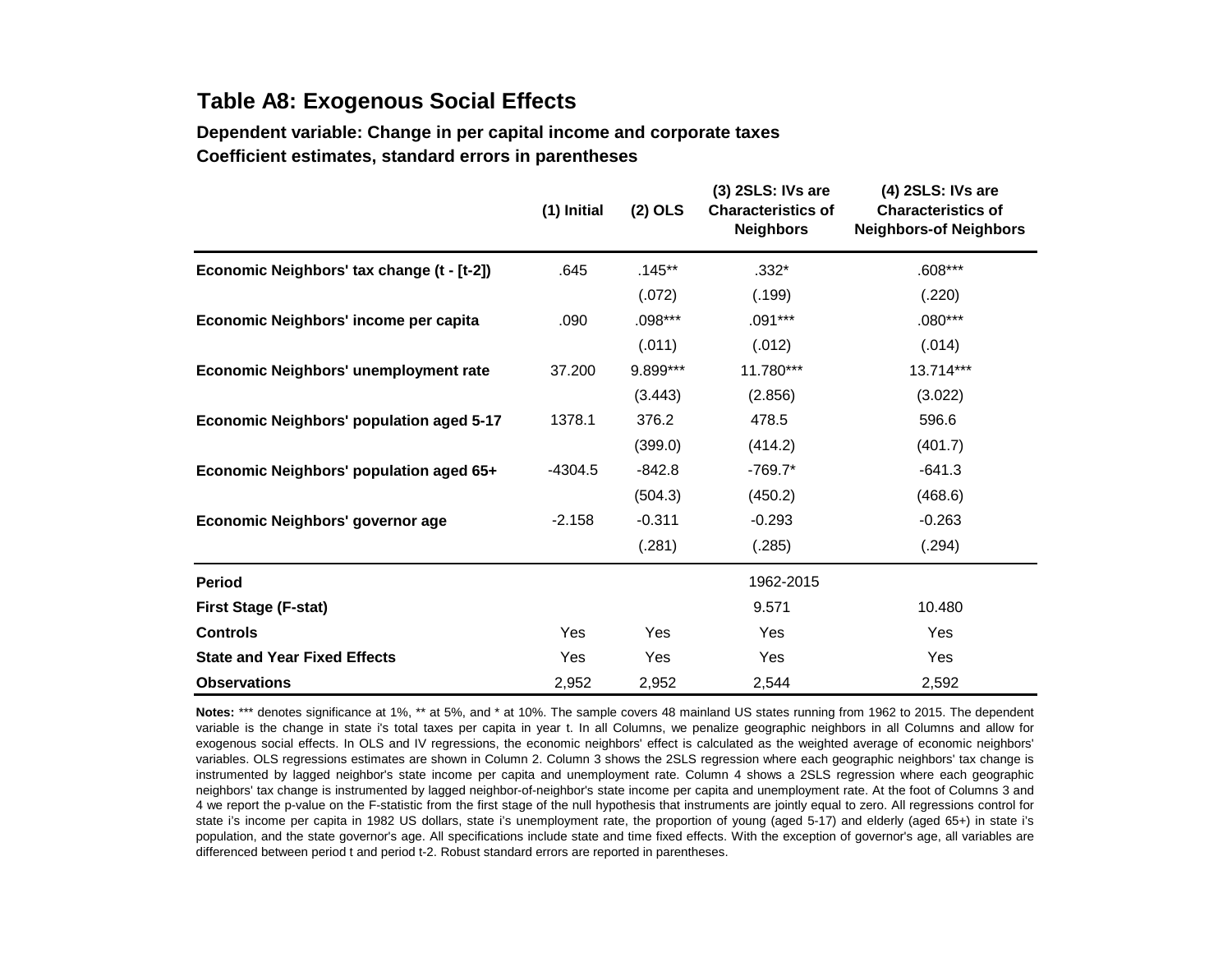## Table A8: Exogenous Social Effects

**Dependent variable: Change in per capital income and corporate taxes**
**Coefficient estimates, standard errors in parentheses**

| | (1) Initial | (2) OLS | (3) 2SLS: IVs are Characteristics of Neighbors | (4) 2SLS: IVs are Characteristics of Neighbors-of Neighbors |
|---|---|---|---|---|
| **Economic Neighbors' tax change (t - [t-2])** | .645 | .145** | .332* | .608*** |
| | | (.072) | (.199) | (.220) |
| **Economic Neighbors' income per capita** | .090 | .098*** | .091*** | .080*** |
| | | (.011) | (.012) | (.014) |
| **Economic Neighbors' unemployment rate** | 37.200 | 9.899*** | 11.780*** | 13.714*** |
| | | (3.443) | (2.856) | (3.022) |
| **Economic Neighbors' population aged 5-17** | 1378.1 | 376.2 | 478.5 | 596.6 |
| | | (399.0) | (414.2) | (401.7) |
| **Economic Neighbors' population aged 65+** | -4304.5 | -842.8 | -769.7* | -641.3 |
| | | (504.3) | (450.2) | (468.6) |
| **Economic Neighbors' governor age** | -2.158 | -0.311 | -0.293 | -0.263 |
| | | (.281) | (.285) | (.294) |
| **Period** | | | 1962-2015 | |
| **First Stage (F-stat)** | | | 9.571 | 10.480 |
| **Controls** | Yes | Yes | Yes | Yes |
| **State and Year Fixed Effects** | Yes | Yes | Yes | Yes |
| **Observations** | 2,952 | 2,952 | 2,544 | 2,592 |

**Notes:** *** denotes significance at 1%, ** at 5%, and * at 10%. The sample covers 48 mainland US states running from 1962 to 2015. The dependent variable is the change in state i's total taxes per capita in year t. In all Columns, we penalize geographic neighbors in all Columns and allow for exogenous social effects. In OLS and IV regressions, the economic neighbors' effect is calculated as the weighted average of economic neighbors' variables. OLS regressions estimates are shown in Column 2. Column 3 shows the 2SLS regression where each geographic neighbors' tax change is instrumented by lagged neighbor's state income per capita and unemployment rate. Column 4 shows a 2SLS regression where each geographic neighbors' tax change is instrumented by lagged neighbor-of-neighbor's state income per capita and unemployment rate. At the foot of Columns 3 and 4 we report the p-value on the F-statistic from the first stage of the null hypothesis that instruments are jointly equal to zero. All regressions control for state i's income per capita in 1982 US dollars, state i's unemployment rate, the proportion of young (aged 5-17) and elderly (aged 65+) in state i's population, and the state governor's age. All specifications include state and time fixed effects. With the exception of governor's age, all variables are differenced between period t and period t-2. Robust standard errors are reported in parentheses.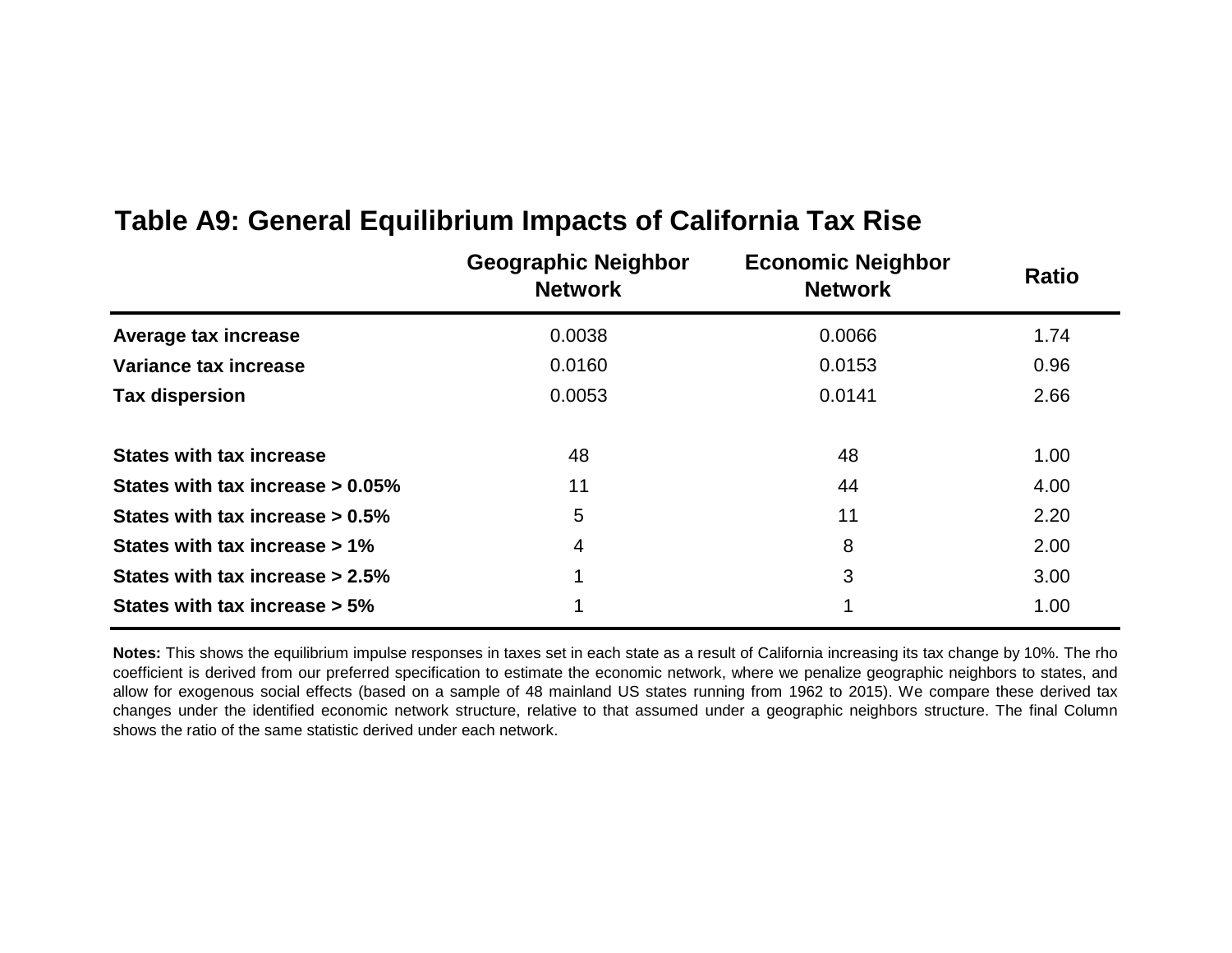## Table A9: General Equilibrium Impacts of California Tax Rise

| | Geographic Neighbor Network | Economic Neighbor Network | Ratio |
|---|---|---|---|
| **Average tax increase** | 0.0038 | 0.0066 | 1.74 |
| **Variance tax increase** | 0.0160 | 0.0153 | 0.96 |
| **Tax dispersion** | 0.0053 | 0.0141 | 2.66 |
| | | | |
| **States with tax increase** | 48 | 48 | 1.00 |
| **States with tax increase > 0.05%** | 11 | 44 | 4.00 |
| **States with tax increase > 0.5%** | 5 | 11 | 2.20 |
| **States with tax increase > 1%** | 4 | 8 | 2.00 |
| **States with tax increase > 2.5%** | 1 | 3 | 3.00 |
| **States with tax increase > 5%** | 1 | 1 | 1.00 |

**Notes:** This shows the equilibrium impulse responses in taxes set in each state as a result of California increasing its tax change by 10%. The rho coefficient is derived from our preferred specification to estimate the economic network, where we penalize geographic neighbors to states, and allow for exogenous social effects (based on a sample of 48 mainland US states running from 1962 to 2015). We compare these derived tax changes under the identified economic network structure, relative to that assumed under a geographic neighbors structure. The final Column shows the ratio of the same statistic derived under each network.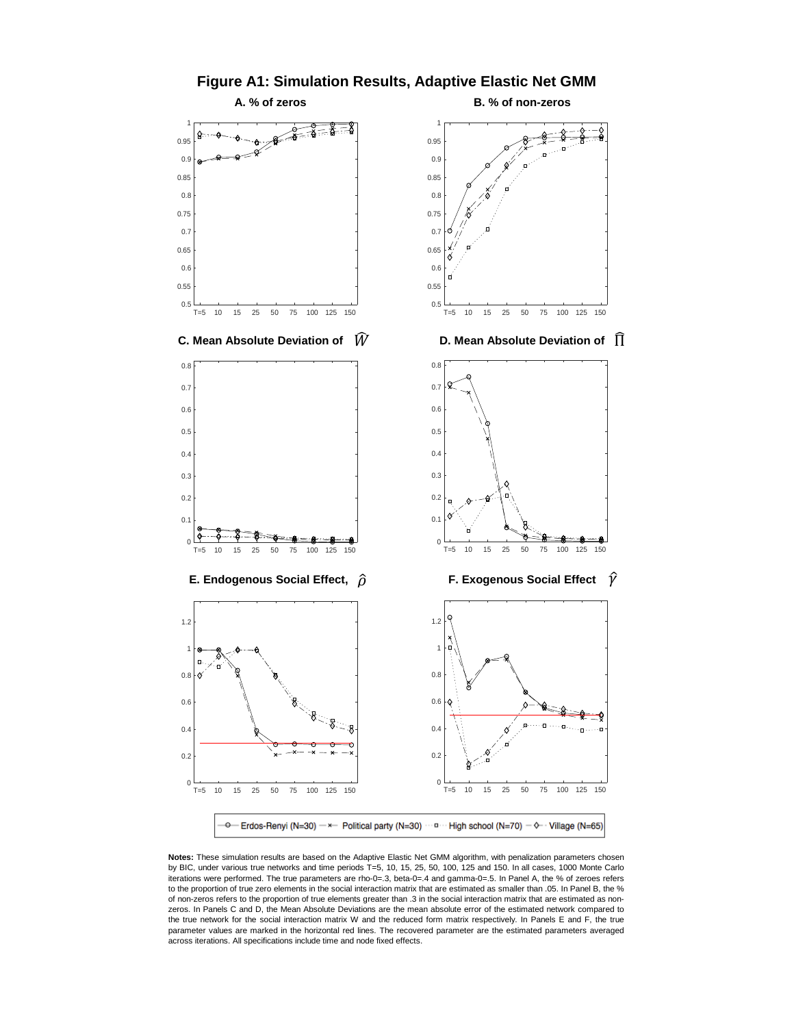# Figure A1: Simulation Results, Adaptive Elastic Net GMM

**A. % of zeros**

**B. % of non-zeros**

**C. Mean Absolute Deviation of $\widehat{W}$**

**D. Mean Absolute Deviation of $\widehat{\Pi}$**

**E. Endogenous Social Effect, $\hat{\rho}$**

**F. Exogenous Social Effect $\hat{\gamma}$**

Erdos-Renyi (N=30) — Political party (N=30) — High school (N=70) — Village (N=65)

**Notes:** These simulation results are based on the Adaptive Elastic Net GMM algorithm, with penalization parameters chosen by BIC, under various true networks and time periods T=5, 10, 15, 25, 50, 100, 125 and 150. In all cases, 1000 Monte Carlo iterations were performed. The true parameters are rho-0=.3, beta-0=.4 and gamma-0=.5. In Panel A, the % of zeroes refers to the proportion of true zero elements in the social interaction matrix that are estimated as smaller than .05. In Panel B, the % of non-zeros refers to the proportion of true elements greater than .3 in the social interaction matrix that are estimated as non-zeros. In Panels C and D, the Mean Absolute Deviations are the mean absolute error of the estimated network compared to the true network for the social interaction matrix W and the reduced form matrix respectively. In Panels E and F, the true parameter values are marked in the horizontal red lines. The recovered parameter are the estimated parameters averaged across iterations. All specifications include time and node fixed effects.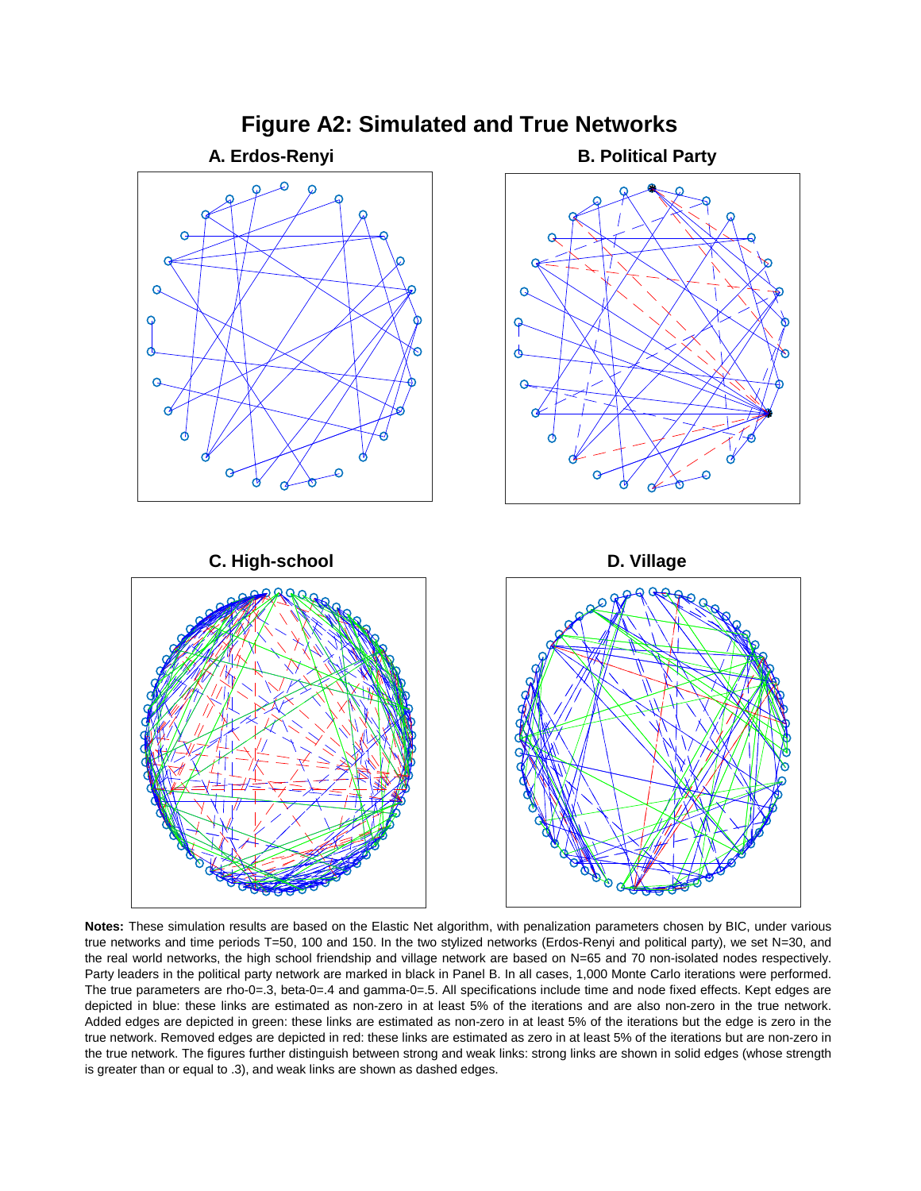# Figure A2: Simulated and True Networks

**A. Erdos-Renyi**

**B. Political Party**

**C. High-school**

**D. Village**

**Notes:** These simulation results are based on the Elastic Net algorithm, with penalization parameters chosen by BIC, under various true networks and time periods T=50, 100 and 150. In the two stylized networks (Erdos-Renyi and political party), we set N=30, and the real world networks, the high school friendship and village network are based on N=65 and 70 non-isolated nodes respectively. Party leaders in the political party network are marked in black in Panel B. In all cases, 1,000 Monte Carlo iterations were performed. The true parameters are rho-0=.3, beta-0=.4 and gamma-0=.5. All specifications include time and node fixed effects. Kept edges are depicted in blue: these links are estimated as non-zero in at least 5% of the iterations and are also non-zero in the true network. Added edges are depicted in green: these links are estimated as non-zero in at least 5% of the iterations but the edge is zero in the true network. Removed edges are depicted in red: these links are estimated as zero in at least 5% of the iterations but are non-zero in the true network. The figures further distinguish between strong and weak links: strong links are shown in solid edges (whose strength is greater than or equal to .3), and weak links are shown as dashed edges.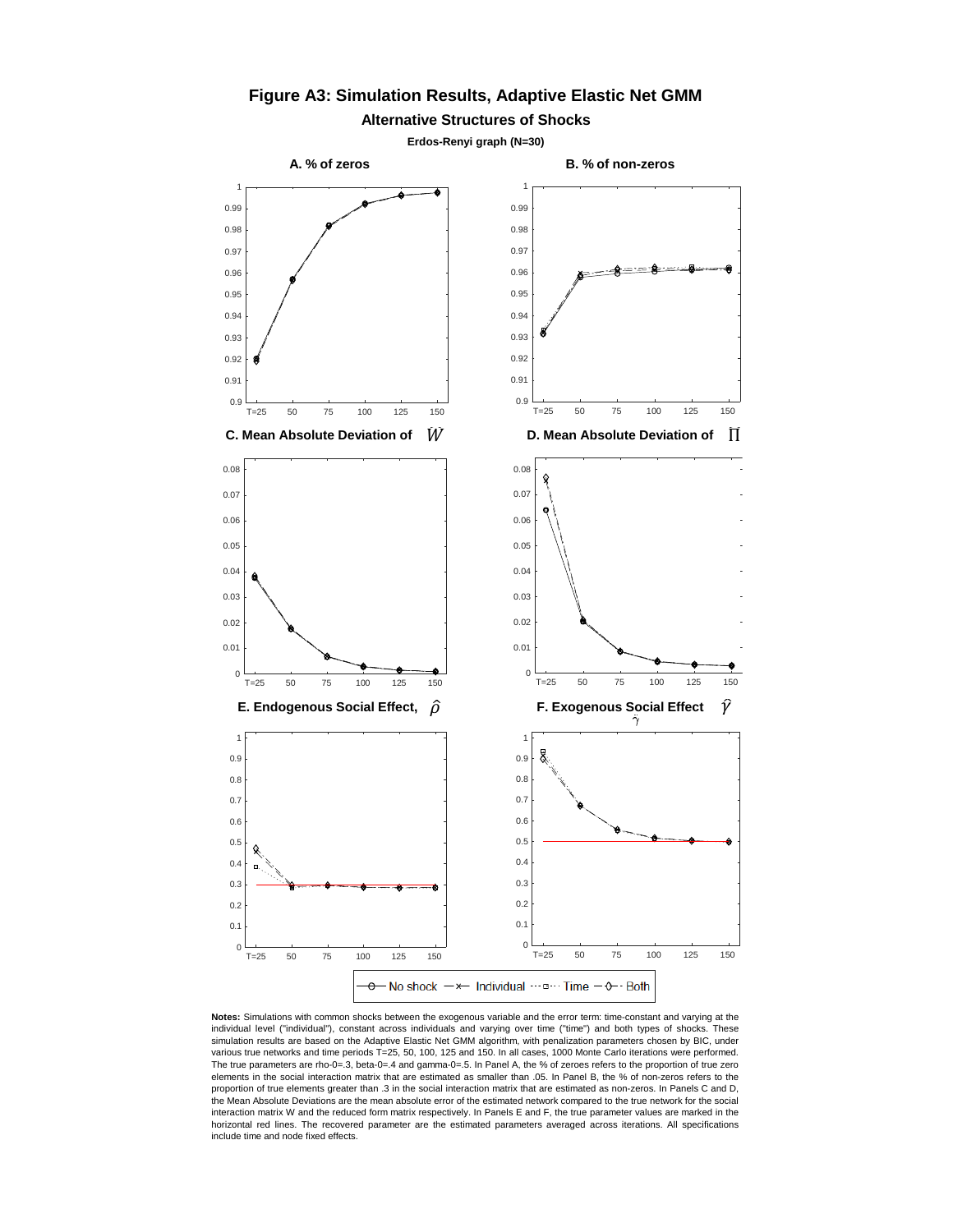# Figure A3: Simulation Results, Adaptive Elastic Net GMM

## Alternative Structures of Shocks

### Erdos-Renyi graph (N=30)

**A. % of zeros**

**B. % of non-zeros**

**C. Mean Absolute Deviation of $\hat{W}$**

**D. Mean Absolute Deviation of $\hat{\Pi}$**

**E. Endogenous Social Effect, $\hat{\rho}$**

**F. Exogenous Social Effect $\hat{\gamma}$**

No shock — Individual — Time — Both

**Notes:** Simulations with common shocks between the exogenous variable and the error term: time-constant and varying at the individual level ("individual"), constant across individuals and varying over time ("time") and both types of shocks. These simulation results are based on the Adaptive Elastic Net GMM algorithm, with penalization parameters chosen by BIC, under various true networks and time periods T=25, 50, 100, 125 and 150. In all cases, 1000 Monte Carlo iterations were performed. The true parameters are rho-0=.3, beta-0=.4 and gamma-0=.5. In Panel A, the % of zeroes refers to the proportion of true zero elements in the social interaction matrix that are estimated as smaller than .05. In Panel B, the % of non-zeros refers to the proportion of true elements greater than .3 in the social interaction matrix that are estimated as non-zeros. In Panels C and D, the Mean Absolute Deviations are the mean absolute error of the estimated network compared to the true network for the social interaction matrix W and the reduced form matrix respectively. In Panels E and F, the true parameter values are marked in the horizontal red lines. The recovered parameter are the estimated parameters averaged across iterations. All specifications include time and node fixed effects.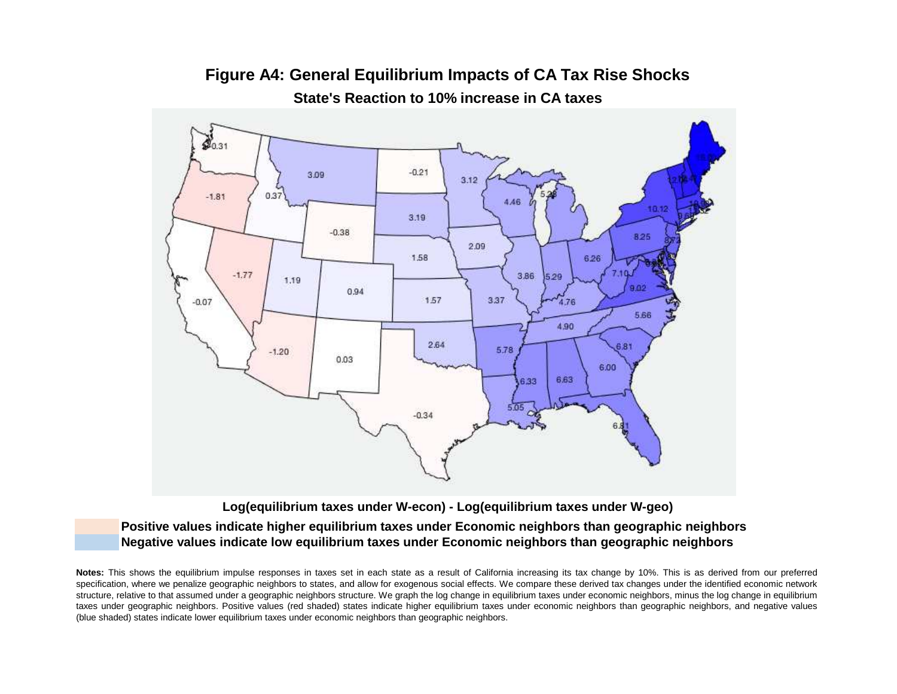# Figure A4: General Equilibrium Impacts of CA Tax Rise Shocks

**State's Reaction to 10% increase in CA taxes**

0.31
-1.81
0.37
3.09
-0.21
3.12
3.19
-0.38
4.46
5.28
-1.77
1.19
0.94
1.58
2.09
3.86
5.29
6.26
8.25
10.12
-0.07
1.57
3.37
4.76
7.10
9.02
-1.20
0.03
2.64
5.78
4.90
5.66
6.81
6.00
6.33
6.63
5.05
-0.34
6.81

**Log(equilibrium taxes under W-econ) - Log(equilibrium taxes under W-geo)**

**Positive values indicate higher equilibrium taxes under Economic neighbors than geographic neighbors**

**Negative values indicate low equilibrium taxes under Economic neighbors than geographic neighbors**

**Notes:** This shows the equilibrium impulse responses in taxes set in each state as a result of California increasing its tax change by 10%. This is as derived from our preferred specification, where we penalize geographic neighbors to states, and allow for exogenous social effects. We compare these derived tax changes under the identified economic network structure, relative to that assumed under a geographic neighbors structure. We graph the log change in equilibrium taxes under economic neighbors, minus the log change in equilibrium taxes under geographic neighbors. Positive values (red shaded) states indicate higher equilibrium taxes under economic neighbors than geographic neighbors, and negative values (blue shaded) states indicate lower equilibrium taxes under economic neighbors than geographic neighbors.